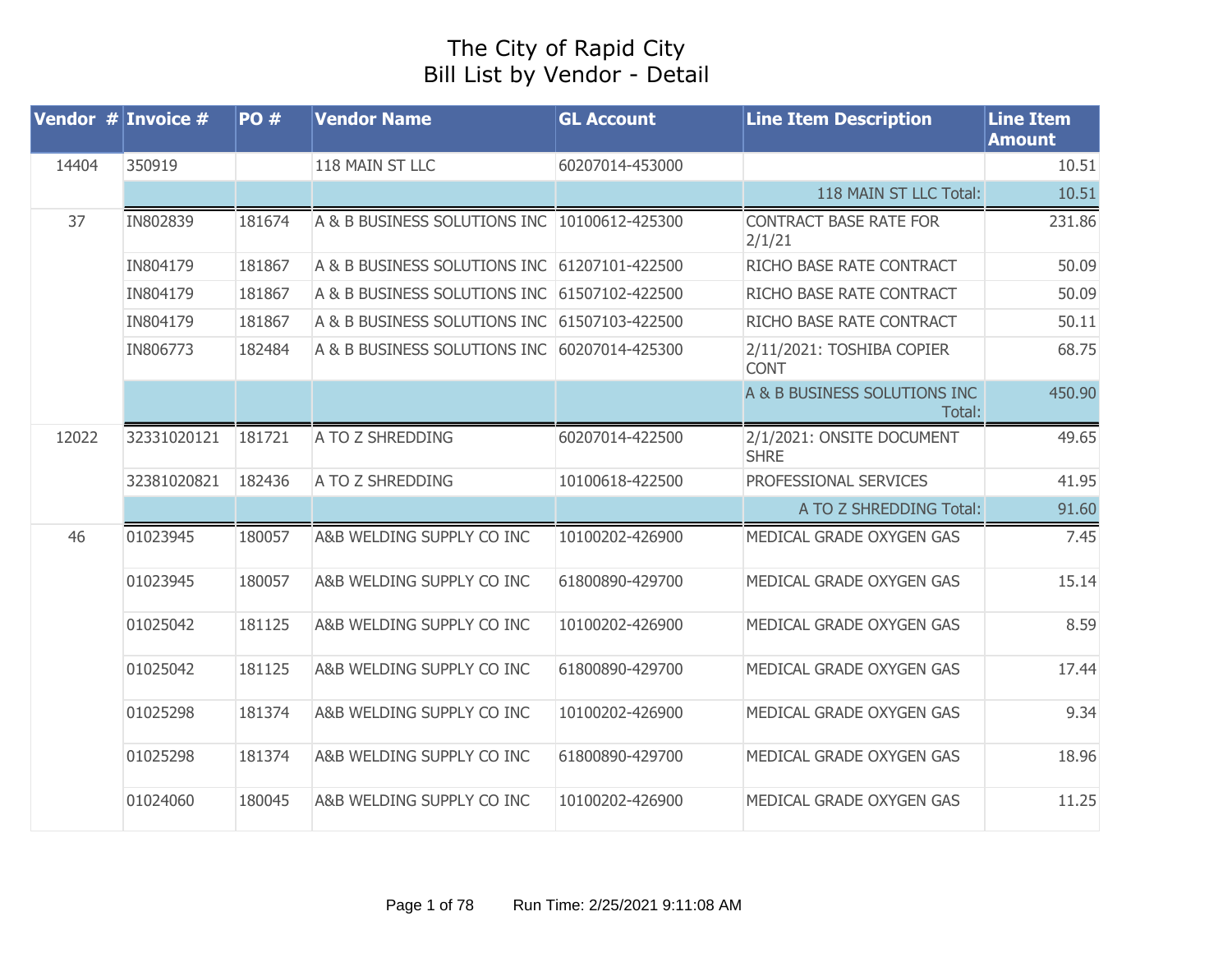# The City of Rapid City
## Bill List by Vendor - Detail

| Vendor # | Invoice # | PO # | Vendor Name | GL Account | Line Item Description | Line Item Amount |
|---|---|---|---|---|---|---|
| 14404 | 350919 | | 118 MAIN ST LLC | 60207014-453000 | | 10.51 |
| | | | | | 118 MAIN ST LLC Total: | 10.51 |
| 37 | IN802839 | 181674 | A & B BUSINESS SOLUTIONS INC | 10100612-425300 | CONTRACT BASE RATE FOR 2/1/21 | 231.86 |
| | IN804179 | 181867 | A & B BUSINESS SOLUTIONS INC | 61207101-422500 | RICHO BASE RATE CONTRACT | 50.09 |
| | IN804179 | 181867 | A & B BUSINESS SOLUTIONS INC | 61507102-422500 | RICHO BASE RATE CONTRACT | 50.09 |
| | IN804179 | 181867 | A & B BUSINESS SOLUTIONS INC | 61507103-422500 | RICHO BASE RATE CONTRACT | 50.11 |
| | IN806773 | 182484 | A & B BUSINESS SOLUTIONS INC | 60207014-425300 | 2/11/2021: TOSHIBA COPIER CONT | 68.75 |
| | | | | | A & B BUSINESS SOLUTIONS INC Total: | 450.90 |
| 12022 | 32331020121 | 181721 | A TO Z SHREDDING | 60207014-422500 | 2/1/2021: ONSITE DOCUMENT SHRE | 49.65 |
| | 32381020821 | 182436 | A TO Z SHREDDING | 10100618-422500 | PROFESSIONAL SERVICES | 41.95 |
| | | | | | A TO Z SHREDDING Total: | 91.60 |
| 46 | 01023945 | 180057 | A&B WELDING SUPPLY CO INC | 10100202-426900 | MEDICAL GRADE OXYGEN GAS | 7.45 |
| | 01023945 | 180057 | A&B WELDING SUPPLY CO INC | 61800890-429700 | MEDICAL GRADE OXYGEN GAS | 15.14 |
| | 01025042 | 181125 | A&B WELDING SUPPLY CO INC | 10100202-426900 | MEDICAL GRADE OXYGEN GAS | 8.59 |
| | 01025042 | 181125 | A&B WELDING SUPPLY CO INC | 61800890-429700 | MEDICAL GRADE OXYGEN GAS | 17.44 |
| | 01025298 | 181374 | A&B WELDING SUPPLY CO INC | 10100202-426900 | MEDICAL GRADE OXYGEN GAS | 9.34 |
| | 01025298 | 181374 | A&B WELDING SUPPLY CO INC | 61800890-429700 | MEDICAL GRADE OXYGEN GAS | 18.96 |
| | 01024060 | 180045 | A&B WELDING SUPPLY CO INC | 10100202-426900 | MEDICAL GRADE OXYGEN GAS | 11.25 |

Run Time: 2/25/2021 9:11:08 AM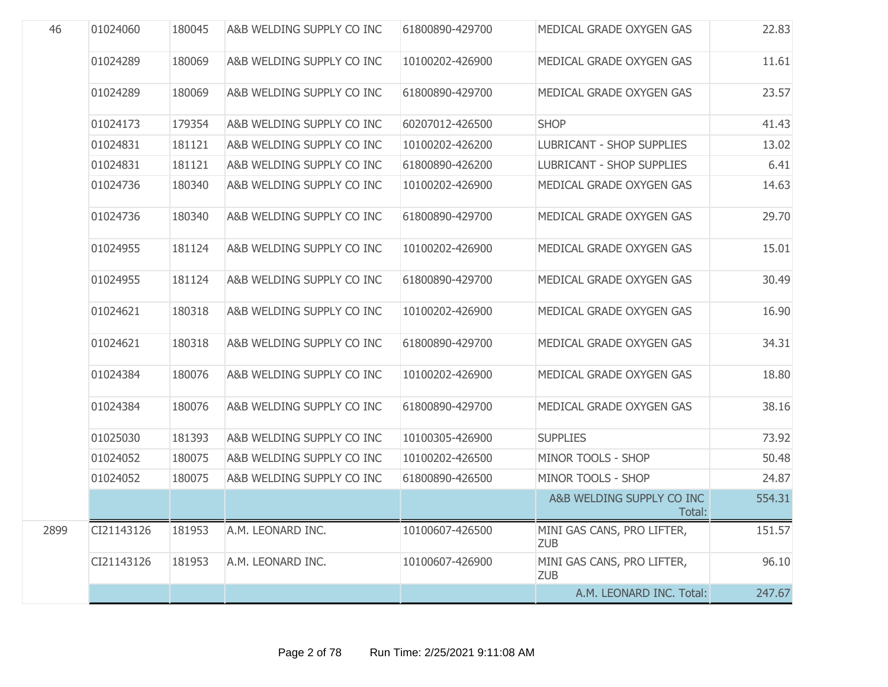| | | | | | | |
|---|---|---|---|---|---|---|
| 46 | 01024060 | 180045 | A&B WELDING SUPPLY CO INC | 61800890-429700 | MEDICAL GRADE OXYGEN GAS | 22.83 |
| | 01024289 | 180069 | A&B WELDING SUPPLY CO INC | 10100202-426900 | MEDICAL GRADE OXYGEN GAS | 11.61 |
| | 01024289 | 180069 | A&B WELDING SUPPLY CO INC | 61800890-429700 | MEDICAL GRADE OXYGEN GAS | 23.57 |
| | 01024173 | 179354 | A&B WELDING SUPPLY CO INC | 60207012-426500 | SHOP | 41.43 |
| | 01024831 | 181121 | A&B WELDING SUPPLY CO INC | 10100202-426200 | LUBRICANT - SHOP SUPPLIES | 13.02 |
| | 01024831 | 181121 | A&B WELDING SUPPLY CO INC | 61800890-426200 | LUBRICANT - SHOP SUPPLIES | 6.41 |
| | 01024736 | 180340 | A&B WELDING SUPPLY CO INC | 10100202-426900 | MEDICAL GRADE OXYGEN GAS | 14.63 |
| | 01024736 | 180340 | A&B WELDING SUPPLY CO INC | 61800890-429700 | MEDICAL GRADE OXYGEN GAS | 29.70 |
| | 01024955 | 181124 | A&B WELDING SUPPLY CO INC | 10100202-426900 | MEDICAL GRADE OXYGEN GAS | 15.01 |
| | 01024955 | 181124 | A&B WELDING SUPPLY CO INC | 61800890-429700 | MEDICAL GRADE OXYGEN GAS | 30.49 |
| | 01024621 | 180318 | A&B WELDING SUPPLY CO INC | 10100202-426900 | MEDICAL GRADE OXYGEN GAS | 16.90 |
| | 01024621 | 180318 | A&B WELDING SUPPLY CO INC | 61800890-429700 | MEDICAL GRADE OXYGEN GAS | 34.31 |
| | 01024384 | 180076 | A&B WELDING SUPPLY CO INC | 10100202-426900 | MEDICAL GRADE OXYGEN GAS | 18.80 |
| | 01024384 | 180076 | A&B WELDING SUPPLY CO INC | 61800890-429700 | MEDICAL GRADE OXYGEN GAS | 38.16 |
| | 01025030 | 181393 | A&B WELDING SUPPLY CO INC | 10100305-426900 | SUPPLIES | 73.92 |
| | 01024052 | 180075 | A&B WELDING SUPPLY CO INC | 10100202-426500 | MINOR TOOLS - SHOP | 50.48 |
| | 01024052 | 180075 | A&B WELDING SUPPLY CO INC | 61800890-426500 | MINOR TOOLS - SHOP | 24.87 |
| | | | | | A&B WELDING SUPPLY CO INC Total: | 554.31 |
| 2899 | CI21143126 | 181953 | A.M. LEONARD INC. | 10100607-426500 | MINI GAS CANS, PRO LIFTER, ZUB | 151.57 |
| | CI21143126 | 181953 | A.M. LEONARD INC. | 10100607-426900 | MINI GAS CANS, PRO LIFTER, ZUB | 96.10 |
| | | | | | A.M. LEONARD INC. Total: | 247.67 |

Run Time: 2/25/2021 9:11:08 AM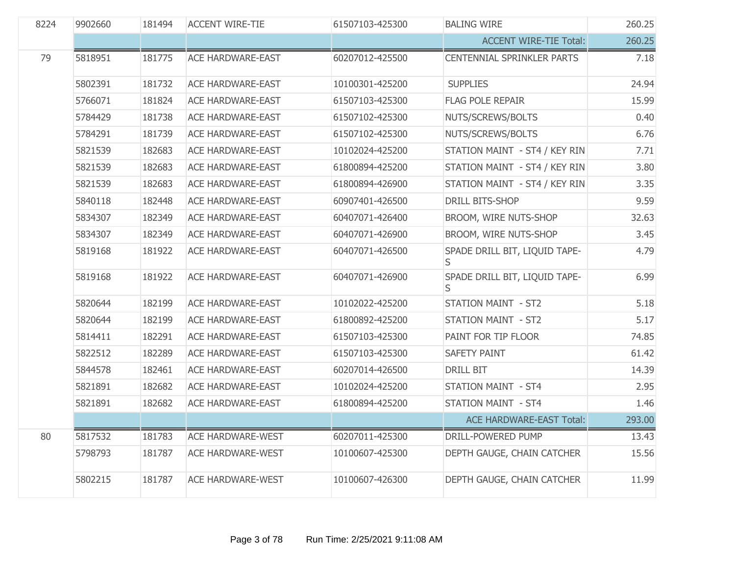| | | | | | | |
|---|---|---|---|---|---|---|
| 8224 | 9902660 | 181494 | ACCENT WIRE-TIE | 61507103-425300 | BALING WIRE | 260.25 |
| | | | | | ACCENT WIRE-TIE Total: | 260.25 |
| 79 | 5818951 | 181775 | ACE HARDWARE-EAST | 60207012-425500 | CENTENNIAL SPRINKLER PARTS | 7.18 |
| | 5802391 | 181732 | ACE HARDWARE-EAST | 10100301-425200 | SUPPLIES | 24.94 |
| | 5766071 | 181824 | ACE HARDWARE-EAST | 61507103-425300 | FLAG POLE REPAIR | 15.99 |
| | 5784429 | 181738 | ACE HARDWARE-EAST | 61507102-425300 | NUTS/SCREWS/BOLTS | 0.40 |
| | 5784291 | 181739 | ACE HARDWARE-EAST | 61507102-425300 | NUTS/SCREWS/BOLTS | 6.76 |
| | 5821539 | 182683 | ACE HARDWARE-EAST | 10102024-425200 | STATION MAINT - ST4 / KEY RIN | 7.71 |
| | 5821539 | 182683 | ACE HARDWARE-EAST | 61800894-425200 | STATION MAINT - ST4 / KEY RIN | 3.80 |
| | 5821539 | 182683 | ACE HARDWARE-EAST | 61800894-426900 | STATION MAINT - ST4 / KEY RIN | 3.35 |
| | 5840118 | 182448 | ACE HARDWARE-EAST | 60907401-426500 | DRILL BITS-SHOP | 9.59 |
| | 5834307 | 182349 | ACE HARDWARE-EAST | 60407071-426400 | BROOM, WIRE NUTS-SHOP | 32.63 |
| | 5834307 | 182349 | ACE HARDWARE-EAST | 60407071-426900 | BROOM, WIRE NUTS-SHOP | 3.45 |
| | 5819168 | 181922 | ACE HARDWARE-EAST | 60407071-426500 | SPADE DRILL BIT, LIQUID TAPE-S | 4.79 |
| | 5819168 | 181922 | ACE HARDWARE-EAST | 60407071-426900 | SPADE DRILL BIT, LIQUID TAPE-S | 6.99 |
| | 5820644 | 182199 | ACE HARDWARE-EAST | 10102022-425200 | STATION MAINT - ST2 | 5.18 |
| | 5820644 | 182199 | ACE HARDWARE-EAST | 61800892-425200 | STATION MAINT - ST2 | 5.17 |
| | 5814411 | 182291 | ACE HARDWARE-EAST | 61507103-425300 | PAINT FOR TIP FLOOR | 74.85 |
| | 5822512 | 182289 | ACE HARDWARE-EAST | 61507103-425300 | SAFETY PAINT | 61.42 |
| | 5844578 | 182461 | ACE HARDWARE-EAST | 60207014-426500 | DRILL BIT | 14.39 |
| | 5821891 | 182682 | ACE HARDWARE-EAST | 10102024-425200 | STATION MAINT - ST4 | 2.95 |
| | 5821891 | 182682 | ACE HARDWARE-EAST | 61800894-425200 | STATION MAINT - ST4 | 1.46 |
| | | | | | ACE HARDWARE-EAST Total: | 293.00 |
| 80 | 5817532 | 181783 | ACE HARDWARE-WEST | 60207011-425300 | DRILL-POWERED PUMP | 13.43 |
| | 5798793 | 181787 | ACE HARDWARE-WEST | 10100607-425300 | DEPTH GAUGE, CHAIN CATCHER | 15.56 |
| | 5802215 | 181787 | ACE HARDWARE-WEST | 10100607-426300 | DEPTH GAUGE, CHAIN CATCHER | 11.99 |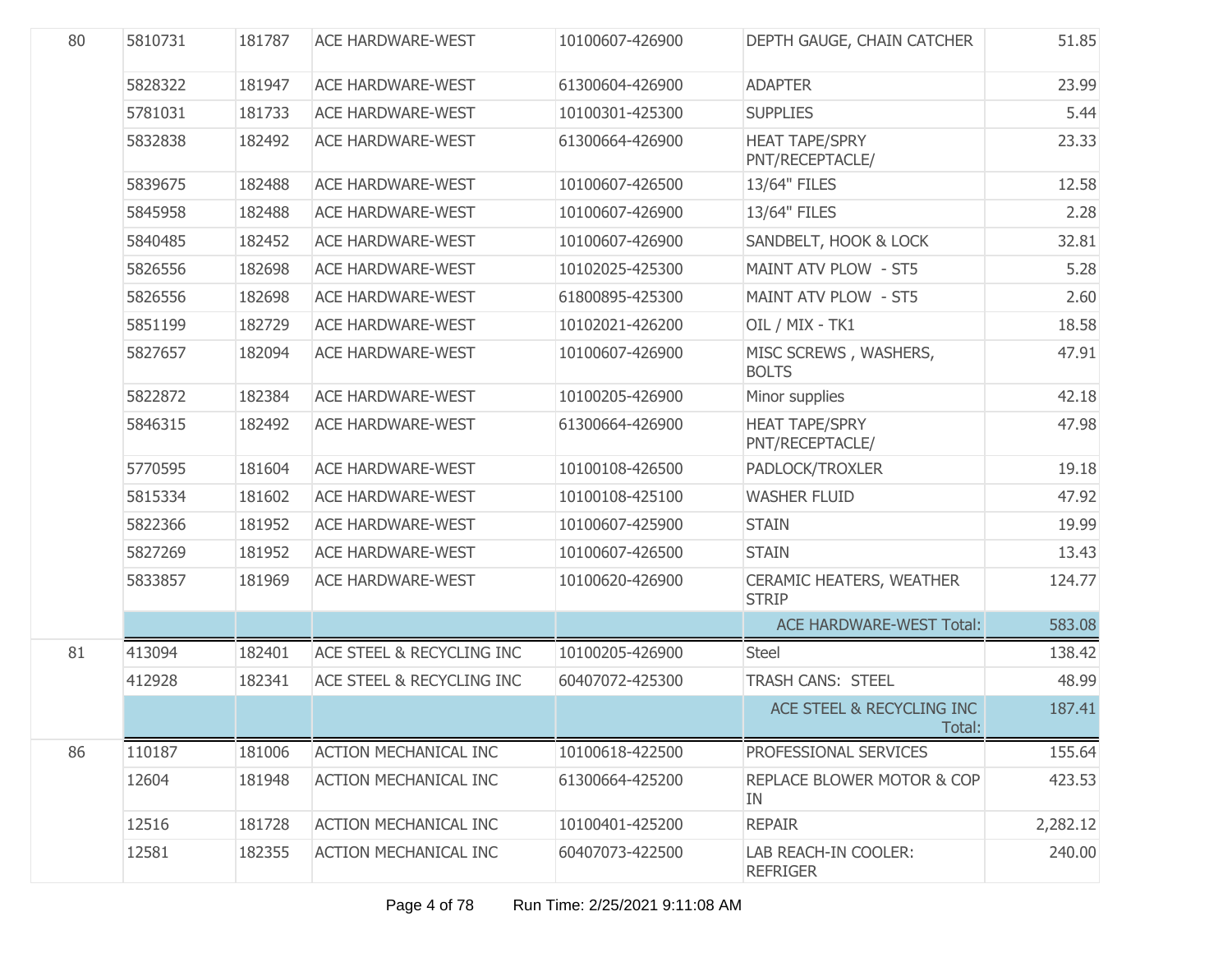| | | | | | | |
|---|---|---|---|---|---|---|
| 80 | 5810731 | 181787 | ACE HARDWARE-WEST | 10100607-426900 | DEPTH GAUGE, CHAIN CATCHER | 51.85 |
| | 5828322 | 181947 | ACE HARDWARE-WEST | 61300604-426900 | ADAPTER | 23.99 |
| | 5781031 | 181733 | ACE HARDWARE-WEST | 10100301-425300 | SUPPLIES | 5.44 |
| | 5832838 | 182492 | ACE HARDWARE-WEST | 61300664-426900 | HEAT TAPE/SPRY PNT/RECEPTACLE/ | 23.33 |
| | 5839675 | 182488 | ACE HARDWARE-WEST | 10100607-426500 | 13/64" FILES | 12.58 |
| | 5845958 | 182488 | ACE HARDWARE-WEST | 10100607-426900 | 13/64" FILES | 2.28 |
| | 5840485 | 182452 | ACE HARDWARE-WEST | 10100607-426900 | SANDBELT, HOOK & LOCK | 32.81 |
| | 5826556 | 182698 | ACE HARDWARE-WEST | 10102025-425300 | MAINT ATV PLOW - ST5 | 5.28 |
| | 5826556 | 182698 | ACE HARDWARE-WEST | 61800895-425300 | MAINT ATV PLOW - ST5 | 2.60 |
| | 5851199 | 182729 | ACE HARDWARE-WEST | 10102021-426200 | OIL / MIX - TK1 | 18.58 |
| | 5827657 | 182094 | ACE HARDWARE-WEST | 10100607-426900 | MISC SCREWS , WASHERS, BOLTS | 47.91 |
| | 5822872 | 182384 | ACE HARDWARE-WEST | 10100205-426900 | Minor supplies | 42.18 |
| | 5846315 | 182492 | ACE HARDWARE-WEST | 61300664-426900 | HEAT TAPE/SPRY PNT/RECEPTACLE/ | 47.98 |
| | 5770595 | 181604 | ACE HARDWARE-WEST | 10100108-426500 | PADLOCK/TROXLER | 19.18 |
| | 5815334 | 181602 | ACE HARDWARE-WEST | 10100108-425100 | WASHER FLUID | 47.92 |
| | 5822366 | 181952 | ACE HARDWARE-WEST | 10100607-425900 | STAIN | 19.99 |
| | 5827269 | 181952 | ACE HARDWARE-WEST | 10100607-426500 | STAIN | 13.43 |
| | 5833857 | 181969 | ACE HARDWARE-WEST | 10100620-426900 | CERAMIC HEATERS, WEATHER STRIP | 124.77 |
| | | | | | ACE HARDWARE-WEST Total: | 583.08 |
| 81 | 413094 | 182401 | ACE STEEL & RECYCLING INC | 10100205-426900 | Steel | 138.42 |
| | 412928 | 182341 | ACE STEEL & RECYCLING INC | 60407072-425300 | TRASH CANS: STEEL | 48.99 |
| | | | | | ACE STEEL & RECYCLING INC Total: | 187.41 |
| 86 | 110187 | 181006 | ACTION MECHANICAL INC | 10100618-422500 | PROFESSIONAL SERVICES | 155.64 |
| | 12604 | 181948 | ACTION MECHANICAL INC | 61300664-425200 | REPLACE BLOWER MOTOR & COP IN | 423.53 |
| | 12516 | 181728 | ACTION MECHANICAL INC | 10100401-425200 | REPAIR | 2,282.12 |
| | 12581 | 182355 | ACTION MECHANICAL INC | 60407073-422500 | LAB REACH-IN COOLER: REFRIGER | 240.00 |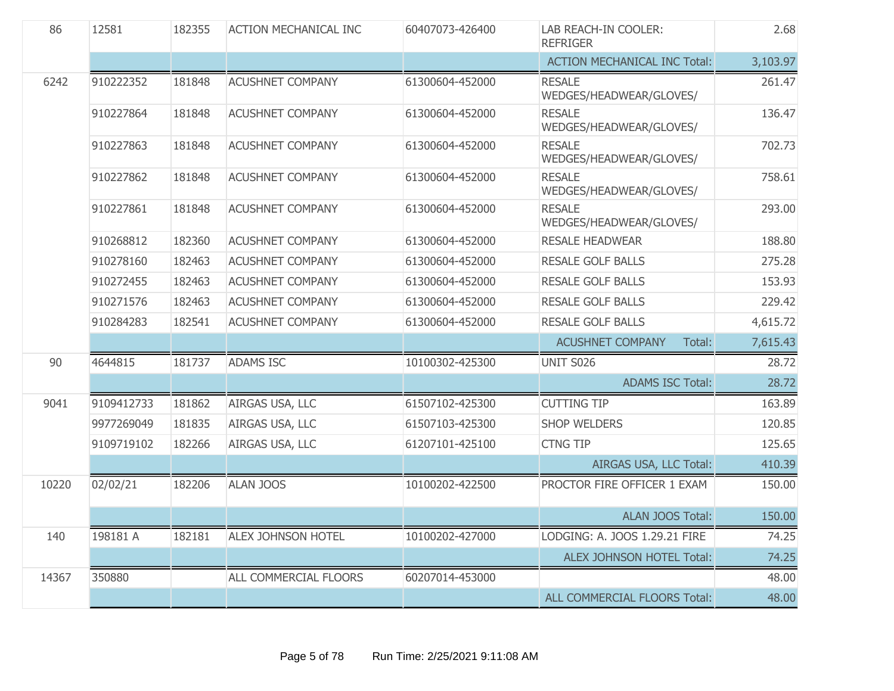| | | | | | | |
|---|---|---|---|---|---|---|
| 86 | 12581 | 182355 | ACTION MECHANICAL INC | 60407073-426400 | LAB REACH-IN COOLER: REFRIGER | 2.68 |
| | | | | | ACTION MECHANICAL INC Total: | 3,103.97 |
| 6242 | 910222352 | 181848 | ACUSHNET COMPANY | 61300604-452000 | RESALE WEDGES/HEADWEAR/GLOVES/ | 261.47 |
| | 910227864 | 181848 | ACUSHNET COMPANY | 61300604-452000 | RESALE WEDGES/HEADWEAR/GLOVES/ | 136.47 |
| | 910227863 | 181848 | ACUSHNET COMPANY | 61300604-452000 | RESALE WEDGES/HEADWEAR/GLOVES/ | 702.73 |
| | 910227862 | 181848 | ACUSHNET COMPANY | 61300604-452000 | RESALE WEDGES/HEADWEAR/GLOVES/ | 758.61 |
| | 910227861 | 181848 | ACUSHNET COMPANY | 61300604-452000 | RESALE WEDGES/HEADWEAR/GLOVES/ | 293.00 |
| | 910268812 | 182360 | ACUSHNET COMPANY | 61300604-452000 | RESALE HEADWEAR | 188.80 |
| | 910278160 | 182463 | ACUSHNET COMPANY | 61300604-452000 | RESALE GOLF BALLS | 275.28 |
| | 910272455 | 182463 | ACUSHNET COMPANY | 61300604-452000 | RESALE GOLF BALLS | 153.93 |
| | 910271576 | 182463 | ACUSHNET COMPANY | 61300604-452000 | RESALE GOLF BALLS | 229.42 |
| | 910284283 | 182541 | ACUSHNET COMPANY | 61300604-452000 | RESALE GOLF BALLS | 4,615.72 |
| | | | | | ACUSHNET COMPANY Total: | 7,615.43 |
| 90 | 4644815 | 181737 | ADAMS ISC | 10100302-425300 | UNIT S026 | 28.72 |
| | | | | | ADAMS ISC Total: | 28.72 |
| 9041 | 9109412733 | 181862 | AIRGAS USA, LLC | 61507102-425300 | CUTTING TIP | 163.89 |
| | 9977269049 | 181835 | AIRGAS USA, LLC | 61507103-425300 | SHOP WELDERS | 120.85 |
| | 9109719102 | 182266 | AIRGAS USA, LLC | 61207101-425100 | CTNG TIP | 125.65 |
| | | | | | AIRGAS USA, LLC Total: | 410.39 |
| 10220 | 02/02/21 | 182206 | ALAN JOOS | 10100202-422500 | PROCTOR FIRE OFFICER 1 EXAM | 150.00 |
| | | | | | ALAN JOOS Total: | 150.00 |
| 140 | 198181 A | 182181 | ALEX JOHNSON HOTEL | 10100202-427000 | LODGING: A. JOOS 1.29.21 FIRE | 74.25 |
| | | | | | ALEX JOHNSON HOTEL Total: | 74.25 |
| 14367 | 350880 | | ALL COMMERCIAL FLOORS | 60207014-453000 | | 48.00 |
| | | | | | ALL COMMERCIAL FLOORS Total: | 48.00 |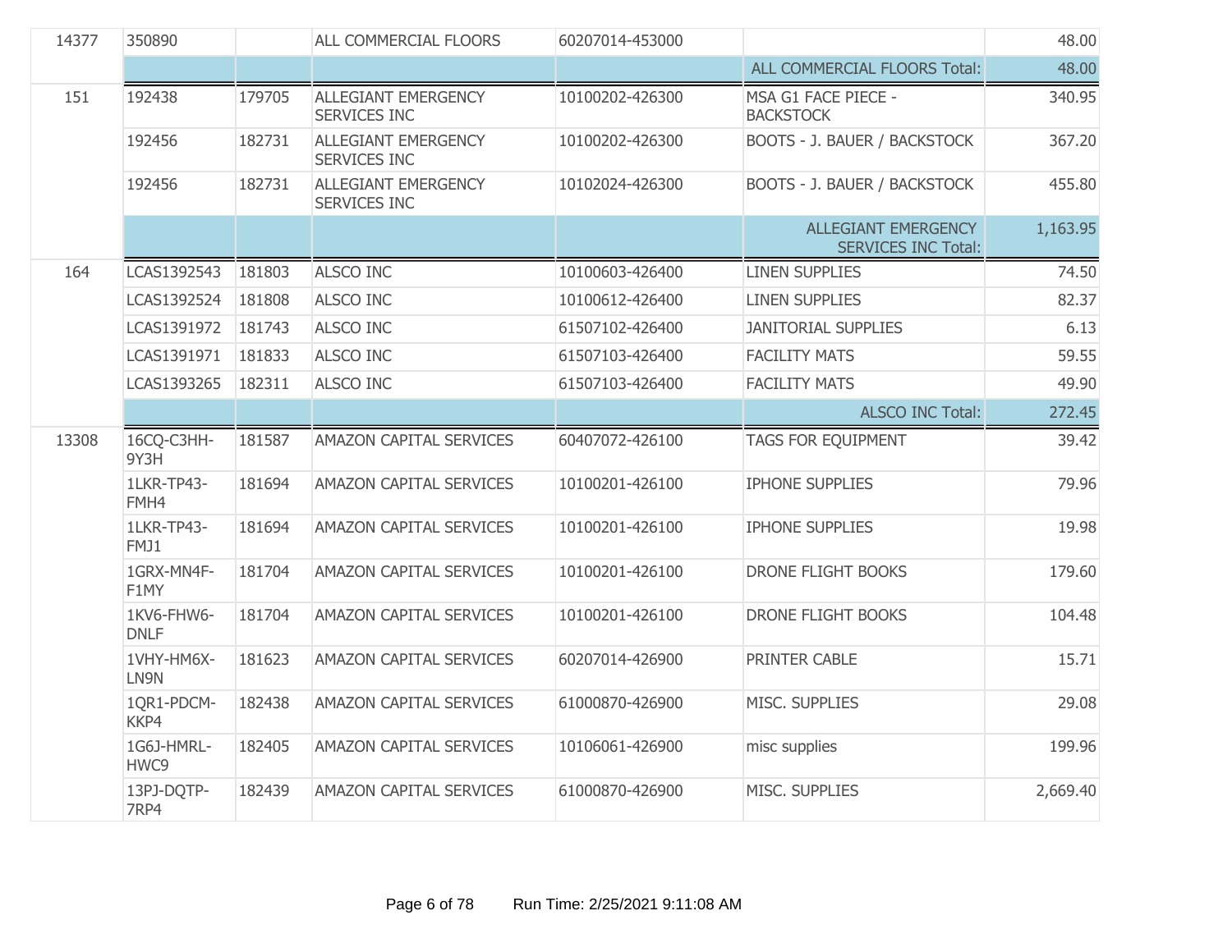| | | | | | | |
|---|---|---|---|---|---|---|
| 14377 | 350890 | | ALL COMMERCIAL FLOORS | 60207014-453000 | | 48.00 |
| | | | | | ALL COMMERCIAL FLOORS Total: | 48.00 |
| 151 | 192438 | 179705 | ALLEGIANT EMERGENCY SERVICES INC | 10100202-426300 | MSA G1 FACE PIECE - BACKSTOCK | 340.95 |
| | 192456 | 182731 | ALLEGIANT EMERGENCY SERVICES INC | 10100202-426300 | BOOTS - J. BAUER / BACKSTOCK | 367.20 |
| | 192456 | 182731 | ALLEGIANT EMERGENCY SERVICES INC | 10102024-426300 | BOOTS - J. BAUER / BACKSTOCK | 455.80 |
| | | | | | ALLEGIANT EMERGENCY SERVICES INC Total: | 1,163.95 |
| 164 | LCAS1392543 | 181803 | ALSCO INC | 10100603-426400 | LINEN SUPPLIES | 74.50 |
| | LCAS1392524 | 181808 | ALSCO INC | 10100612-426400 | LINEN SUPPLIES | 82.37 |
| | LCAS1391972 | 181743 | ALSCO INC | 61507102-426400 | JANITORIAL SUPPLIES | 6.13 |
| | LCAS1391971 | 181833 | ALSCO INC | 61507103-426400 | FACILITY MATS | 59.55 |
| | LCAS1393265 | 182311 | ALSCO INC | 61507103-426400 | FACILITY MATS | 49.90 |
| | | | | | ALSCO INC Total: | 272.45 |
| 13308 | 16CQ-C3HH-9Y3H | 181587 | AMAZON CAPITAL SERVICES | 60407072-426100 | TAGS FOR EQUIPMENT | 39.42 |
| | 1LKR-TP43-FMH4 | 181694 | AMAZON CAPITAL SERVICES | 10100201-426100 | IPHONE SUPPLIES | 79.96 |
| | 1LKR-TP43-FMJ1 | 181694 | AMAZON CAPITAL SERVICES | 10100201-426100 | IPHONE SUPPLIES | 19.98 |
| | 1GRX-MN4F-F1MY | 181704 | AMAZON CAPITAL SERVICES | 10100201-426100 | DRONE FLIGHT BOOKS | 179.60 |
| | 1KV6-FHW6-DNLF | 181704 | AMAZON CAPITAL SERVICES | 10100201-426100 | DRONE FLIGHT BOOKS | 104.48 |
| | 1VHY-HM6X-LN9N | 181623 | AMAZON CAPITAL SERVICES | 60207014-426900 | PRINTER CABLE | 15.71 |
| | 1QR1-PDCM-KKP4 | 182438 | AMAZON CAPITAL SERVICES | 61000870-426900 | MISC. SUPPLIES | 29.08 |
| | 1G6J-HMRL-HWC9 | 182405 | AMAZON CAPITAL SERVICES | 10106061-426900 | misc supplies | 199.96 |
| | 13PJ-DQTP-7RP4 | 182439 | AMAZON CAPITAL SERVICES | 61000870-426900 | MISC. SUPPLIES | 2,669.40 |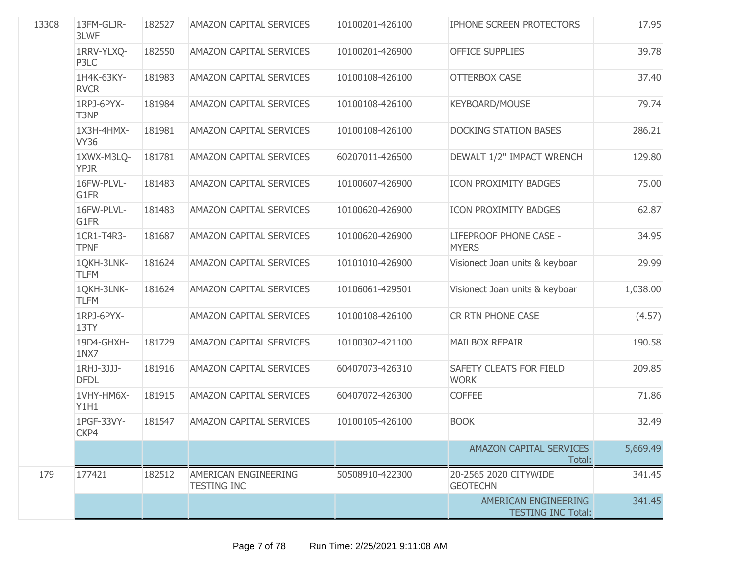| | | | | | | |
|---|---|---|---|---|---|---|
| 13308 | 13FM-GLJR-3LWF | 182527 | AMAZON CAPITAL SERVICES | 10100201-426100 | IPHONE SCREEN PROTECTORS | 17.95 |
| | 1RRV-YLXQ-P3LC | 182550 | AMAZON CAPITAL SERVICES | 10100201-426900 | OFFICE SUPPLIES | 39.78 |
| | 1H4K-63KY-RVCR | 181983 | AMAZON CAPITAL SERVICES | 10100108-426100 | OTTERBOX CASE | 37.40 |
| | 1RPJ-6PYX-T3NP | 181984 | AMAZON CAPITAL SERVICES | 10100108-426100 | KEYBOARD/MOUSE | 79.74 |
| | 1X3H-4HMX-VY36 | 181981 | AMAZON CAPITAL SERVICES | 10100108-426100 | DOCKING STATION BASES | 286.21 |
| | 1XWX-M3LQ-YPJR | 181781 | AMAZON CAPITAL SERVICES | 60207011-426500 | DEWALT 1/2" IMPACT WRENCH | 129.80 |
| | 16FW-PLVL-G1FR | 181483 | AMAZON CAPITAL SERVICES | 10100607-426900 | ICON PROXIMITY BADGES | 75.00 |
| | 16FW-PLVL-G1FR | 181483 | AMAZON CAPITAL SERVICES | 10100620-426900 | ICON PROXIMITY BADGES | 62.87 |
| | 1CR1-T4R3-TPNF | 181687 | AMAZON CAPITAL SERVICES | 10100620-426900 | LIFEPROOF PHONE CASE - MYERS | 34.95 |
| | 1QKH-3LNK-TLFM | 181624 | AMAZON CAPITAL SERVICES | 10101010-426900 | Visionect Joan units & keyboar | 29.99 |
| | 1QKH-3LNK-TLFM | 181624 | AMAZON CAPITAL SERVICES | 10106061-429501 | Visionect Joan units & keyboar | 1,038.00 |
| | 1RPJ-6PYX-13TY | | AMAZON CAPITAL SERVICES | 10100108-426100 | CR RTN PHONE CASE | (4.57) |
| | 19D4-GHXH-1NX7 | 181729 | AMAZON CAPITAL SERVICES | 10100302-421100 | MAILBOX REPAIR | 190.58 |
| | 1RHJ-3JJJ-DFDL | 181916 | AMAZON CAPITAL SERVICES | 60407073-426310 | SAFETY CLEATS FOR FIELD WORK | 209.85 |
| | 1VHY-HM6X-Y1H1 | 181915 | AMAZON CAPITAL SERVICES | 60407072-426300 | COFFEE | 71.86 |
| | 1PGF-33VY-CKP4 | 181547 | AMAZON CAPITAL SERVICES | 10100105-426100 | BOOK | 32.49 |
| | | | | | AMAZON CAPITAL SERVICES Total: | 5,669.49 |
| 179 | 177421 | 182512 | AMERICAN ENGINEERING TESTING INC | 50508910-422300 | 20-2565 2020 CITYWIDE GEOTECHN | 341.45 |
| | | | | | AMERICAN ENGINEERING TESTING INC Total: | 341.45 |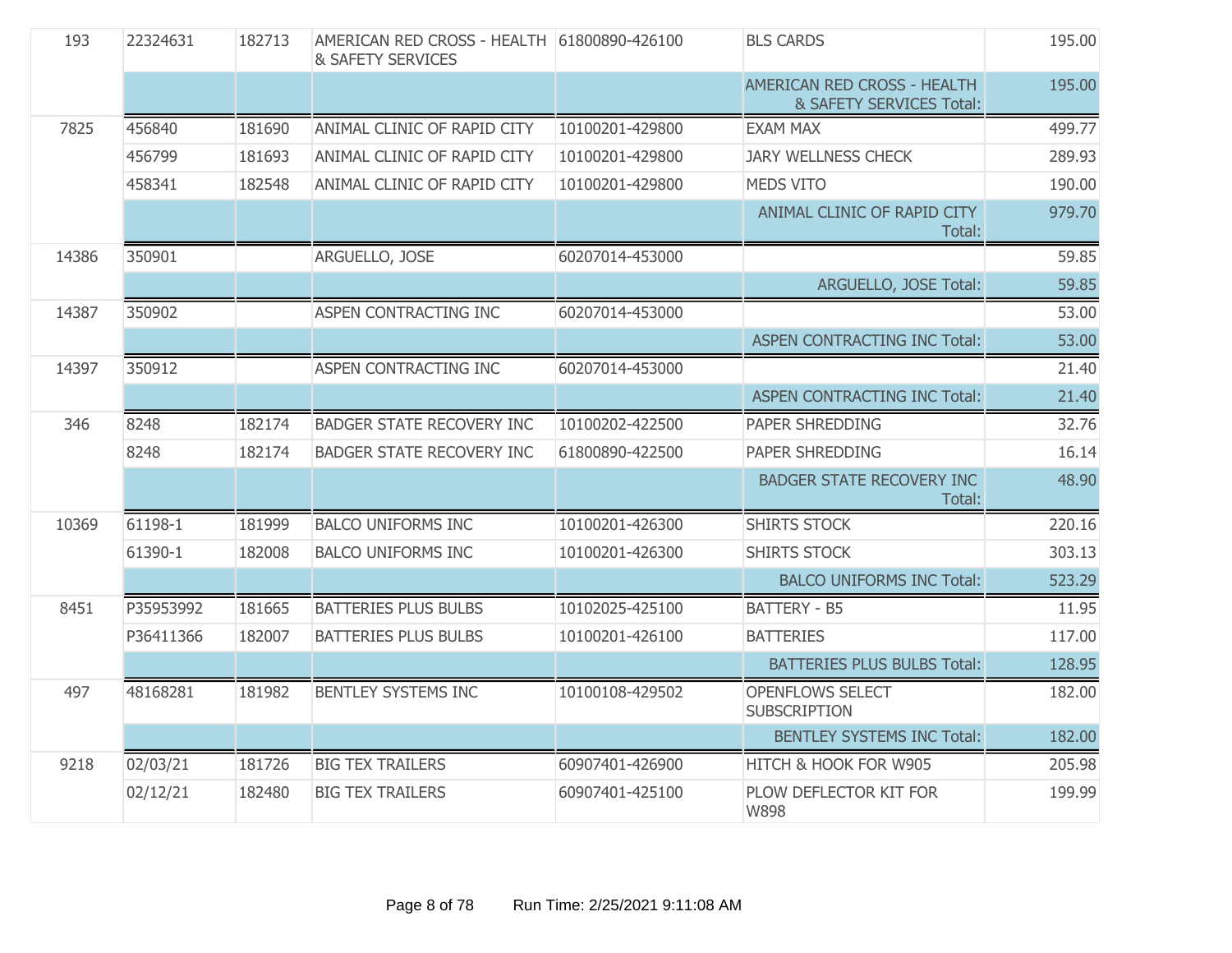| | | | | | | |
|---|---|---|---|---|---|---|
| 193 | 22324631 | 182713 | AMERICAN RED CROSS - HEALTH & SAFETY SERVICES | 61800890-426100 | BLS CARDS | 195.00 |
| | | | | | AMERICAN RED CROSS - HEALTH & SAFETY SERVICES Total: | 195.00 |
| 7825 | 456840 | 181690 | ANIMAL CLINIC OF RAPID CITY | 10100201-429800 | EXAM MAX | 499.77 |
| | 456799 | 181693 | ANIMAL CLINIC OF RAPID CITY | 10100201-429800 | JARY WELLNESS CHECK | 289.93 |
| | 458341 | 182548 | ANIMAL CLINIC OF RAPID CITY | 10100201-429800 | MEDS VITO | 190.00 |
| | | | | | ANIMAL CLINIC OF RAPID CITY Total: | 979.70 |
| 14386 | 350901 | | ARGUELLO, JOSE | 60207014-453000 | | 59.85 |
| | | | | | ARGUELLO, JOSE Total: | 59.85 |
| 14387 | 350902 | | ASPEN CONTRACTING INC | 60207014-453000 | | 53.00 |
| | | | | | ASPEN CONTRACTING INC Total: | 53.00 |
| 14397 | 350912 | | ASPEN CONTRACTING INC | 60207014-453000 | | 21.40 |
| | | | | | ASPEN CONTRACTING INC Total: | 21.40 |
| 346 | 8248 | 182174 | BADGER STATE RECOVERY INC | 10100202-422500 | PAPER SHREDDING | 32.76 |
| | 8248 | 182174 | BADGER STATE RECOVERY INC | 61800890-422500 | PAPER SHREDDING | 16.14 |
| | | | | | BADGER STATE RECOVERY INC Total: | 48.90 |
| 10369 | 61198-1 | 181999 | BALCO UNIFORMS INC | 10100201-426300 | SHIRTS STOCK | 220.16 |
| | 61390-1 | 182008 | BALCO UNIFORMS INC | 10100201-426300 | SHIRTS STOCK | 303.13 |
| | | | | | BALCO UNIFORMS INC Total: | 523.29 |
| 8451 | P35953992 | 181665 | BATTERIES PLUS BULBS | 10102025-425100 | BATTERY - B5 | 11.95 |
| | P36411366 | 182007 | BATTERIES PLUS BULBS | 10100201-426100 | BATTERIES | 117.00 |
| | | | | | BATTERIES PLUS BULBS Total: | 128.95 |
| 497 | 48168281 | 181982 | BENTLEY SYSTEMS INC | 10100108-429502 | OPENFLOWS SELECT SUBSCRIPTION | 182.00 |
| | | | | | BENTLEY SYSTEMS INC Total: | 182.00 |
| 9218 | 02/03/21 | 181726 | BIG TEX TRAILERS | 60907401-426900 | HITCH & HOOK FOR W905 | 205.98 |
| | 02/12/21 | 182480 | BIG TEX TRAILERS | 60907401-425100 | PLOW DEFLECTOR KIT FOR W898 | 199.99 |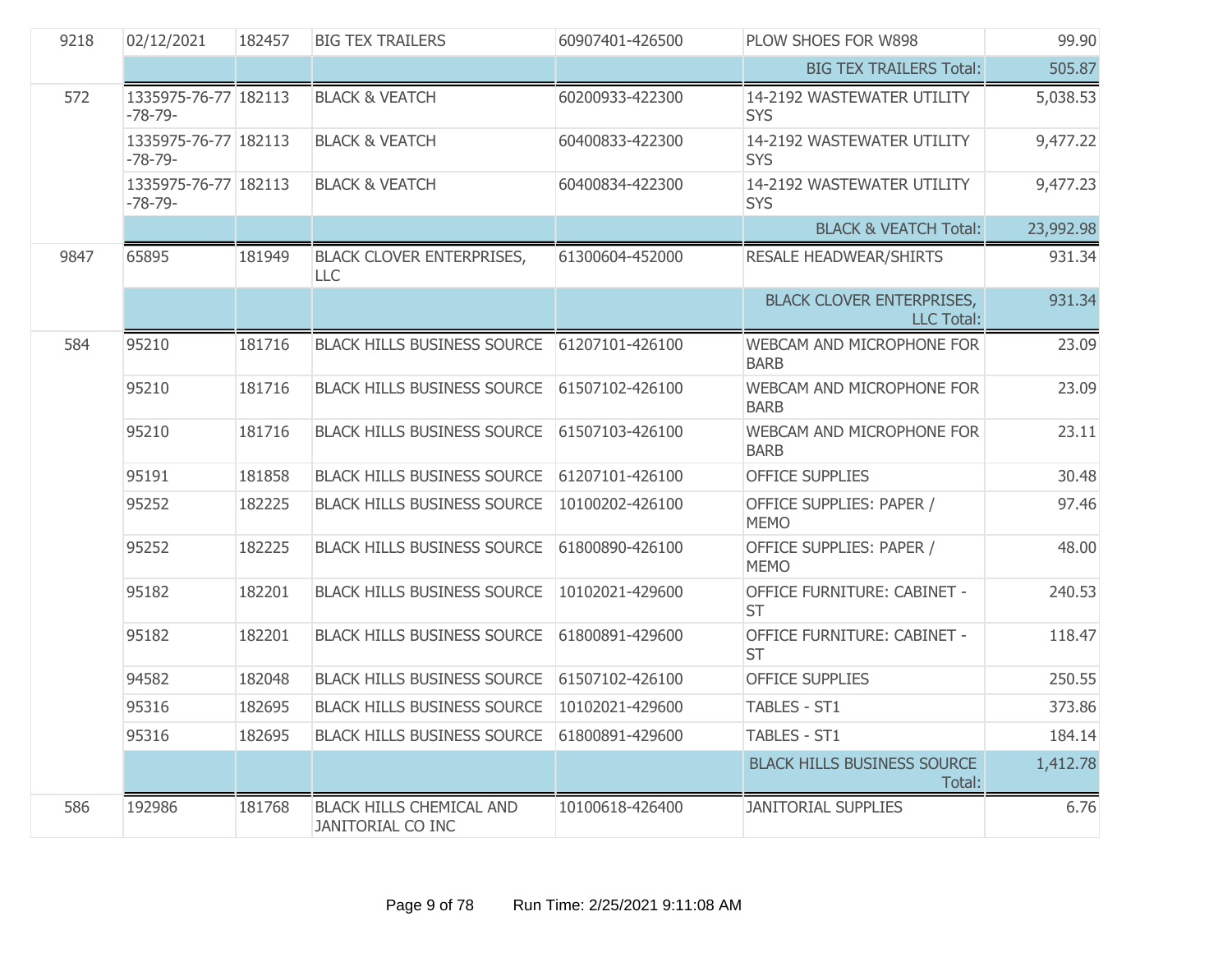| | | | | | | |
|---|---|---|---|---|---|---|
| 9218 | 02/12/2021 | 182457 | BIG TEX TRAILERS | 60907401-426500 | PLOW SHOES FOR W898 | 99.90 |
| | | | | | BIG TEX TRAILERS Total: | 505.87 |
| 572 | 1335975-76-77-78-79- | 182113 | BLACK & VEATCH | 60200933-422300 | 14-2192 WASTEWATER UTILITY SYS | 5,038.53 |
| | 1335975-76-77-78-79- | 182113 | BLACK & VEATCH | 60400833-422300 | 14-2192 WASTEWATER UTILITY SYS | 9,477.22 |
| | 1335975-76-77-78-79- | 182113 | BLACK & VEATCH | 60400834-422300 | 14-2192 WASTEWATER UTILITY SYS | 9,477.23 |
| | | | | | BLACK & VEATCH Total: | 23,992.98 |
| 9847 | 65895 | 181949 | BLACK CLOVER ENTERPRISES, LLC | 61300604-452000 | RESALE HEADWEAR/SHIRTS | 931.34 |
| | | | | | BLACK CLOVER ENTERPRISES, LLC Total: | 931.34 |
| 584 | 95210 | 181716 | BLACK HILLS BUSINESS SOURCE | 61207101-426100 | WEBCAM AND MICROPHONE FOR BARB | 23.09 |
| | 95210 | 181716 | BLACK HILLS BUSINESS SOURCE | 61507102-426100 | WEBCAM AND MICROPHONE FOR BARB | 23.09 |
| | 95210 | 181716 | BLACK HILLS BUSINESS SOURCE | 61507103-426100 | WEBCAM AND MICROPHONE FOR BARB | 23.11 |
| | 95191 | 181858 | BLACK HILLS BUSINESS SOURCE | 61207101-426100 | OFFICE SUPPLIES | 30.48 |
| | 95252 | 182225 | BLACK HILLS BUSINESS SOURCE | 10100202-426100 | OFFICE SUPPLIES: PAPER / MEMO | 97.46 |
| | 95252 | 182225 | BLACK HILLS BUSINESS SOURCE | 61800890-426100 | OFFICE SUPPLIES: PAPER / MEMO | 48.00 |
| | 95182 | 182201 | BLACK HILLS BUSINESS SOURCE | 10102021-429600 | OFFICE FURNITURE: CABINET - ST | 240.53 |
| | 95182 | 182201 | BLACK HILLS BUSINESS SOURCE | 61800891-429600 | OFFICE FURNITURE: CABINET - ST | 118.47 |
| | 94582 | 182048 | BLACK HILLS BUSINESS SOURCE | 61507102-426100 | OFFICE SUPPLIES | 250.55 |
| | 95316 | 182695 | BLACK HILLS BUSINESS SOURCE | 10102021-429600 | TABLES - ST1 | 373.86 |
| | 95316 | 182695 | BLACK HILLS BUSINESS SOURCE | 61800891-429600 | TABLES - ST1 | 184.14 |
| | | | | | BLACK HILLS BUSINESS SOURCE Total: | 1,412.78 |
| 586 | 192986 | 181768 | BLACK HILLS CHEMICAL AND JANITORIAL CO INC | 10100618-426400 | JANITORIAL SUPPLIES | 6.76 |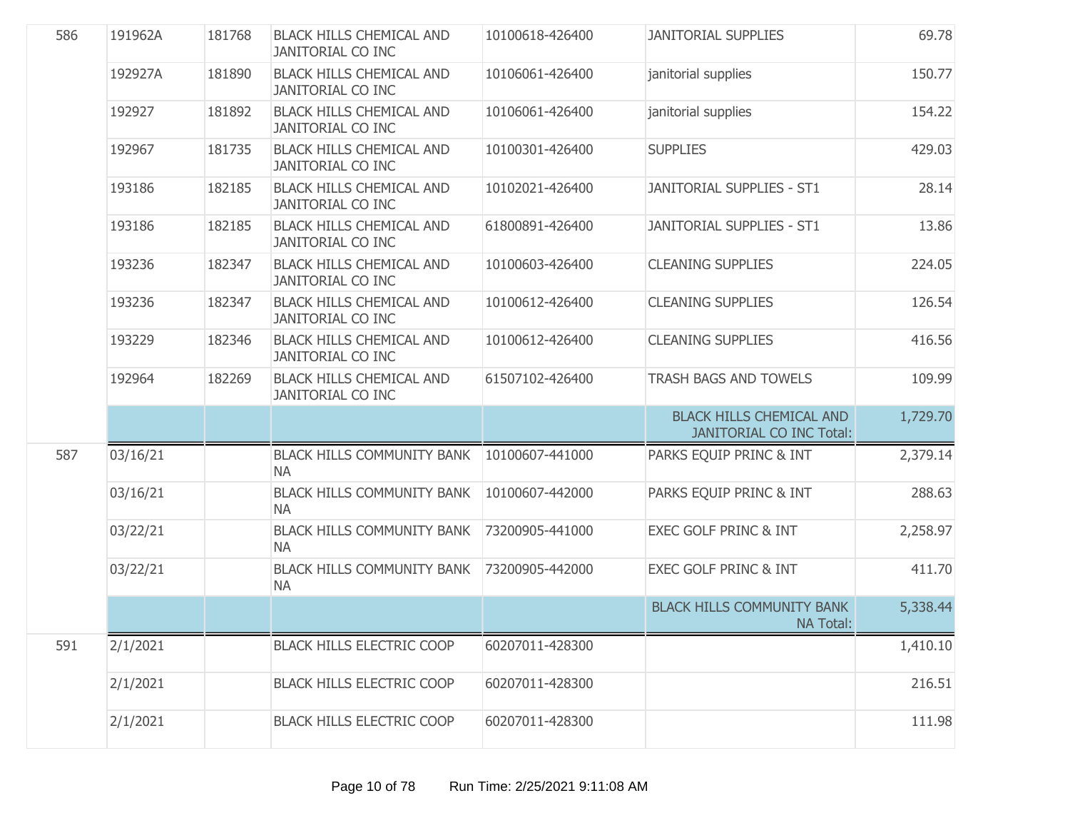| | | | | | | |
|---|---|---|---|---|---|---|
| 586 | 191962A | 181768 | BLACK HILLS CHEMICAL AND JANITORIAL CO INC | 10100618-426400 | JANITORIAL SUPPLIES | 69.78 |
| | 192927A | 181890 | BLACK HILLS CHEMICAL AND JANITORIAL CO INC | 10106061-426400 | janitorial supplies | 150.77 |
| | 192927 | 181892 | BLACK HILLS CHEMICAL AND JANITORIAL CO INC | 10106061-426400 | janitorial supplies | 154.22 |
| | 192967 | 181735 | BLACK HILLS CHEMICAL AND JANITORIAL CO INC | 10100301-426400 | SUPPLIES | 429.03 |
| | 193186 | 182185 | BLACK HILLS CHEMICAL AND JANITORIAL CO INC | 10102021-426400 | JANITORIAL SUPPLIES - ST1 | 28.14 |
| | 193186 | 182185 | BLACK HILLS CHEMICAL AND JANITORIAL CO INC | 61800891-426400 | JANITORIAL SUPPLIES - ST1 | 13.86 |
| | 193236 | 182347 | BLACK HILLS CHEMICAL AND JANITORIAL CO INC | 10100603-426400 | CLEANING SUPPLIES | 224.05 |
| | 193236 | 182347 | BLACK HILLS CHEMICAL AND JANITORIAL CO INC | 10100612-426400 | CLEANING SUPPLIES | 126.54 |
| | 193229 | 182346 | BLACK HILLS CHEMICAL AND JANITORIAL CO INC | 10100612-426400 | CLEANING SUPPLIES | 416.56 |
| | 192964 | 182269 | BLACK HILLS CHEMICAL AND JANITORIAL CO INC | 61507102-426400 | TRASH BAGS AND TOWELS | 109.99 |
| | | | | | BLACK HILLS CHEMICAL AND JANITORIAL CO INC Total: | 1,729.70 |
| 587 | 03/16/21 | | BLACK HILLS COMMUNITY BANK NA | 10100607-441000 | PARKS EQUIP PRINC & INT | 2,379.14 |
| | 03/16/21 | | BLACK HILLS COMMUNITY BANK NA | 10100607-442000 | PARKS EQUIP PRINC & INT | 288.63 |
| | 03/22/21 | | BLACK HILLS COMMUNITY BANK NA | 73200905-441000 | EXEC GOLF PRINC & INT | 2,258.97 |
| | 03/22/21 | | BLACK HILLS COMMUNITY BANK NA | 73200905-442000 | EXEC GOLF PRINC & INT | 411.70 |
| | | | | | BLACK HILLS COMMUNITY BANK NA Total: | 5,338.44 |
| 591 | 2/1/2021 | | BLACK HILLS ELECTRIC COOP | 60207011-428300 | | 1,410.10 |
| | 2/1/2021 | | BLACK HILLS ELECTRIC COOP | 60207011-428300 | | 216.51 |
| | 2/1/2021 | | BLACK HILLS ELECTRIC COOP | 60207011-428300 | | 111.98 |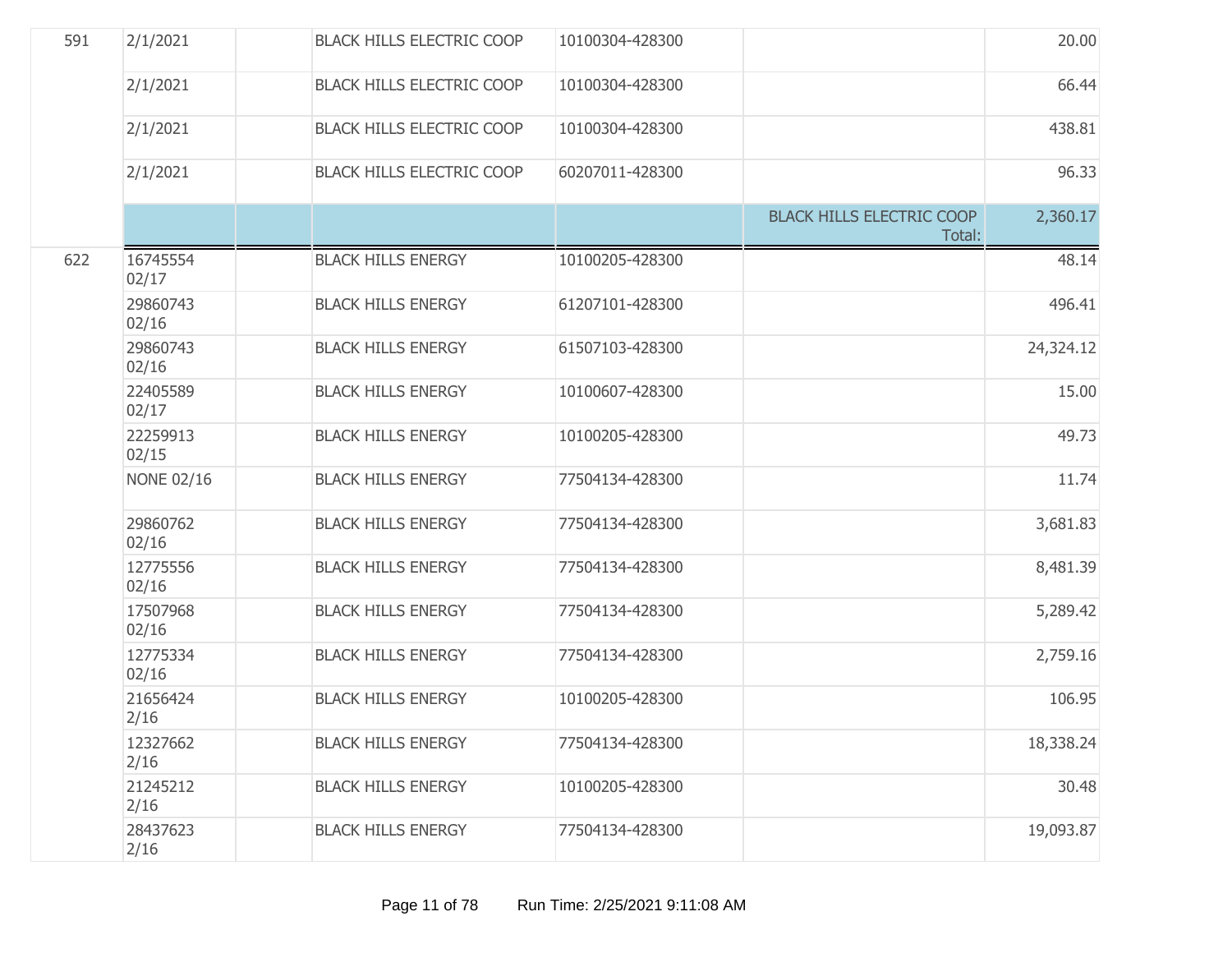| | | | | | | |
|---|---|---|---|---|---|---|
| 591 | 2/1/2021 | | BLACK HILLS ELECTRIC COOP | 10100304-428300 | | 20.00 |
| | 2/1/2021 | | BLACK HILLS ELECTRIC COOP | 10100304-428300 | | 66.44 |
| | 2/1/2021 | | BLACK HILLS ELECTRIC COOP | 10100304-428300 | | 438.81 |
| | 2/1/2021 | | BLACK HILLS ELECTRIC COOP | 60207011-428300 | | 96.33 |
| | | | | | BLACK HILLS ELECTRIC COOP Total: | 2,360.17 |
| 622 | 16745554 02/17 | | BLACK HILLS ENERGY | 10100205-428300 | | 48.14 |
| | 29860743 02/16 | | BLACK HILLS ENERGY | 61207101-428300 | | 496.41 |
| | 29860743 02/16 | | BLACK HILLS ENERGY | 61507103-428300 | | 24,324.12 |
| | 22405589 02/17 | | BLACK HILLS ENERGY | 10100607-428300 | | 15.00 |
| | 22259913 02/15 | | BLACK HILLS ENERGY | 10100205-428300 | | 49.73 |
| | NONE 02/16 | | BLACK HILLS ENERGY | 77504134-428300 | | 11.74 |
| | 29860762 02/16 | | BLACK HILLS ENERGY | 77504134-428300 | | 3,681.83 |
| | 12775556 02/16 | | BLACK HILLS ENERGY | 77504134-428300 | | 8,481.39 |
| | 17507968 02/16 | | BLACK HILLS ENERGY | 77504134-428300 | | 5,289.42 |
| | 12775334 02/16 | | BLACK HILLS ENERGY | 77504134-428300 | | 2,759.16 |
| | 21656424 2/16 | | BLACK HILLS ENERGY | 10100205-428300 | | 106.95 |
| | 12327662 2/16 | | BLACK HILLS ENERGY | 77504134-428300 | | 18,338.24 |
| | 21245212 2/16 | | BLACK HILLS ENERGY | 10100205-428300 | | 30.48 |
| | 28437623 2/16 | | BLACK HILLS ENERGY | 77504134-428300 | | 19,093.87 |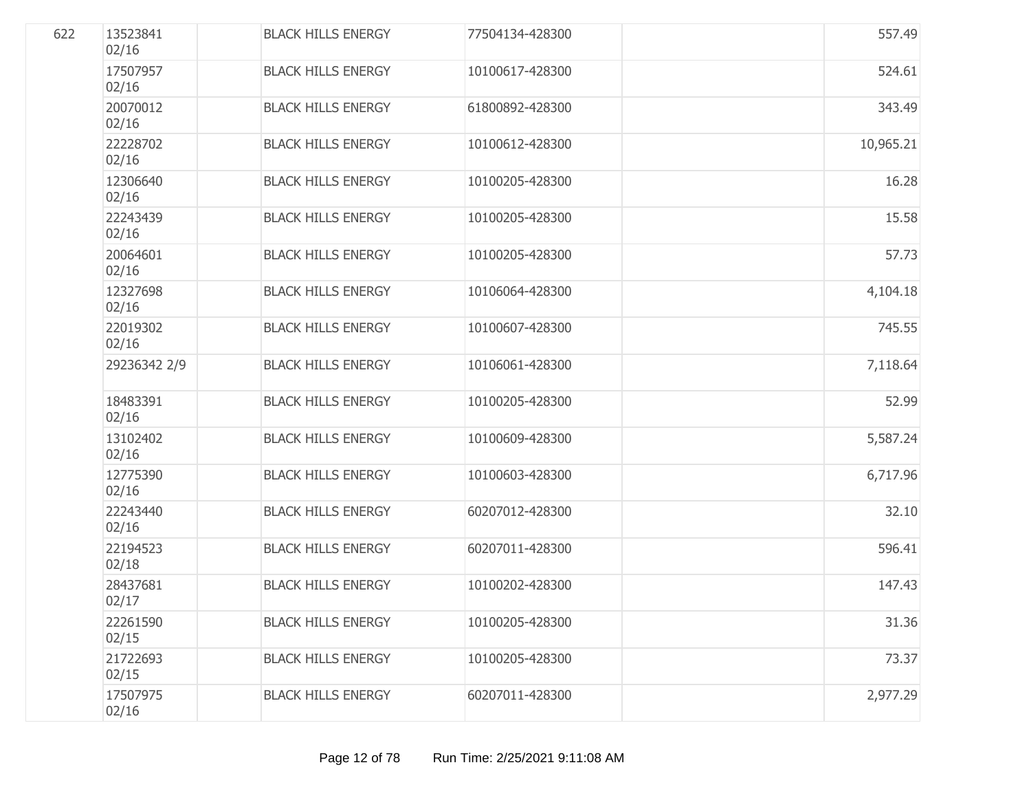| | | | | | | |
|---|---|---|---|---|---|---|
| 622 | 13523841 02/16 | | BLACK HILLS ENERGY | 77504134-428300 | | 557.49 |
| | 17507957 02/16 | | BLACK HILLS ENERGY | 10100617-428300 | | 524.61 |
| | 20070012 02/16 | | BLACK HILLS ENERGY | 61800892-428300 | | 343.49 |
| | 22228702 02/16 | | BLACK HILLS ENERGY | 10100612-428300 | | 10,965.21 |
| | 12306640 02/16 | | BLACK HILLS ENERGY | 10100205-428300 | | 16.28 |
| | 22243439 02/16 | | BLACK HILLS ENERGY | 10100205-428300 | | 15.58 |
| | 20064601 02/16 | | BLACK HILLS ENERGY | 10100205-428300 | | 57.73 |
| | 12327698 02/16 | | BLACK HILLS ENERGY | 10106064-428300 | | 4,104.18 |
| | 22019302 02/16 | | BLACK HILLS ENERGY | 10100607-428300 | | 745.55 |
| | 29236342 2/9 | | BLACK HILLS ENERGY | 10106061-428300 | | 7,118.64 |
| | 18483391 02/16 | | BLACK HILLS ENERGY | 10100205-428300 | | 52.99 |
| | 13102402 02/16 | | BLACK HILLS ENERGY | 10100609-428300 | | 5,587.24 |
| | 12775390 02/16 | | BLACK HILLS ENERGY | 10100603-428300 | | 6,717.96 |
| | 22243440 02/16 | | BLACK HILLS ENERGY | 60207012-428300 | | 32.10 |
| | 22194523 02/18 | | BLACK HILLS ENERGY | 60207011-428300 | | 596.41 |
| | 28437681 02/17 | | BLACK HILLS ENERGY | 10100202-428300 | | 147.43 |
| | 22261590 02/15 | | BLACK HILLS ENERGY | 10100205-428300 | | 31.36 |
| | 21722693 02/15 | | BLACK HILLS ENERGY | 10100205-428300 | | 73.37 |
| | 17507975 02/16 | | BLACK HILLS ENERGY | 60207011-428300 | | 2,977.29 |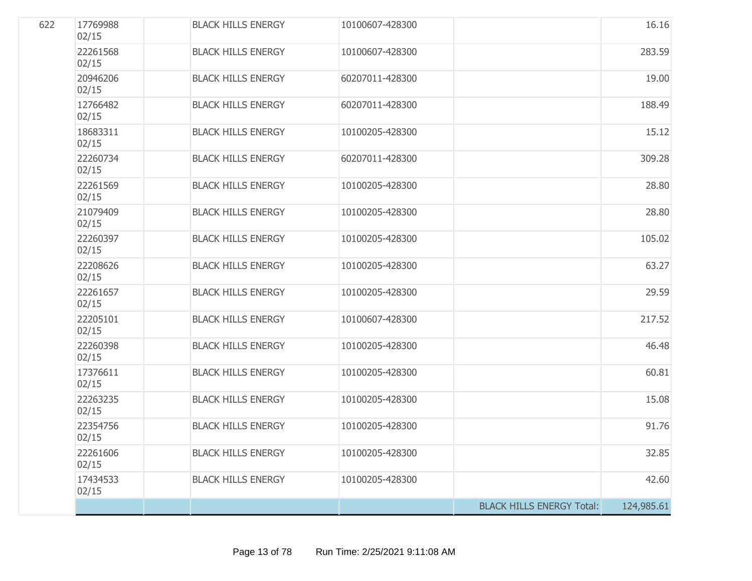| | | | | | | |
|---|---|---|---|---|---|---|
| 622 | 17769988 02/15 | | BLACK HILLS ENERGY | 10100607-428300 | | 16.16 |
| | 22261568 02/15 | | BLACK HILLS ENERGY | 10100607-428300 | | 283.59 |
| | 20946206 02/15 | | BLACK HILLS ENERGY | 60207011-428300 | | 19.00 |
| | 12766482 02/15 | | BLACK HILLS ENERGY | 60207011-428300 | | 188.49 |
| | 18683311 02/15 | | BLACK HILLS ENERGY | 10100205-428300 | | 15.12 |
| | 22260734 02/15 | | BLACK HILLS ENERGY | 60207011-428300 | | 309.28 |
| | 22261569 02/15 | | BLACK HILLS ENERGY | 10100205-428300 | | 28.80 |
| | 21079409 02/15 | | BLACK HILLS ENERGY | 10100205-428300 | | 28.80 |
| | 22260397 02/15 | | BLACK HILLS ENERGY | 10100205-428300 | | 105.02 |
| | 22208626 02/15 | | BLACK HILLS ENERGY | 10100205-428300 | | 63.27 |
| | 22261657 02/15 | | BLACK HILLS ENERGY | 10100205-428300 | | 29.59 |
| | 22205101 02/15 | | BLACK HILLS ENERGY | 10100607-428300 | | 217.52 |
| | 22260398 02/15 | | BLACK HILLS ENERGY | 10100205-428300 | | 46.48 |
| | 17376611 02/15 | | BLACK HILLS ENERGY | 10100205-428300 | | 60.81 |
| | 22263235 02/15 | | BLACK HILLS ENERGY | 10100205-428300 | | 15.08 |
| | 22354756 02/15 | | BLACK HILLS ENERGY | 10100205-428300 | | 91.76 |
| | 22261606 02/15 | | BLACK HILLS ENERGY | 10100205-428300 | | 32.85 |
| | 17434533 02/15 | | BLACK HILLS ENERGY | 10100205-428300 | | 42.60 |
| | | | | | BLACK HILLS ENERGY Total: | 124,985.61 |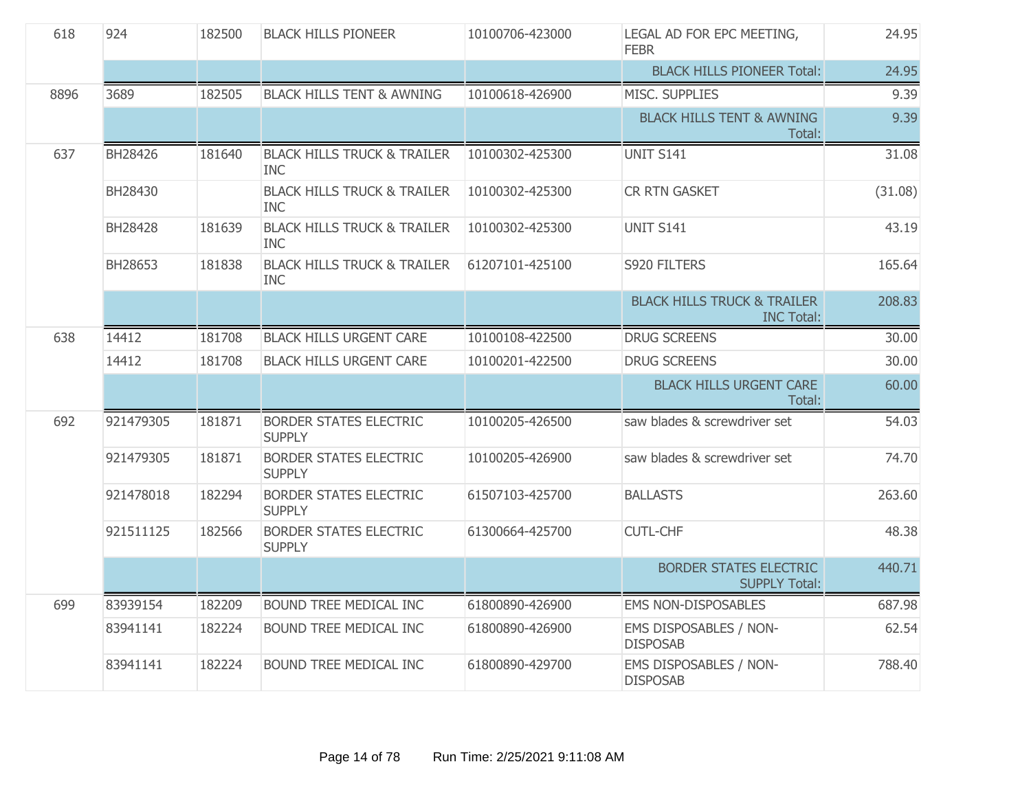| | | | | | | |
|---|---|---|---|---|---|---|
| 618 | 924 | 182500 | BLACK HILLS PIONEER | 10100706-423000 | LEGAL AD FOR EPC MEETING, FEBR | 24.95 |
| | | | | | BLACK HILLS PIONEER Total: | 24.95 |
| 8896 | 3689 | 182505 | BLACK HILLS TENT & AWNING | 10100618-426900 | MISC. SUPPLIES | 9.39 |
| | | | | | BLACK HILLS TENT & AWNING Total: | 9.39 |
| 637 | BH28426 | 181640 | BLACK HILLS TRUCK & TRAILER INC | 10100302-425300 | UNIT S141 | 31.08 |
| | BH28430 | | BLACK HILLS TRUCK & TRAILER INC | 10100302-425300 | CR RTN GASKET | (31.08) |
| | BH28428 | 181639 | BLACK HILLS TRUCK & TRAILER INC | 10100302-425300 | UNIT S141 | 43.19 |
| | BH28653 | 181838 | BLACK HILLS TRUCK & TRAILER INC | 61207101-425100 | S920 FILTERS | 165.64 |
| | | | | | BLACK HILLS TRUCK & TRAILER INC Total: | 208.83 |
| 638 | 14412 | 181708 | BLACK HILLS URGENT CARE | 10100108-422500 | DRUG SCREENS | 30.00 |
| | 14412 | 181708 | BLACK HILLS URGENT CARE | 10100201-422500 | DRUG SCREENS | 30.00 |
| | | | | | BLACK HILLS URGENT CARE Total: | 60.00 |
| 692 | 921479305 | 181871 | BORDER STATES ELECTRIC SUPPLY | 10100205-426500 | saw blades & screwdriver set | 54.03 |
| | 921479305 | 181871 | BORDER STATES ELECTRIC SUPPLY | 10100205-426900 | saw blades & screwdriver set | 74.70 |
| | 921478018 | 182294 | BORDER STATES ELECTRIC SUPPLY | 61507103-425700 | BALLASTS | 263.60 |
| | 921511125 | 182566 | BORDER STATES ELECTRIC SUPPLY | 61300664-425700 | CUTL-CHF | 48.38 |
| | | | | | BORDER STATES ELECTRIC SUPPLY Total: | 440.71 |
| 699 | 83939154 | 182209 | BOUND TREE MEDICAL INC | 61800890-426900 | EMS NON-DISPOSABLES | 687.98 |
| | 83941141 | 182224 | BOUND TREE MEDICAL INC | 61800890-426900 | EMS DISPOSABLES / NON-DISPOSAB | 62.54 |
| | 83941141 | 182224 | BOUND TREE MEDICAL INC | 61800890-429700 | EMS DISPOSABLES / NON-DISPOSAB | 788.40 |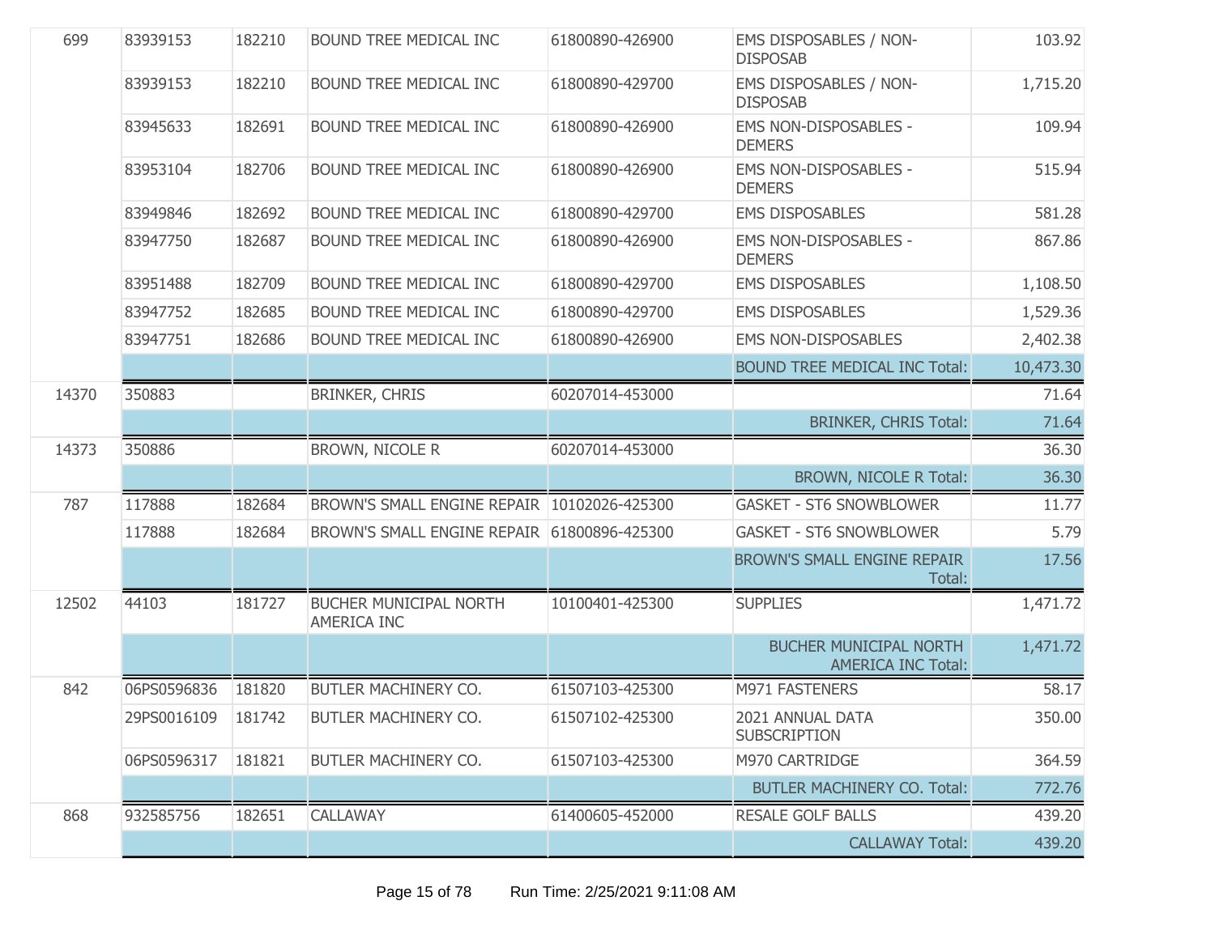| | | | | | | |
|---|---|---|---|---|---|---|
| 699 | 83939153 | 182210 | BOUND TREE MEDICAL INC | 61800890-426900 | EMS DISPOSABLES / NON-DISPOSAB | 103.92 |
| | 83939153 | 182210 | BOUND TREE MEDICAL INC | 61800890-429700 | EMS DISPOSABLES / NON-DISPOSAB | 1,715.20 |
| | 83945633 | 182691 | BOUND TREE MEDICAL INC | 61800890-426900 | EMS NON-DISPOSABLES - DEMERS | 109.94 |
| | 83953104 | 182706 | BOUND TREE MEDICAL INC | 61800890-426900 | EMS NON-DISPOSABLES - DEMERS | 515.94 |
| | 83949846 | 182692 | BOUND TREE MEDICAL INC | 61800890-429700 | EMS DISPOSABLES | 581.28 |
| | 83947750 | 182687 | BOUND TREE MEDICAL INC | 61800890-426900 | EMS NON-DISPOSABLES - DEMERS | 867.86 |
| | 83951488 | 182709 | BOUND TREE MEDICAL INC | 61800890-429700 | EMS DISPOSABLES | 1,108.50 |
| | 83947752 | 182685 | BOUND TREE MEDICAL INC | 61800890-429700 | EMS DISPOSABLES | 1,529.36 |
| | 83947751 | 182686 | BOUND TREE MEDICAL INC | 61800890-426900 | EMS NON-DISPOSABLES | 2,402.38 |
| | | | | | BOUND TREE MEDICAL INC Total: | 10,473.30 |
| 14370 | 350883 | | BRINKER, CHRIS | 60207014-453000 | | 71.64 |
| | | | | | BRINKER, CHRIS Total: | 71.64 |
| 14373 | 350886 | | BROWN, NICOLE R | 60207014-453000 | | 36.30 |
| | | | | | BROWN, NICOLE R Total: | 36.30 |
| 787 | 117888 | 182684 | BROWN'S SMALL ENGINE REPAIR | 10102026-425300 | GASKET - ST6 SNOWBLOWER | 11.77 |
| | 117888 | 182684 | BROWN'S SMALL ENGINE REPAIR | 61800896-425300 | GASKET - ST6 SNOWBLOWER | 5.79 |
| | | | | | BROWN'S SMALL ENGINE REPAIR Total: | 17.56 |
| 12502 | 44103 | 181727 | BUCHER MUNICIPAL NORTH AMERICA INC | 10100401-425300 | SUPPLIES | 1,471.72 |
| | | | | | BUCHER MUNICIPAL NORTH AMERICA INC Total: | 1,471.72 |
| 842 | 06PS0596836 | 181820 | BUTLER MACHINERY CO. | 61507103-425300 | M971 FASTENERS | 58.17 |
| | 29PS0016109 | 181742 | BUTLER MACHINERY CO. | 61507102-425300 | 2021 ANNUAL DATA SUBSCRIPTION | 350.00 |
| | 06PS0596317 | 181821 | BUTLER MACHINERY CO. | 61507103-425300 | M970 CARTRIDGE | 364.59 |
| | | | | | BUTLER MACHINERY CO. Total: | 772.76 |
| 868 | 932585756 | 182651 | CALLAWAY | 61400605-452000 | RESALE GOLF BALLS | 439.20 |
| | | | | | CALLAWAY Total: | 439.20 |

Run Time: 2/25/2021 9:11:08 AM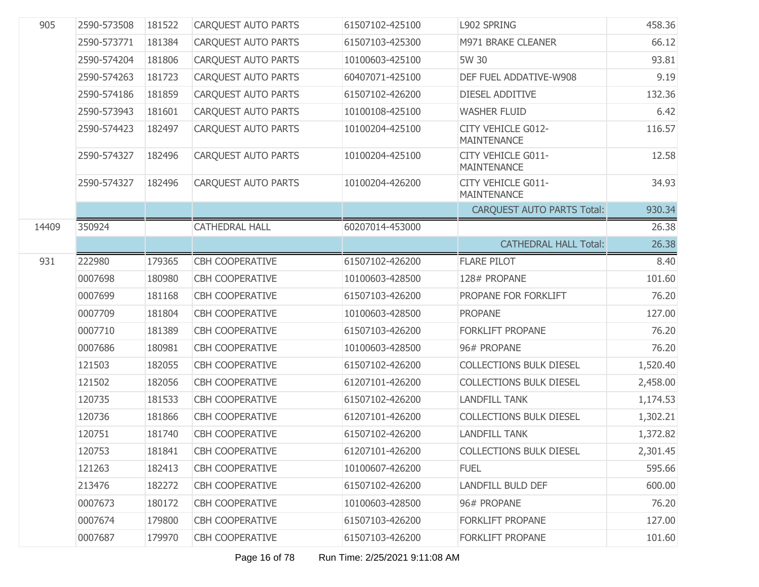| | | | | | | |
|---|---|---|---|---|---|---|
| 905 | 2590-573508 | 181522 | CARQUEST AUTO PARTS | 61507102-425100 | L902 SPRING | 458.36 |
| | 2590-573771 | 181384 | CARQUEST AUTO PARTS | 61507103-425300 | M971 BRAKE CLEANER | 66.12 |
| | 2590-574204 | 181806 | CARQUEST AUTO PARTS | 10100603-425100 | 5W 30 | 93.81 |
| | 2590-574263 | 181723 | CARQUEST AUTO PARTS | 60407071-425100 | DEF FUEL ADDATIVE-W908 | 9.19 |
| | 2590-574186 | 181859 | CARQUEST AUTO PARTS | 61507102-426200 | DIESEL ADDITIVE | 132.36 |
| | 2590-573943 | 181601 | CARQUEST AUTO PARTS | 10100108-425100 | WASHER FLUID | 6.42 |
| | 2590-574423 | 182497 | CARQUEST AUTO PARTS | 10100204-425100 | CITY VEHICLE G012-MAINTENANCE | 116.57 |
| | 2590-574327 | 182496 | CARQUEST AUTO PARTS | 10100204-425100 | CITY VEHICLE G011-MAINTENANCE | 12.58 |
| | 2590-574327 | 182496 | CARQUEST AUTO PARTS | 10100204-426200 | CITY VEHICLE G011-MAINTENANCE | 34.93 |
| | | | | | CARQUEST AUTO PARTS Total: | 930.34 |
| 14409 | 350924 | | CATHEDRAL HALL | 60207014-453000 | | 26.38 |
| | | | | | CATHEDRAL HALL Total: | 26.38 |
| 931 | 222980 | 179365 | CBH COOPERATIVE | 61507102-426200 | FLARE PILOT | 8.40 |
| | 0007698 | 180980 | CBH COOPERATIVE | 10100603-428500 | 128# PROPANE | 101.60 |
| | 0007699 | 181168 | CBH COOPERATIVE | 61507103-426200 | PROPANE FOR FORKLIFT | 76.20 |
| | 0007709 | 181804 | CBH COOPERATIVE | 10100603-428500 | PROPANE | 127.00 |
| | 0007710 | 181389 | CBH COOPERATIVE | 61507103-426200 | FORKLIFT PROPANE | 76.20 |
| | 0007686 | 180981 | CBH COOPERATIVE | 10100603-428500 | 96# PROPANE | 76.20 |
| | 121503 | 182055 | CBH COOPERATIVE | 61507102-426200 | COLLECTIONS BULK DIESEL | 1,520.40 |
| | 121502 | 182056 | CBH COOPERATIVE | 61207101-426200 | COLLECTIONS BULK DIESEL | 2,458.00 |
| | 120735 | 181533 | CBH COOPERATIVE | 61507102-426200 | LANDFILL TANK | 1,174.53 |
| | 120736 | 181866 | CBH COOPERATIVE | 61207101-426200 | COLLECTIONS BULK DIESEL | 1,302.21 |
| | 120751 | 181740 | CBH COOPERATIVE | 61507102-426200 | LANDFILL TANK | 1,372.82 |
| | 120753 | 181841 | CBH COOPERATIVE | 61207101-426200 | COLLECTIONS BULK DIESEL | 2,301.45 |
| | 121263 | 182413 | CBH COOPERATIVE | 10100607-426200 | FUEL | 595.66 |
| | 213476 | 182272 | CBH COOPERATIVE | 61507102-426200 | LANDFILL BULD DEF | 600.00 |
| | 0007673 | 180172 | CBH COOPERATIVE | 10100603-428500 | 96# PROPANE | 76.20 |
| | 0007674 | 179800 | CBH COOPERATIVE | 61507103-426200 | FORKLIFT PROPANE | 127.00 |
| | 0007687 | 179970 | CBH COOPERATIVE | 61507103-426200 | FORKLIFT PROPANE | 101.60 |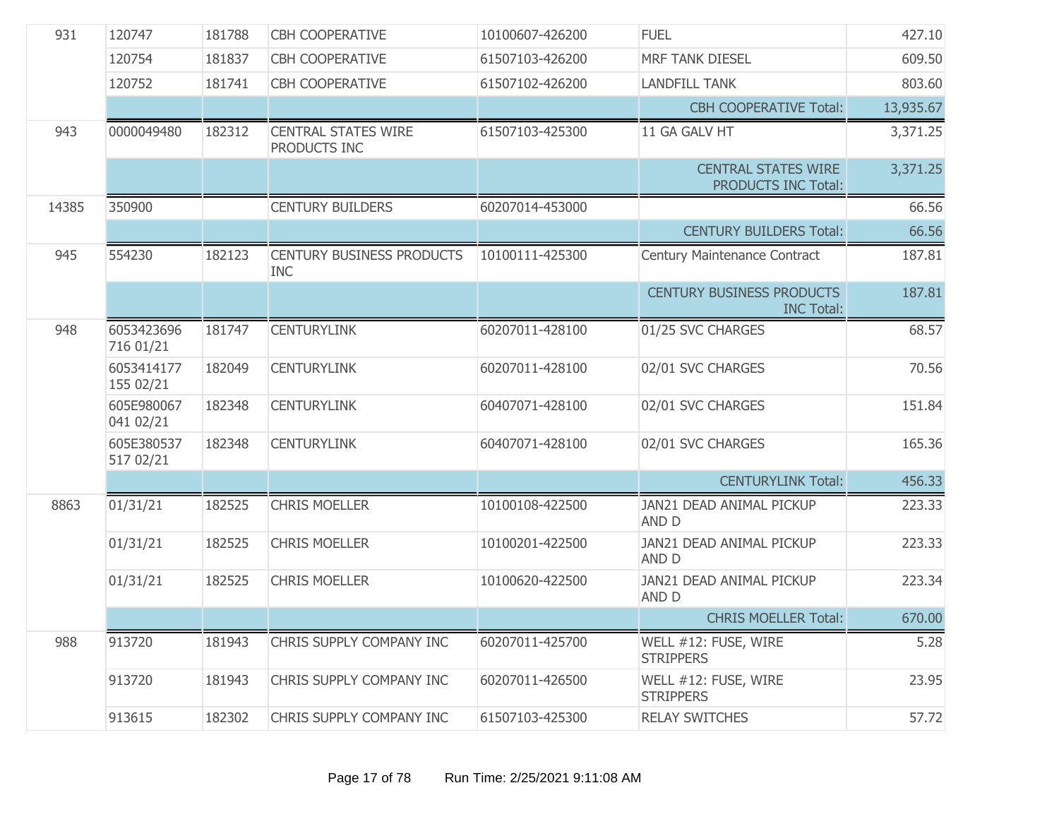| | | | | | | |
|---|---|---|---|---|---|---|
| 931 | 120747 | 181788 | CBH COOPERATIVE | 10100607-426200 | FUEL | 427.10 |
| | 120754 | 181837 | CBH COOPERATIVE | 61507103-426200 | MRF TANK DIESEL | 609.50 |
| | 120752 | 181741 | CBH COOPERATIVE | 61507102-426200 | LANDFILL TANK | 803.60 |
| | | | | | CBH COOPERATIVE Total: | 13,935.67 |
| 943 | 0000049480 | 182312 | CENTRAL STATES WIRE PRODUCTS INC | 61507103-425300 | 11 GA GALV HT | 3,371.25 |
| | | | | | CENTRAL STATES WIRE PRODUCTS INC Total: | 3,371.25 |
| 14385 | 350900 | | CENTURY BUILDERS | 60207014-453000 | | 66.56 |
| | | | | | CENTURY BUILDERS Total: | 66.56 |
| 945 | 554230 | 182123 | CENTURY BUSINESS PRODUCTS INC | 10100111-425300 | Century Maintenance Contract | 187.81 |
| | | | | | CENTURY BUSINESS PRODUCTS INC Total: | 187.81 |
| 948 | 6053423696 716 01/21 | 181747 | CENTURYLINK | 60207011-428100 | 01/25 SVC CHARGES | 68.57 |
| | 6053414177 155 02/21 | 182049 | CENTURYLINK | 60207011-428100 | 02/01 SVC CHARGES | 70.56 |
| | 605E980067 041 02/21 | 182348 | CENTURYLINK | 60407071-428100 | 02/01 SVC CHARGES | 151.84 |
| | 605E380537 517 02/21 | 182348 | CENTURYLINK | 60407071-428100 | 02/01 SVC CHARGES | 165.36 |
| | | | | | CENTURYLINK Total: | 456.33 |
| 8863 | 01/31/21 | 182525 | CHRIS MOELLER | 10100108-422500 | JAN21 DEAD ANIMAL PICKUP AND D | 223.33 |
| | 01/31/21 | 182525 | CHRIS MOELLER | 10100201-422500 | JAN21 DEAD ANIMAL PICKUP AND D | 223.33 |
| | 01/31/21 | 182525 | CHRIS MOELLER | 10100620-422500 | JAN21 DEAD ANIMAL PICKUP AND D | 223.34 |
| | | | | | CHRIS MOELLER Total: | 670.00 |
| 988 | 913720 | 181943 | CHRIS SUPPLY COMPANY INC | 60207011-425700 | WELL #12: FUSE, WIRE STRIPPERS | 5.28 |
| | 913720 | 181943 | CHRIS SUPPLY COMPANY INC | 60207011-426500 | WELL #12: FUSE, WIRE STRIPPERS | 23.95 |
| | 913615 | 182302 | CHRIS SUPPLY COMPANY INC | 61507103-425300 | RELAY SWITCHES | 57.72 |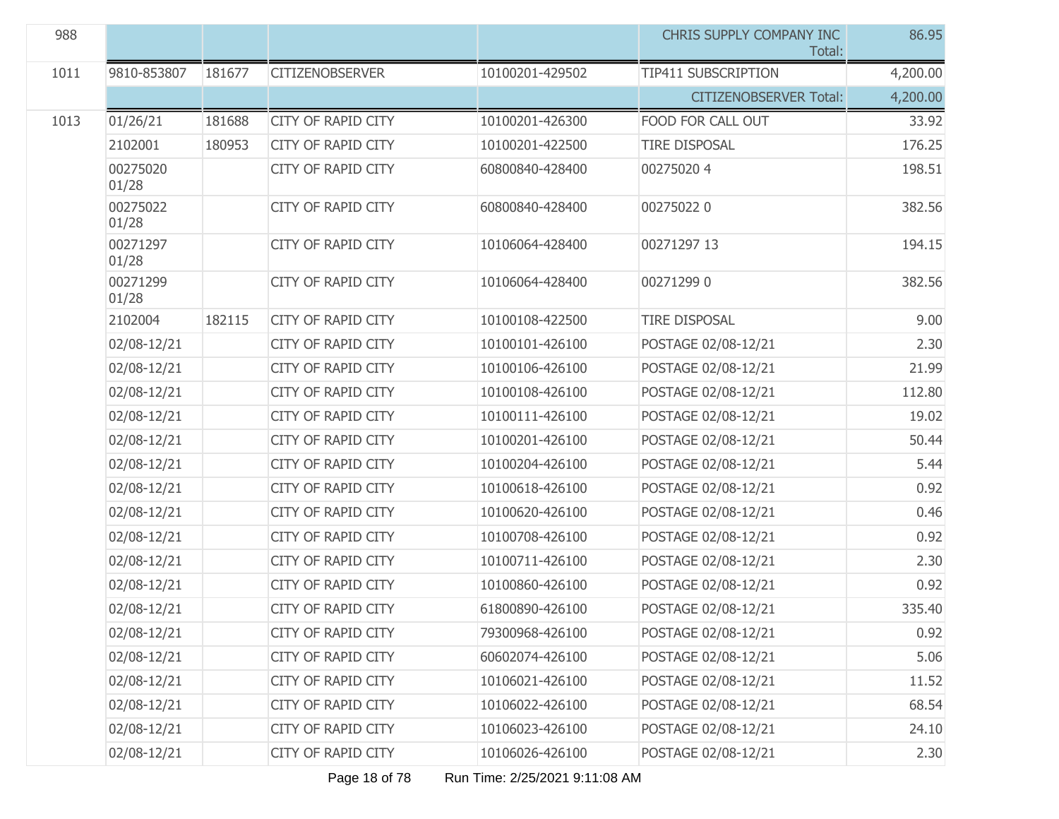| | | | | | | |
|---|---|---|---|---|---|---|
| 988 | | | | | CHRIS SUPPLY COMPANY INC Total: | 86.95 |
| 1011 | 9810-853807 | 181677 | CITIZENOBSERVER | 10100201-429502 | TIP411 SUBSCRIPTION | 4,200.00 |
| | | | | | CITIZENOBSERVER Total: | 4,200.00 |
| 1013 | 01/26/21 | 181688 | CITY OF RAPID CITY | 10100201-426300 | FOOD FOR CALL OUT | 33.92 |
| | 2102001 | 180953 | CITY OF RAPID CITY | 10100201-422500 | TIRE DISPOSAL | 176.25 |
| | 00275020 01/28 | | CITY OF RAPID CITY | 60800840-428400 | 00275020 4 | 198.51 |
| | 00275022 01/28 | | CITY OF RAPID CITY | 60800840-428400 | 00275022 0 | 382.56 |
| | 00271297 01/28 | | CITY OF RAPID CITY | 10106064-428400 | 00271297 13 | 194.15 |
| | 00271299 01/28 | | CITY OF RAPID CITY | 10106064-428400 | 00271299 0 | 382.56 |
| | 2102004 | 182115 | CITY OF RAPID CITY | 10100108-422500 | TIRE DISPOSAL | 9.00 |
| | 02/08-12/21 | | CITY OF RAPID CITY | 10100101-426100 | POSTAGE 02/08-12/21 | 2.30 |
| | 02/08-12/21 | | CITY OF RAPID CITY | 10100106-426100 | POSTAGE 02/08-12/21 | 21.99 |
| | 02/08-12/21 | | CITY OF RAPID CITY | 10100108-426100 | POSTAGE 02/08-12/21 | 112.80 |
| | 02/08-12/21 | | CITY OF RAPID CITY | 10100111-426100 | POSTAGE 02/08-12/21 | 19.02 |
| | 02/08-12/21 | | CITY OF RAPID CITY | 10100201-426100 | POSTAGE 02/08-12/21 | 50.44 |
| | 02/08-12/21 | | CITY OF RAPID CITY | 10100204-426100 | POSTAGE 02/08-12/21 | 5.44 |
| | 02/08-12/21 | | CITY OF RAPID CITY | 10100618-426100 | POSTAGE 02/08-12/21 | 0.92 |
| | 02/08-12/21 | | CITY OF RAPID CITY | 10100620-426100 | POSTAGE 02/08-12/21 | 0.46 |
| | 02/08-12/21 | | CITY OF RAPID CITY | 10100708-426100 | POSTAGE 02/08-12/21 | 0.92 |
| | 02/08-12/21 | | CITY OF RAPID CITY | 10100711-426100 | POSTAGE 02/08-12/21 | 2.30 |
| | 02/08-12/21 | | CITY OF RAPID CITY | 10100860-426100 | POSTAGE 02/08-12/21 | 0.92 |
| | 02/08-12/21 | | CITY OF RAPID CITY | 61800890-426100 | POSTAGE 02/08-12/21 | 335.40 |
| | 02/08-12/21 | | CITY OF RAPID CITY | 79300968-426100 | POSTAGE 02/08-12/21 | 0.92 |
| | 02/08-12/21 | | CITY OF RAPID CITY | 60602074-426100 | POSTAGE 02/08-12/21 | 5.06 |
| | 02/08-12/21 | | CITY OF RAPID CITY | 10106021-426100 | POSTAGE 02/08-12/21 | 11.52 |
| | 02/08-12/21 | | CITY OF RAPID CITY | 10106022-426100 | POSTAGE 02/08-12/21 | 68.54 |
| | 02/08-12/21 | | CITY OF RAPID CITY | 10106023-426100 | POSTAGE 02/08-12/21 | 24.10 |
| | 02/08-12/21 | | CITY OF RAPID CITY | 10106026-426100 | POSTAGE 02/08-12/21 | 2.30 |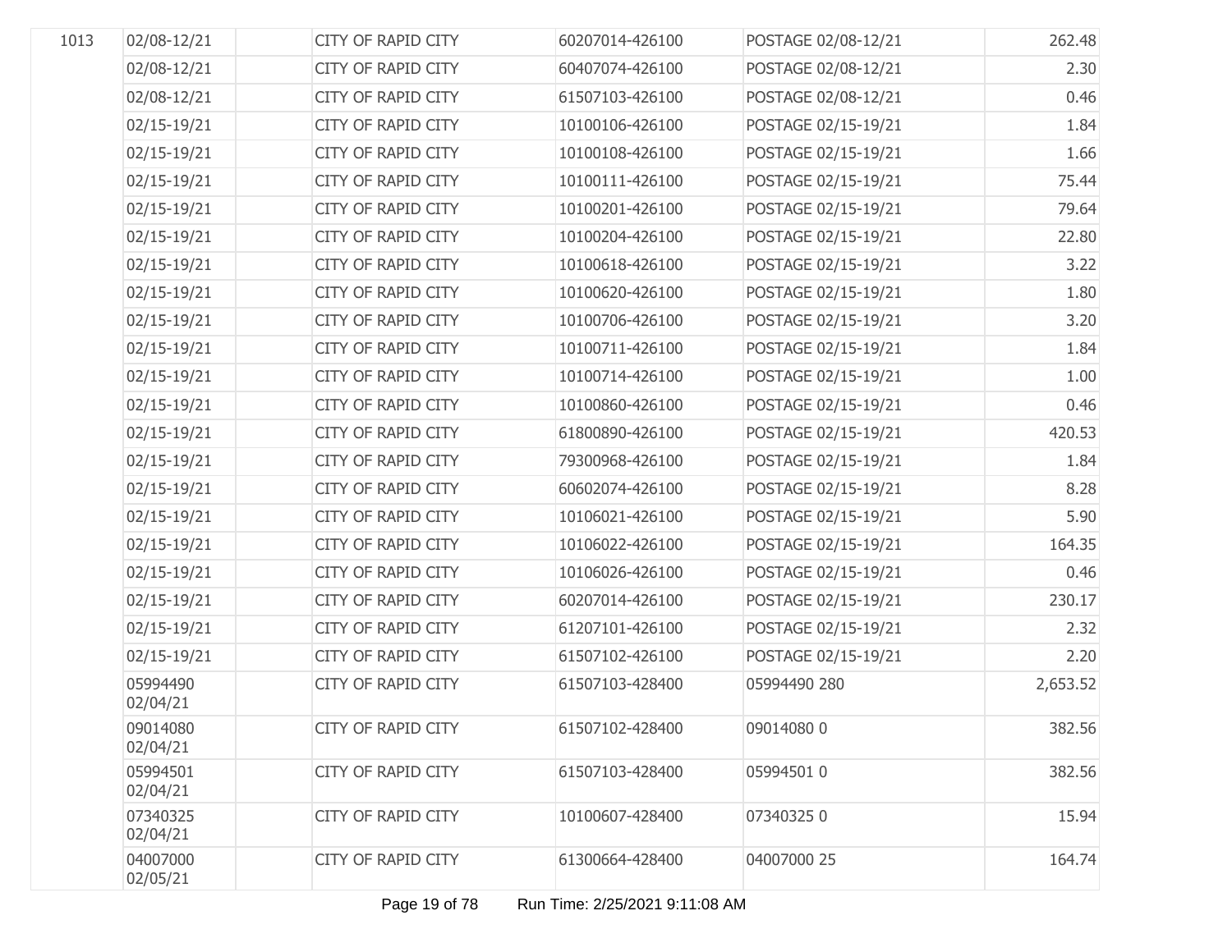| | | | | | | |
|---|---|---|---|---|---|---|
| 1013 | 02/08-12/21 | | CITY OF RAPID CITY | 60207014-426100 | POSTAGE 02/08-12/21 | 262.48 |
| | 02/08-12/21 | | CITY OF RAPID CITY | 60407074-426100 | POSTAGE 02/08-12/21 | 2.30 |
| | 02/08-12/21 | | CITY OF RAPID CITY | 61507103-426100 | POSTAGE 02/08-12/21 | 0.46 |
| | 02/15-19/21 | | CITY OF RAPID CITY | 10100106-426100 | POSTAGE 02/15-19/21 | 1.84 |
| | 02/15-19/21 | | CITY OF RAPID CITY | 10100108-426100 | POSTAGE 02/15-19/21 | 1.66 |
| | 02/15-19/21 | | CITY OF RAPID CITY | 10100111-426100 | POSTAGE 02/15-19/21 | 75.44 |
| | 02/15-19/21 | | CITY OF RAPID CITY | 10100201-426100 | POSTAGE 02/15-19/21 | 79.64 |
| | 02/15-19/21 | | CITY OF RAPID CITY | 10100204-426100 | POSTAGE 02/15-19/21 | 22.80 |
| | 02/15-19/21 | | CITY OF RAPID CITY | 10100618-426100 | POSTAGE 02/15-19/21 | 3.22 |
| | 02/15-19/21 | | CITY OF RAPID CITY | 10100620-426100 | POSTAGE 02/15-19/21 | 1.80 |
| | 02/15-19/21 | | CITY OF RAPID CITY | 10100706-426100 | POSTAGE 02/15-19/21 | 3.20 |
| | 02/15-19/21 | | CITY OF RAPID CITY | 10100711-426100 | POSTAGE 02/15-19/21 | 1.84 |
| | 02/15-19/21 | | CITY OF RAPID CITY | 10100714-426100 | POSTAGE 02/15-19/21 | 1.00 |
| | 02/15-19/21 | | CITY OF RAPID CITY | 10100860-426100 | POSTAGE 02/15-19/21 | 0.46 |
| | 02/15-19/21 | | CITY OF RAPID CITY | 61800890-426100 | POSTAGE 02/15-19/21 | 420.53 |
| | 02/15-19/21 | | CITY OF RAPID CITY | 79300968-426100 | POSTAGE 02/15-19/21 | 1.84 |
| | 02/15-19/21 | | CITY OF RAPID CITY | 60602074-426100 | POSTAGE 02/15-19/21 | 8.28 |
| | 02/15-19/21 | | CITY OF RAPID CITY | 10106021-426100 | POSTAGE 02/15-19/21 | 5.90 |
| | 02/15-19/21 | | CITY OF RAPID CITY | 10106022-426100 | POSTAGE 02/15-19/21 | 164.35 |
| | 02/15-19/21 | | CITY OF RAPID CITY | 10106026-426100 | POSTAGE 02/15-19/21 | 0.46 |
| | 02/15-19/21 | | CITY OF RAPID CITY | 60207014-426100 | POSTAGE 02/15-19/21 | 230.17 |
| | 02/15-19/21 | | CITY OF RAPID CITY | 61207101-426100 | POSTAGE 02/15-19/21 | 2.32 |
| | 02/15-19/21 | | CITY OF RAPID CITY | 61507102-426100 | POSTAGE 02/15-19/21 | 2.20 |
| | 05994490 02/04/21 | | CITY OF RAPID CITY | 61507103-428400 | 05994490 280 | 2,653.52 |
| | 09014080 02/04/21 | | CITY OF RAPID CITY | 61507102-428400 | 09014080 0 | 382.56 |
| | 05994501 02/04/21 | | CITY OF RAPID CITY | 61507103-428400 | 05994501 0 | 382.56 |
| | 07340325 02/04/21 | | CITY OF RAPID CITY | 10100607-428400 | 07340325 0 | 15.94 |
| | 04007000 02/05/21 | | CITY OF RAPID CITY | 61300664-428400 | 04007000 25 | 164.74 |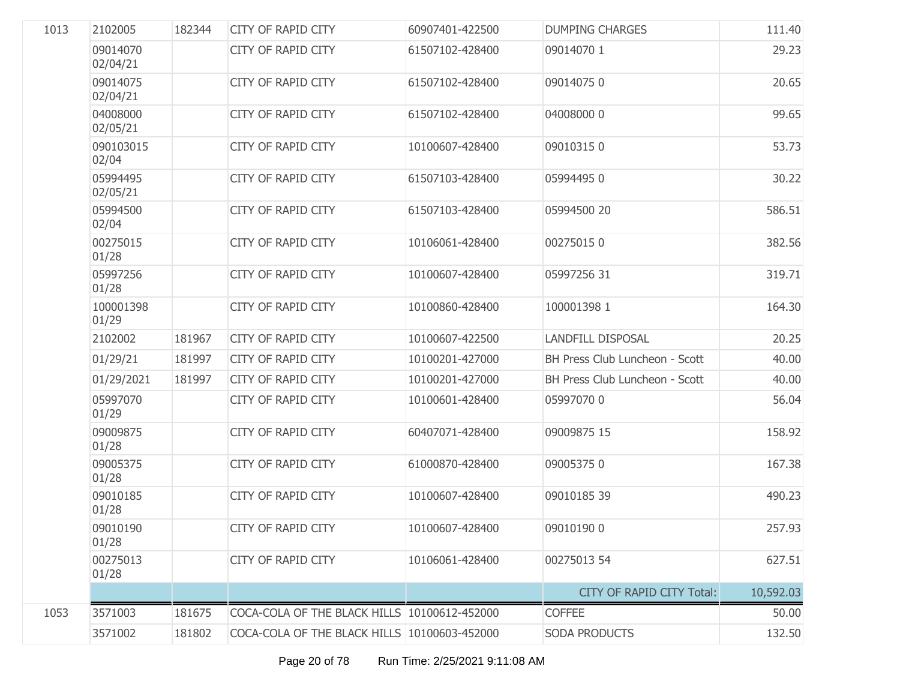| | | | | | | |
|---|---|---|---|---|---|---|
| 1013 | 2102005 | 182344 | CITY OF RAPID CITY | 60907401-422500 | DUMPING CHARGES | 111.40 |
| | 09014070 02/04/21 | | CITY OF RAPID CITY | 61507102-428400 | 09014070 1 | 29.23 |
| | 09014075 02/04/21 | | CITY OF RAPID CITY | 61507102-428400 | 09014075 0 | 20.65 |
| | 04008000 02/05/21 | | CITY OF RAPID CITY | 61507102-428400 | 04008000 0 | 99.65 |
| | 090103015 02/04 | | CITY OF RAPID CITY | 10100607-428400 | 09010315 0 | 53.73 |
| | 05994495 02/05/21 | | CITY OF RAPID CITY | 61507103-428400 | 05994495 0 | 30.22 |
| | 05994500 02/04 | | CITY OF RAPID CITY | 61507103-428400 | 05994500 20 | 586.51 |
| | 00275015 01/28 | | CITY OF RAPID CITY | 10106061-428400 | 00275015 0 | 382.56 |
| | 05997256 01/28 | | CITY OF RAPID CITY | 10100607-428400 | 05997256 31 | 319.71 |
| | 100001398 01/29 | | CITY OF RAPID CITY | 10100860-428400 | 100001398 1 | 164.30 |
| | 2102002 | 181967 | CITY OF RAPID CITY | 10100607-422500 | LANDFILL DISPOSAL | 20.25 |
| | 01/29/21 | 181997 | CITY OF RAPID CITY | 10100201-427000 | BH Press Club Luncheon - Scott | 40.00 |
| | 01/29/2021 | 181997 | CITY OF RAPID CITY | 10100201-427000 | BH Press Club Luncheon - Scott | 40.00 |
| | 05997070 01/29 | | CITY OF RAPID CITY | 10100601-428400 | 05997070 0 | 56.04 |
| | 09009875 01/28 | | CITY OF RAPID CITY | 60407071-428400 | 09009875 15 | 158.92 |
| | 09005375 01/28 | | CITY OF RAPID CITY | 61000870-428400 | 09005375 0 | 167.38 |
| | 09010185 01/28 | | CITY OF RAPID CITY | 10100607-428400 | 09010185 39 | 490.23 |
| | 09010190 01/28 | | CITY OF RAPID CITY | 10100607-428400 | 09010190 0 | 257.93 |
| | 00275013 01/28 | | CITY OF RAPID CITY | 10106061-428400 | 00275013 54 | 627.51 |
| | | | | | CITY OF RAPID CITY Total: | 10,592.03 |
| 1053 | 3571003 | 181675 | COCA-COLA OF THE BLACK HILLS | 10100612-452000 | COFFEE | 50.00 |
| | 3571002 | 181802 | COCA-COLA OF THE BLACK HILLS | 10100603-452000 | SODA PRODUCTS | 132.50 |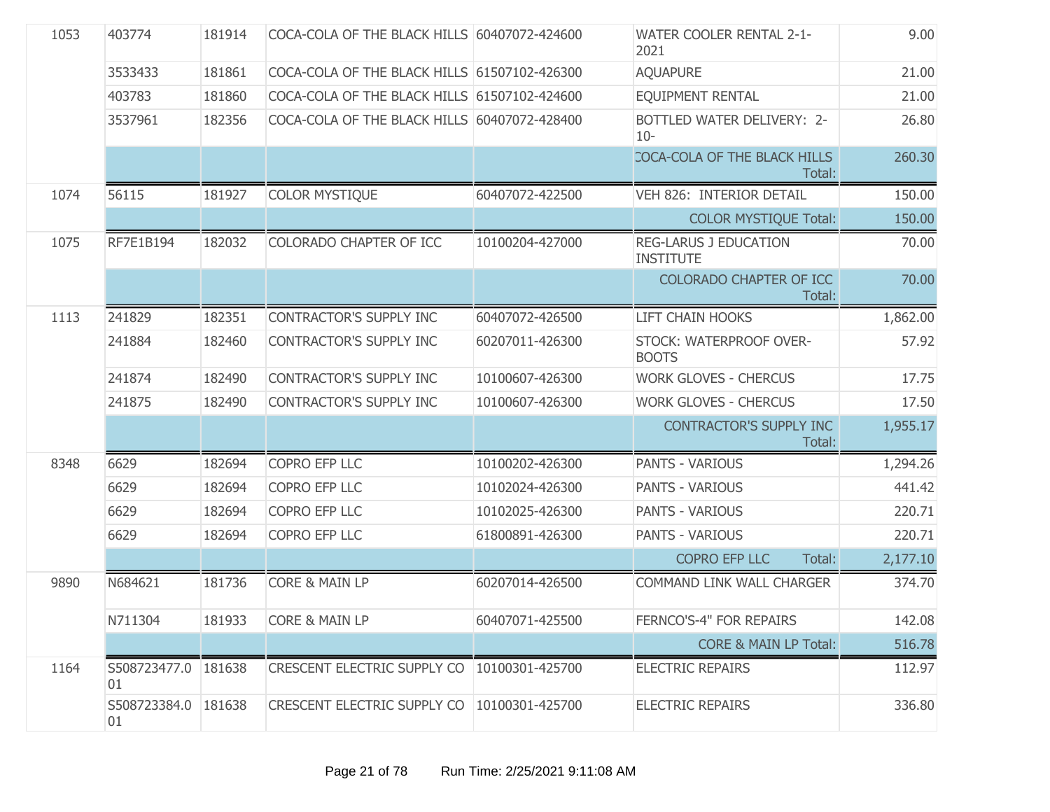| | | | | | | |
|---|---|---|---|---|---|---|
| 1053 | 403774 | 181914 | COCA-COLA OF THE BLACK HILLS | 60407072-424600 | WATER COOLER RENTAL 2-1-2021 | 9.00 |
| | 3533433 | 181861 | COCA-COLA OF THE BLACK HILLS | 61507102-426300 | AQUAPURE | 21.00 |
| | 403783 | 181860 | COCA-COLA OF THE BLACK HILLS | 61507102-424600 | EQUIPMENT RENTAL | 21.00 |
| | 3537961 | 182356 | COCA-COLA OF THE BLACK HILLS | 60407072-428400 | BOTTLED WATER DELIVERY: 2-10- | 26.80 |
| | | | | | COCA-COLA OF THE BLACK HILLS Total: | 260.30 |
| 1074 | 56115 | 181927 | COLOR MYSTIQUE | 60407072-422500 | VEH 826: INTERIOR DETAIL | 150.00 |
| | | | | | COLOR MYSTIQUE Total: | 150.00 |
| 1075 | RF7E1B194 | 182032 | COLORADO CHAPTER OF ICC | 10100204-427000 | REG-LARUS J EDUCATION INSTITUTE | 70.00 |
| | | | | | COLORADO CHAPTER OF ICC Total: | 70.00 |
| 1113 | 241829 | 182351 | CONTRACTOR'S SUPPLY INC | 60407072-426500 | LIFT CHAIN HOOKS | 1,862.00 |
| | 241884 | 182460 | CONTRACTOR'S SUPPLY INC | 60207011-426300 | STOCK: WATERPROOF OVER-BOOTS | 57.92 |
| | 241874 | 182490 | CONTRACTOR'S SUPPLY INC | 10100607-426300 | WORK GLOVES - CHERCUS | 17.75 |
| | 241875 | 182490 | CONTRACTOR'S SUPPLY INC | 10100607-426300 | WORK GLOVES - CHERCUS | 17.50 |
| | | | | | CONTRACTOR'S SUPPLY INC Total: | 1,955.17 |
| 8348 | 6629 | 182694 | COPRO EFP LLC | 10100202-426300 | PANTS - VARIOUS | 1,294.26 |
| | 6629 | 182694 | COPRO EFP LLC | 10102024-426300 | PANTS - VARIOUS | 441.42 |
| | 6629 | 182694 | COPRO EFP LLC | 10102025-426300 | PANTS - VARIOUS | 220.71 |
| | 6629 | 182694 | COPRO EFP LLC | 61800891-426300 | PANTS - VARIOUS | 220.71 |
| | | | | | COPRO EFP LLC Total: | 2,177.10 |
| 9890 | N684621 | 181736 | CORE & MAIN LP | 60207014-426500 | COMMAND LINK WALL CHARGER | 374.70 |
| | N711304 | 181933 | CORE & MAIN LP | 60407071-425500 | FERNCO'S-4" FOR REPAIRS | 142.08 |
| | | | | | CORE & MAIN LP Total: | 516.78 |
| 1164 | S508723477.001 | 181638 | CRESCENT ELECTRIC SUPPLY CO | 10100301-425700 | ELECTRIC REPAIRS | 112.97 |
| | S508723384.001 | 181638 | CRESCENT ELECTRIC SUPPLY CO | 10100301-425700 | ELECTRIC REPAIRS | 336.80 |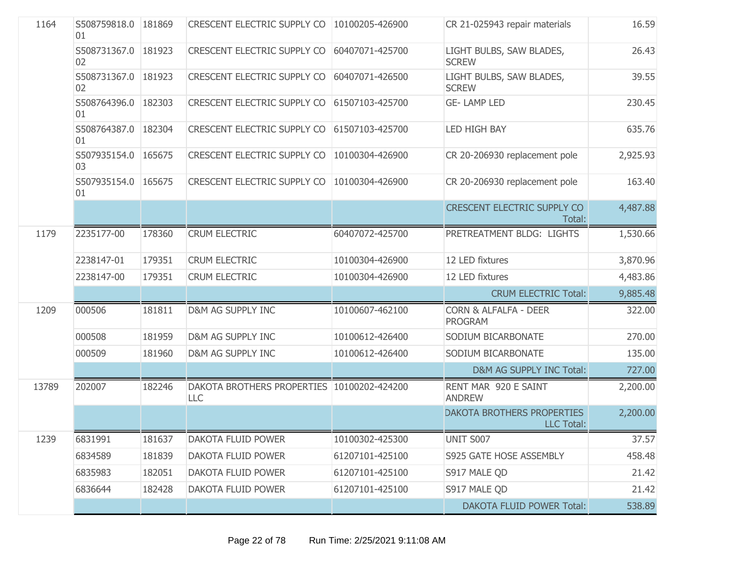| | | | | | | |
|---|---|---|---|---|---|---|
| 1164 | S508759818.001 | 181869 | CRESCENT ELECTRIC SUPPLY CO | 10100205-426900 | CR 21-025943 repair materials | 16.59 |
| | S508731367.002 | 181923 | CRESCENT ELECTRIC SUPPLY CO | 60407071-425700 | LIGHT BULBS, SAW BLADES, SCREW | 26.43 |
| | S508731367.002 | 181923 | CRESCENT ELECTRIC SUPPLY CO | 60407071-426500 | LIGHT BULBS, SAW BLADES, SCREW | 39.55 |
| | S508764396.001 | 182303 | CRESCENT ELECTRIC SUPPLY CO | 61507103-425700 | GE- LAMP LED | 230.45 |
| | S508764387.001 | 182304 | CRESCENT ELECTRIC SUPPLY CO | 61507103-425700 | LED HIGH BAY | 635.76 |
| | S507935154.003 | 165675 | CRESCENT ELECTRIC SUPPLY CO | 10100304-426900 | CR 20-206930 replacement pole | 2,925.93 |
| | S507935154.001 | 165675 | CRESCENT ELECTRIC SUPPLY CO | 10100304-426900 | CR 20-206930 replacement pole | 163.40 |
| | | | | | CRESCENT ELECTRIC SUPPLY CO Total: | 4,487.88 |
| 1179 | 2235177-00 | 178360 | CRUM ELECTRIC | 60407072-425700 | PRETREATMENT BLDG: LIGHTS | 1,530.66 |
| | 2238147-01 | 179351 | CRUM ELECTRIC | 10100304-426900 | 12 LED fixtures | 3,870.96 |
| | 2238147-00 | 179351 | CRUM ELECTRIC | 10100304-426900 | 12 LED fixtures | 4,483.86 |
| | | | | | CRUM ELECTRIC Total: | 9,885.48 |
| 1209 | 000506 | 181811 | D&M AG SUPPLY INC | 10100607-462100 | CORN & ALFALFA - DEER PROGRAM | 322.00 |
| | 000508 | 181959 | D&M AG SUPPLY INC | 10100612-426400 | SODIUM BICARBONATE | 270.00 |
| | 000509 | 181960 | D&M AG SUPPLY INC | 10100612-426400 | SODIUM BICARBONATE | 135.00 |
| | | | | | D&M AG SUPPLY INC Total: | 727.00 |
| 13789 | 202007 | 182246 | DAKOTA BROTHERS PROPERTIES LLC | 10100202-424200 | RENT MAR 920 E SAINT ANDREW | 2,200.00 |
| | | | | | DAKOTA BROTHERS PROPERTIES LLC Total: | 2,200.00 |
| 1239 | 6831991 | 181637 | DAKOTA FLUID POWER | 10100302-425300 | UNIT S007 | 37.57 |
| | 6834589 | 181839 | DAKOTA FLUID POWER | 61207101-425100 | S925 GATE HOSE ASSEMBLY | 458.48 |
| | 6835983 | 182051 | DAKOTA FLUID POWER | 61207101-425100 | S917 MALE QD | 21.42 |
| | 6836644 | 182428 | DAKOTA FLUID POWER | 61207101-425100 | S917 MALE QD | 21.42 |
| | | | | | DAKOTA FLUID POWER Total: | 538.89 |

Run Time: 2/25/2021 9:11:08 AM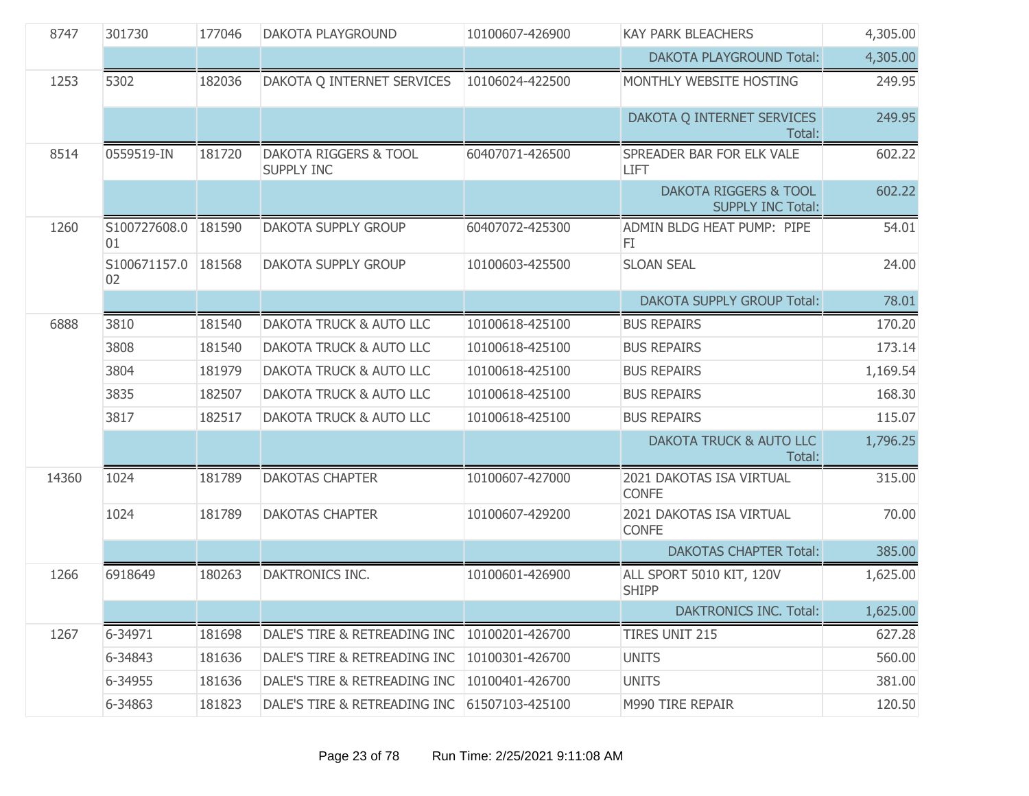| | | | | | | |
|---|---|---|---|---|---|---|
| 8747 | 301730 | 177046 | DAKOTA PLAYGROUND | 10100607-426900 | KAY PARK BLEACHERS | 4,305.00 |
| | | | | | DAKOTA PLAYGROUND Total: | 4,305.00 |
| 1253 | 5302 | 182036 | DAKOTA Q INTERNET SERVICES | 10106024-422500 | MONTHLY WEBSITE HOSTING | 249.95 |
| | | | | | DAKOTA Q INTERNET SERVICES Total: | 249.95 |
| 8514 | 0559519-IN | 181720 | DAKOTA RIGGERS & TOOL SUPPLY INC | 60407071-426500 | SPREADER BAR FOR ELK VALE LIFT | 602.22 |
| | | | | | DAKOTA RIGGERS & TOOL SUPPLY INC Total: | 602.22 |
| 1260 | S100727608.001 | 181590 | DAKOTA SUPPLY GROUP | 60407072-425300 | ADMIN BLDG HEAT PUMP: PIPE FI | 54.01 |
| | S100671157.002 | 181568 | DAKOTA SUPPLY GROUP | 10100603-425500 | SLOAN SEAL | 24.00 |
| | | | | | DAKOTA SUPPLY GROUP Total: | 78.01 |
| 6888 | 3810 | 181540 | DAKOTA TRUCK & AUTO LLC | 10100618-425100 | BUS REPAIRS | 170.20 |
| | 3808 | 181540 | DAKOTA TRUCK & AUTO LLC | 10100618-425100 | BUS REPAIRS | 173.14 |
| | 3804 | 181979 | DAKOTA TRUCK & AUTO LLC | 10100618-425100 | BUS REPAIRS | 1,169.54 |
| | 3835 | 182507 | DAKOTA TRUCK & AUTO LLC | 10100618-425100 | BUS REPAIRS | 168.30 |
| | 3817 | 182517 | DAKOTA TRUCK & AUTO LLC | 10100618-425100 | BUS REPAIRS | 115.07 |
| | | | | | DAKOTA TRUCK & AUTO LLC Total: | 1,796.25 |
| 14360 | 1024 | 181789 | DAKOTAS CHAPTER | 10100607-427000 | 2021 DAKOTAS ISA VIRTUAL CONFE | 315.00 |
| | 1024 | 181789 | DAKOTAS CHAPTER | 10100607-429200 | 2021 DAKOTAS ISA VIRTUAL CONFE | 70.00 |
| | | | | | DAKOTAS CHAPTER Total: | 385.00 |
| 1266 | 6918649 | 180263 | DAKTRONICS INC. | 10100601-426900 | ALL SPORT 5010 KIT, 120V SHIPP | 1,625.00 |
| | | | | | DAKTRONICS INC. Total: | 1,625.00 |
| 1267 | 6-34971 | 181698 | DALE'S TIRE & RETREADING INC | 10100201-426700 | TIRES UNIT 215 | 627.28 |
| | 6-34843 | 181636 | DALE'S TIRE & RETREADING INC | 10100301-426700 | UNITS | 560.00 |
| | 6-34955 | 181636 | DALE'S TIRE & RETREADING INC | 10100401-426700 | UNITS | 381.00 |
| | 6-34863 | 181823 | DALE'S TIRE & RETREADING INC | 61507103-425100 | M990 TIRE REPAIR | 120.50 |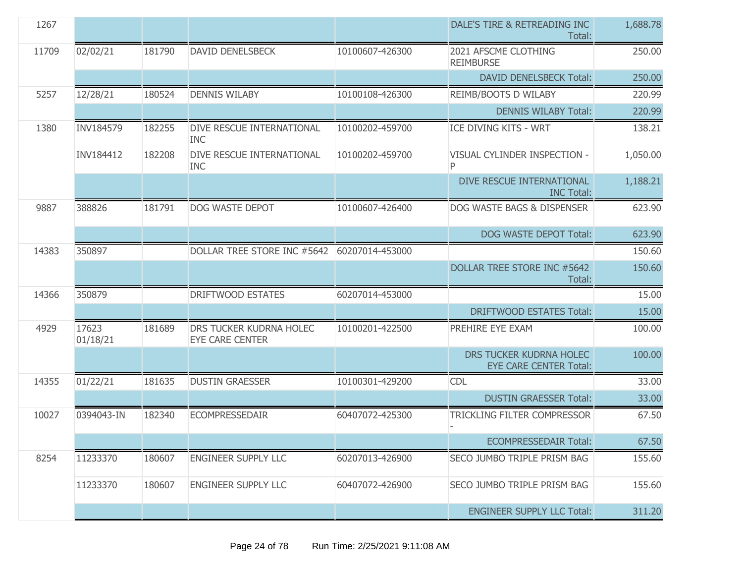| | | | | | | |
|---|---|---|---|---|---|---|
| 1267 | | | | | DALE'S TIRE & RETREADING INC Total: | 1,688.78 |
| 11709 | 02/02/21 | 181790 | DAVID DENELSBECK | 10100607-426300 | 2021 AFSCME CLOTHING REIMBURSE | 250.00 |
| | | | | | DAVID DENELSBECK Total: | 250.00 |
| 5257 | 12/28/21 | 180524 | DENNIS WILABY | 10100108-426300 | REIMB/BOOTS D WILABY | 220.99 |
| | | | | | DENNIS WILABY Total: | 220.99 |
| 1380 | INV184579 | 182255 | DIVE RESCUE INTERNATIONAL INC | 10100202-459700 | ICE DIVING KITS - WRT | 138.21 |
| | INV184412 | 182208 | DIVE RESCUE INTERNATIONAL INC | 10100202-459700 | VISUAL CYLINDER INSPECTION - P | 1,050.00 |
| | | | | | DIVE RESCUE INTERNATIONAL INC Total: | 1,188.21 |
| 9887 | 388826 | 181791 | DOG WASTE DEPOT | 10100607-426400 | DOG WASTE BAGS & DISPENSER | 623.90 |
| | | | | | DOG WASTE DEPOT Total: | 623.90 |
| 14383 | 350897 | | DOLLAR TREE STORE INC #5642 | 60207014-453000 | | 150.60 |
| | | | | | DOLLAR TREE STORE INC #5642 Total: | 150.60 |
| 14366 | 350879 | | DRIFTWOOD ESTATES | 60207014-453000 | | 15.00 |
| | | | | | DRIFTWOOD ESTATES Total: | 15.00 |
| 4929 | 17623 01/18/21 | 181689 | DRS TUCKER KUDRNA HOLEC EYE CARE CENTER | 10100201-422500 | PREHIRE EYE EXAM | 100.00 |
| | | | | | DRS TUCKER KUDRNA HOLEC EYE CARE CENTER Total: | 100.00 |
| 14355 | 01/22/21 | 181635 | DUSTIN GRAESSER | 10100301-429200 | CDL | 33.00 |
| | | | | | DUSTIN GRAESSER Total: | 33.00 |
| 10027 | 0394043-IN | 182340 | ECOMPRESSEDAIR | 60407072-425300 | TRICKLING FILTER COMPRESSOR - | 67.50 |
| | | | | | ECOMPRESSEDAIR Total: | 67.50 |
| 8254 | 11233370 | 180607 | ENGINEER SUPPLY LLC | 60207013-426900 | SECO JUMBO TRIPLE PRISM BAG | 155.60 |
| | 11233370 | 180607 | ENGINEER SUPPLY LLC | 60407072-426900 | SECO JUMBO TRIPLE PRISM BAG | 155.60 |
| | | | | | ENGINEER SUPPLY LLC Total: | 311.20 |

Run Time: 2/25/2021 9:11:08 AM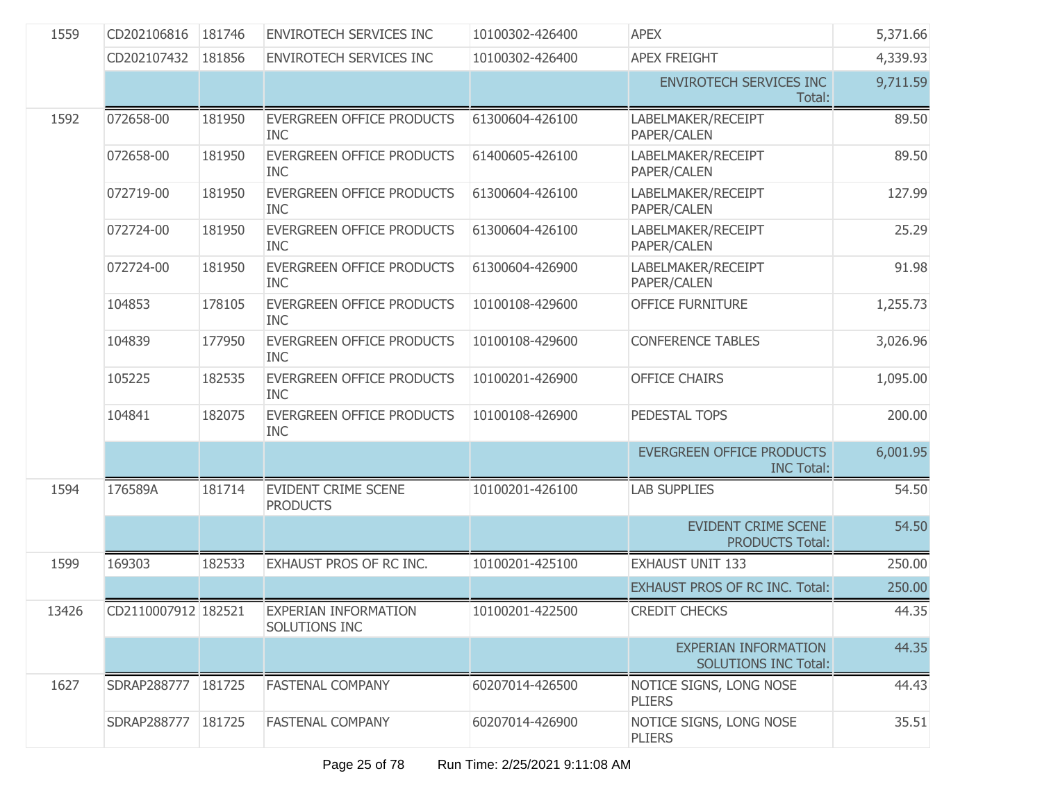| | | | | | | |
|---|---|---|---|---|---|---|
| 1559 | CD202106816 | 181746 | ENVIROTECH SERVICES INC | 10100302-426400 | APEX | 5,371.66 |
| | CD202107432 | 181856 | ENVIROTECH SERVICES INC | 10100302-426400 | APEX FREIGHT | 4,339.93 |
| | | | | | ENVIROTECH SERVICES INC Total: | 9,711.59 |
| 1592 | 072658-00 | 181950 | EVERGREEN OFFICE PRODUCTS INC | 61300604-426100 | LABELMAKER/RECEIPT PAPER/CALEN | 89.50 |
| | 072658-00 | 181950 | EVERGREEN OFFICE PRODUCTS INC | 61400605-426100 | LABELMAKER/RECEIPT PAPER/CALEN | 89.50 |
| | 072719-00 | 181950 | EVERGREEN OFFICE PRODUCTS INC | 61300604-426100 | LABELMAKER/RECEIPT PAPER/CALEN | 127.99 |
| | 072724-00 | 181950 | EVERGREEN OFFICE PRODUCTS INC | 61300604-426100 | LABELMAKER/RECEIPT PAPER/CALEN | 25.29 |
| | 072724-00 | 181950 | EVERGREEN OFFICE PRODUCTS INC | 61300604-426900 | LABELMAKER/RECEIPT PAPER/CALEN | 91.98 |
| | 104853 | 178105 | EVERGREEN OFFICE PRODUCTS INC | 10100108-429600 | OFFICE FURNITURE | 1,255.73 |
| | 104839 | 177950 | EVERGREEN OFFICE PRODUCTS INC | 10100108-429600 | CONFERENCE TABLES | 3,026.96 |
| | 105225 | 182535 | EVERGREEN OFFICE PRODUCTS INC | 10100201-426900 | OFFICE CHAIRS | 1,095.00 |
| | 104841 | 182075 | EVERGREEN OFFICE PRODUCTS INC | 10100108-426900 | PEDESTAL TOPS | 200.00 |
| | | | | | EVERGREEN OFFICE PRODUCTS INC Total: | 6,001.95 |
| 1594 | 176589A | 181714 | EVIDENT CRIME SCENE PRODUCTS | 10100201-426100 | LAB SUPPLIES | 54.50 |
| | | | | | EVIDENT CRIME SCENE PRODUCTS Total: | 54.50 |
| 1599 | 169303 | 182533 | EXHAUST PROS OF RC INC. | 10100201-425100 | EXHAUST UNIT 133 | 250.00 |
| | | | | | EXHAUST PROS OF RC INC. Total: | 250.00 |
| 13426 | CD2110007912 | 182521 | EXPERIAN INFORMATION SOLUTIONS INC | 10100201-422500 | CREDIT CHECKS | 44.35 |
| | | | | | EXPERIAN INFORMATION SOLUTIONS INC Total: | 44.35 |
| 1627 | SDRAP288777 | 181725 | FASTENAL COMPANY | 60207014-426500 | NOTICE SIGNS, LONG NOSE PLIERS | 44.43 |
| | SDRAP288777 | 181725 | FASTENAL COMPANY | 60207014-426900 | NOTICE SIGNS, LONG NOSE PLIERS | 35.51 |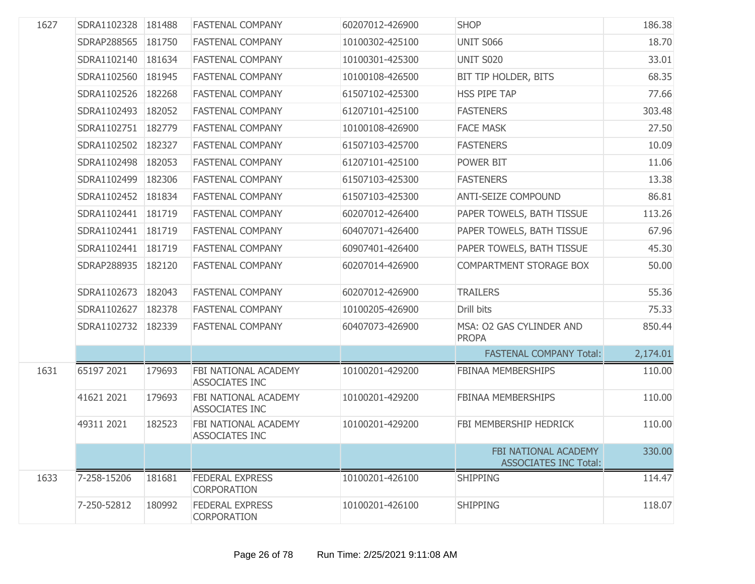| | | | | | | |
|---|---|---|---|---|---|---|
| 1627 | SDRA1102328 | 181488 | FASTENAL COMPANY | 60207012-426900 | SHOP | 186.38 |
| | SDRAP288565 | 181750 | FASTENAL COMPANY | 10100302-425100 | UNIT S066 | 18.70 |
| | SDRA1102140 | 181634 | FASTENAL COMPANY | 10100301-425300 | UNIT S020 | 33.01 |
| | SDRA1102560 | 181945 | FASTENAL COMPANY | 10100108-426500 | BIT TIP HOLDER, BITS | 68.35 |
| | SDRA1102526 | 182268 | FASTENAL COMPANY | 61507102-425300 | HSS PIPE TAP | 77.66 |
| | SDRA1102493 | 182052 | FASTENAL COMPANY | 61207101-425100 | FASTENERS | 303.48 |
| | SDRA1102751 | 182779 | FASTENAL COMPANY | 10100108-426900 | FACE MASK | 27.50 |
| | SDRA1102502 | 182327 | FASTENAL COMPANY | 61507103-425700 | FASTENERS | 10.09 |
| | SDRA1102498 | 182053 | FASTENAL COMPANY | 61207101-425100 | POWER BIT | 11.06 |
| | SDRA1102499 | 182306 | FASTENAL COMPANY | 61507103-425300 | FASTENERS | 13.38 |
| | SDRA1102452 | 181834 | FASTENAL COMPANY | 61507103-425300 | ANTI-SEIZE COMPOUND | 86.81 |
| | SDRA1102441 | 181719 | FASTENAL COMPANY | 60207012-426400 | PAPER TOWELS, BATH TISSUE | 113.26 |
| | SDRA1102441 | 181719 | FASTENAL COMPANY | 60407071-426400 | PAPER TOWELS, BATH TISSUE | 67.96 |
| | SDRA1102441 | 181719 | FASTENAL COMPANY | 60907401-426400 | PAPER TOWELS, BATH TISSUE | 45.30 |
| | SDRAP288935 | 182120 | FASTENAL COMPANY | 60207014-426900 | COMPARTMENT STORAGE BOX | 50.00 |
| | SDRA1102673 | 182043 | FASTENAL COMPANY | 60207012-426900 | TRAILERS | 55.36 |
| | SDRA1102627 | 182378 | FASTENAL COMPANY | 10100205-426900 | Drill bits | 75.33 |
| | SDRA1102732 | 182339 | FASTENAL COMPANY | 60407073-426900 | MSA: O2 GAS CYLINDER AND PROPA | 850.44 |
| | | | | | FASTENAL COMPANY Total: | 2,174.01 |
| 1631 | 65197 2021 | 179693 | FBI NATIONAL ACADEMY ASSOCIATES INC | 10100201-429200 | FBINAA MEMBERSHIPS | 110.00 |
| | 41621 2021 | 179693 | FBI NATIONAL ACADEMY ASSOCIATES INC | 10100201-429200 | FBINAA MEMBERSHIPS | 110.00 |
| | 49311 2021 | 182523 | FBI NATIONAL ACADEMY ASSOCIATES INC | 10100201-429200 | FBI MEMBERSHIP HEDRICK | 110.00 |
| | | | | | FBI NATIONAL ACADEMY ASSOCIATES INC Total: | 330.00 |
| 1633 | 7-258-15206 | 181681 | FEDERAL EXPRESS CORPORATION | 10100201-426100 | SHIPPING | 114.47 |
| | 7-250-52812 | 180992 | FEDERAL EXPRESS CORPORATION | 10100201-426100 | SHIPPING | 118.07 |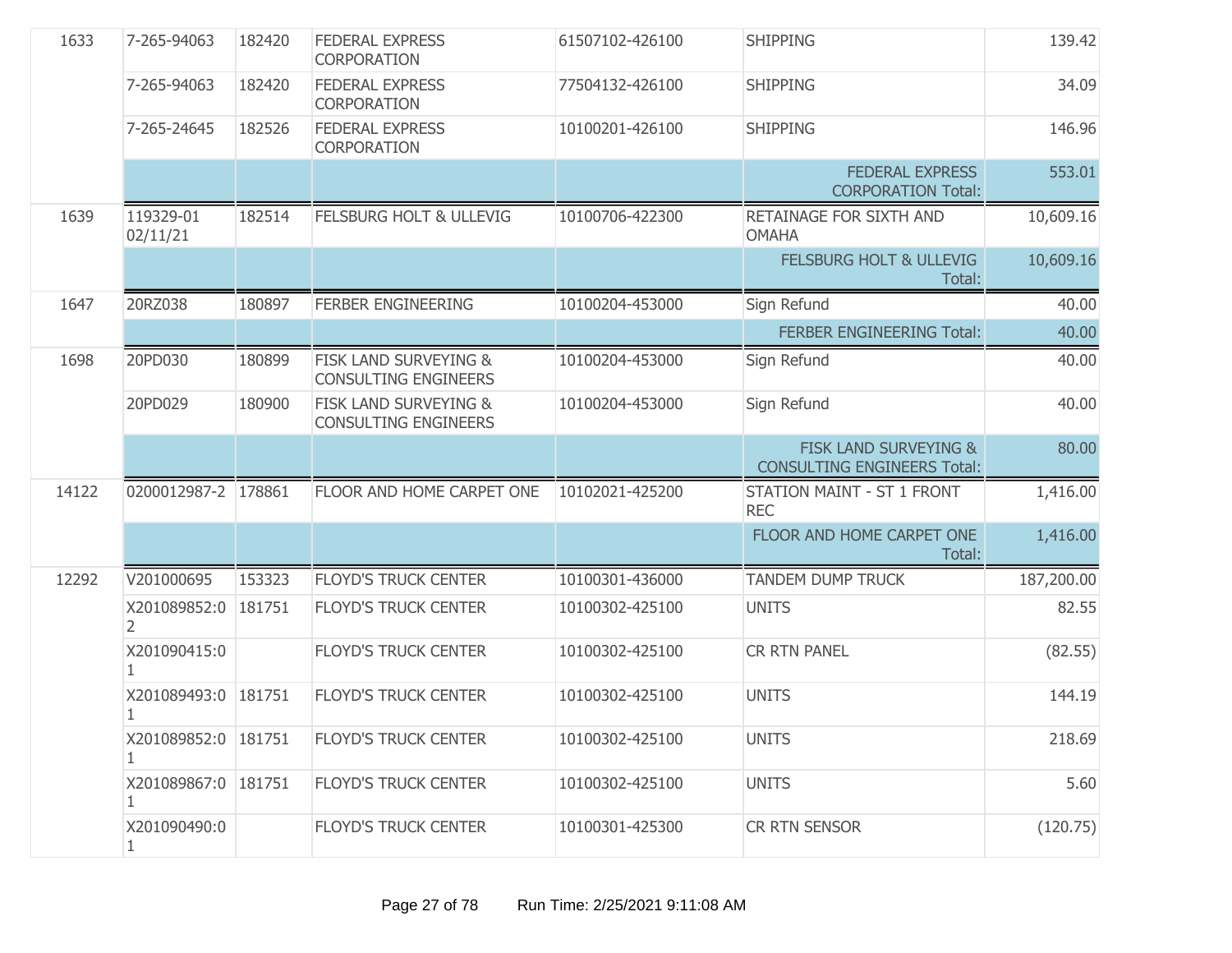| | | | | | | |
|---|---|---|---|---|---|---|
| 1633 | 7-265-94063 | 182420 | FEDERAL EXPRESS CORPORATION | 61507102-426100 | SHIPPING | 139.42 |
| | 7-265-94063 | 182420 | FEDERAL EXPRESS CORPORATION | 77504132-426100 | SHIPPING | 34.09 |
| | 7-265-24645 | 182526 | FEDERAL EXPRESS CORPORATION | 10100201-426100 | SHIPPING | 146.96 |
| | | | | | FEDERAL EXPRESS CORPORATION Total: | 553.01 |
| 1639 | 119329-01 02/11/21 | 182514 | FELSBURG HOLT & ULLEVIG | 10100706-422300 | RETAINAGE FOR SIXTH AND OMAHA | 10,609.16 |
| | | | | | FELSBURG HOLT & ULLEVIG Total: | 10,609.16 |
| 1647 | 20RZ038 | 180897 | FERBER ENGINEERING | 10100204-453000 | Sign Refund | 40.00 |
| | | | | | FERBER ENGINEERING Total: | 40.00 |
| 1698 | 20PD030 | 180899 | FISK LAND SURVEYING & CONSULTING ENGINEERS | 10100204-453000 | Sign Refund | 40.00 |
| | 20PD029 | 180900 | FISK LAND SURVEYING & CONSULTING ENGINEERS | 10100204-453000 | Sign Refund | 40.00 |
| | | | | | FISK LAND SURVEYING & CONSULTING ENGINEERS Total: | 80.00 |
| 14122 | 0200012987-2 | 178861 | FLOOR AND HOME CARPET ONE | 10102021-425200 | STATION MAINT - ST 1 FRONT REC | 1,416.00 |
| | | | | | FLOOR AND HOME CARPET ONE Total: | 1,416.00 |
| 12292 | V201000695 | 153323 | FLOYD'S TRUCK CENTER | 10100301-436000 | TANDEM DUMP TRUCK | 187,200.00 |
| | X201089852:02 | 181751 | FLOYD'S TRUCK CENTER | 10100302-425100 | UNITS | 82.55 |
| | X201090415:01 | | FLOYD'S TRUCK CENTER | 10100302-425100 | CR RTN PANEL | (82.55) |
| | X201089493:01 | 181751 | FLOYD'S TRUCK CENTER | 10100302-425100 | UNITS | 144.19 |
| | X201089852:01 | 181751 | FLOYD'S TRUCK CENTER | 10100302-425100 | UNITS | 218.69 |
| | X201089867:01 | 181751 | FLOYD'S TRUCK CENTER | 10100302-425100 | UNITS | 5.60 |
| | X201090490:01 | | FLOYD'S TRUCK CENTER | 10100301-425300 | CR RTN SENSOR | (120.75) |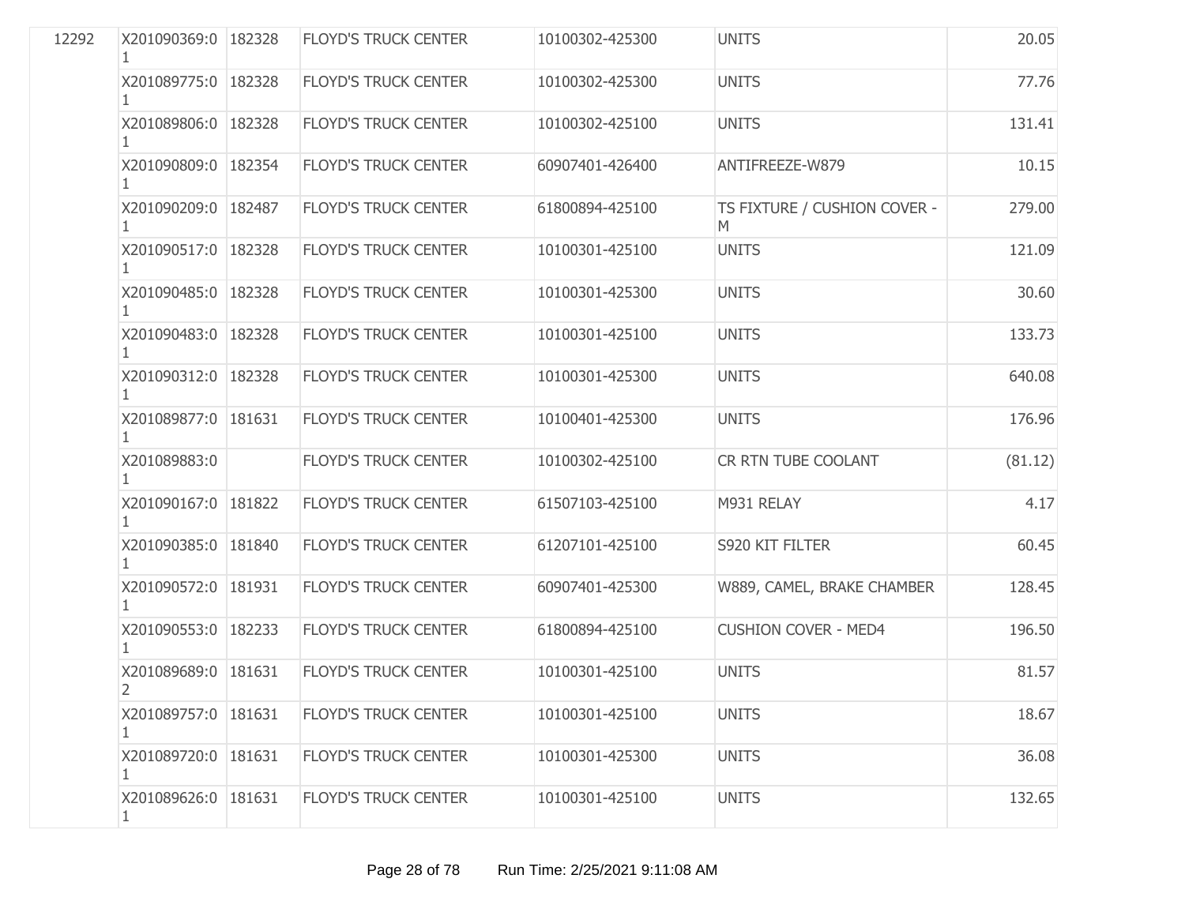| | | | | | | |
|---|---|---|---|---|---|---|
| 12292 | X201090369:01 | 182328 | FLOYD'S TRUCK CENTER | 10100302-425300 | UNITS | 20.05 |
| | X201089775:01 | 182328 | FLOYD'S TRUCK CENTER | 10100302-425300 | UNITS | 77.76 |
| | X201089806:01 | 182328 | FLOYD'S TRUCK CENTER | 10100302-425100 | UNITS | 131.41 |
| | X201090809:01 | 182354 | FLOYD'S TRUCK CENTER | 60907401-426400 | ANTIFREEZE-W879 | 10.15 |
| | X201090209:01 | 182487 | FLOYD'S TRUCK CENTER | 61800894-425100 | TS FIXTURE / CUSHION COVER - M | 279.00 |
| | X201090517:01 | 182328 | FLOYD'S TRUCK CENTER | 10100301-425100 | UNITS | 121.09 |
| | X201090485:01 | 182328 | FLOYD'S TRUCK CENTER | 10100301-425300 | UNITS | 30.60 |
| | X201090483:01 | 182328 | FLOYD'S TRUCK CENTER | 10100301-425100 | UNITS | 133.73 |
| | X201090312:01 | 182328 | FLOYD'S TRUCK CENTER | 10100301-425300 | UNITS | 640.08 |
| | X201089877:01 | 181631 | FLOYD'S TRUCK CENTER | 10100401-425300 | UNITS | 176.96 |
| | X201089883:01 | | FLOYD'S TRUCK CENTER | 10100302-425100 | CR RTN TUBE COOLANT | (81.12) |
| | X201090167:01 | 181822 | FLOYD'S TRUCK CENTER | 61507103-425100 | M931 RELAY | 4.17 |
| | X201090385:01 | 181840 | FLOYD'S TRUCK CENTER | 61207101-425100 | S920 KIT FILTER | 60.45 |
| | X201090572:01 | 181931 | FLOYD'S TRUCK CENTER | 60907401-425300 | W889, CAMEL, BRAKE CHAMBER | 128.45 |
| | X201090553:01 | 182233 | FLOYD'S TRUCK CENTER | 61800894-425100 | CUSHION COVER - MED4 | 196.50 |
| | X201089689:02 | 181631 | FLOYD'S TRUCK CENTER | 10100301-425100 | UNITS | 81.57 |
| | X201089757:01 | 181631 | FLOYD'S TRUCK CENTER | 10100301-425100 | UNITS | 18.67 |
| | X201089720:01 | 181631 | FLOYD'S TRUCK CENTER | 10100301-425300 | UNITS | 36.08 |
| | X201089626:01 | 181631 | FLOYD'S TRUCK CENTER | 10100301-425100 | UNITS | 132.65 |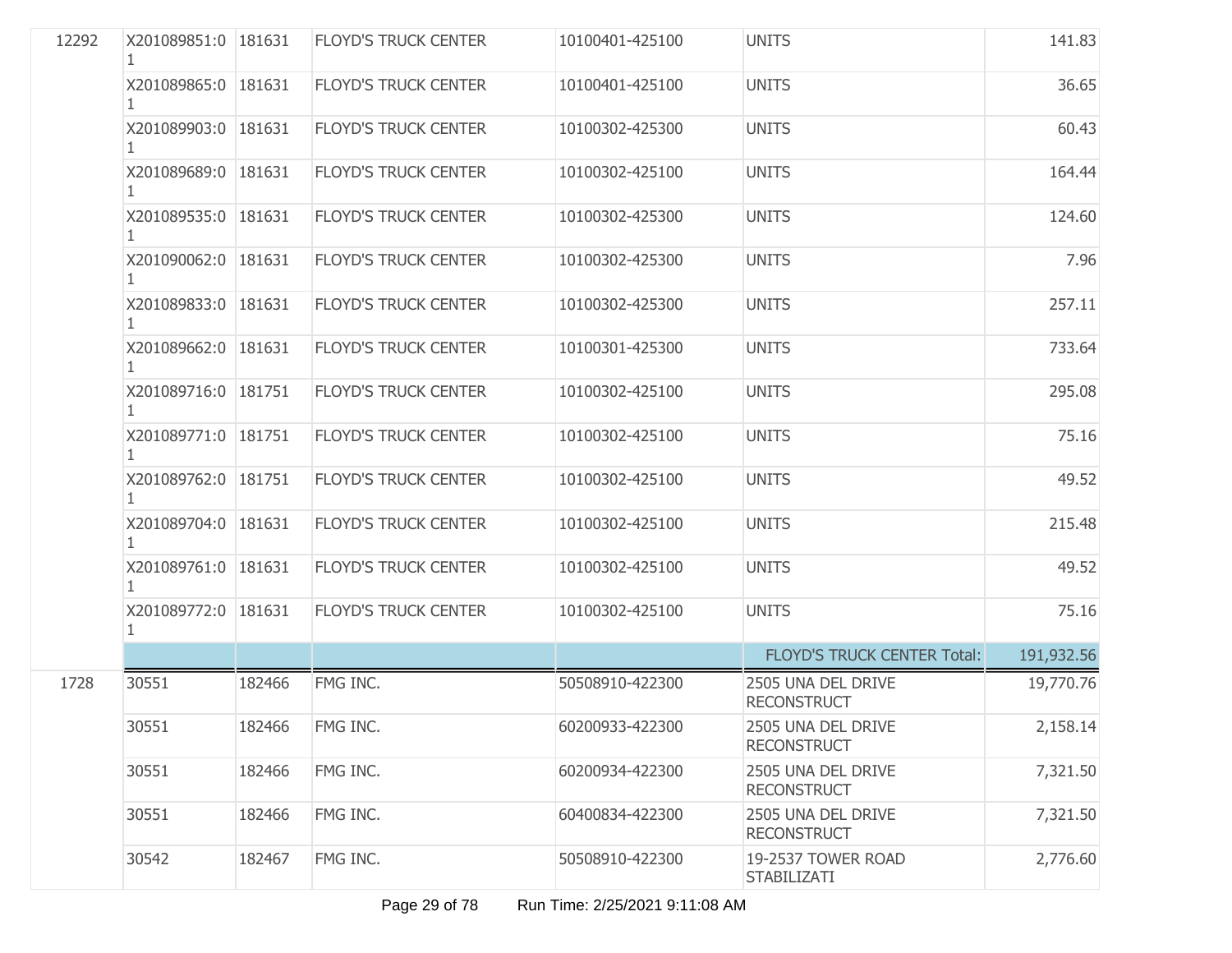| | | | | | | |
|---|---|---|---|---|---|---|
| 12292 | X201089851:01 | 181631 | FLOYD'S TRUCK CENTER | 10100401-425100 | UNITS | 141.83 |
| | X201089865:01 | 181631 | FLOYD'S TRUCK CENTER | 10100401-425100 | UNITS | 36.65 |
| | X201089903:01 | 181631 | FLOYD'S TRUCK CENTER | 10100302-425300 | UNITS | 60.43 |
| | X201089689:01 | 181631 | FLOYD'S TRUCK CENTER | 10100302-425100 | UNITS | 164.44 |
| | X201089535:01 | 181631 | FLOYD'S TRUCK CENTER | 10100302-425300 | UNITS | 124.60 |
| | X201090062:01 | 181631 | FLOYD'S TRUCK CENTER | 10100302-425300 | UNITS | 7.96 |
| | X201089833:01 | 181631 | FLOYD'S TRUCK CENTER | 10100302-425300 | UNITS | 257.11 |
| | X201089662:01 | 181631 | FLOYD'S TRUCK CENTER | 10100301-425300 | UNITS | 733.64 |
| | X201089716:01 | 181751 | FLOYD'S TRUCK CENTER | 10100302-425100 | UNITS | 295.08 |
| | X201089771:01 | 181751 | FLOYD'S TRUCK CENTER | 10100302-425100 | UNITS | 75.16 |
| | X201089762:01 | 181751 | FLOYD'S TRUCK CENTER | 10100302-425100 | UNITS | 49.52 |
| | X201089704:01 | 181631 | FLOYD'S TRUCK CENTER | 10100302-425100 | UNITS | 215.48 |
| | X201089761:01 | 181631 | FLOYD'S TRUCK CENTER | 10100302-425100 | UNITS | 49.52 |
| | X201089772:01 | 181631 | FLOYD'S TRUCK CENTER | 10100302-425100 | UNITS | 75.16 |
| | | | | | FLOYD'S TRUCK CENTER Total: | 191,932.56 |
| 1728 | 30551 | 182466 | FMG INC. | 50508910-422300 | 2505 UNA DEL DRIVE RECONSTRUCT | 19,770.76 |
| | 30551 | 182466 | FMG INC. | 60200933-422300 | 2505 UNA DEL DRIVE RECONSTRUCT | 2,158.14 |
| | 30551 | 182466 | FMG INC. | 60200934-422300 | 2505 UNA DEL DRIVE RECONSTRUCT | 7,321.50 |
| | 30551 | 182466 | FMG INC. | 60400834-422300 | 2505 UNA DEL DRIVE RECONSTRUCT | 7,321.50 |
| | 30542 | 182467 | FMG INC. | 50508910-422300 | 19-2537 TOWER ROAD STABILIZATI | 2,776.60 |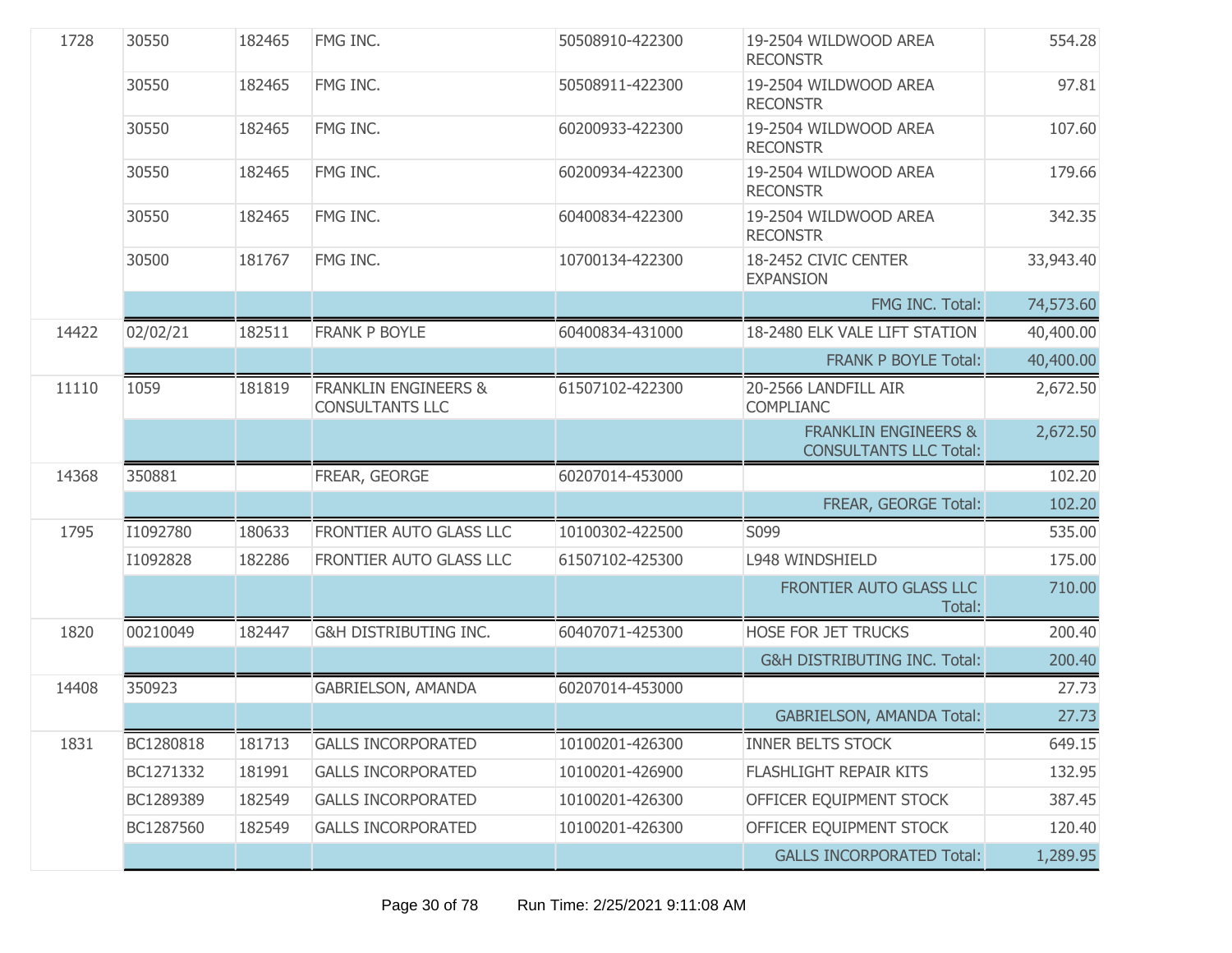| | | | | | | |
|---|---|---|---|---|---|---|
| 1728 | 30550 | 182465 | FMG INC. | 50508910-422300 | 19-2504 WILDWOOD AREA RECONSTR | 554.28 |
| | 30550 | 182465 | FMG INC. | 50508911-422300 | 19-2504 WILDWOOD AREA RECONSTR | 97.81 |
| | 30550 | 182465 | FMG INC. | 60200933-422300 | 19-2504 WILDWOOD AREA RECONSTR | 107.60 |
| | 30550 | 182465 | FMG INC. | 60200934-422300 | 19-2504 WILDWOOD AREA RECONSTR | 179.66 |
| | 30550 | 182465 | FMG INC. | 60400834-422300 | 19-2504 WILDWOOD AREA RECONSTR | 342.35 |
| | 30500 | 181767 | FMG INC. | 10700134-422300 | 18-2452 CIVIC CENTER EXPANSION | 33,943.40 |
| | | | | | FMG INC. Total: | 74,573.60 |
| 14422 | 02/02/21 | 182511 | FRANK P BOYLE | 60400834-431000 | 18-2480 ELK VALE LIFT STATION | 40,400.00 |
| | | | | | FRANK P BOYLE Total: | 40,400.00 |
| 11110 | 1059 | 181819 | FRANKLIN ENGINEERS & CONSULTANTS LLC | 61507102-422300 | 20-2566 LANDFILL AIR COMPLIANC | 2,672.50 |
| | | | | | FRANKLIN ENGINEERS & CONSULTANTS LLC Total: | 2,672.50 |
| 14368 | 350881 | | FREAR, GEORGE | 60207014-453000 | | 102.20 |
| | | | | | FREAR, GEORGE Total: | 102.20 |
| 1795 | I1092780 | 180633 | FRONTIER AUTO GLASS LLC | 10100302-422500 | S099 | 535.00 |
| | I1092828 | 182286 | FRONTIER AUTO GLASS LLC | 61507102-425300 | L948 WINDSHIELD | 175.00 |
| | | | | | FRONTIER AUTO GLASS LLC Total: | 710.00 |
| 1820 | 00210049 | 182447 | G&H DISTRIBUTING INC. | 60407071-425300 | HOSE FOR JET TRUCKS | 200.40 |
| | | | | | G&H DISTRIBUTING INC. Total: | 200.40 |
| 14408 | 350923 | | GABRIELSON, AMANDA | 60207014-453000 | | 27.73 |
| | | | | | GABRIELSON, AMANDA Total: | 27.73 |
| 1831 | BC1280818 | 181713 | GALLS INCORPORATED | 10100201-426300 | INNER BELTS STOCK | 649.15 |
| | BC1271332 | 181991 | GALLS INCORPORATED | 10100201-426900 | FLASHLIGHT REPAIR KITS | 132.95 |
| | BC1289389 | 182549 | GALLS INCORPORATED | 10100201-426300 | OFFICER EQUIPMENT STOCK | 387.45 |
| | BC1287560 | 182549 | GALLS INCORPORATED | 10100201-426300 | OFFICER EQUIPMENT STOCK | 120.40 |
| | | | | | GALLS INCORPORATED Total: | 1,289.95 |

Run Time: 2/25/2021 9:11:08 AM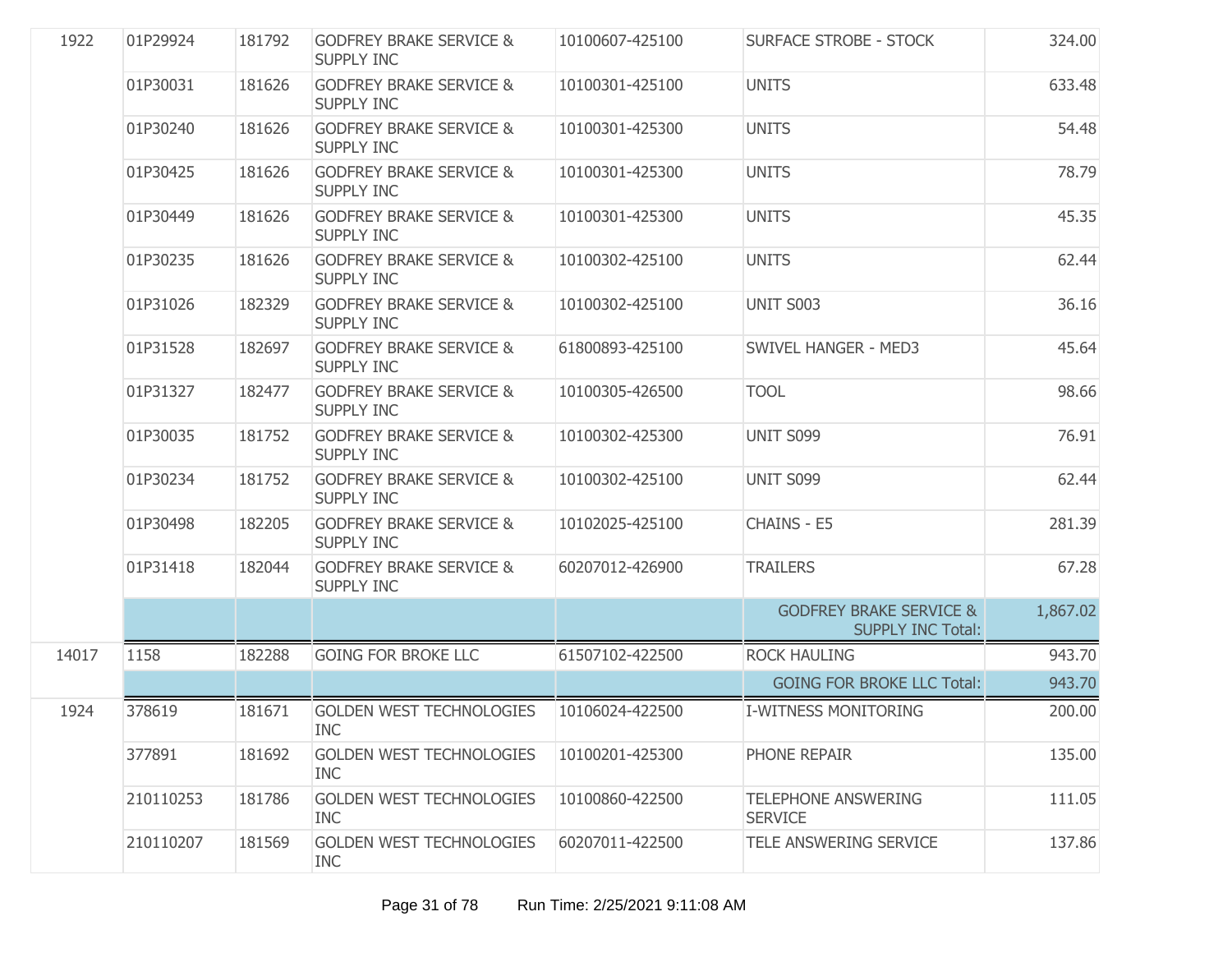| | | | | | | |
|---|---|---|---|---|---|---|
| 1922 | 01P29924 | 181792 | GODFREY BRAKE SERVICE & SUPPLY INC | 10100607-425100 | SURFACE STROBE - STOCK | 324.00 |
| | 01P30031 | 181626 | GODFREY BRAKE SERVICE & SUPPLY INC | 10100301-425100 | UNITS | 633.48 |
| | 01P30240 | 181626 | GODFREY BRAKE SERVICE & SUPPLY INC | 10100301-425300 | UNITS | 54.48 |
| | 01P30425 | 181626 | GODFREY BRAKE SERVICE & SUPPLY INC | 10100301-425300 | UNITS | 78.79 |
| | 01P30449 | 181626 | GODFREY BRAKE SERVICE & SUPPLY INC | 10100301-425300 | UNITS | 45.35 |
| | 01P30235 | 181626 | GODFREY BRAKE SERVICE & SUPPLY INC | 10100302-425100 | UNITS | 62.44 |
| | 01P31026 | 182329 | GODFREY BRAKE SERVICE & SUPPLY INC | 10100302-425100 | UNIT S003 | 36.16 |
| | 01P31528 | 182697 | GODFREY BRAKE SERVICE & SUPPLY INC | 61800893-425100 | SWIVEL HANGER - MED3 | 45.64 |
| | 01P31327 | 182477 | GODFREY BRAKE SERVICE & SUPPLY INC | 10100305-426500 | TOOL | 98.66 |
| | 01P30035 | 181752 | GODFREY BRAKE SERVICE & SUPPLY INC | 10100302-425300 | UNIT S099 | 76.91 |
| | 01P30234 | 181752 | GODFREY BRAKE SERVICE & SUPPLY INC | 10100302-425100 | UNIT S099 | 62.44 |
| | 01P30498 | 182205 | GODFREY BRAKE SERVICE & SUPPLY INC | 10102025-425100 | CHAINS - E5 | 281.39 |
| | 01P31418 | 182044 | GODFREY BRAKE SERVICE & SUPPLY INC | 60207012-426900 | TRAILERS | 67.28 |
| | | | | | GODFREY BRAKE SERVICE & SUPPLY INC Total: | 1,867.02 |
| 14017 | 1158 | 182288 | GOING FOR BROKE LLC | 61507102-422500 | ROCK HAULING | 943.70 |
| | | | | | GOING FOR BROKE LLC Total: | 943.70 |
| 1924 | 378619 | 181671 | GOLDEN WEST TECHNOLOGIES INC | 10106024-422500 | I-WITNESS MONITORING | 200.00 |
| | 377891 | 181692 | GOLDEN WEST TECHNOLOGIES INC | 10100201-425300 | PHONE REPAIR | 135.00 |
| | 210110253 | 181786 | GOLDEN WEST TECHNOLOGIES INC | 10100860-422500 | TELEPHONE ANSWERING SERVICE | 111.05 |
| | 210110207 | 181569 | GOLDEN WEST TECHNOLOGIES INC | 60207011-422500 | TELE ANSWERING SERVICE | 137.86 |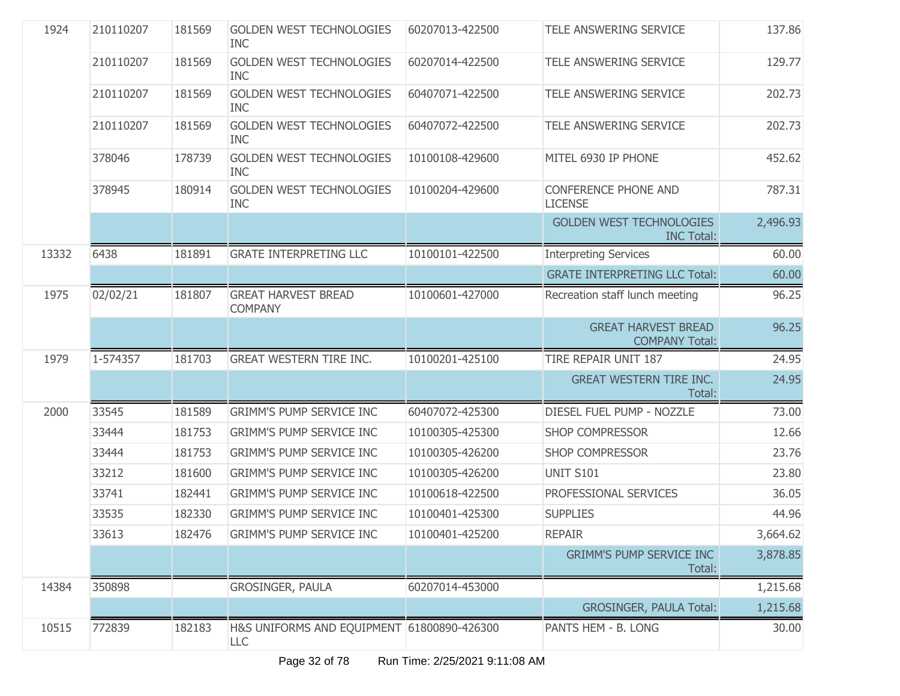| | | | | | | |
|---|---|---|---|---|---|---|
| 1924 | 210110207 | 181569 | GOLDEN WEST TECHNOLOGIES INC | 60207013-422500 | TELE ANSWERING SERVICE | 137.86 |
| | 210110207 | 181569 | GOLDEN WEST TECHNOLOGIES INC | 60207014-422500 | TELE ANSWERING SERVICE | 129.77 |
| | 210110207 | 181569 | GOLDEN WEST TECHNOLOGIES INC | 60407071-422500 | TELE ANSWERING SERVICE | 202.73 |
| | 210110207 | 181569 | GOLDEN WEST TECHNOLOGIES INC | 60407072-422500 | TELE ANSWERING SERVICE | 202.73 |
| | 378046 | 178739 | GOLDEN WEST TECHNOLOGIES INC | 10100108-429600 | MITEL 6930 IP PHONE | 452.62 |
| | 378945 | 180914 | GOLDEN WEST TECHNOLOGIES INC | 10100204-429600 | CONFERENCE PHONE AND LICENSE | 787.31 |
| | | | | | GOLDEN WEST TECHNOLOGIES INC Total: | 2,496.93 |
| 13332 | 6438 | 181891 | GRATE INTERPRETING LLC | 10100101-422500 | Interpreting Services | 60.00 |
| | | | | | GRATE INTERPRETING LLC Total: | 60.00 |
| 1975 | 02/02/21 | 181807 | GREAT HARVEST BREAD COMPANY | 10100601-427000 | Recreation staff lunch meeting | 96.25 |
| | | | | | GREAT HARVEST BREAD COMPANY Total: | 96.25 |
| 1979 | 1-574357 | 181703 | GREAT WESTERN TIRE INC. | 10100201-425100 | TIRE REPAIR UNIT 187 | 24.95 |
| | | | | | GREAT WESTERN TIRE INC. Total: | 24.95 |
| 2000 | 33545 | 181589 | GRIMM'S PUMP SERVICE INC | 60407072-425300 | DIESEL FUEL PUMP - NOZZLE | 73.00 |
| | 33444 | 181753 | GRIMM'S PUMP SERVICE INC | 10100305-425300 | SHOP COMPRESSOR | 12.66 |
| | 33444 | 181753 | GRIMM'S PUMP SERVICE INC | 10100305-426200 | SHOP COMPRESSOR | 23.76 |
| | 33212 | 181600 | GRIMM'S PUMP SERVICE INC | 10100305-426200 | UNIT S101 | 23.80 |
| | 33741 | 182441 | GRIMM'S PUMP SERVICE INC | 10100618-422500 | PROFESSIONAL SERVICES | 36.05 |
| | 33535 | 182330 | GRIMM'S PUMP SERVICE INC | 10100401-425300 | SUPPLIES | 44.96 |
| | 33613 | 182476 | GRIMM'S PUMP SERVICE INC | 10100401-425200 | REPAIR | 3,664.62 |
| | | | | | GRIMM'S PUMP SERVICE INC Total: | 3,878.85 |
| 14384 | 350898 | | GROSINGER, PAULA | 60207014-453000 | | 1,215.68 |
| | | | | | GROSINGER, PAULA Total: | 1,215.68 |
| 10515 | 772839 | 182183 | H&S UNIFORMS AND EQUIPMENT LLC | 61800890-426300 | PANTS HEM - B. LONG | 30.00 |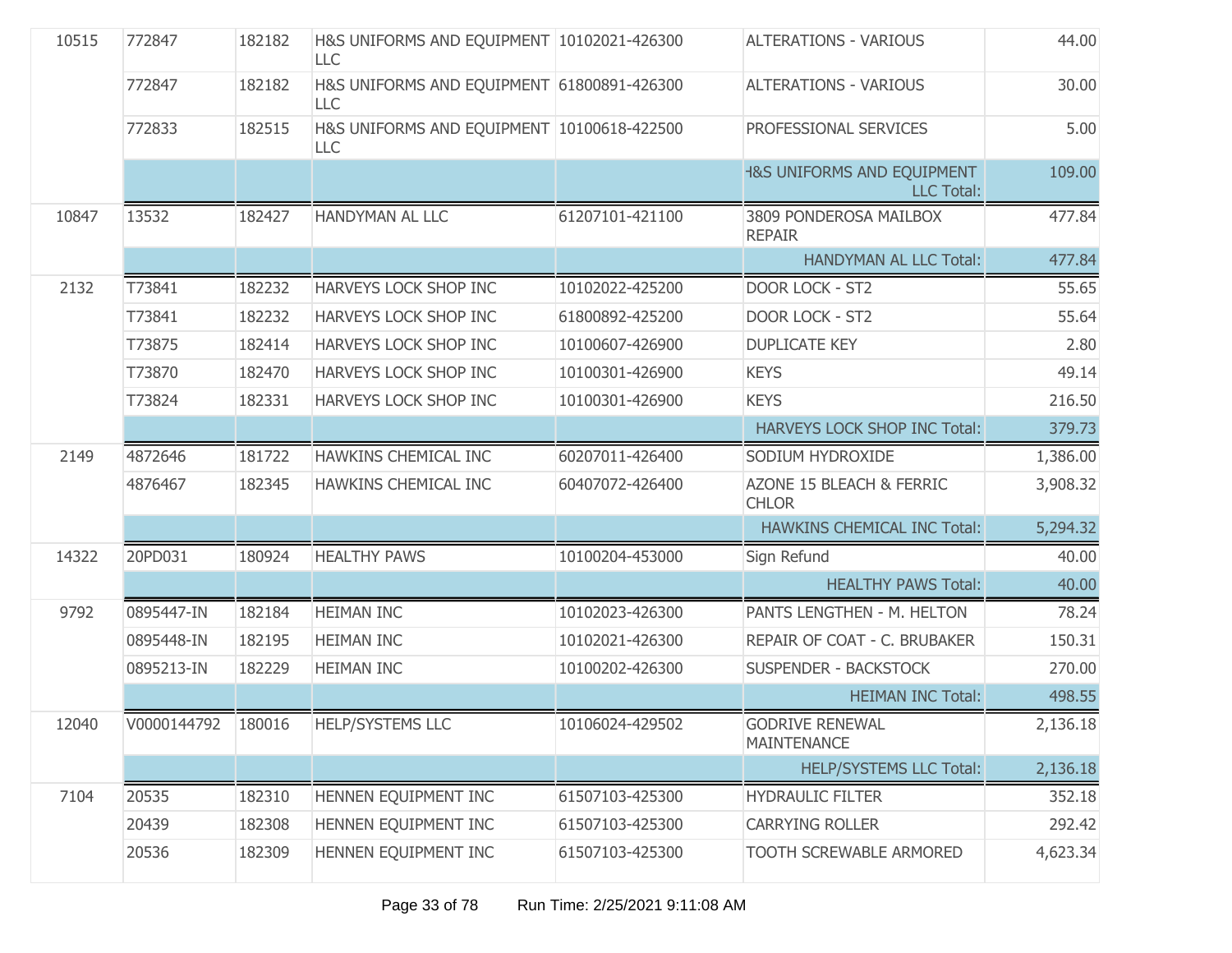| | | | | | | |
|---|---|---|---|---|---|---|
| 10515 | 772847 | 182182 | H&S UNIFORMS AND EQUIPMENT LLC | 10102021-426300 | ALTERATIONS - VARIOUS | 44.00 |
| | 772847 | 182182 | H&S UNIFORMS AND EQUIPMENT LLC | 61800891-426300 | ALTERATIONS - VARIOUS | 30.00 |
| | 772833 | 182515 | H&S UNIFORMS AND EQUIPMENT LLC | 10100618-422500 | PROFESSIONAL SERVICES | 5.00 |
| | | | | | H&S UNIFORMS AND EQUIPMENT LLC Total: | 109.00 |
| 10847 | 13532 | 182427 | HANDYMAN AL LLC | 61207101-421100 | 3809 PONDEROSA MAILBOX REPAIR | 477.84 |
| | | | | | HANDYMAN AL LLC Total: | 477.84 |
| 2132 | T73841 | 182232 | HARVEYS LOCK SHOP INC | 10102022-425200 | DOOR LOCK - ST2 | 55.65 |
| | T73841 | 182232 | HARVEYS LOCK SHOP INC | 61800892-425200 | DOOR LOCK - ST2 | 55.64 |
| | T73875 | 182414 | HARVEYS LOCK SHOP INC | 10100607-426900 | DUPLICATE KEY | 2.80 |
| | T73870 | 182470 | HARVEYS LOCK SHOP INC | 10100301-426900 | KEYS | 49.14 |
| | T73824 | 182331 | HARVEYS LOCK SHOP INC | 10100301-426900 | KEYS | 216.50 |
| | | | | | HARVEYS LOCK SHOP INC Total: | 379.73 |
| 2149 | 4872646 | 181722 | HAWKINS CHEMICAL INC | 60207011-426400 | SODIUM HYDROXIDE | 1,386.00 |
| | 4876467 | 182345 | HAWKINS CHEMICAL INC | 60407072-426400 | AZONE 15 BLEACH & FERRIC CHLOR | 3,908.32 |
| | | | | | HAWKINS CHEMICAL INC Total: | 5,294.32 |
| 14322 | 20PD031 | 180924 | HEALTHY PAWS | 10100204-453000 | Sign Refund | 40.00 |
| | | | | | HEALTHY PAWS Total: | 40.00 |
| 9792 | 0895447-IN | 182184 | HEIMAN INC | 10102023-426300 | PANTS LENGTHEN - M. HELTON | 78.24 |
| | 0895448-IN | 182195 | HEIMAN INC | 10102021-426300 | REPAIR OF COAT - C. BRUBAKER | 150.31 |
| | 0895213-IN | 182229 | HEIMAN INC | 10100202-426300 | SUSPENDER - BACKSTOCK | 270.00 |
| | | | | | HEIMAN INC Total: | 498.55 |
| 12040 | V0000144792 | 180016 | HELP/SYSTEMS LLC | 10106024-429502 | GODRIVE RENEWAL MAINTENANCE | 2,136.18 |
| | | | | | HELP/SYSTEMS LLC Total: | 2,136.18 |
| 7104 | 20535 | 182310 | HENNEN EQUIPMENT INC | 61507103-425300 | HYDRAULIC FILTER | 352.18 |
| | 20439 | 182308 | HENNEN EQUIPMENT INC | 61507103-425300 | CARRYING ROLLER | 292.42 |
| | 20536 | 182309 | HENNEN EQUIPMENT INC | 61507103-425300 | TOOTH SCREWABLE ARMORED | 4,623.34 |

Run Time: 2/25/2021 9:11:08 AM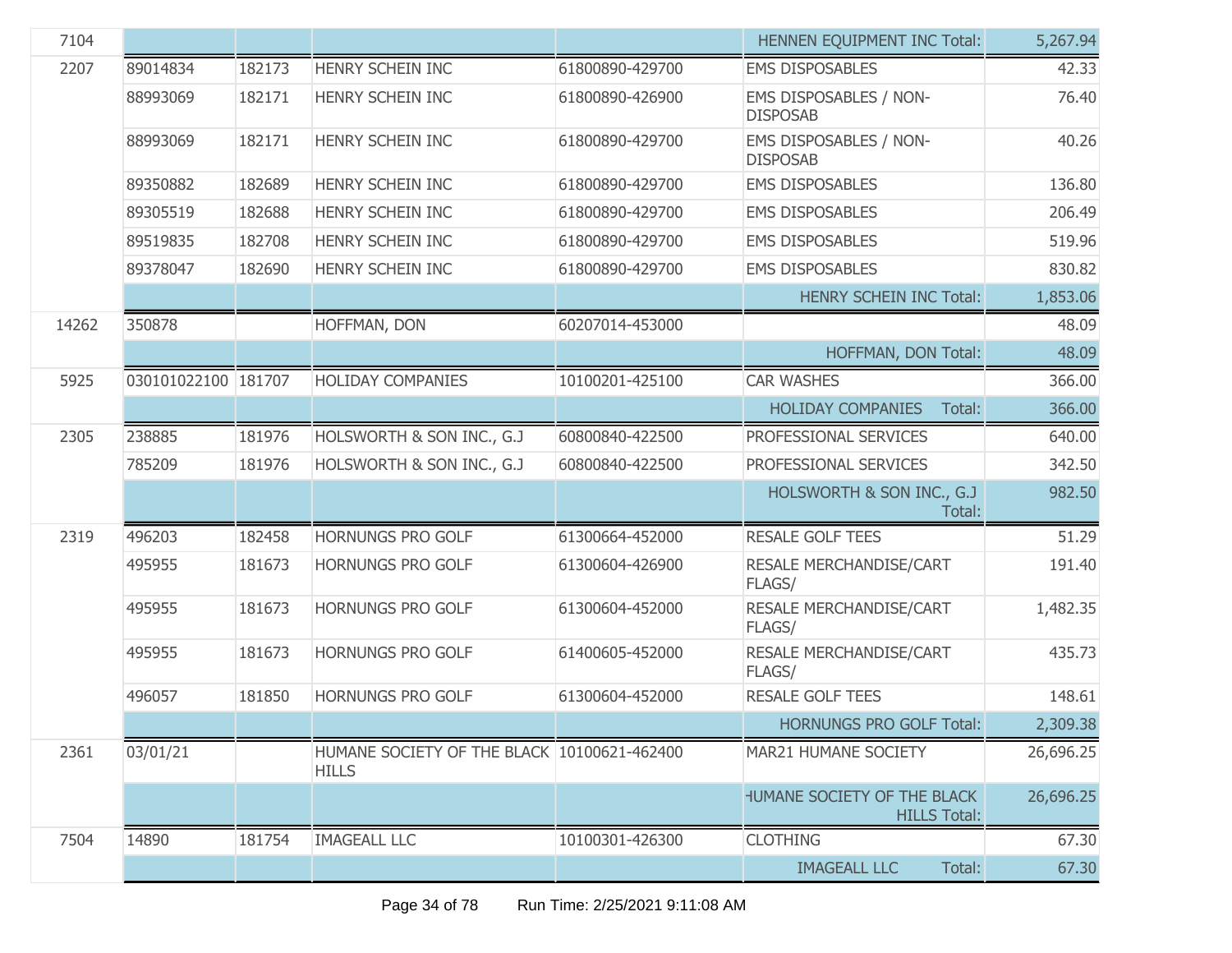| | | | | | | |
|---|---|---|---|---|---|---|
| 7104 | | | | | HENNEN EQUIPMENT INC Total: | 5,267.94 |
| 2207 | 89014834 | 182173 | HENRY SCHEIN INC | 61800890-429700 | EMS DISPOSABLES | 42.33 |
| | 88993069 | 182171 | HENRY SCHEIN INC | 61800890-426900 | EMS DISPOSABLES / NON-DISPOSAB | 76.40 |
| | 88993069 | 182171 | HENRY SCHEIN INC | 61800890-429700 | EMS DISPOSABLES / NON-DISPOSAB | 40.26 |
| | 89350882 | 182689 | HENRY SCHEIN INC | 61800890-429700 | EMS DISPOSABLES | 136.80 |
| | 89305519 | 182688 | HENRY SCHEIN INC | 61800890-429700 | EMS DISPOSABLES | 206.49 |
| | 89519835 | 182708 | HENRY SCHEIN INC | 61800890-429700 | EMS DISPOSABLES | 519.96 |
| | 89378047 | 182690 | HENRY SCHEIN INC | 61800890-429700 | EMS DISPOSABLES | 830.82 |
| | | | | | HENRY SCHEIN INC Total: | 1,853.06 |
| 14262 | 350878 | | HOFFMAN, DON | 60207014-453000 | | 48.09 |
| | | | | | HOFFMAN, DON Total: | 48.09 |
| 5925 | 030101022100 | 181707 | HOLIDAY COMPANIES | 10100201-425100 | CAR WASHES | 366.00 |
| | | | | | HOLIDAY COMPANIES Total: | 366.00 |
| 2305 | 238885 | 181976 | HOLSWORTH & SON INC., G.J | 60800840-422500 | PROFESSIONAL SERVICES | 640.00 |
| | 785209 | 181976 | HOLSWORTH & SON INC., G.J | 60800840-422500 | PROFESSIONAL SERVICES | 342.50 |
| | | | | | HOLSWORTH & SON INC., G.J Total: | 982.50 |
| 2319 | 496203 | 182458 | HORNUNGS PRO GOLF | 61300664-452000 | RESALE GOLF TEES | 51.29 |
| | 495955 | 181673 | HORNUNGS PRO GOLF | 61300604-426900 | RESALE MERCHANDISE/CART FLAGS/ | 191.40 |
| | 495955 | 181673 | HORNUNGS PRO GOLF | 61300604-452000 | RESALE MERCHANDISE/CART FLAGS/ | 1,482.35 |
| | 495955 | 181673 | HORNUNGS PRO GOLF | 61400605-452000 | RESALE MERCHANDISE/CART FLAGS/ | 435.73 |
| | 496057 | 181850 | HORNUNGS PRO GOLF | 61300604-452000 | RESALE GOLF TEES | 148.61 |
| | | | | | HORNUNGS PRO GOLF Total: | 2,309.38 |
| 2361 | 03/01/21 | | HUMANE SOCIETY OF THE BLACK HILLS | 10100621-462400 | MAR21 HUMANE SOCIETY | 26,696.25 |
| | | | | | HUMANE SOCIETY OF THE BLACK HILLS Total: | 26,696.25 |
| 7504 | 14890 | 181754 | IMAGEALL LLC | 10100301-426300 | CLOTHING | 67.30 |
| | | | | | IMAGEALL LLC Total: | 67.30 |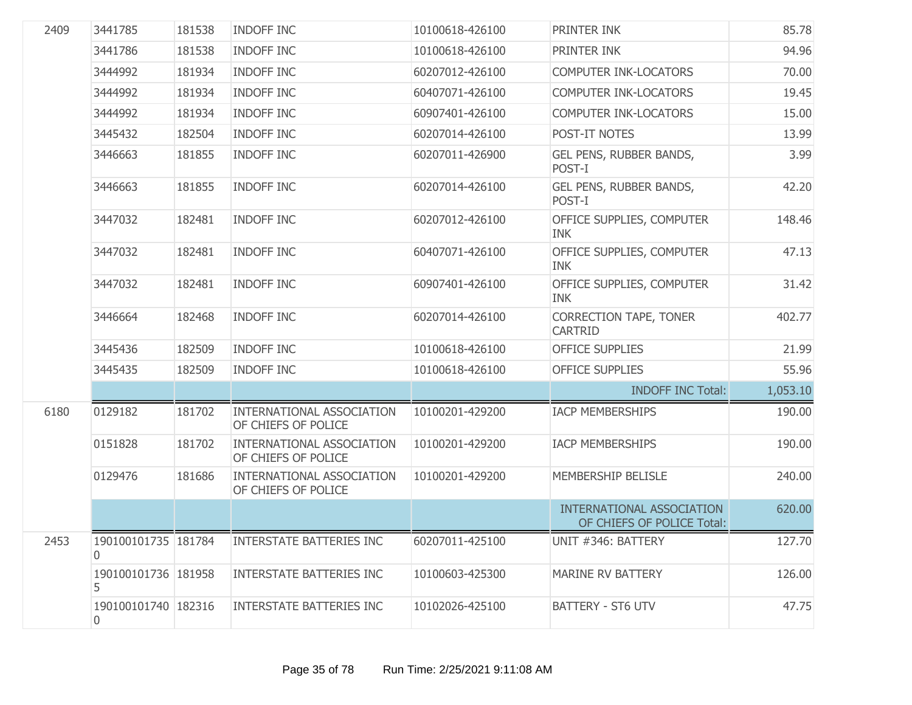| | | | | | | |
|---|---|---|---|---|---|---|
| 2409 | 3441785 | 181538 | INDOFF INC | 10100618-426100 | PRINTER INK | 85.78 |
| | 3441786 | 181538 | INDOFF INC | 10100618-426100 | PRINTER INK | 94.96 |
| | 3444992 | 181934 | INDOFF INC | 60207012-426100 | COMPUTER INK-LOCATORS | 70.00 |
| | 3444992 | 181934 | INDOFF INC | 60407071-426100 | COMPUTER INK-LOCATORS | 19.45 |
| | 3444992 | 181934 | INDOFF INC | 60907401-426100 | COMPUTER INK-LOCATORS | 15.00 |
| | 3445432 | 182504 | INDOFF INC | 60207014-426100 | POST-IT NOTES | 13.99 |
| | 3446663 | 181855 | INDOFF INC | 60207011-426900 | GEL PENS, RUBBER BANDS, POST-I | 3.99 |
| | 3446663 | 181855 | INDOFF INC | 60207014-426100 | GEL PENS, RUBBER BANDS, POST-I | 42.20 |
| | 3447032 | 182481 | INDOFF INC | 60207012-426100 | OFFICE SUPPLIES, COMPUTER INK | 148.46 |
| | 3447032 | 182481 | INDOFF INC | 60407071-426100 | OFFICE SUPPLIES, COMPUTER INK | 47.13 |
| | 3447032 | 182481 | INDOFF INC | 60907401-426100 | OFFICE SUPPLIES, COMPUTER INK | 31.42 |
| | 3446664 | 182468 | INDOFF INC | 60207014-426100 | CORRECTION TAPE, TONER CARTRID | 402.77 |
| | 3445436 | 182509 | INDOFF INC | 10100618-426100 | OFFICE SUPPLIES | 21.99 |
| | 3445435 | 182509 | INDOFF INC | 10100618-426100 | OFFICE SUPPLIES | 55.96 |
| | | | | | INDOFF INC Total: | 1,053.10 |
| 6180 | 0129182 | 181702 | INTERNATIONAL ASSOCIATION OF CHIEFS OF POLICE | 10100201-429200 | IACP MEMBERSHIPS | 190.00 |
| | 0151828 | 181702 | INTERNATIONAL ASSOCIATION OF CHIEFS OF POLICE | 10100201-429200 | IACP MEMBERSHIPS | 190.00 |
| | 0129476 | 181686 | INTERNATIONAL ASSOCIATION OF CHIEFS OF POLICE | 10100201-429200 | MEMBERSHIP BELISLE | 240.00 |
| | | | | | INTERNATIONAL ASSOCIATION OF CHIEFS OF POLICE Total: | 620.00 |
| 2453 | 1901001017350 | 181784 | INTERSTATE BATTERIES INC | 60207011-425100 | UNIT #346: BATTERY | 127.70 |
| | 1901001017365 | 181958 | INTERSTATE BATTERIES INC | 10100603-425300 | MARINE RV BATTERY | 126.00 |
| | 1901001017400 | 182316 | INTERSTATE BATTERIES INC | 10102026-425100 | BATTERY - ST6 UTV | 47.75 |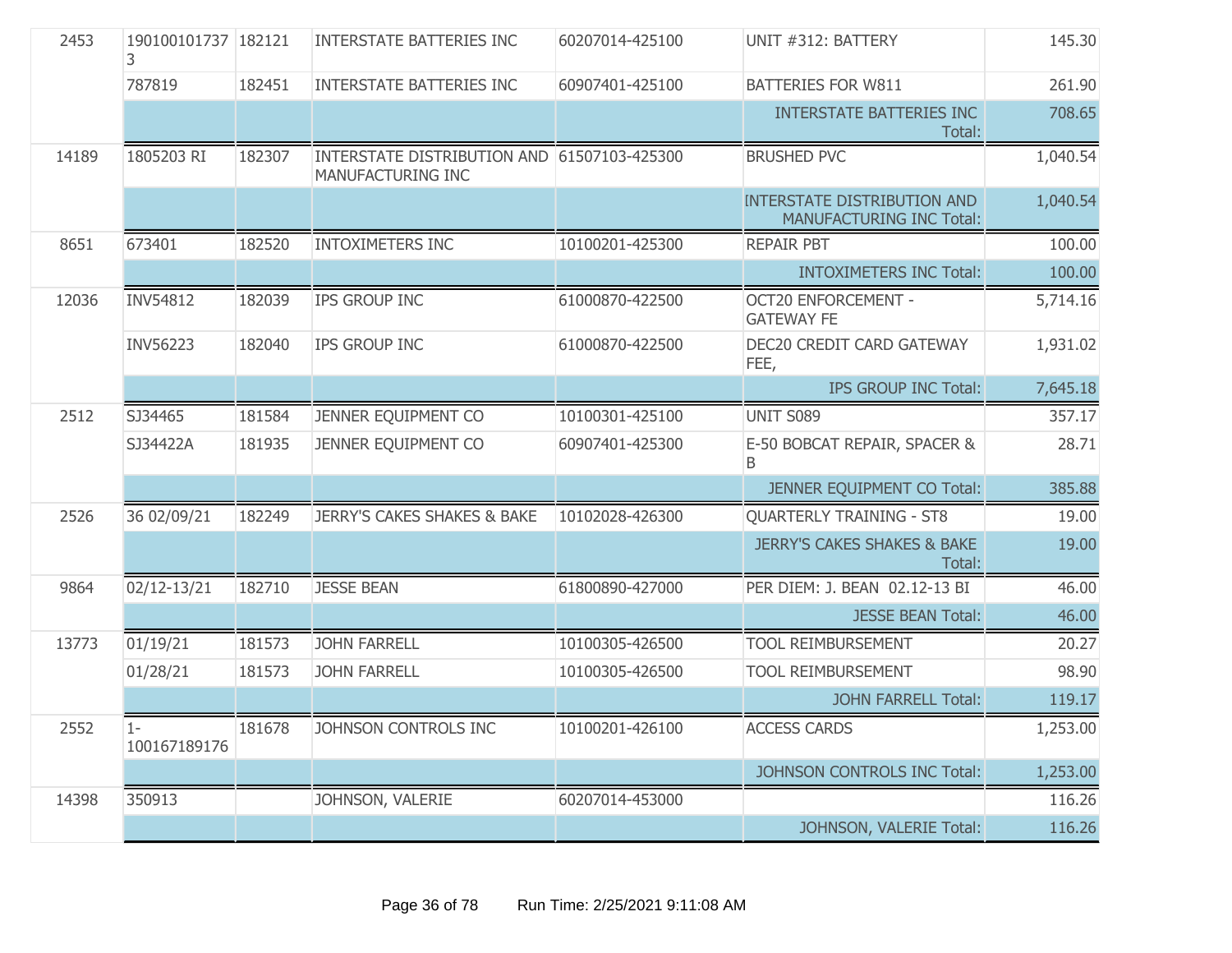| | | | | | | |
|---|---|---|---|---|---|---|
| 2453 | 1901001017373 | 182121 | INTERSTATE BATTERIES INC | 60207014-425100 | UNIT #312: BATTERY | 145.30 |
| | 787819 | 182451 | INTERSTATE BATTERIES INC | 60907401-425100 | BATTERIES FOR W811 | 261.90 |
| | | | | | INTERSTATE BATTERIES INC Total: | 708.65 |
| 14189 | 1805203 RI | 182307 | INTERSTATE DISTRIBUTION AND MANUFACTURING INC | 61507103-425300 | BRUSHED PVC | 1,040.54 |
| | | | | | INTERSTATE DISTRIBUTION AND MANUFACTURING INC Total: | 1,040.54 |
| 8651 | 673401 | 182520 | INTOXIMETERS INC | 10100201-425300 | REPAIR PBT | 100.00 |
| | | | | | INTOXIMETERS INC Total: | 100.00 |
| 12036 | INV54812 | 182039 | IPS GROUP INC | 61000870-422500 | OCT20 ENFORCEMENT - GATEWAY FE | 5,714.16 |
| | INV56223 | 182040 | IPS GROUP INC | 61000870-422500 | DEC20 CREDIT CARD GATEWAY FEE, | 1,931.02 |
| | | | | | IPS GROUP INC Total: | 7,645.18 |
| 2512 | SJ34465 | 181584 | JENNER EQUIPMENT CO | 10100301-425100 | UNIT S089 | 357.17 |
| | SJ34422A | 181935 | JENNER EQUIPMENT CO | 60907401-425300 | E-50 BOBCAT REPAIR, SPACER & B | 28.71 |
| | | | | | JENNER EQUIPMENT CO Total: | 385.88 |
| 2526 | 36 02/09/21 | 182249 | JERRY'S CAKES SHAKES & BAKE | 10102028-426300 | QUARTERLY TRAINING - ST8 | 19.00 |
| | | | | | JERRY'S CAKES SHAKES & BAKE Total: | 19.00 |
| 9864 | 02/12-13/21 | 182710 | JESSE BEAN | 61800890-427000 | PER DIEM: J. BEAN 02.12-13 BI | 46.00 |
| | | | | | JESSE BEAN Total: | 46.00 |
| 13773 | 01/19/21 | 181573 | JOHN FARRELL | 10100305-426500 | TOOL REIMBURSEMENT | 20.27 |
| | 01/28/21 | 181573 | JOHN FARRELL | 10100305-426500 | TOOL REIMBURSEMENT | 98.90 |
| | | | | | JOHN FARRELL Total: | 119.17 |
| 2552 | 1-100167189176 | 181678 | JOHNSON CONTROLS INC | 10100201-426100 | ACCESS CARDS | 1,253.00 |
| | | | | | JOHNSON CONTROLS INC Total: | 1,253.00 |
| 14398 | 350913 | | JOHNSON, VALERIE | 60207014-453000 | | 116.26 |
| | | | | | JOHNSON, VALERIE Total: | 116.26 |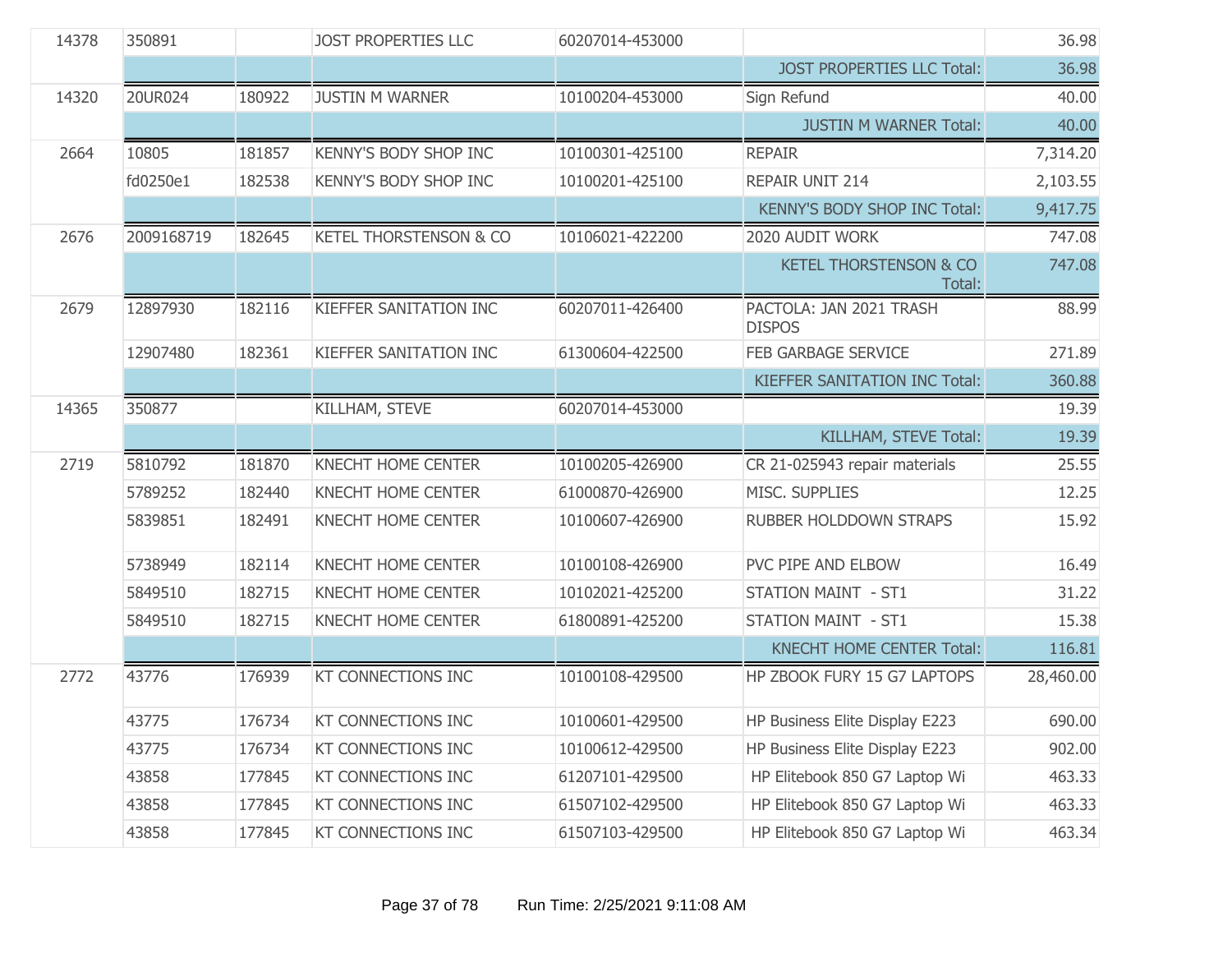| | | | | | | |
|---|---|---|---|---|---|---|
| 14378 | 350891 | | JOST PROPERTIES LLC | 60207014-453000 | | 36.98 |
| | | | | | JOST PROPERTIES LLC Total: | 36.98 |
| 14320 | 20UR024 | 180922 | JUSTIN M WARNER | 10100204-453000 | Sign Refund | 40.00 |
| | | | | | JUSTIN M WARNER Total: | 40.00 |
| 2664 | 10805 | 181857 | KENNY'S BODY SHOP INC | 10100301-425100 | REPAIR | 7,314.20 |
| | fd0250e1 | 182538 | KENNY'S BODY SHOP INC | 10100201-425100 | REPAIR UNIT 214 | 2,103.55 |
| | | | | | KENNY'S BODY SHOP INC Total: | 9,417.75 |
| 2676 | 2009168719 | 182645 | KETEL THORSTENSON & CO | 10106021-422200 | 2020 AUDIT WORK | 747.08 |
| | | | | | KETEL THORSTENSON & CO Total: | 747.08 |
| 2679 | 12897930 | 182116 | KIEFFER SANITATION INC | 60207011-426400 | PACTOLA: JAN 2021 TRASH DISPOS | 88.99 |
| | 12907480 | 182361 | KIEFFER SANITATION INC | 61300604-422500 | FEB GARBAGE SERVICE | 271.89 |
| | | | | | KIEFFER SANITATION INC Total: | 360.88 |
| 14365 | 350877 | | KILLHAM, STEVE | 60207014-453000 | | 19.39 |
| | | | | | KILLHAM, STEVE Total: | 19.39 |
| 2719 | 5810792 | 181870 | KNECHT HOME CENTER | 10100205-426900 | CR 21-025943 repair materials | 25.55 |
| | 5789252 | 182440 | KNECHT HOME CENTER | 61000870-426900 | MISC. SUPPLIES | 12.25 |
| | 5839851 | 182491 | KNECHT HOME CENTER | 10100607-426900 | RUBBER HOLDDOWN STRAPS | 15.92 |
| | 5738949 | 182114 | KNECHT HOME CENTER | 10100108-426900 | PVC PIPE AND ELBOW | 16.49 |
| | 5849510 | 182715 | KNECHT HOME CENTER | 10102021-425200 | STATION MAINT - ST1 | 31.22 |
| | 5849510 | 182715 | KNECHT HOME CENTER | 61800891-425200 | STATION MAINT - ST1 | 15.38 |
| | | | | | KNECHT HOME CENTER Total: | 116.81 |
| 2772 | 43776 | 176939 | KT CONNECTIONS INC | 10100108-429500 | HP ZBOOK FURY 15 G7 LAPTOPS | 28,460.00 |
| | 43775 | 176734 | KT CONNECTIONS INC | 10100601-429500 | HP Business Elite Display E223 | 690.00 |
| | 43775 | 176734 | KT CONNECTIONS INC | 10100612-429500 | HP Business Elite Display E223 | 902.00 |
| | 43858 | 177845 | KT CONNECTIONS INC | 61207101-429500 | HP Elitebook 850 G7 Laptop Wi | 463.33 |
| | 43858 | 177845 | KT CONNECTIONS INC | 61507102-429500 | HP Elitebook 850 G7 Laptop Wi | 463.33 |
| | 43858 | 177845 | KT CONNECTIONS INC | 61507103-429500 | HP Elitebook 850 G7 Laptop Wi | 463.34 |

Run Time: 2/25/2021 9:11:08 AM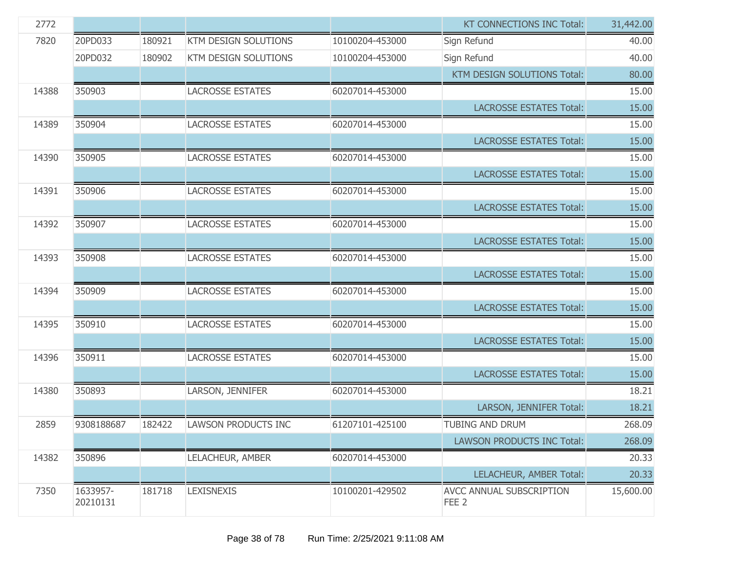| | | | | | | |
|---|---|---|---|---|---|---|
| 2772 | | | | | KT CONNECTIONS INC Total: | 31,442.00 |
| 7820 | 20PD033 | 180921 | KTM DESIGN SOLUTIONS | 10100204-453000 | Sign Refund | 40.00 |
| | 20PD032 | 180902 | KTM DESIGN SOLUTIONS | 10100204-453000 | Sign Refund | 40.00 |
| | | | | | KTM DESIGN SOLUTIONS Total: | 80.00 |
| 14388 | 350903 | | LACROSSE ESTATES | 60207014-453000 | | 15.00 |
| | | | | | LACROSSE ESTATES Total: | 15.00 |
| 14389 | 350904 | | LACROSSE ESTATES | 60207014-453000 | | 15.00 |
| | | | | | LACROSSE ESTATES Total: | 15.00 |
| 14390 | 350905 | | LACROSSE ESTATES | 60207014-453000 | | 15.00 |
| | | | | | LACROSSE ESTATES Total: | 15.00 |
| 14391 | 350906 | | LACROSSE ESTATES | 60207014-453000 | | 15.00 |
| | | | | | LACROSSE ESTATES Total: | 15.00 |
| 14392 | 350907 | | LACROSSE ESTATES | 60207014-453000 | | 15.00 |
| | | | | | LACROSSE ESTATES Total: | 15.00 |
| 14393 | 350908 | | LACROSSE ESTATES | 60207014-453000 | | 15.00 |
| | | | | | LACROSSE ESTATES Total: | 15.00 |
| 14394 | 350909 | | LACROSSE ESTATES | 60207014-453000 | | 15.00 |
| | | | | | LACROSSE ESTATES Total: | 15.00 |
| 14395 | 350910 | | LACROSSE ESTATES | 60207014-453000 | | 15.00 |
| | | | | | LACROSSE ESTATES Total: | 15.00 |
| 14396 | 350911 | | LACROSSE ESTATES | 60207014-453000 | | 15.00 |
| | | | | | LACROSSE ESTATES Total: | 15.00 |
| 14380 | 350893 | | LARSON, JENNIFER | 60207014-453000 | | 18.21 |
| | | | | | LARSON, JENNIFER Total: | 18.21 |
| 2859 | 9308188687 | 182422 | LAWSON PRODUCTS INC | 61207101-425100 | TUBING AND DRUM | 268.09 |
| | | | | | LAWSON PRODUCTS INC Total: | 268.09 |
| 14382 | 350896 | | LELACHEUR, AMBER | 60207014-453000 | | 20.33 |
| | | | | | LELACHEUR, AMBER Total: | 20.33 |
| 7350 | 1633957-20210131 | 181718 | LEXISNEXIS | 10100201-429502 | AVCC ANNUAL SUBSCRIPTION FEE 2 | 15,600.00 |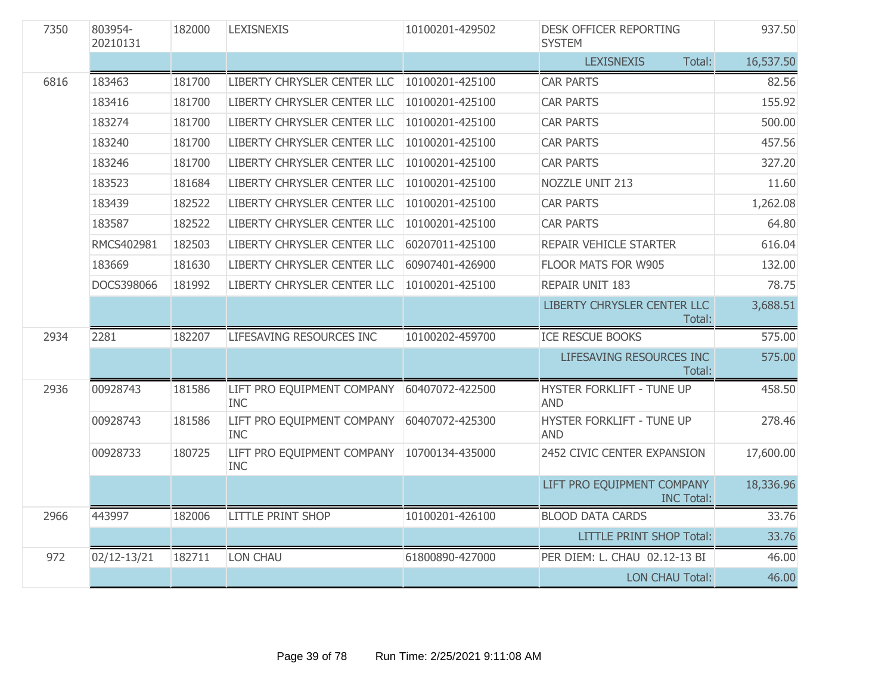| | | | | | | |
|---|---|---|---|---|---|---|
| 7350 | 803954-20210131 | 182000 | LEXISNEXIS | 10100201-429502 | DESK OFFICER REPORTING SYSTEM | 937.50 |
| | | | | | LEXISNEXIS Total: | 16,537.50 |
| 6816 | 183463 | 181700 | LIBERTY CHRYSLER CENTER LLC | 10100201-425100 | CAR PARTS | 82.56 |
| | 183416 | 181700 | LIBERTY CHRYSLER CENTER LLC | 10100201-425100 | CAR PARTS | 155.92 |
| | 183274 | 181700 | LIBERTY CHRYSLER CENTER LLC | 10100201-425100 | CAR PARTS | 500.00 |
| | 183240 | 181700 | LIBERTY CHRYSLER CENTER LLC | 10100201-425100 | CAR PARTS | 457.56 |
| | 183246 | 181700 | LIBERTY CHRYSLER CENTER LLC | 10100201-425100 | CAR PARTS | 327.20 |
| | 183523 | 181684 | LIBERTY CHRYSLER CENTER LLC | 10100201-425100 | NOZZLE UNIT 213 | 11.60 |
| | 183439 | 182522 | LIBERTY CHRYSLER CENTER LLC | 10100201-425100 | CAR PARTS | 1,262.08 |
| | 183587 | 182522 | LIBERTY CHRYSLER CENTER LLC | 10100201-425100 | CAR PARTS | 64.80 |
| | RMCS402981 | 182503 | LIBERTY CHRYSLER CENTER LLC | 60207011-425100 | REPAIR VEHICLE STARTER | 616.04 |
| | 183669 | 181630 | LIBERTY CHRYSLER CENTER LLC | 60907401-426900 | FLOOR MATS FOR W905 | 132.00 |
| | DOCS398066 | 181992 | LIBERTY CHRYSLER CENTER LLC | 10100201-425100 | REPAIR UNIT 183 | 78.75 |
| | | | | | LIBERTY CHRYSLER CENTER LLC Total: | 3,688.51 |
| 2934 | 2281 | 182207 | LIFESAVING RESOURCES INC | 10100202-459700 | ICE RESCUE BOOKS | 575.00 |
| | | | | | LIFESAVING RESOURCES INC Total: | 575.00 |
| 2936 | 00928743 | 181586 | LIFT PRO EQUIPMENT COMPANY INC | 60407072-422500 | HYSTER FORKLIFT - TUNE UP AND | 458.50 |
| | 00928743 | 181586 | LIFT PRO EQUIPMENT COMPANY INC | 60407072-425300 | HYSTER FORKLIFT - TUNE UP AND | 278.46 |
| | 00928733 | 180725 | LIFT PRO EQUIPMENT COMPANY INC | 10700134-435000 | 2452 CIVIC CENTER EXPANSION | 17,600.00 |
| | | | | | LIFT PRO EQUIPMENT COMPANY INC Total: | 18,336.96 |
| 2966 | 443997 | 182006 | LITTLE PRINT SHOP | 10100201-426100 | BLOOD DATA CARDS | 33.76 |
| | | | | | LITTLE PRINT SHOP Total: | 33.76 |
| 972 | 02/12-13/21 | 182711 | LON CHAU | 61800890-427000 | PER DIEM: L. CHAU 02.12-13 BI | 46.00 |
| | | | | | LON CHAU Total: | 46.00 |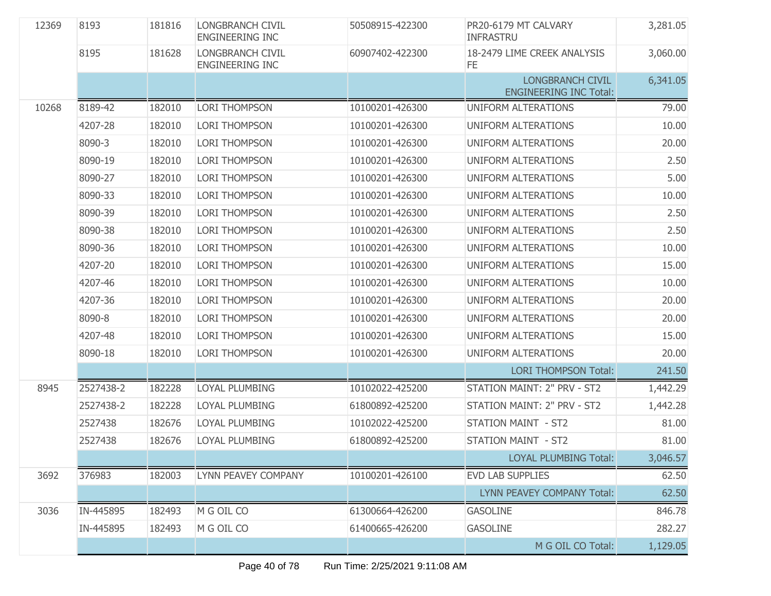| | | | | | | |
|---|---|---|---|---|---|---|
| 12369 | 8193 | 181816 | LONGBRANCH CIVIL ENGINEERING INC | 50508915-422300 | PR20-6179 MT CALVARY INFRASTRU | 3,281.05 |
| | 8195 | 181628 | LONGBRANCH CIVIL ENGINEERING INC | 60907402-422300 | 18-2479 LIME CREEK ANALYSIS FE | 3,060.00 |
| | | | | | LONGBRANCH CIVIL ENGINEERING INC Total: | 6,341.05 |
| 10268 | 8189-42 | 182010 | LORI THOMPSON | 10100201-426300 | UNIFORM ALTERATIONS | 79.00 |
| | 4207-28 | 182010 | LORI THOMPSON | 10100201-426300 | UNIFORM ALTERATIONS | 10.00 |
| | 8090-3 | 182010 | LORI THOMPSON | 10100201-426300 | UNIFORM ALTERATIONS | 20.00 |
| | 8090-19 | 182010 | LORI THOMPSON | 10100201-426300 | UNIFORM ALTERATIONS | 2.50 |
| | 8090-27 | 182010 | LORI THOMPSON | 10100201-426300 | UNIFORM ALTERATIONS | 5.00 |
| | 8090-33 | 182010 | LORI THOMPSON | 10100201-426300 | UNIFORM ALTERATIONS | 10.00 |
| | 8090-39 | 182010 | LORI THOMPSON | 10100201-426300 | UNIFORM ALTERATIONS | 2.50 |
| | 8090-38 | 182010 | LORI THOMPSON | 10100201-426300 | UNIFORM ALTERATIONS | 2.50 |
| | 8090-36 | 182010 | LORI THOMPSON | 10100201-426300 | UNIFORM ALTERATIONS | 10.00 |
| | 4207-20 | 182010 | LORI THOMPSON | 10100201-426300 | UNIFORM ALTERATIONS | 15.00 |
| | 4207-46 | 182010 | LORI THOMPSON | 10100201-426300 | UNIFORM ALTERATIONS | 10.00 |
| | 4207-36 | 182010 | LORI THOMPSON | 10100201-426300 | UNIFORM ALTERATIONS | 20.00 |
| | 8090-8 | 182010 | LORI THOMPSON | 10100201-426300 | UNIFORM ALTERATIONS | 20.00 |
| | 4207-48 | 182010 | LORI THOMPSON | 10100201-426300 | UNIFORM ALTERATIONS | 15.00 |
| | 8090-18 | 182010 | LORI THOMPSON | 10100201-426300 | UNIFORM ALTERATIONS | 20.00 |
| | | | | | LORI THOMPSON Total: | 241.50 |
| 8945 | 2527438-2 | 182228 | LOYAL PLUMBING | 10102022-425200 | STATION MAINT: 2" PRV - ST2 | 1,442.29 |
| | 2527438-2 | 182228 | LOYAL PLUMBING | 61800892-425200 | STATION MAINT: 2" PRV - ST2 | 1,442.28 |
| | 2527438 | 182676 | LOYAL PLUMBING | 10102022-425200 | STATION MAINT - ST2 | 81.00 |
| | 2527438 | 182676 | LOYAL PLUMBING | 61800892-425200 | STATION MAINT - ST2 | 81.00 |
| | | | | | LOYAL PLUMBING Total: | 3,046.57 |
| 3692 | 376983 | 182003 | LYNN PEAVEY COMPANY | 10100201-426100 | EVD LAB SUPPLIES | 62.50 |
| | | | | | LYNN PEAVEY COMPANY Total: | 62.50 |
| 3036 | IN-445895 | 182493 | M G OIL CO | 61300664-426200 | GASOLINE | 846.78 |
| | IN-445895 | 182493 | M G OIL CO | 61400665-426200 | GASOLINE | 282.27 |
| | | | | | M G OIL CO Total: | 1,129.05 |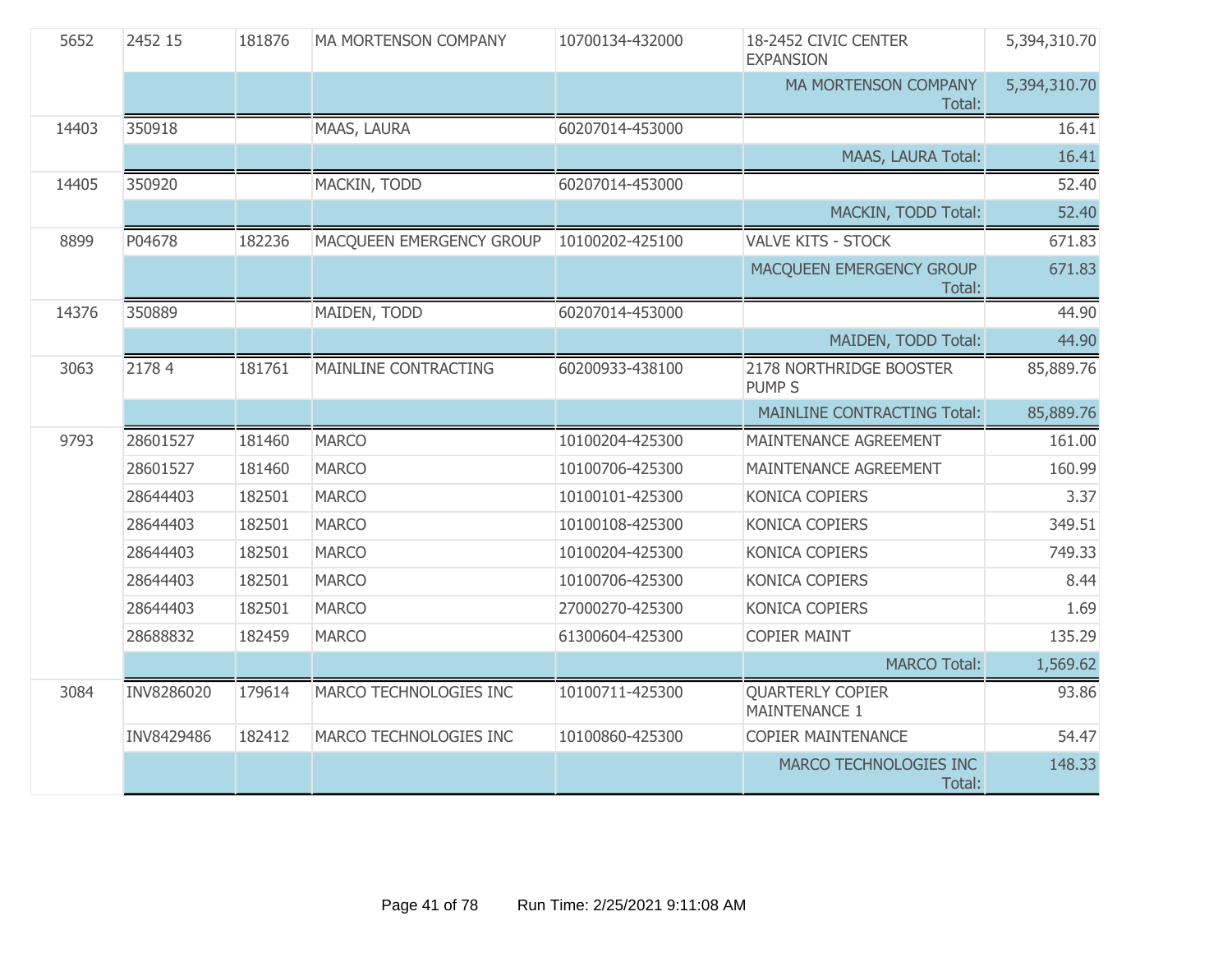| | | | | | | |
|---|---|---|---|---|---|---|
| 5652 | 2452 15 | 181876 | MA MORTENSON COMPANY | 10700134-432000 | 18-2452 CIVIC CENTER EXPANSION | 5,394,310.70 |
| | | | | | MA MORTENSON COMPANY Total: | 5,394,310.70 |
| 14403 | 350918 | | MAAS, LAURA | 60207014-453000 | | 16.41 |
| | | | | | MAAS, LAURA Total: | 16.41 |
| 14405 | 350920 | | MACKIN, TODD | 60207014-453000 | | 52.40 |
| | | | | | MACKIN, TODD Total: | 52.40 |
| 8899 | P04678 | 182236 | MACQUEEN EMERGENCY GROUP | 10100202-425100 | VALVE KITS - STOCK | 671.83 |
| | | | | | MACQUEEN EMERGENCY GROUP Total: | 671.83 |
| 14376 | 350889 | | MAIDEN, TODD | 60207014-453000 | | 44.90 |
| | | | | | MAIDEN, TODD Total: | 44.90 |
| 3063 | 2178 4 | 181761 | MAINLINE CONTRACTING | 60200933-438100 | 2178 NORTHRIDGE BOOSTER PUMP S | 85,889.76 |
| | | | | | MAINLINE CONTRACTING Total: | 85,889.76 |
| 9793 | 28601527 | 181460 | MARCO | 10100204-425300 | MAINTENANCE AGREEMENT | 161.00 |
| | 28601527 | 181460 | MARCO | 10100706-425300 | MAINTENANCE AGREEMENT | 160.99 |
| | 28644403 | 182501 | MARCO | 10100101-425300 | KONICA COPIERS | 3.37 |
| | 28644403 | 182501 | MARCO | 10100108-425300 | KONICA COPIERS | 349.51 |
| | 28644403 | 182501 | MARCO | 10100204-425300 | KONICA COPIERS | 749.33 |
| | 28644403 | 182501 | MARCO | 10100706-425300 | KONICA COPIERS | 8.44 |
| | 28644403 | 182501 | MARCO | 27000270-425300 | KONICA COPIERS | 1.69 |
| | 28688832 | 182459 | MARCO | 61300604-425300 | COPIER MAINT | 135.29 |
| | | | | | MARCO Total: | 1,569.62 |
| 3084 | INV8286020 | 179614 | MARCO TECHNOLOGIES INC | 10100711-425300 | QUARTERLY COPIER MAINTENANCE 1 | 93.86 |
| | INV8429486 | 182412 | MARCO TECHNOLOGIES INC | 10100860-425300 | COPIER MAINTENANCE | 54.47 |
| | | | | | MARCO TECHNOLOGIES INC Total: | 148.33 |

Run Time: 2/25/2021 9:11:08 AM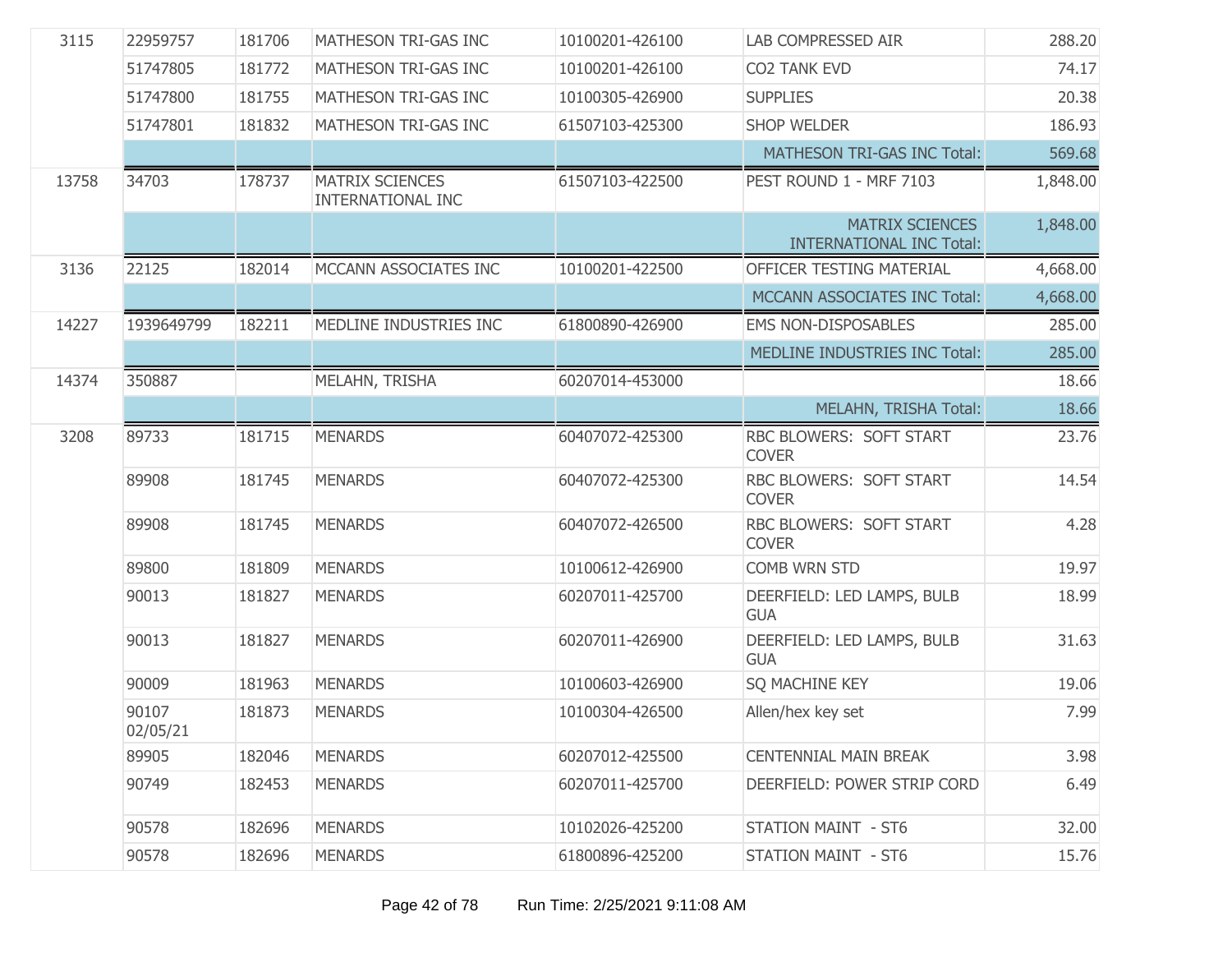| | | | | | | |
|---|---|---|---|---|---|---|
| 3115 | 22959757 | 181706 | MATHESON TRI-GAS INC | 10100201-426100 | LAB COMPRESSED AIR | 288.20 |
| | 51747805 | 181772 | MATHESON TRI-GAS INC | 10100201-426100 | CO2 TANK EVD | 74.17 |
| | 51747800 | 181755 | MATHESON TRI-GAS INC | 10100305-426900 | SUPPLIES | 20.38 |
| | 51747801 | 181832 | MATHESON TRI-GAS INC | 61507103-425300 | SHOP WELDER | 186.93 |
| | | | | | MATHESON TRI-GAS INC Total: | 569.68 |
| 13758 | 34703 | 178737 | MATRIX SCIENCES INTERNATIONAL INC | 61507103-422500 | PEST ROUND 1 - MRF 7103 | 1,848.00 |
| | | | | | MATRIX SCIENCES INTERNATIONAL INC Total: | 1,848.00 |
| 3136 | 22125 | 182014 | MCCANN ASSOCIATES INC | 10100201-422500 | OFFICER TESTING MATERIAL | 4,668.00 |
| | | | | | MCCANN ASSOCIATES INC Total: | 4,668.00 |
| 14227 | 1939649799 | 182211 | MEDLINE INDUSTRIES INC | 61800890-426900 | EMS NON-DISPOSABLES | 285.00 |
| | | | | | MEDLINE INDUSTRIES INC Total: | 285.00 |
| 14374 | 350887 | | MELAHN, TRISHA | 60207014-453000 | | 18.66 |
| | | | | | MELAHN, TRISHA Total: | 18.66 |
| 3208 | 89733 | 181715 | MENARDS | 60407072-425300 | RBC BLOWERS: SOFT START COVER | 23.76 |
| | 89908 | 181745 | MENARDS | 60407072-425300 | RBC BLOWERS: SOFT START COVER | 14.54 |
| | 89908 | 181745 | MENARDS | 60407072-426500 | RBC BLOWERS: SOFT START COVER | 4.28 |
| | 89800 | 181809 | MENARDS | 10100612-426900 | COMB WRN STD | 19.97 |
| | 90013 | 181827 | MENARDS | 60207011-425700 | DEERFIELD: LED LAMPS, BULB GUA | 18.99 |
| | 90013 | 181827 | MENARDS | 60207011-426900 | DEERFIELD: LED LAMPS, BULB GUA | 31.63 |
| | 90009 | 181963 | MENARDS | 10100603-426900 | SQ MACHINE KEY | 19.06 |
| | 90107 02/05/21 | 181873 | MENARDS | 10100304-426500 | Allen/hex key set | 7.99 |
| | 89905 | 182046 | MENARDS | 60207012-425500 | CENTENNIAL MAIN BREAK | 3.98 |
| | 90749 | 182453 | MENARDS | 60207011-425700 | DEERFIELD: POWER STRIP CORD | 6.49 |
| | 90578 | 182696 | MENARDS | 10102026-425200 | STATION MAINT - ST6 | 32.00 |
| | 90578 | 182696 | MENARDS | 61800896-425200 | STATION MAINT - ST6 | 15.76 |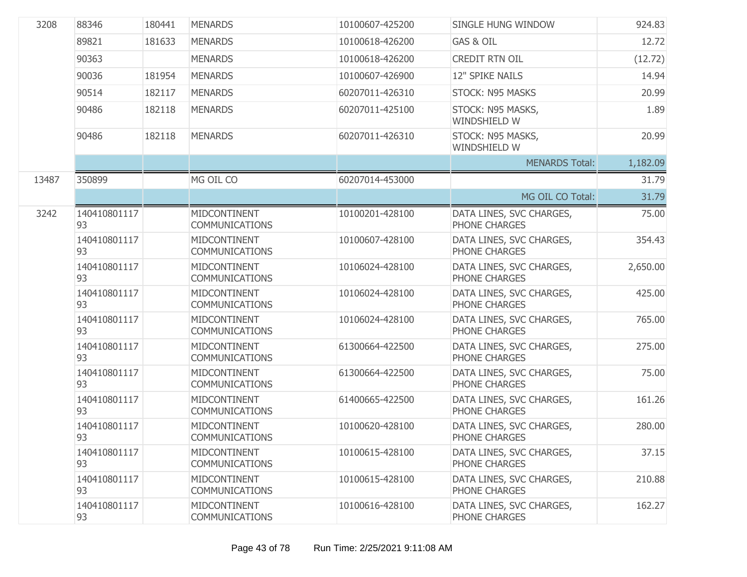| | | | | | | |
|---|---|---|---|---|---|---|
| 3208 | 88346 | 180441 | MENARDS | 10100607-425200 | SINGLE HUNG WINDOW | 924.83 |
| | 89821 | 181633 | MENARDS | 10100618-426200 | GAS & OIL | 12.72 |
| | 90363 | | MENARDS | 10100618-426200 | CREDIT RTN OIL | (12.72) |
| | 90036 | 181954 | MENARDS | 10100607-426900 | 12" SPIKE NAILS | 14.94 |
| | 90514 | 182117 | MENARDS | 60207011-426310 | STOCK: N95 MASKS | 20.99 |
| | 90486 | 182118 | MENARDS | 60207011-425100 | STOCK: N95 MASKS, WINDSHIELD W | 1.89 |
| | 90486 | 182118 | MENARDS | 60207011-426310 | STOCK: N95 MASKS, WINDSHIELD W | 20.99 |
| | | | | | MENARDS Total: | 1,182.09 |
| 13487 | 350899 | | MG OIL CO | 60207014-453000 | | 31.79 |
| | | | | | MG OIL CO Total: | 31.79 |
| 3242 | 14041080111793 | | MIDCONTINENT COMMUNICATIONS | 10100201-428100 | DATA LINES, SVC CHARGES, PHONE CHARGES | 75.00 |
| | 14041080111793 | | MIDCONTINENT COMMUNICATIONS | 10100607-428100 | DATA LINES, SVC CHARGES, PHONE CHARGES | 354.43 |
| | 14041080111793 | | MIDCONTINENT COMMUNICATIONS | 10106024-428100 | DATA LINES, SVC CHARGES, PHONE CHARGES | 2,650.00 |
| | 14041080111793 | | MIDCONTINENT COMMUNICATIONS | 10106024-428100 | DATA LINES, SVC CHARGES, PHONE CHARGES | 425.00 |
| | 14041080111793 | | MIDCONTINENT COMMUNICATIONS | 10106024-428100 | DATA LINES, SVC CHARGES, PHONE CHARGES | 765.00 |
| | 14041080111793 | | MIDCONTINENT COMMUNICATIONS | 61300664-422500 | DATA LINES, SVC CHARGES, PHONE CHARGES | 275.00 |
| | 14041080111793 | | MIDCONTINENT COMMUNICATIONS | 61300664-422500 | DATA LINES, SVC CHARGES, PHONE CHARGES | 75.00 |
| | 14041080111793 | | MIDCONTINENT COMMUNICATIONS | 61400665-422500 | DATA LINES, SVC CHARGES, PHONE CHARGES | 161.26 |
| | 14041080111793 | | MIDCONTINENT COMMUNICATIONS | 10100620-428100 | DATA LINES, SVC CHARGES, PHONE CHARGES | 280.00 |
| | 14041080111793 | | MIDCONTINENT COMMUNICATIONS | 10100615-428100 | DATA LINES, SVC CHARGES, PHONE CHARGES | 37.15 |
| | 14041080111793 | | MIDCONTINENT COMMUNICATIONS | 10100615-428100 | DATA LINES, SVC CHARGES, PHONE CHARGES | 210.88 |
| | 14041080111793 | | MIDCONTINENT COMMUNICATIONS | 10100616-428100 | DATA LINES, SVC CHARGES, PHONE CHARGES | 162.27 |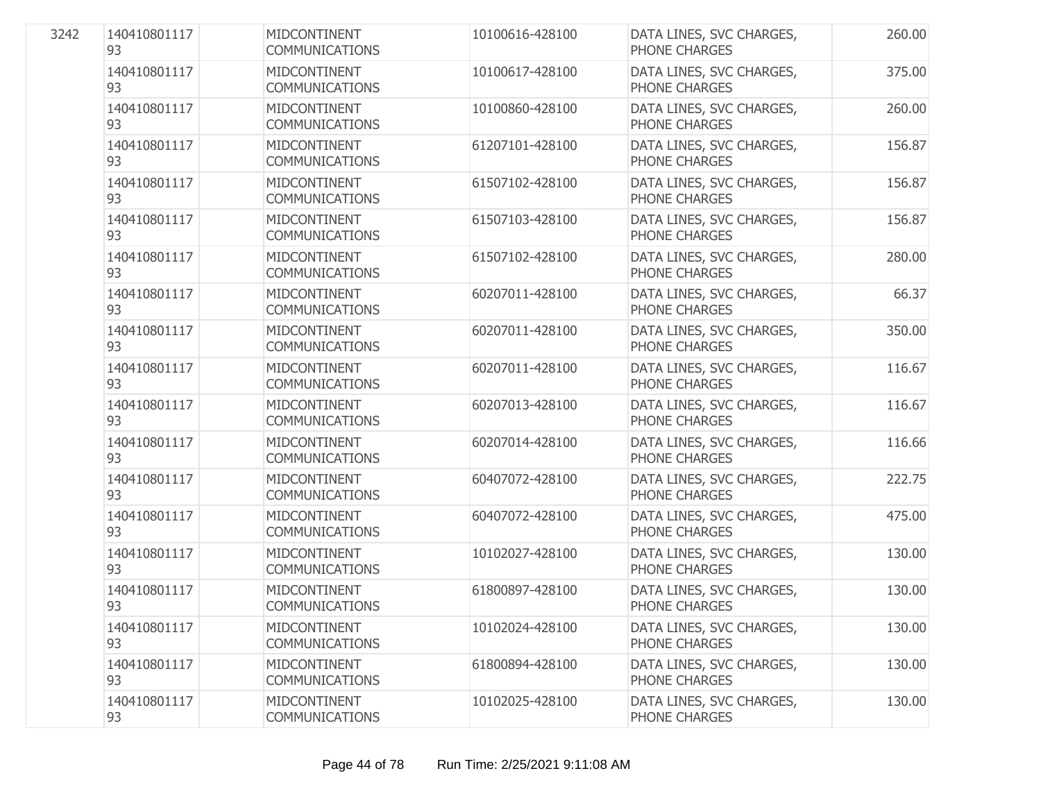| | | | | | | |
|---|---|---|---|---|---|---|
| 3242 | 14041080111793 | | MIDCONTINENT COMMUNICATIONS | 10100616-428100 | DATA LINES, SVC CHARGES, PHONE CHARGES | 260.00 |
| | 14041080111793 | | MIDCONTINENT COMMUNICATIONS | 10100617-428100 | DATA LINES, SVC CHARGES, PHONE CHARGES | 375.00 |
| | 14041080111793 | | MIDCONTINENT COMMUNICATIONS | 10100860-428100 | DATA LINES, SVC CHARGES, PHONE CHARGES | 260.00 |
| | 14041080111793 | | MIDCONTINENT COMMUNICATIONS | 61207101-428100 | DATA LINES, SVC CHARGES, PHONE CHARGES | 156.87 |
| | 14041080111793 | | MIDCONTINENT COMMUNICATIONS | 61507102-428100 | DATA LINES, SVC CHARGES, PHONE CHARGES | 156.87 |
| | 14041080111793 | | MIDCONTINENT COMMUNICATIONS | 61507103-428100 | DATA LINES, SVC CHARGES, PHONE CHARGES | 156.87 |
| | 14041080111793 | | MIDCONTINENT COMMUNICATIONS | 61507102-428100 | DATA LINES, SVC CHARGES, PHONE CHARGES | 280.00 |
| | 14041080111793 | | MIDCONTINENT COMMUNICATIONS | 60207011-428100 | DATA LINES, SVC CHARGES, PHONE CHARGES | 66.37 |
| | 14041080111793 | | MIDCONTINENT COMMUNICATIONS | 60207011-428100 | DATA LINES, SVC CHARGES, PHONE CHARGES | 350.00 |
| | 14041080111793 | | MIDCONTINENT COMMUNICATIONS | 60207011-428100 | DATA LINES, SVC CHARGES, PHONE CHARGES | 116.67 |
| | 14041080111793 | | MIDCONTINENT COMMUNICATIONS | 60207013-428100 | DATA LINES, SVC CHARGES, PHONE CHARGES | 116.67 |
| | 14041080111793 | | MIDCONTINENT COMMUNICATIONS | 60207014-428100 | DATA LINES, SVC CHARGES, PHONE CHARGES | 116.66 |
| | 14041080111793 | | MIDCONTINENT COMMUNICATIONS | 60407072-428100 | DATA LINES, SVC CHARGES, PHONE CHARGES | 222.75 |
| | 14041080111793 | | MIDCONTINENT COMMUNICATIONS | 60407072-428100 | DATA LINES, SVC CHARGES, PHONE CHARGES | 475.00 |
| | 14041080111793 | | MIDCONTINENT COMMUNICATIONS | 10102027-428100 | DATA LINES, SVC CHARGES, PHONE CHARGES | 130.00 |
| | 14041080111793 | | MIDCONTINENT COMMUNICATIONS | 61800897-428100 | DATA LINES, SVC CHARGES, PHONE CHARGES | 130.00 |
| | 14041080111793 | | MIDCONTINENT COMMUNICATIONS | 10102024-428100 | DATA LINES, SVC CHARGES, PHONE CHARGES | 130.00 |
| | 14041080111793 | | MIDCONTINENT COMMUNICATIONS | 61800894-428100 | DATA LINES, SVC CHARGES, PHONE CHARGES | 130.00 |
| | 14041080111793 | | MIDCONTINENT COMMUNICATIONS | 10102025-428100 | DATA LINES, SVC CHARGES, PHONE CHARGES | 130.00 |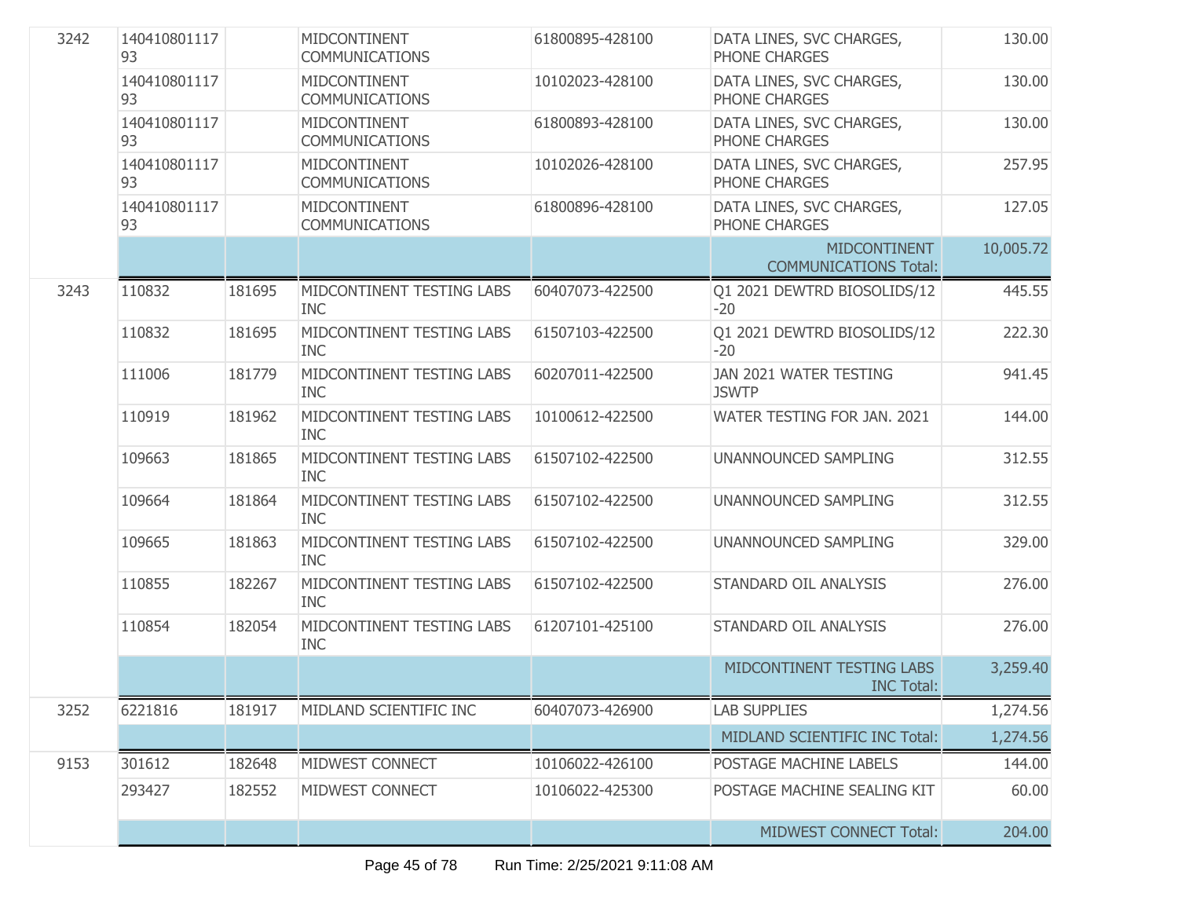| | | | | | | |
|---|---|---|---|---|---|---|
| 3242 | 14041080111793 | | MIDCONTINENT COMMUNICATIONS | 61800895-428100 | DATA LINES, SVC CHARGES, PHONE CHARGES | 130.00 |
| | 14041080111793 | | MIDCONTINENT COMMUNICATIONS | 10102023-428100 | DATA LINES, SVC CHARGES, PHONE CHARGES | 130.00 |
| | 14041080111793 | | MIDCONTINENT COMMUNICATIONS | 61800893-428100 | DATA LINES, SVC CHARGES, PHONE CHARGES | 130.00 |
| | 14041080111793 | | MIDCONTINENT COMMUNICATIONS | 10102026-428100 | DATA LINES, SVC CHARGES, PHONE CHARGES | 257.95 |
| | 14041080111793 | | MIDCONTINENT COMMUNICATIONS | 61800896-428100 | DATA LINES, SVC CHARGES, PHONE CHARGES | 127.05 |
| | | | | | MIDCONTINENT COMMUNICATIONS Total: | 10,005.72 |
| 3243 | 110832 | 181695 | MIDCONTINENT TESTING LABS INC | 60407073-422500 | Q1 2021 DEWTRD BIOSOLIDS/12-20 | 445.55 |
| | 110832 | 181695 | MIDCONTINENT TESTING LABS INC | 61507103-422500 | Q1 2021 DEWTRD BIOSOLIDS/12-20 | 222.30 |
| | 111006 | 181779 | MIDCONTINENT TESTING LABS INC | 60207011-422500 | JAN 2021 WATER TESTING JSWTP | 941.45 |
| | 110919 | 181962 | MIDCONTINENT TESTING LABS INC | 10100612-422500 | WATER TESTING FOR JAN. 2021 | 144.00 |
| | 109663 | 181865 | MIDCONTINENT TESTING LABS INC | 61507102-422500 | UNANNOUNCED SAMPLING | 312.55 |
| | 109664 | 181864 | MIDCONTINENT TESTING LABS INC | 61507102-422500 | UNANNOUNCED SAMPLING | 312.55 |
| | 109665 | 181863 | MIDCONTINENT TESTING LABS INC | 61507102-422500 | UNANNOUNCED SAMPLING | 329.00 |
| | 110855 | 182267 | MIDCONTINENT TESTING LABS INC | 61507102-422500 | STANDARD OIL ANALYSIS | 276.00 |
| | 110854 | 182054 | MIDCONTINENT TESTING LABS INC | 61207101-425100 | STANDARD OIL ANALYSIS | 276.00 |
| | | | | | MIDCONTINENT TESTING LABS INC Total: | 3,259.40 |
| 3252 | 6221816 | 181917 | MIDLAND SCIENTIFIC INC | 60407073-426900 | LAB SUPPLIES | 1,274.56 |
| | | | | | MIDLAND SCIENTIFIC INC Total: | 1,274.56 |
| 9153 | 301612 | 182648 | MIDWEST CONNECT | 10106022-426100 | POSTAGE MACHINE LABELS | 144.00 |
| | 293427 | 182552 | MIDWEST CONNECT | 10106022-425300 | POSTAGE MACHINE SEALING KIT | 60.00 |
| | | | | | MIDWEST CONNECT Total: | 204.00 |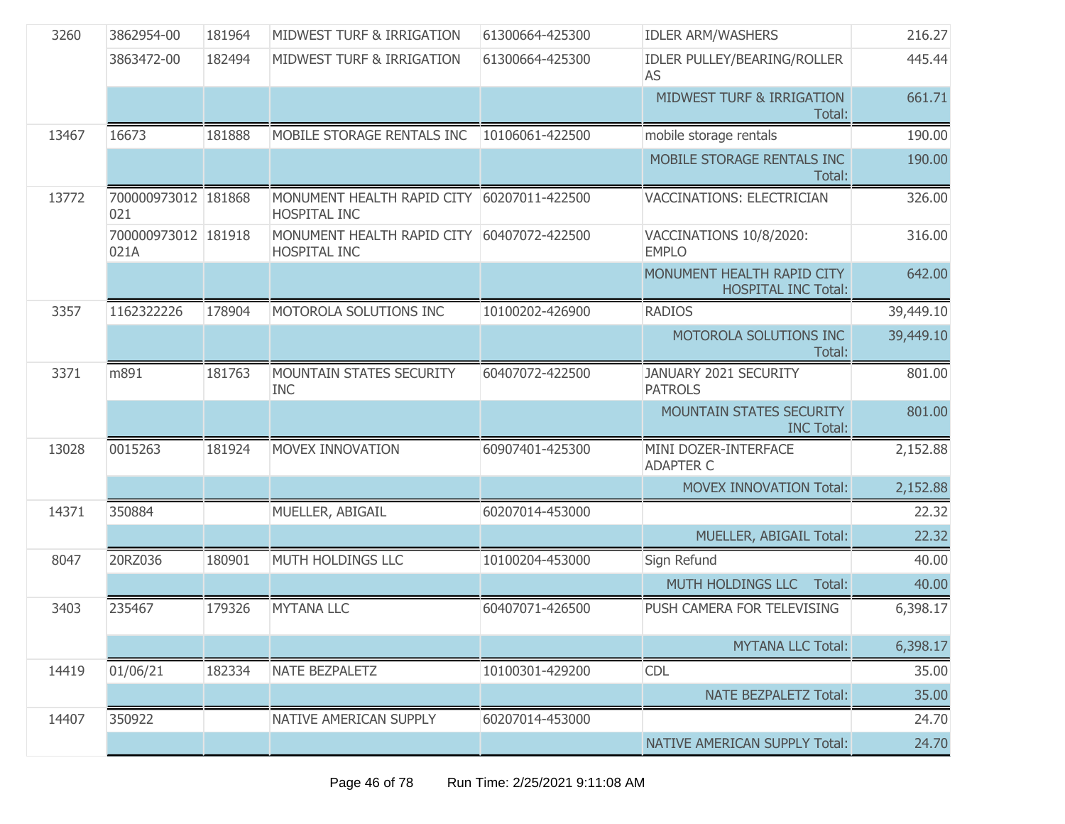| | | | | | | |
|---|---|---|---|---|---|---|
| 3260 | 3862954-00 | 181964 | MIDWEST TURF & IRRIGATION | 61300664-425300 | IDLER ARM/WASHERS | 216.27 |
| | 3863472-00 | 182494 | MIDWEST TURF & IRRIGATION | 61300664-425300 | IDLER PULLEY/BEARING/ROLLER AS | 445.44 |
| | | | | | MIDWEST TURF & IRRIGATION Total: | 661.71 |
| 13467 | 16673 | 181888 | MOBILE STORAGE RENTALS INC | 10106061-422500 | mobile storage rentals | 190.00 |
| | | | | | MOBILE STORAGE RENTALS INC Total: | 190.00 |
| 13772 | 700000973012 021 | 181868 | MONUMENT HEALTH RAPID CITY HOSPITAL INC | 60207011-422500 | VACCINATIONS: ELECTRICIAN | 326.00 |
| | 700000973012 021A | 181918 | MONUMENT HEALTH RAPID CITY HOSPITAL INC | 60407072-422500 | VACCINATIONS 10/8/2020: EMPLO | 316.00 |
| | | | | | MONUMENT HEALTH RAPID CITY HOSPITAL INC Total: | 642.00 |
| 3357 | 1162322226 | 178904 | MOTOROLA SOLUTIONS INC | 10100202-426900 | RADIOS | 39,449.10 |
| | | | | | MOTOROLA SOLUTIONS INC Total: | 39,449.10 |
| 3371 | m891 | 181763 | MOUNTAIN STATES SECURITY INC | 60407072-422500 | JANUARY 2021 SECURITY PATROLS | 801.00 |
| | | | | | MOUNTAIN STATES SECURITY INC Total: | 801.00 |
| 13028 | 0015263 | 181924 | MOVEX INNOVATION | 60907401-425300 | MINI DOZER-INTERFACE ADAPTER C | 2,152.88 |
| | | | | | MOVEX INNOVATION Total: | 2,152.88 |
| 14371 | 350884 | | MUELLER, ABIGAIL | 60207014-453000 | | 22.32 |
| | | | | | MUELLER, ABIGAIL Total: | 22.32 |
| 8047 | 20RZ036 | 180901 | MUTH HOLDINGS LLC | 10100204-453000 | Sign Refund | 40.00 |
| | | | | | MUTH HOLDINGS LLC Total: | 40.00 |
| 3403 | 235467 | 179326 | MYTANA LLC | 60407071-426500 | PUSH CAMERA FOR TELEVISING | 6,398.17 |
| | | | | | MYTANA LLC Total: | 6,398.17 |
| 14419 | 01/06/21 | 182334 | NATE BEZPALETZ | 10100301-429200 | CDL | 35.00 |
| | | | | | NATE BEZPALETZ Total: | 35.00 |
| 14407 | 350922 | | NATIVE AMERICAN SUPPLY | 60207014-453000 | | 24.70 |
| | | | | | NATIVE AMERICAN SUPPLY Total: | 24.70 |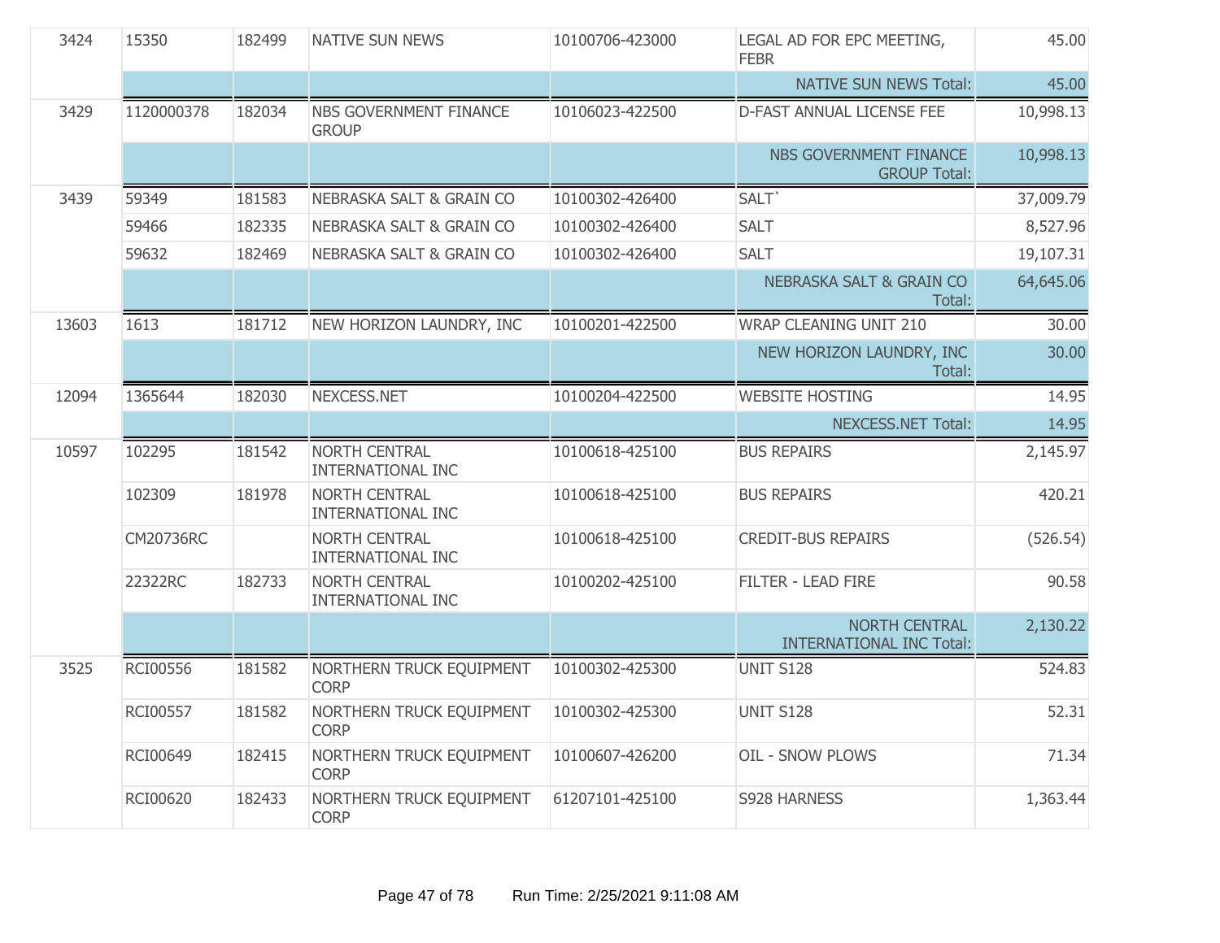| | | | | | | |
|---|---|---|---|---|---|---|
| 3424 | 15350 | 182499 | NATIVE SUN NEWS | 10100706-423000 | LEGAL AD FOR EPC MEETING, FEBR | 45.00 |
| | | | | | NATIVE SUN NEWS Total: | 45.00 |
| 3429 | 1120000378 | 182034 | NBS GOVERNMENT FINANCE GROUP | 10106023-422500 | D-FAST ANNUAL LICENSE FEE | 10,998.13 |
| | | | | | NBS GOVERNMENT FINANCE GROUP Total: | 10,998.13 |
| 3439 | 59349 | 181583 | NEBRASKA SALT & GRAIN CO | 10100302-426400 | SALT` | 37,009.79 |
| | 59466 | 182335 | NEBRASKA SALT & GRAIN CO | 10100302-426400 | SALT | 8,527.96 |
| | 59632 | 182469 | NEBRASKA SALT & GRAIN CO | 10100302-426400 | SALT | 19,107.31 |
| | | | | | NEBRASKA SALT & GRAIN CO Total: | 64,645.06 |
| 13603 | 1613 | 181712 | NEW HORIZON LAUNDRY, INC | 10100201-422500 | WRAP CLEANING UNIT 210 | 30.00 |
| | | | | | NEW HORIZON LAUNDRY, INC Total: | 30.00 |
| 12094 | 1365644 | 182030 | NEXCESS.NET | 10100204-422500 | WEBSITE HOSTING | 14.95 |
| | | | | | NEXCESS.NET Total: | 14.95 |
| 10597 | 102295 | 181542 | NORTH CENTRAL INTERNATIONAL INC | 10100618-425100 | BUS REPAIRS | 2,145.97 |
| | 102309 | 181978 | NORTH CENTRAL INTERNATIONAL INC | 10100618-425100 | BUS REPAIRS | 420.21 |
| | CM20736RC | | NORTH CENTRAL INTERNATIONAL INC | 10100618-425100 | CREDIT-BUS REPAIRS | (526.54) |
| | 22322RC | 182733 | NORTH CENTRAL INTERNATIONAL INC | 10100202-425100 | FILTER - LEAD FIRE | 90.58 |
| | | | | | NORTH CENTRAL INTERNATIONAL INC Total: | 2,130.22 |
| 3525 | RCI00556 | 181582 | NORTHERN TRUCK EQUIPMENT CORP | 10100302-425300 | UNIT S128 | 524.83 |
| | RCI00557 | 181582 | NORTHERN TRUCK EQUIPMENT CORP | 10100302-425300 | UNIT S128 | 52.31 |
| | RCI00649 | 182415 | NORTHERN TRUCK EQUIPMENT CORP | 10100607-426200 | OIL - SNOW PLOWS | 71.34 |
| | RCI00620 | 182433 | NORTHERN TRUCK EQUIPMENT CORP | 61207101-425100 | S928 HARNESS | 1,363.44 |

Run Time: 2/25/2021 9:11:08 AM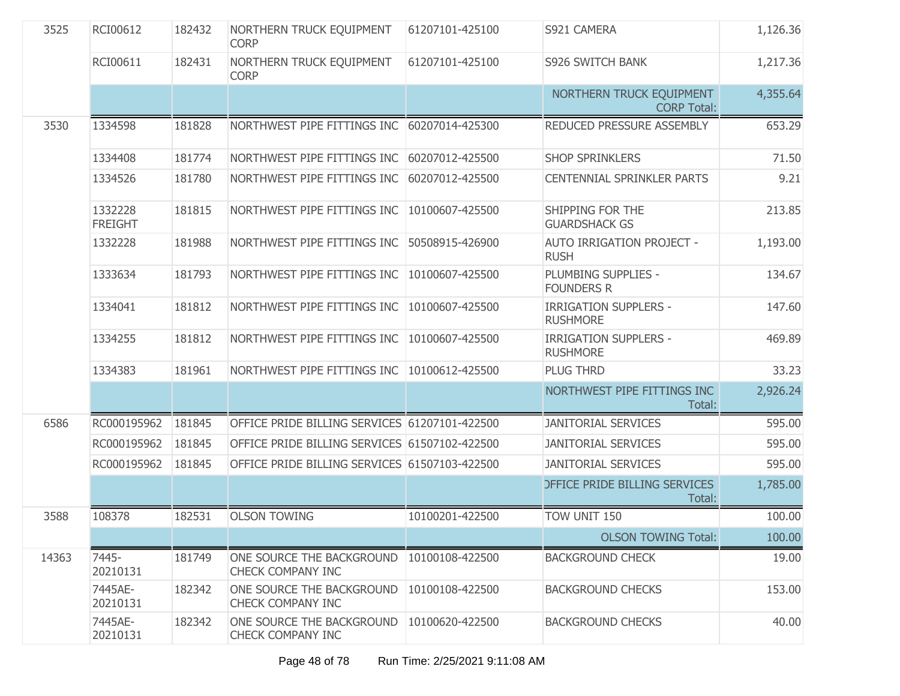| | | | | | | |
|---|---|---|---|---|---|---|
| 3525 | RCI00612 | 182432 | NORTHERN TRUCK EQUIPMENT CORP | 61207101-425100 | S921 CAMERA | 1,126.36 |
| | RCI00611 | 182431 | NORTHERN TRUCK EQUIPMENT CORP | 61207101-425100 | S926 SWITCH BANK | 1,217.36 |
| | | | | | NORTHERN TRUCK EQUIPMENT CORP Total: | 4,355.64 |
| 3530 | 1334598 | 181828 | NORTHWEST PIPE FITTINGS INC | 60207014-425300 | REDUCED PRESSURE ASSEMBLY | 653.29 |
| | 1334408 | 181774 | NORTHWEST PIPE FITTINGS INC | 60207012-425500 | SHOP SPRINKLERS | 71.50 |
| | 1334526 | 181780 | NORTHWEST PIPE FITTINGS INC | 60207012-425500 | CENTENNIAL SPRINKLER PARTS | 9.21 |
| | 1332228 FREIGHT | 181815 | NORTHWEST PIPE FITTINGS INC | 10100607-425500 | SHIPPING FOR THE GUARDSHACK GS | 213.85 |
| | 1332228 | 181988 | NORTHWEST PIPE FITTINGS INC | 50508915-426900 | AUTO IRRIGATION PROJECT - RUSH | 1,193.00 |
| | 1333634 | 181793 | NORTHWEST PIPE FITTINGS INC | 10100607-425500 | PLUMBING SUPPLIES - FOUNDERS R | 134.67 |
| | 1334041 | 181812 | NORTHWEST PIPE FITTINGS INC | 10100607-425500 | IRRIGATION SUPPLERS - RUSHMORE | 147.60 |
| | 1334255 | 181812 | NORTHWEST PIPE FITTINGS INC | 10100607-425500 | IRRIGATION SUPPLERS - RUSHMORE | 469.89 |
| | 1334383 | 181961 | NORTHWEST PIPE FITTINGS INC | 10100612-425500 | PLUG THRD | 33.23 |
| | | | | | NORTHWEST PIPE FITTINGS INC Total: | 2,926.24 |
| 6586 | RC000195962 | 181845 | OFFICE PRIDE BILLING SERVICES | 61207101-422500 | JANITORIAL SERVICES | 595.00 |
| | RC000195962 | 181845 | OFFICE PRIDE BILLING SERVICES | 61507102-422500 | JANITORIAL SERVICES | 595.00 |
| | RC000195962 | 181845 | OFFICE PRIDE BILLING SERVICES | 61507103-422500 | JANITORIAL SERVICES | 595.00 |
| | | | | | OFFICE PRIDE BILLING SERVICES Total: | 1,785.00 |
| 3588 | 108378 | 182531 | OLSON TOWING | 10100201-422500 | TOW UNIT 150 | 100.00 |
| | | | | | OLSON TOWING Total: | 100.00 |
| 14363 | 7445-20210131 | 181749 | ONE SOURCE THE BACKGROUND CHECK COMPANY INC | 10100108-422500 | BACKGROUND CHECK | 19.00 |
| | 7445AE-20210131 | 182342 | ONE SOURCE THE BACKGROUND CHECK COMPANY INC | 10100108-422500 | BACKGROUND CHECKS | 153.00 |
| | 7445AE-20210131 | 182342 | ONE SOURCE THE BACKGROUND CHECK COMPANY INC | 10100620-422500 | BACKGROUND CHECKS | 40.00 |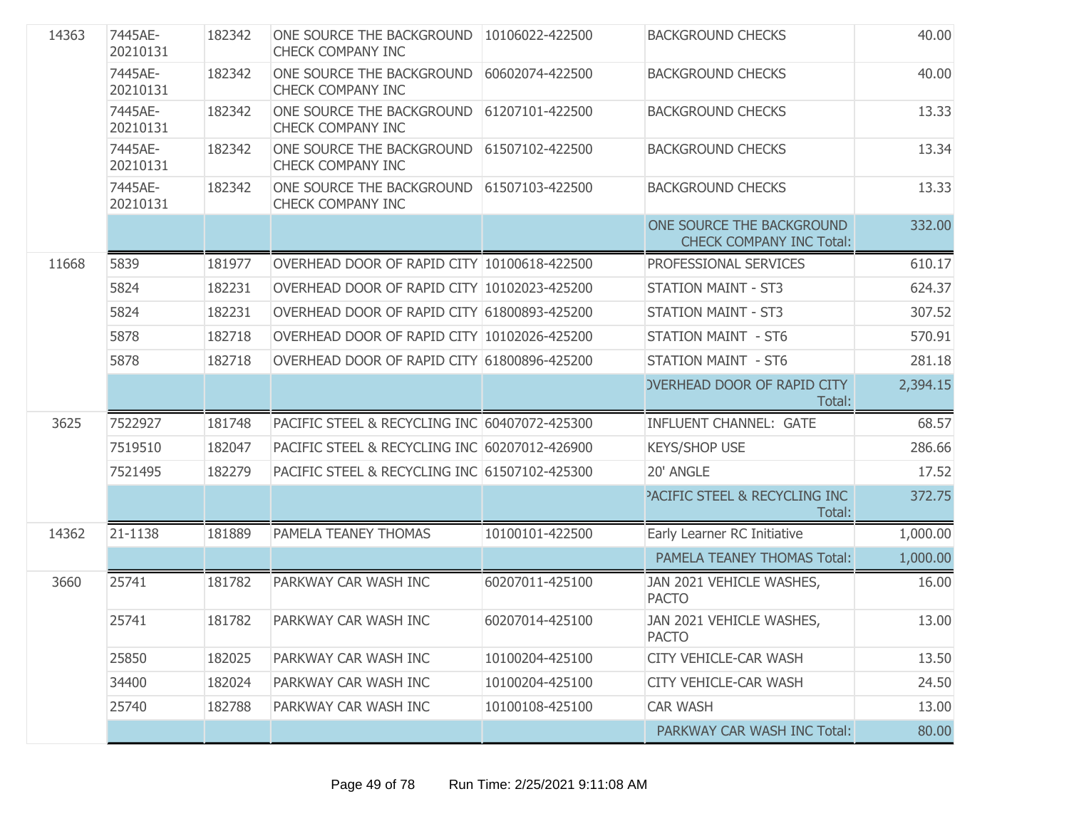| | | | | | | |
|---|---|---|---|---|---|---|
| 14363 | 7445AE-20210131 | 182342 | ONE SOURCE THE BACKGROUND CHECK COMPANY INC | 10106022-422500 | BACKGROUND CHECKS | 40.00 |
| | 7445AE-20210131 | 182342 | ONE SOURCE THE BACKGROUND CHECK COMPANY INC | 60602074-422500 | BACKGROUND CHECKS | 40.00 |
| | 7445AE-20210131 | 182342 | ONE SOURCE THE BACKGROUND CHECK COMPANY INC | 61207101-422500 | BACKGROUND CHECKS | 13.33 |
| | 7445AE-20210131 | 182342 | ONE SOURCE THE BACKGROUND CHECK COMPANY INC | 61507102-422500 | BACKGROUND CHECKS | 13.34 |
| | 7445AE-20210131 | 182342 | ONE SOURCE THE BACKGROUND CHECK COMPANY INC | 61507103-422500 | BACKGROUND CHECKS | 13.33 |
| | | | | | ONE SOURCE THE BACKGROUND CHECK COMPANY INC Total: | 332.00 |
| 11668 | 5839 | 181977 | OVERHEAD DOOR OF RAPID CITY | 10100618-422500 | PROFESSIONAL SERVICES | 610.17 |
| | 5824 | 182231 | OVERHEAD DOOR OF RAPID CITY | 10102023-425200 | STATION MAINT - ST3 | 624.37 |
| | 5824 | 182231 | OVERHEAD DOOR OF RAPID CITY | 61800893-425200 | STATION MAINT - ST3 | 307.52 |
| | 5878 | 182718 | OVERHEAD DOOR OF RAPID CITY | 10102026-425200 | STATION MAINT - ST6 | 570.91 |
| | 5878 | 182718 | OVERHEAD DOOR OF RAPID CITY | 61800896-425200 | STATION MAINT - ST6 | 281.18 |
| | | | | | OVERHEAD DOOR OF RAPID CITY Total: | 2,394.15 |
| 3625 | 7522927 | 181748 | PACIFIC STEEL & RECYCLING INC | 60407072-425300 | INFLUENT CHANNEL: GATE | 68.57 |
| | 7519510 | 182047 | PACIFIC STEEL & RECYCLING INC | 60207012-426900 | KEYS/SHOP USE | 286.66 |
| | 7521495 | 182279 | PACIFIC STEEL & RECYCLING INC | 61507102-425300 | 20' ANGLE | 17.52 |
| | | | | | PACIFIC STEEL & RECYCLING INC Total: | 372.75 |
| 14362 | 21-1138 | 181889 | PAMELA TEANEY THOMAS | 10100101-422500 | Early Learner RC Initiative | 1,000.00 |
| | | | | | PAMELA TEANEY THOMAS Total: | 1,000.00 |
| 3660 | 25741 | 181782 | PARKWAY CAR WASH INC | 60207011-425100 | JAN 2021 VEHICLE WASHES, PACTO | 16.00 |
| | 25741 | 181782 | PARKWAY CAR WASH INC | 60207014-425100 | JAN 2021 VEHICLE WASHES, PACTO | 13.00 |
| | 25850 | 182025 | PARKWAY CAR WASH INC | 10100204-425100 | CITY VEHICLE-CAR WASH | 13.50 |
| | 34400 | 182024 | PARKWAY CAR WASH INC | 10100204-425100 | CITY VEHICLE-CAR WASH | 24.50 |
| | 25740 | 182788 | PARKWAY CAR WASH INC | 10100108-425100 | CAR WASH | 13.00 |
| | | | | | PARKWAY CAR WASH INC Total: | 80.00 |

Run Time: 2/25/2021 9:11:08 AM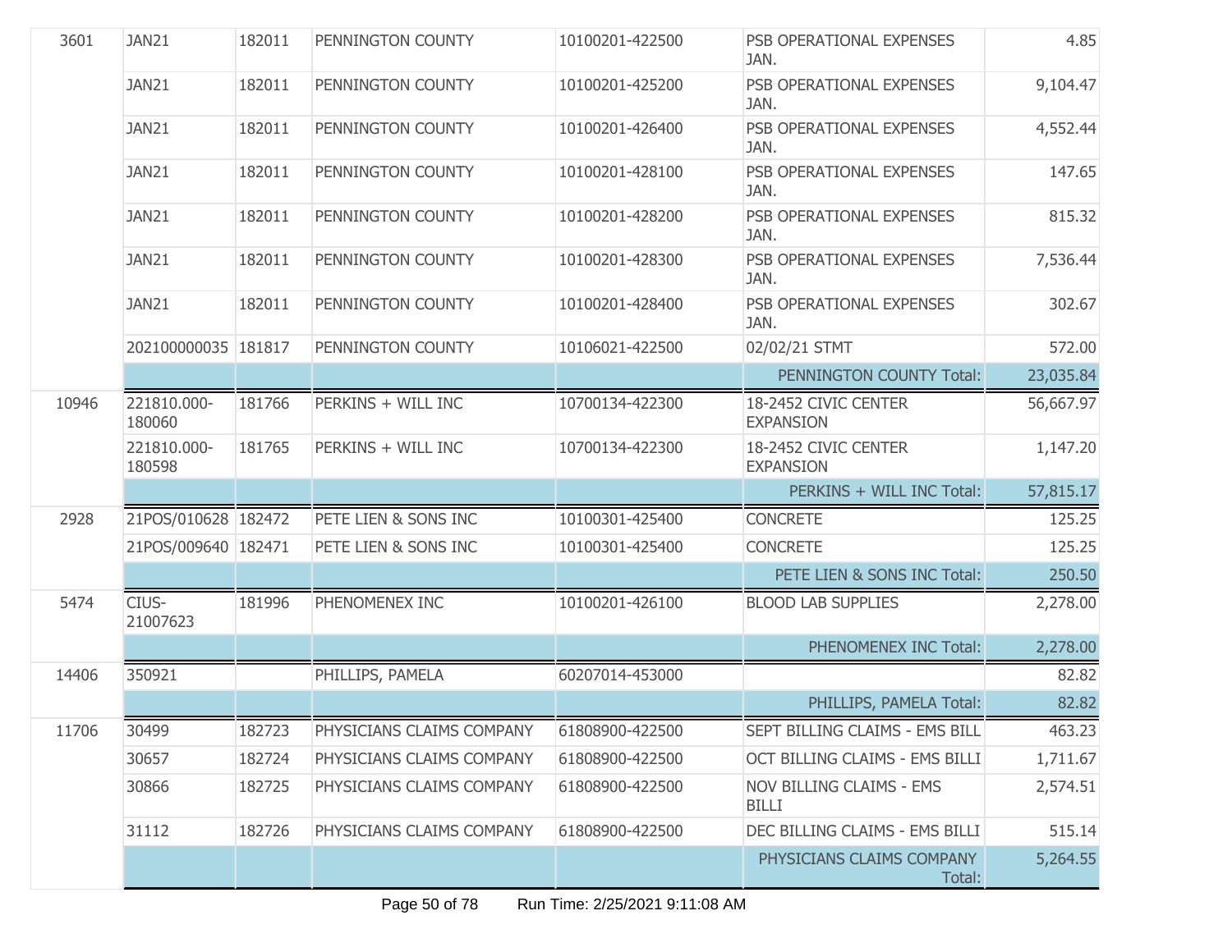| | | | | | | |
|---|---|---|---|---|---|---|
| 3601 | JAN21 | 182011 | PENNINGTON COUNTY | 10100201-422500 | PSB OPERATIONAL EXPENSES JAN. | 4.85 |
| | JAN21 | 182011 | PENNINGTON COUNTY | 10100201-425200 | PSB OPERATIONAL EXPENSES JAN. | 9,104.47 |
| | JAN21 | 182011 | PENNINGTON COUNTY | 10100201-426400 | PSB OPERATIONAL EXPENSES JAN. | 4,552.44 |
| | JAN21 | 182011 | PENNINGTON COUNTY | 10100201-428100 | PSB OPERATIONAL EXPENSES JAN. | 147.65 |
| | JAN21 | 182011 | PENNINGTON COUNTY | 10100201-428200 | PSB OPERATIONAL EXPENSES JAN. | 815.32 |
| | JAN21 | 182011 | PENNINGTON COUNTY | 10100201-428300 | PSB OPERATIONAL EXPENSES JAN. | 7,536.44 |
| | JAN21 | 182011 | PENNINGTON COUNTY | 10100201-428400 | PSB OPERATIONAL EXPENSES JAN. | 302.67 |
| | 202100000035 | 181817 | PENNINGTON COUNTY | 10106021-422500 | 02/02/21 STMT | 572.00 |
| | | | | | PENNINGTON COUNTY Total: | 23,035.84 |
| 10946 | 221810.000-180060 | 181766 | PERKINS + WILL INC | 10700134-422300 | 18-2452 CIVIC CENTER EXPANSION | 56,667.97 |
| | 221810.000-180598 | 181765 | PERKINS + WILL INC | 10700134-422300 | 18-2452 CIVIC CENTER EXPANSION | 1,147.20 |
| | | | | | PERKINS + WILL INC Total: | 57,815.17 |
| 2928 | 21POS/010628 | 182472 | PETE LIEN & SONS INC | 10100301-425400 | CONCRETE | 125.25 |
| | 21POS/009640 | 182471 | PETE LIEN & SONS INC | 10100301-425400 | CONCRETE | 125.25 |
| | | | | | PETE LIEN & SONS INC Total: | 250.50 |
| 5474 | CIUS-21007623 | 181996 | PHENOMENEX INC | 10100201-426100 | BLOOD LAB SUPPLIES | 2,278.00 |
| | | | | | PHENOMENEX INC Total: | 2,278.00 |
| 14406 | 350921 | | PHILLIPS, PAMELA | 60207014-453000 | | 82.82 |
| | | | | | PHILLIPS, PAMELA Total: | 82.82 |
| 11706 | 30499 | 182723 | PHYSICIANS CLAIMS COMPANY | 61808900-422500 | SEPT BILLING CLAIMS - EMS BILL | 463.23 |
| | 30657 | 182724 | PHYSICIANS CLAIMS COMPANY | 61808900-422500 | OCT BILLING CLAIMS - EMS BILLI | 1,711.67 |
| | 30866 | 182725 | PHYSICIANS CLAIMS COMPANY | 61808900-422500 | NOV BILLING CLAIMS - EMS BILLI | 2,574.51 |
| | 31112 | 182726 | PHYSICIANS CLAIMS COMPANY | 61808900-422500 | DEC BILLING CLAIMS - EMS BILLI | 515.14 |
| | | | | | PHYSICIANS CLAIMS COMPANY Total: | 5,264.55 |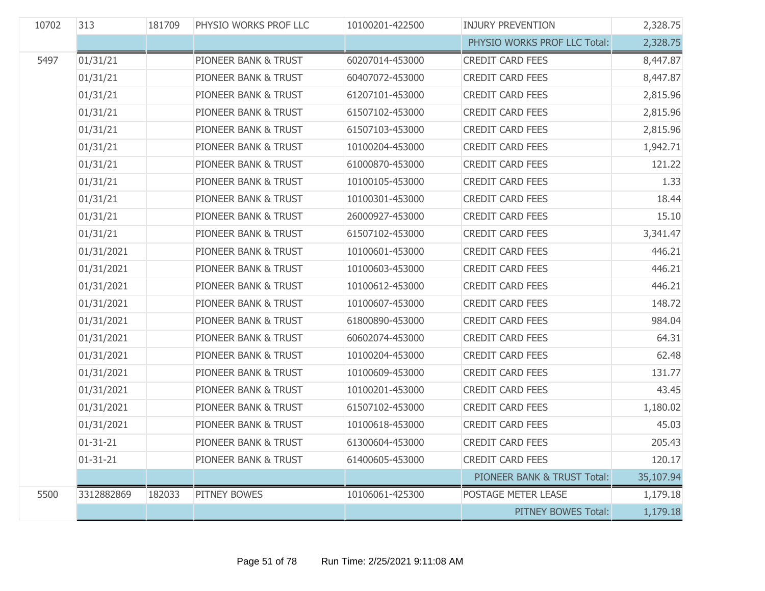| | | | | | | |
|---|---|---|---|---|---|---|
| 10702 | 313 | 181709 | PHYSIO WORKS PROF LLC | 10100201-422500 | INJURY PREVENTION | 2,328.75 |
| | | | | | PHYSIO WORKS PROF LLC Total: | 2,328.75 |
| 5497 | 01/31/21 | | PIONEER BANK & TRUST | 60207014-453000 | CREDIT CARD FEES | 8,447.87 |
| | 01/31/21 | | PIONEER BANK & TRUST | 60407072-453000 | CREDIT CARD FEES | 8,447.87 |
| | 01/31/21 | | PIONEER BANK & TRUST | 61207101-453000 | CREDIT CARD FEES | 2,815.96 |
| | 01/31/21 | | PIONEER BANK & TRUST | 61507102-453000 | CREDIT CARD FEES | 2,815.96 |
| | 01/31/21 | | PIONEER BANK & TRUST | 61507103-453000 | CREDIT CARD FEES | 2,815.96 |
| | 01/31/21 | | PIONEER BANK & TRUST | 10100204-453000 | CREDIT CARD FEES | 1,942.71 |
| | 01/31/21 | | PIONEER BANK & TRUST | 61000870-453000 | CREDIT CARD FEES | 121.22 |
| | 01/31/21 | | PIONEER BANK & TRUST | 10100105-453000 | CREDIT CARD FEES | 1.33 |
| | 01/31/21 | | PIONEER BANK & TRUST | 10100301-453000 | CREDIT CARD FEES | 18.44 |
| | 01/31/21 | | PIONEER BANK & TRUST | 26000927-453000 | CREDIT CARD FEES | 15.10 |
| | 01/31/21 | | PIONEER BANK & TRUST | 61507102-453000 | CREDIT CARD FEES | 3,341.47 |
| | 01/31/2021 | | PIONEER BANK & TRUST | 10100601-453000 | CREDIT CARD FEES | 446.21 |
| | 01/31/2021 | | PIONEER BANK & TRUST | 10100603-453000 | CREDIT CARD FEES | 446.21 |
| | 01/31/2021 | | PIONEER BANK & TRUST | 10100612-453000 | CREDIT CARD FEES | 446.21 |
| | 01/31/2021 | | PIONEER BANK & TRUST | 10100607-453000 | CREDIT CARD FEES | 148.72 |
| | 01/31/2021 | | PIONEER BANK & TRUST | 61800890-453000 | CREDIT CARD FEES | 984.04 |
| | 01/31/2021 | | PIONEER BANK & TRUST | 60602074-453000 | CREDIT CARD FEES | 64.31 |
| | 01/31/2021 | | PIONEER BANK & TRUST | 10100204-453000 | CREDIT CARD FEES | 62.48 |
| | 01/31/2021 | | PIONEER BANK & TRUST | 10100609-453000 | CREDIT CARD FEES | 131.77 |
| | 01/31/2021 | | PIONEER BANK & TRUST | 10100201-453000 | CREDIT CARD FEES | 43.45 |
| | 01/31/2021 | | PIONEER BANK & TRUST | 61507102-453000 | CREDIT CARD FEES | 1,180.02 |
| | 01/31/2021 | | PIONEER BANK & TRUST | 10100618-453000 | CREDIT CARD FEES | 45.03 |
| | 01-31-21 | | PIONEER BANK & TRUST | 61300604-453000 | CREDIT CARD FEES | 205.43 |
| | 01-31-21 | | PIONEER BANK & TRUST | 61400605-453000 | CREDIT CARD FEES | 120.17 |
| | | | | | PIONEER BANK & TRUST Total: | 35,107.94 |
| 5500 | 3312882869 | 182033 | PITNEY BOWES | 10106061-425300 | POSTAGE METER LEASE | 1,179.18 |
| | | | | | PITNEY BOWES Total: | 1,179.18 |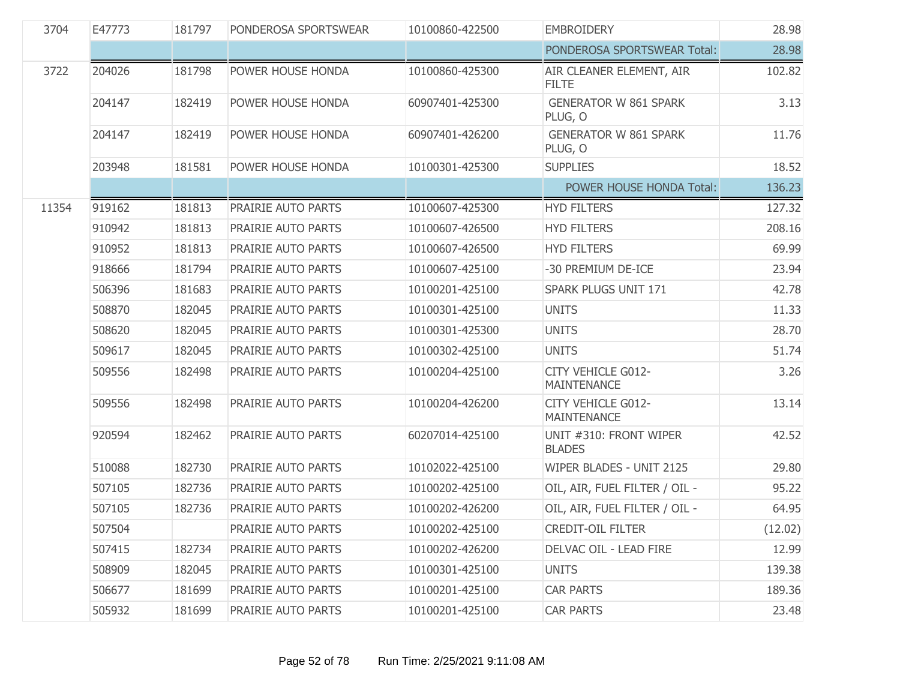| | | | | | | |
|---|---|---|---|---|---|---|
| 3704 | E47773 | 181797 | PONDEROSA SPORTSWEAR | 10100860-422500 | EMBROIDERY | 28.98 |
| | | | | | PONDEROSA SPORTSWEAR Total: | 28.98 |
| 3722 | 204026 | 181798 | POWER HOUSE HONDA | 10100860-425300 | AIR CLEANER ELEMENT, AIR FILTE | 102.82 |
| | 204147 | 182419 | POWER HOUSE HONDA | 60907401-425300 | GENERATOR W 861 SPARK PLUG, O | 3.13 |
| | 204147 | 182419 | POWER HOUSE HONDA | 60907401-426200 | GENERATOR W 861 SPARK PLUG, O | 11.76 |
| | 203948 | 181581 | POWER HOUSE HONDA | 10100301-425300 | SUPPLIES | 18.52 |
| | | | | | POWER HOUSE HONDA Total: | 136.23 |
| 11354 | 919162 | 181813 | PRAIRIE AUTO PARTS | 10100607-425300 | HYD FILTERS | 127.32 |
| | 910942 | 181813 | PRAIRIE AUTO PARTS | 10100607-426500 | HYD FILTERS | 208.16 |
| | 910952 | 181813 | PRAIRIE AUTO PARTS | 10100607-426500 | HYD FILTERS | 69.99 |
| | 918666 | 181794 | PRAIRIE AUTO PARTS | 10100607-425100 | -30 PREMIUM DE-ICE | 23.94 |
| | 506396 | 181683 | PRAIRIE AUTO PARTS | 10100201-425100 | SPARK PLUGS UNIT 171 | 42.78 |
| | 508870 | 182045 | PRAIRIE AUTO PARTS | 10100301-425100 | UNITS | 11.33 |
| | 508620 | 182045 | PRAIRIE AUTO PARTS | 10100301-425300 | UNITS | 28.70 |
| | 509617 | 182045 | PRAIRIE AUTO PARTS | 10100302-425100 | UNITS | 51.74 |
| | 509556 | 182498 | PRAIRIE AUTO PARTS | 10100204-425100 | CITY VEHICLE G012-MAINTENANCE | 3.26 |
| | 509556 | 182498 | PRAIRIE AUTO PARTS | 10100204-426200 | CITY VEHICLE G012-MAINTENANCE | 13.14 |
| | 920594 | 182462 | PRAIRIE AUTO PARTS | 60207014-425100 | UNIT #310: FRONT WIPER BLADES | 42.52 |
| | 510088 | 182730 | PRAIRIE AUTO PARTS | 10102022-425100 | WIPER BLADES - UNIT 2125 | 29.80 |
| | 507105 | 182736 | PRAIRIE AUTO PARTS | 10100202-425100 | OIL, AIR, FUEL FILTER / OIL - | 95.22 |
| | 507105 | 182736 | PRAIRIE AUTO PARTS | 10100202-426200 | OIL, AIR, FUEL FILTER / OIL - | 64.95 |
| | 507504 | | PRAIRIE AUTO PARTS | 10100202-425100 | CREDIT-OIL FILTER | (12.02) |
| | 507415 | 182734 | PRAIRIE AUTO PARTS | 10100202-426200 | DELVAC OIL - LEAD FIRE | 12.99 |
| | 508909 | 182045 | PRAIRIE AUTO PARTS | 10100301-425100 | UNITS | 139.38 |
| | 506677 | 181699 | PRAIRIE AUTO PARTS | 10100201-425100 | CAR PARTS | 189.36 |
| | 505932 | 181699 | PRAIRIE AUTO PARTS | 10100201-425100 | CAR PARTS | 23.48 |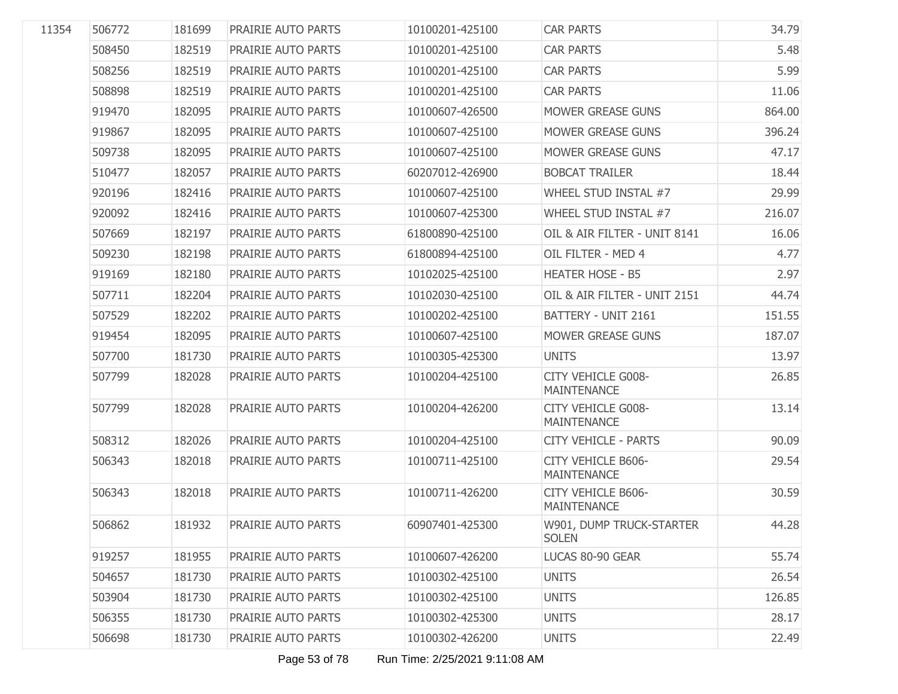| | | | | | | |
|---|---|---|---|---|---|---|
| 11354 | 506772 | 181699 | PRAIRIE AUTO PARTS | 10100201-425100 | CAR PARTS | 34.79 |
| | 508450 | 182519 | PRAIRIE AUTO PARTS | 10100201-425100 | CAR PARTS | 5.48 |
| | 508256 | 182519 | PRAIRIE AUTO PARTS | 10100201-425100 | CAR PARTS | 5.99 |
| | 508898 | 182519 | PRAIRIE AUTO PARTS | 10100201-425100 | CAR PARTS | 11.06 |
| | 919470 | 182095 | PRAIRIE AUTO PARTS | 10100607-426500 | MOWER GREASE GUNS | 864.00 |
| | 919867 | 182095 | PRAIRIE AUTO PARTS | 10100607-425100 | MOWER GREASE GUNS | 396.24 |
| | 509738 | 182095 | PRAIRIE AUTO PARTS | 10100607-425100 | MOWER GREASE GUNS | 47.17 |
| | 510477 | 182057 | PRAIRIE AUTO PARTS | 60207012-426900 | BOBCAT TRAILER | 18.44 |
| | 920196 | 182416 | PRAIRIE AUTO PARTS | 10100607-425100 | WHEEL STUD INSTAL #7 | 29.99 |
| | 920092 | 182416 | PRAIRIE AUTO PARTS | 10100607-425300 | WHEEL STUD INSTAL #7 | 216.07 |
| | 507669 | 182197 | PRAIRIE AUTO PARTS | 61800890-425100 | OIL & AIR FILTER - UNIT 8141 | 16.06 |
| | 509230 | 182198 | PRAIRIE AUTO PARTS | 61800894-425100 | OIL FILTER - MED 4 | 4.77 |
| | 919169 | 182180 | PRAIRIE AUTO PARTS | 10102025-425100 | HEATER HOSE - B5 | 2.97 |
| | 507711 | 182204 | PRAIRIE AUTO PARTS | 10102030-425100 | OIL & AIR FILTER - UNIT 2151 | 44.74 |
| | 507529 | 182202 | PRAIRIE AUTO PARTS | 10100202-425100 | BATTERY - UNIT 2161 | 151.55 |
| | 919454 | 182095 | PRAIRIE AUTO PARTS | 10100607-425100 | MOWER GREASE GUNS | 187.07 |
| | 507700 | 181730 | PRAIRIE AUTO PARTS | 10100305-425300 | UNITS | 13.97 |
| | 507799 | 182028 | PRAIRIE AUTO PARTS | 10100204-425100 | CITY VEHICLE G008-MAINTENANCE | 26.85 |
| | 507799 | 182028 | PRAIRIE AUTO PARTS | 10100204-426200 | CITY VEHICLE G008-MAINTENANCE | 13.14 |
| | 508312 | 182026 | PRAIRIE AUTO PARTS | 10100204-425100 | CITY VEHICLE - PARTS | 90.09 |
| | 506343 | 182018 | PRAIRIE AUTO PARTS | 10100711-425100 | CITY VEHICLE B606-MAINTENANCE | 29.54 |
| | 506343 | 182018 | PRAIRIE AUTO PARTS | 10100711-426200 | CITY VEHICLE B606-MAINTENANCE | 30.59 |
| | 506862 | 181932 | PRAIRIE AUTO PARTS | 60907401-425300 | W901, DUMP TRUCK-STARTER SOLEN | 44.28 |
| | 919257 | 181955 | PRAIRIE AUTO PARTS | 10100607-426200 | LUCAS 80-90 GEAR | 55.74 |
| | 504657 | 181730 | PRAIRIE AUTO PARTS | 10100302-425100 | UNITS | 26.54 |
| | 503904 | 181730 | PRAIRIE AUTO PARTS | 10100302-425100 | UNITS | 126.85 |
| | 506355 | 181730 | PRAIRIE AUTO PARTS | 10100302-425300 | UNITS | 28.17 |
| | 506698 | 181730 | PRAIRIE AUTO PARTS | 10100302-426200 | UNITS | 22.49 |

Run Time: 2/25/2021 9:11:08 AM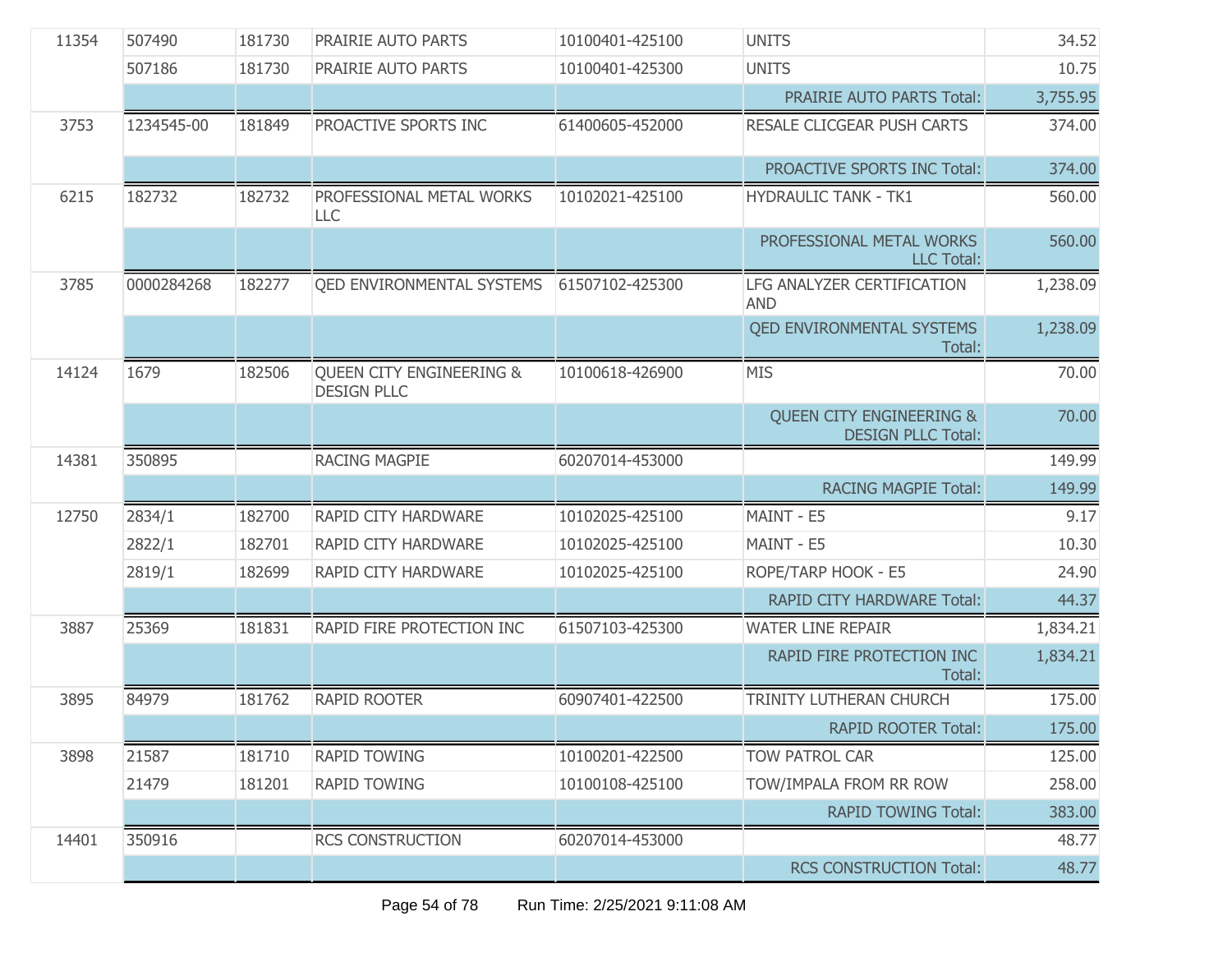| | | | | | | |
|---|---|---|---|---|---|---|
| 11354 | 507490 | 181730 | PRAIRIE AUTO PARTS | 10100401-425100 | UNITS | 34.52 |
| | 507186 | 181730 | PRAIRIE AUTO PARTS | 10100401-425300 | UNITS | 10.75 |
| | | | | | PRAIRIE AUTO PARTS Total: | 3,755.95 |
| 3753 | 1234545-00 | 181849 | PROACTIVE SPORTS INC | 61400605-452000 | RESALE CLICGEAR PUSH CARTS | 374.00 |
| | | | | | PROACTIVE SPORTS INC Total: | 374.00 |
| 6215 | 182732 | 182732 | PROFESSIONAL METAL WORKS LLC | 10102021-425100 | HYDRAULIC TANK - TK1 | 560.00 |
| | | | | | PROFESSIONAL METAL WORKS LLC Total: | 560.00 |
| 3785 | 0000284268 | 182277 | QED ENVIRONMENTAL SYSTEMS | 61507102-425300 | LFG ANALYZER CERTIFICATION AND | 1,238.09 |
| | | | | | QED ENVIRONMENTAL SYSTEMS Total: | 1,238.09 |
| 14124 | 1679 | 182506 | QUEEN CITY ENGINEERING & DESIGN PLLC | 10100618-426900 | MIS | 70.00 |
| | | | | | QUEEN CITY ENGINEERING & DESIGN PLLC Total: | 70.00 |
| 14381 | 350895 | | RACING MAGPIE | 60207014-453000 | | 149.99 |
| | | | | | RACING MAGPIE Total: | 149.99 |
| 12750 | 2834/1 | 182700 | RAPID CITY HARDWARE | 10102025-425100 | MAINT - E5 | 9.17 |
| | 2822/1 | 182701 | RAPID CITY HARDWARE | 10102025-425100 | MAINT - E5 | 10.30 |
| | 2819/1 | 182699 | RAPID CITY HARDWARE | 10102025-425100 | ROPE/TARP HOOK - E5 | 24.90 |
| | | | | | RAPID CITY HARDWARE Total: | 44.37 |
| 3887 | 25369 | 181831 | RAPID FIRE PROTECTION INC | 61507103-425300 | WATER LINE REPAIR | 1,834.21 |
| | | | | | RAPID FIRE PROTECTION INC Total: | 1,834.21 |
| 3895 | 84979 | 181762 | RAPID ROOTER | 60907401-422500 | TRINITY LUTHERAN CHURCH | 175.00 |
| | | | | | RAPID ROOTER Total: | 175.00 |
| 3898 | 21587 | 181710 | RAPID TOWING | 10100201-422500 | TOW PATROL CAR | 125.00 |
| | 21479 | 181201 | RAPID TOWING | 10100108-425100 | TOW/IMPALA FROM RR ROW | 258.00 |
| | | | | | RAPID TOWING Total: | 383.00 |
| 14401 | 350916 | | RCS CONSTRUCTION | 60207014-453000 | | 48.77 |
| | | | | | RCS CONSTRUCTION Total: | 48.77 |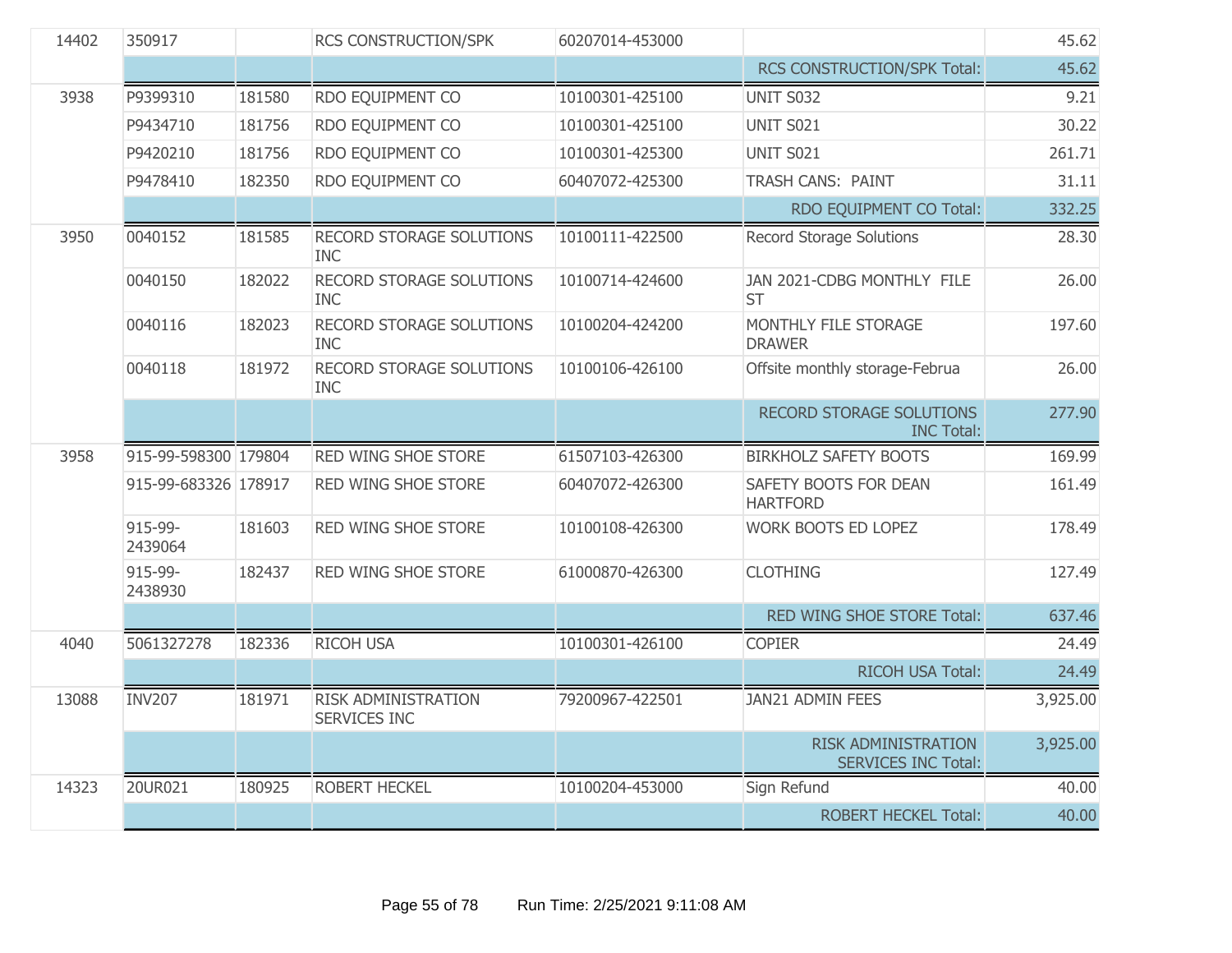| | | | | | | |
|---|---|---|---|---|---|---|
| 14402 | 350917 | | RCS CONSTRUCTION/SPK | 60207014-453000 | | 45.62 |
| | | | | | RCS CONSTRUCTION/SPK Total: | 45.62 |
| 3938 | P9399310 | 181580 | RDO EQUIPMENT CO | 10100301-425100 | UNIT S032 | 9.21 |
| | P9434710 | 181756 | RDO EQUIPMENT CO | 10100301-425100 | UNIT S021 | 30.22 |
| | P9420210 | 181756 | RDO EQUIPMENT CO | 10100301-425300 | UNIT S021 | 261.71 |
| | P9478410 | 182350 | RDO EQUIPMENT CO | 60407072-425300 | TRASH CANS: PAINT | 31.11 |
| | | | | | RDO EQUIPMENT CO Total: | 332.25 |
| 3950 | 0040152 | 181585 | RECORD STORAGE SOLUTIONS INC | 10100111-422500 | Record Storage Solutions | 28.30 |
| | 0040150 | 182022 | RECORD STORAGE SOLUTIONS INC | 10100714-424600 | JAN 2021-CDBG MONTHLY FILE ST | 26.00 |
| | 0040116 | 182023 | RECORD STORAGE SOLUTIONS INC | 10100204-424200 | MONTHLY FILE STORAGE DRAWER | 197.60 |
| | 0040118 | 181972 | RECORD STORAGE SOLUTIONS INC | 10100106-426100 | Offsite monthly storage-Februa | 26.00 |
| | | | | | RECORD STORAGE SOLUTIONS INC Total: | 277.90 |
| 3958 | 915-99-598300 | 179804 | RED WING SHOE STORE | 61507103-426300 | BIRKHOLZ SAFETY BOOTS | 169.99 |
| | 915-99-683326 | 178917 | RED WING SHOE STORE | 60407072-426300 | SAFETY BOOTS FOR DEAN HARTFORD | 161.49 |
| | 915-99-2439064 | 181603 | RED WING SHOE STORE | 10100108-426300 | WORK BOOTS ED LOPEZ | 178.49 |
| | 915-99-2438930 | 182437 | RED WING SHOE STORE | 61000870-426300 | CLOTHING | 127.49 |
| | | | | | RED WING SHOE STORE Total: | 637.46 |
| 4040 | 5061327278 | 182336 | RICOH USA | 10100301-426100 | COPIER | 24.49 |
| | | | | | RICOH USA Total: | 24.49 |
| 13088 | INV207 | 181971 | RISK ADMINISTRATION SERVICES INC | 79200967-422501 | JAN21 ADMIN FEES | 3,925.00 |
| | | | | | RISK ADMINISTRATION SERVICES INC Total: | 3,925.00 |
| 14323 | 20UR021 | 180925 | ROBERT HECKEL | 10100204-453000 | Sign Refund | 40.00 |
| | | | | | ROBERT HECKEL Total: | 40.00 |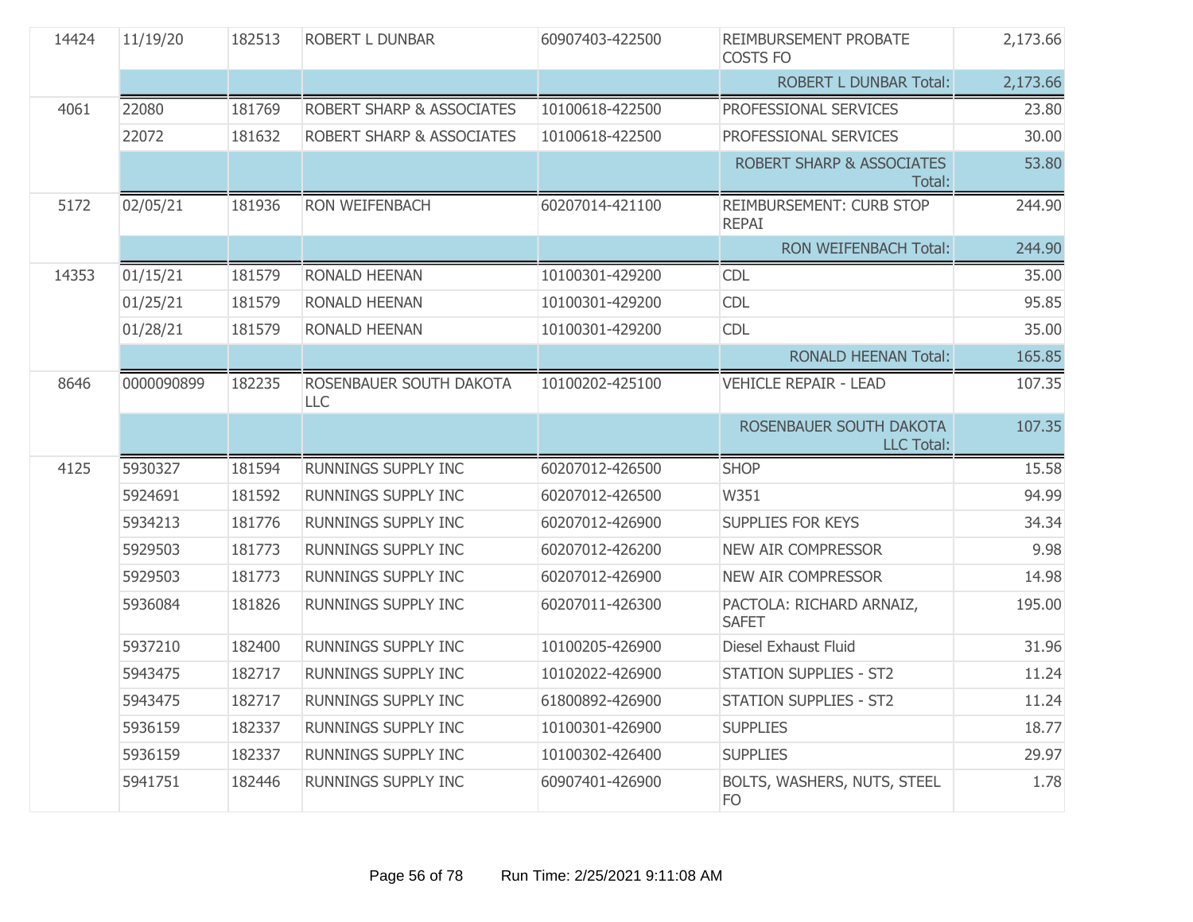| | | | | | | |
|---|---|---|---|---|---|---|
| 14424 | 11/19/20 | 182513 | ROBERT L DUNBAR | 60907403-422500 | REIMBURSEMENT PROBATE COSTS FO | 2,173.66 |
| | | | | | ROBERT L DUNBAR Total: | 2,173.66 |
| 4061 | 22080 | 181769 | ROBERT SHARP & ASSOCIATES | 10100618-422500 | PROFESSIONAL SERVICES | 23.80 |
| | 22072 | 181632 | ROBERT SHARP & ASSOCIATES | 10100618-422500 | PROFESSIONAL SERVICES | 30.00 |
| | | | | | ROBERT SHARP & ASSOCIATES Total: | 53.80 |
| 5172 | 02/05/21 | 181936 | RON WEIFENBACH | 60207014-421100 | REIMBURSEMENT: CURB STOP REPAI | 244.90 |
| | | | | | RON WEIFENBACH Total: | 244.90 |
| 14353 | 01/15/21 | 181579 | RONALD HEENAN | 10100301-429200 | CDL | 35.00 |
| | 01/25/21 | 181579 | RONALD HEENAN | 10100301-429200 | CDL | 95.85 |
| | 01/28/21 | 181579 | RONALD HEENAN | 10100301-429200 | CDL | 35.00 |
| | | | | | RONALD HEENAN Total: | 165.85 |
| 8646 | 0000090899 | 182235 | ROSENBAUER SOUTH DAKOTA LLC | 10100202-425100 | VEHICLE REPAIR - LEAD | 107.35 |
| | | | | | ROSENBAUER SOUTH DAKOTA LLC Total: | 107.35 |
| 4125 | 5930327 | 181594 | RUNNINGS SUPPLY INC | 60207012-426500 | SHOP | 15.58 |
| | 5924691 | 181592 | RUNNINGS SUPPLY INC | 60207012-426500 | W351 | 94.99 |
| | 5934213 | 181776 | RUNNINGS SUPPLY INC | 60207012-426900 | SUPPLIES FOR KEYS | 34.34 |
| | 5929503 | 181773 | RUNNINGS SUPPLY INC | 60207012-426200 | NEW AIR COMPRESSOR | 9.98 |
| | 5929503 | 181773 | RUNNINGS SUPPLY INC | 60207012-426900 | NEW AIR COMPRESSOR | 14.98 |
| | 5936084 | 181826 | RUNNINGS SUPPLY INC | 60207011-426300 | PACTOLA: RICHARD ARNAIZ, SAFET | 195.00 |
| | 5937210 | 182400 | RUNNINGS SUPPLY INC | 10100205-426900 | Diesel Exhaust Fluid | 31.96 |
| | 5943475 | 182717 | RUNNINGS SUPPLY INC | 10102022-426900 | STATION SUPPLIES - ST2 | 11.24 |
| | 5943475 | 182717 | RUNNINGS SUPPLY INC | 61800892-426900 | STATION SUPPLIES - ST2 | 11.24 |
| | 5936159 | 182337 | RUNNINGS SUPPLY INC | 10100301-426900 | SUPPLIES | 18.77 |
| | 5936159 | 182337 | RUNNINGS SUPPLY INC | 10100302-426400 | SUPPLIES | 29.97 |
| | 5941751 | 182446 | RUNNINGS SUPPLY INC | 60907401-426900 | BOLTS, WASHERS, NUTS, STEEL FO | 1.78 |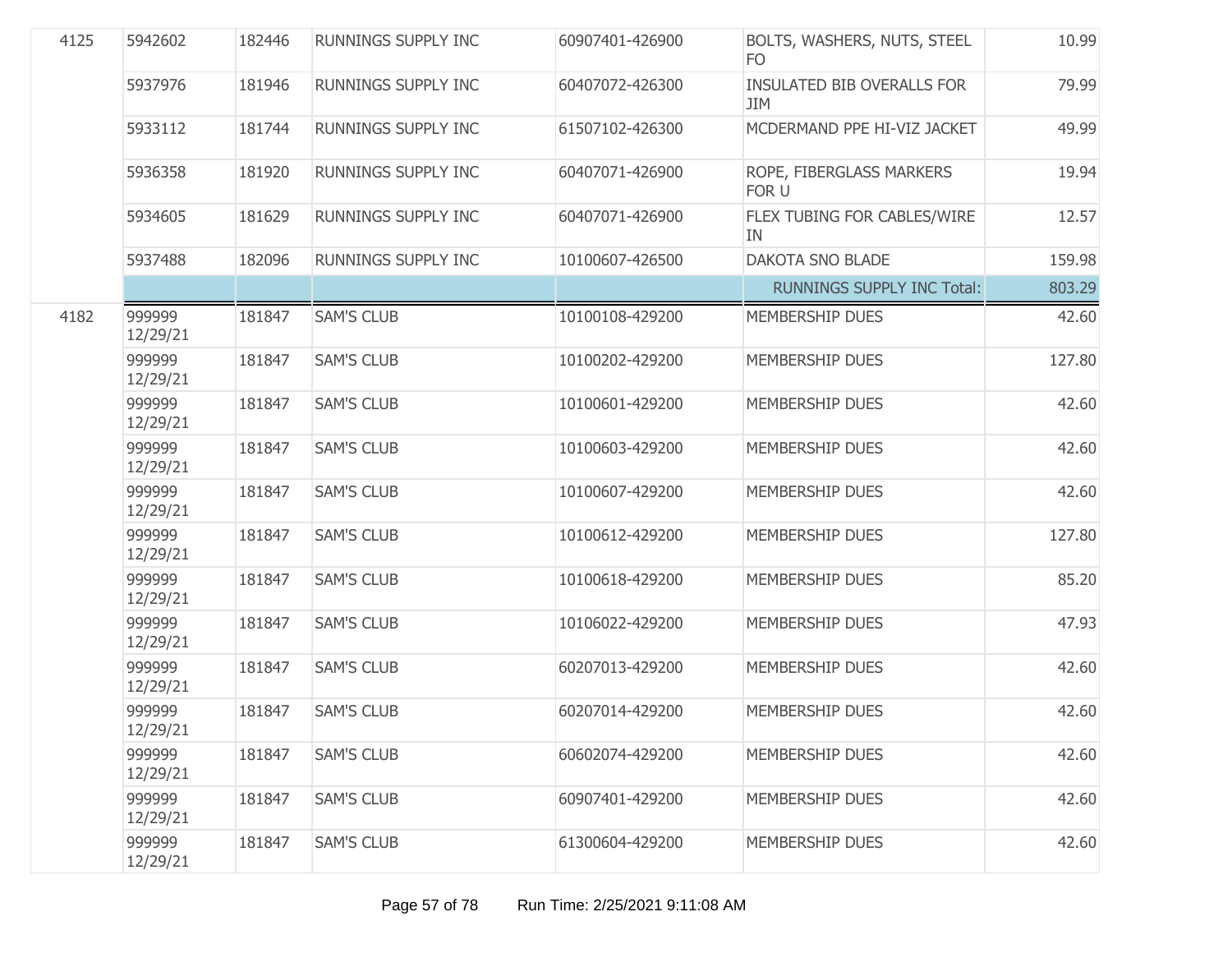| | | | | | | |
|---|---|---|---|---|---|---|
| 4125 | 5942602 | 182446 | RUNNINGS SUPPLY INC | 60907401-426900 | BOLTS, WASHERS, NUTS, STEEL FO | 10.99 |
| | 5937976 | 181946 | RUNNINGS SUPPLY INC | 60407072-426300 | INSULATED BIB OVERALLS FOR JIM | 79.99 |
| | 5933112 | 181744 | RUNNINGS SUPPLY INC | 61507102-426300 | MCDERMAND PPE HI-VIZ JACKET | 49.99 |
| | 5936358 | 181920 | RUNNINGS SUPPLY INC | 60407071-426900 | ROPE, FIBERGLASS MARKERS FOR U | 19.94 |
| | 5934605 | 181629 | RUNNINGS SUPPLY INC | 60407071-426900 | FLEX TUBING FOR CABLES/WIRE IN | 12.57 |
| | 5937488 | 182096 | RUNNINGS SUPPLY INC | 10100607-426500 | DAKOTA SNO BLADE | 159.98 |
| | | | | | RUNNINGS SUPPLY INC Total: | 803.29 |
| 4182 | 999999 12/29/21 | 181847 | SAM'S CLUB | 10100108-429200 | MEMBERSHIP DUES | 42.60 |
| | 999999 12/29/21 | 181847 | SAM'S CLUB | 10100202-429200 | MEMBERSHIP DUES | 127.80 |
| | 999999 12/29/21 | 181847 | SAM'S CLUB | 10100601-429200 | MEMBERSHIP DUES | 42.60 |
| | 999999 12/29/21 | 181847 | SAM'S CLUB | 10100603-429200 | MEMBERSHIP DUES | 42.60 |
| | 999999 12/29/21 | 181847 | SAM'S CLUB | 10100607-429200 | MEMBERSHIP DUES | 42.60 |
| | 999999 12/29/21 | 181847 | SAM'S CLUB | 10100612-429200 | MEMBERSHIP DUES | 127.80 |
| | 999999 12/29/21 | 181847 | SAM'S CLUB | 10100618-429200 | MEMBERSHIP DUES | 85.20 |
| | 999999 12/29/21 | 181847 | SAM'S CLUB | 10106022-429200 | MEMBERSHIP DUES | 47.93 |
| | 999999 12/29/21 | 181847 | SAM'S CLUB | 60207013-429200 | MEMBERSHIP DUES | 42.60 |
| | 999999 12/29/21 | 181847 | SAM'S CLUB | 60207014-429200 | MEMBERSHIP DUES | 42.60 |
| | 999999 12/29/21 | 181847 | SAM'S CLUB | 60602074-429200 | MEMBERSHIP DUES | 42.60 |
| | 999999 12/29/21 | 181847 | SAM'S CLUB | 60907401-429200 | MEMBERSHIP DUES | 42.60 |
| | 999999 12/29/21 | 181847 | SAM'S CLUB | 61300604-429200 | MEMBERSHIP DUES | 42.60 |

Run Time: 2/25/2021 9:11:08 AM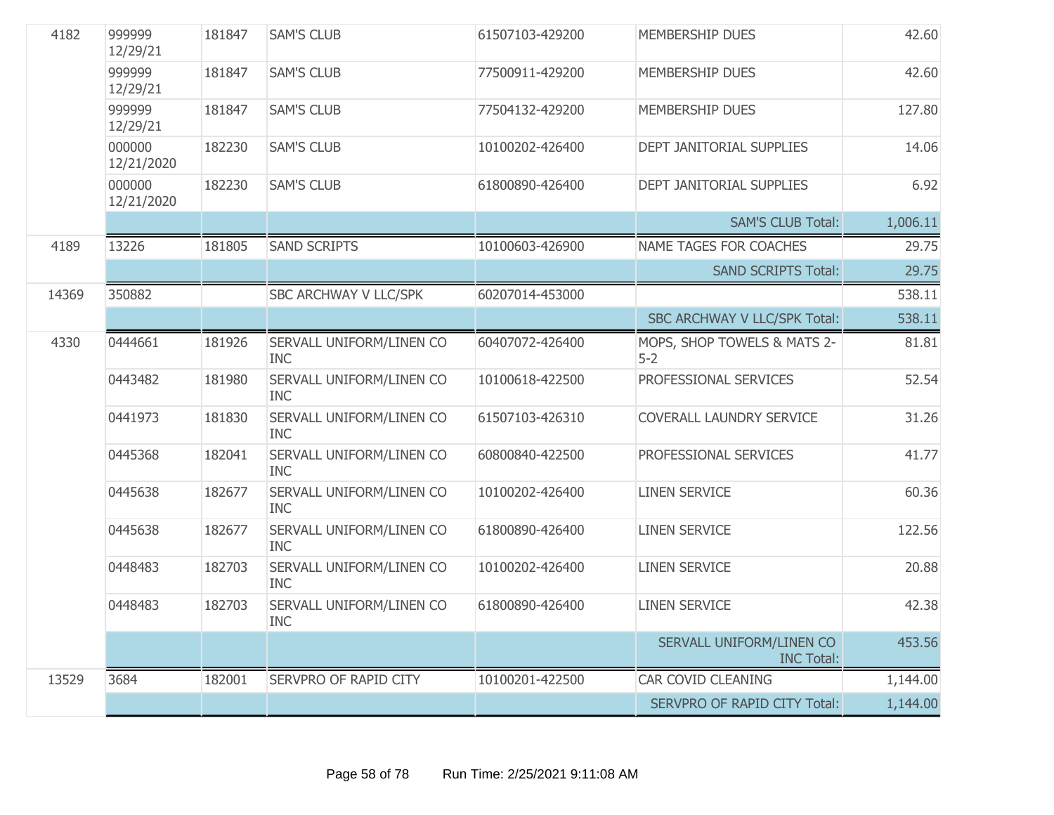| | | | | | | |
|---|---|---|---|---|---|---|
| 4182 | 999999 12/29/21 | 181847 | SAM'S CLUB | 61507103-429200 | MEMBERSHIP DUES | 42.60 |
| | 999999 12/29/21 | 181847 | SAM'S CLUB | 77500911-429200 | MEMBERSHIP DUES | 42.60 |
| | 999999 12/29/21 | 181847 | SAM'S CLUB | 77504132-429200 | MEMBERSHIP DUES | 127.80 |
| | 000000 12/21/2020 | 182230 | SAM'S CLUB | 10100202-426400 | DEPT JANITORIAL SUPPLIES | 14.06 |
| | 000000 12/21/2020 | 182230 | SAM'S CLUB | 61800890-426400 | DEPT JANITORIAL SUPPLIES | 6.92 |
| | | | | | SAM'S CLUB Total: | 1,006.11 |
| 4189 | 13226 | 181805 | SAND SCRIPTS | 10100603-426900 | NAME TAGES FOR COACHES | 29.75 |
| | | | | | SAND SCRIPTS Total: | 29.75 |
| 14369 | 350882 | | SBC ARCHWAY V LLC/SPK | 60207014-453000 | | 538.11 |
| | | | | | SBC ARCHWAY V LLC/SPK Total: | 538.11 |
| 4330 | 0444661 | 181926 | SERVALL UNIFORM/LINEN CO INC | 60407072-426400 | MOPS, SHOP TOWELS & MATS 2-5-2 | 81.81 |
| | 0443482 | 181980 | SERVALL UNIFORM/LINEN CO INC | 10100618-422500 | PROFESSIONAL SERVICES | 52.54 |
| | 0441973 | 181830 | SERVALL UNIFORM/LINEN CO INC | 61507103-426310 | COVERALL LAUNDRY SERVICE | 31.26 |
| | 0445368 | 182041 | SERVALL UNIFORM/LINEN CO INC | 60800840-422500 | PROFESSIONAL SERVICES | 41.77 |
| | 0445638 | 182677 | SERVALL UNIFORM/LINEN CO INC | 10100202-426400 | LINEN SERVICE | 60.36 |
| | 0445638 | 182677 | SERVALL UNIFORM/LINEN CO INC | 61800890-426400 | LINEN SERVICE | 122.56 |
| | 0448483 | 182703 | SERVALL UNIFORM/LINEN CO INC | 10100202-426400 | LINEN SERVICE | 20.88 |
| | 0448483 | 182703 | SERVALL UNIFORM/LINEN CO INC | 61800890-426400 | LINEN SERVICE | 42.38 |
| | | | | | SERVALL UNIFORM/LINEN CO INC Total: | 453.56 |
| 13529 | 3684 | 182001 | SERVPRO OF RAPID CITY | 10100201-422500 | CAR COVID CLEANING | 1,144.00 |
| | | | | | SERVPRO OF RAPID CITY Total: | 1,144.00 |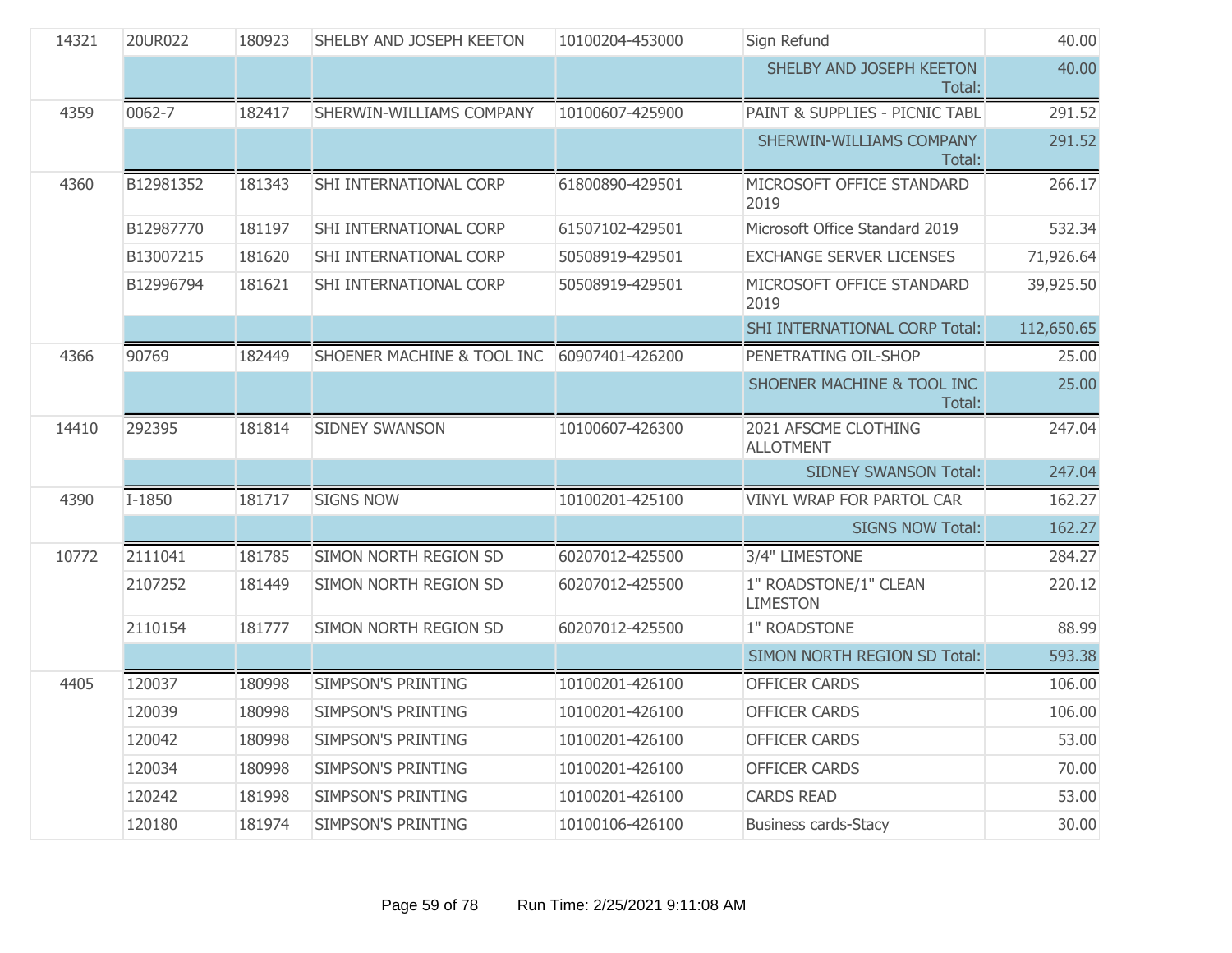| | | | | | | |
|---|---|---|---|---|---|---|
| 14321 | 20UR022 | 180923 | SHELBY AND JOSEPH KEETON | 10100204-453000 | Sign Refund | 40.00 |
| | | | | | SHELBY AND JOSEPH KEETON Total: | 40.00 |
| 4359 | 0062-7 | 182417 | SHERWIN-WILLIAMS COMPANY | 10100607-425900 | PAINT & SUPPLIES - PICNIC TABL | 291.52 |
| | | | | | SHERWIN-WILLIAMS COMPANY Total: | 291.52 |
| 4360 | B12981352 | 181343 | SHI INTERNATIONAL CORP | 61800890-429501 | MICROSOFT OFFICE STANDARD 2019 | 266.17 |
| | B12987770 | 181197 | SHI INTERNATIONAL CORP | 61507102-429501 | Microsoft Office Standard 2019 | 532.34 |
| | B13007215 | 181620 | SHI INTERNATIONAL CORP | 50508919-429501 | EXCHANGE SERVER LICENSES | 71,926.64 |
| | B12996794 | 181621 | SHI INTERNATIONAL CORP | 50508919-429501 | MICROSOFT OFFICE STANDARD 2019 | 39,925.50 |
| | | | | | SHI INTERNATIONAL CORP Total: | 112,650.65 |
| 4366 | 90769 | 182449 | SHOENER MACHINE & TOOL INC | 60907401-426200 | PENETRATING OIL-SHOP | 25.00 |
| | | | | | SHOENER MACHINE & TOOL INC Total: | 25.00 |
| 14410 | 292395 | 181814 | SIDNEY SWANSON | 10100607-426300 | 2021 AFSCME CLOTHING ALLOTMENT | 247.04 |
| | | | | | SIDNEY SWANSON Total: | 247.04 |
| 4390 | I-1850 | 181717 | SIGNS NOW | 10100201-425100 | VINYL WRAP FOR PARTOL CAR | 162.27 |
| | | | | | SIGNS NOW Total: | 162.27 |
| 10772 | 2111041 | 181785 | SIMON NORTH REGION SD | 60207012-425500 | 3/4" LIMESTONE | 284.27 |
| | 2107252 | 181449 | SIMON NORTH REGION SD | 60207012-425500 | 1" ROADSTONE/1" CLEAN LIMESTON | 220.12 |
| | 2110154 | 181777 | SIMON NORTH REGION SD | 60207012-425500 | 1" ROADSTONE | 88.99 |
| | | | | | SIMON NORTH REGION SD Total: | 593.38 |
| 4405 | 120037 | 180998 | SIMPSON'S PRINTING | 10100201-426100 | OFFICER CARDS | 106.00 |
| | 120039 | 180998 | SIMPSON'S PRINTING | 10100201-426100 | OFFICER CARDS | 106.00 |
| | 120042 | 180998 | SIMPSON'S PRINTING | 10100201-426100 | OFFICER CARDS | 53.00 |
| | 120034 | 180998 | SIMPSON'S PRINTING | 10100201-426100 | OFFICER CARDS | 70.00 |
| | 120242 | 181998 | SIMPSON'S PRINTING | 10100201-426100 | CARDS READ | 53.00 |
| | 120180 | 181974 | SIMPSON'S PRINTING | 10100106-426100 | Business cards-Stacy | 30.00 |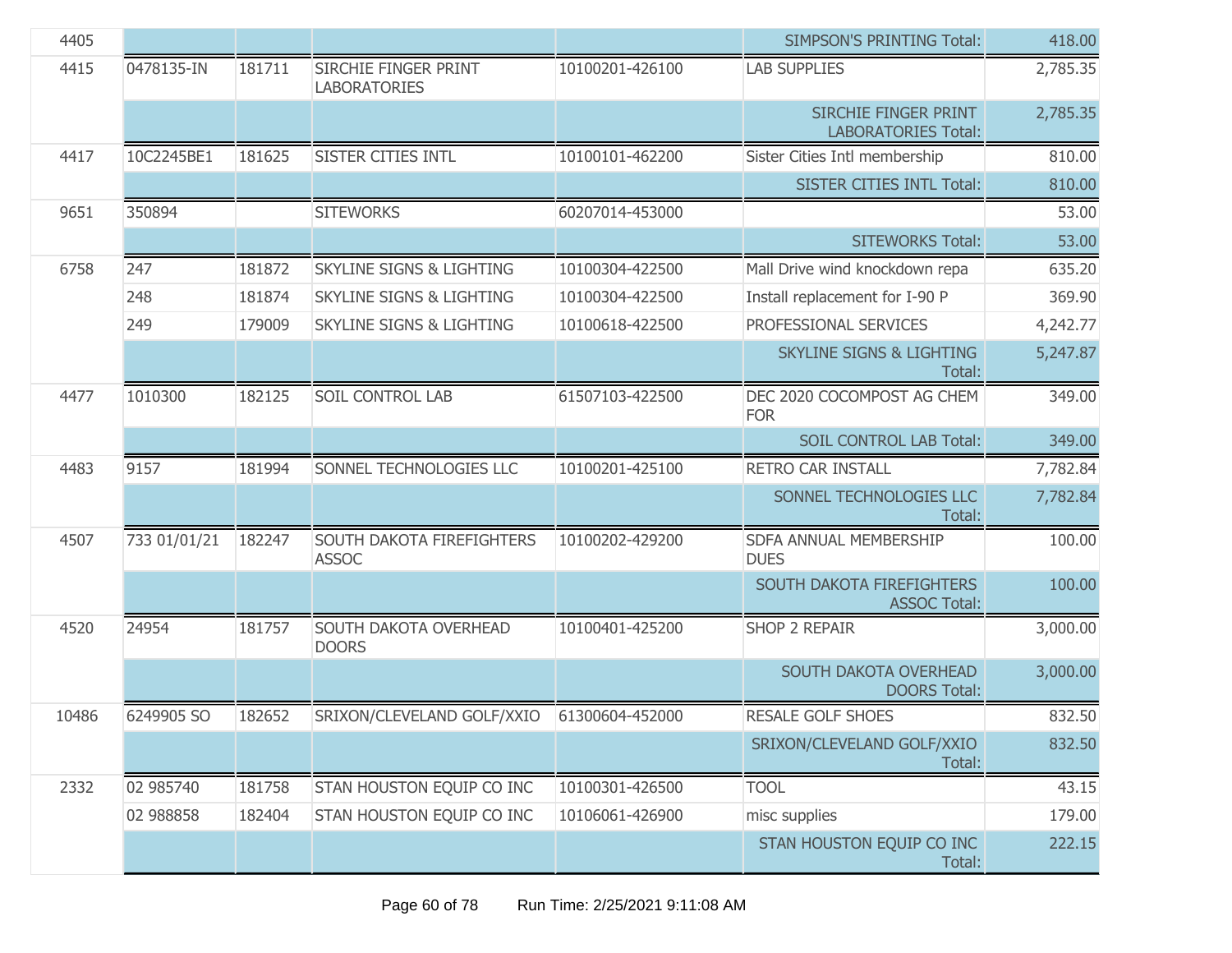| | | | | | | |
|---|---|---|---|---|---|---|
| 4405 | | | | | SIMPSON'S PRINTING Total: | 418.00 |
| 4415 | 0478135-IN | 181711 | SIRCHIE FINGER PRINT LABORATORIES | 10100201-426100 | LAB SUPPLIES | 2,785.35 |
| | | | | | SIRCHIE FINGER PRINT LABORATORIES Total: | 2,785.35 |
| 4417 | 10C2245BE1 | 181625 | SISTER CITIES INTL | 10100101-462200 | Sister Cities Intl membership | 810.00 |
| | | | | | SISTER CITIES INTL Total: | 810.00 |
| 9651 | 350894 | | SITEWORKS | 60207014-453000 | | 53.00 |
| | | | | | SITEWORKS Total: | 53.00 |
| 6758 | 247 | 181872 | SKYLINE SIGNS & LIGHTING | 10100304-422500 | Mall Drive wind knockdown repa | 635.20 |
| | 248 | 181874 | SKYLINE SIGNS & LIGHTING | 10100304-422500 | Install replacement for I-90 P | 369.90 |
| | 249 | 179009 | SKYLINE SIGNS & LIGHTING | 10100618-422500 | PROFESSIONAL SERVICES | 4,242.77 |
| | | | | | SKYLINE SIGNS & LIGHTING Total: | 5,247.87 |
| 4477 | 1010300 | 182125 | SOIL CONTROL LAB | 61507103-422500 | DEC 2020 COCOMPOST AG CHEM FOR | 349.00 |
| | | | | | SOIL CONTROL LAB Total: | 349.00 |
| 4483 | 9157 | 181994 | SONNEL TECHNOLOGIES LLC | 10100201-425100 | RETRO CAR INSTALL | 7,782.84 |
| | | | | | SONNEL TECHNOLOGIES LLC Total: | 7,782.84 |
| 4507 | 733 01/01/21 | 182247 | SOUTH DAKOTA FIREFIGHTERS ASSOC | 10100202-429200 | SDFA ANNUAL MEMBERSHIP DUES | 100.00 |
| | | | | | SOUTH DAKOTA FIREFIGHTERS ASSOC Total: | 100.00 |
| 4520 | 24954 | 181757 | SOUTH DAKOTA OVERHEAD DOORS | 10100401-425200 | SHOP 2 REPAIR | 3,000.00 |
| | | | | | SOUTH DAKOTA OVERHEAD DOORS Total: | 3,000.00 |
| 10486 | 6249905 SO | 182652 | SRIXON/CLEVELAND GOLF/XXIO | 61300604-452000 | RESALE GOLF SHOES | 832.50 |
| | | | | | SRIXON/CLEVELAND GOLF/XXIO Total: | 832.50 |
| 2332 | 02 985740 | 181758 | STAN HOUSTON EQUIP CO INC | 10100301-426500 | TOOL | 43.15 |
| | 02 988858 | 182404 | STAN HOUSTON EQUIP CO INC | 10106061-426900 | misc supplies | 179.00 |
| | | | | | STAN HOUSTON EQUIP CO INC Total: | 222.15 |

Run Time: 2/25/2021 9:11:08 AM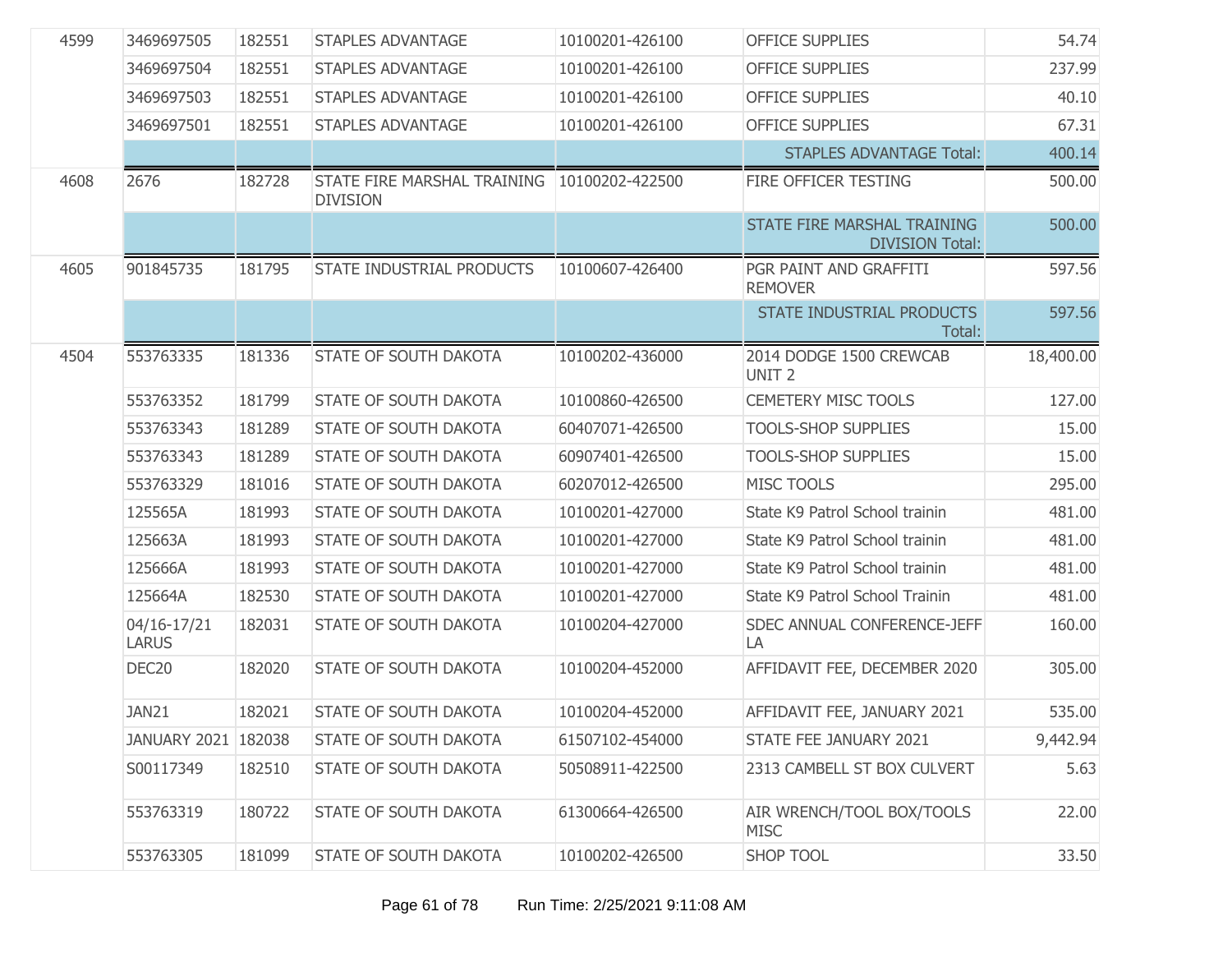| | | | | | | |
|---|---|---|---|---|---|---|
| 4599 | 3469697505 | 182551 | STAPLES ADVANTAGE | 10100201-426100 | OFFICE SUPPLIES | 54.74 |
| | 3469697504 | 182551 | STAPLES ADVANTAGE | 10100201-426100 | OFFICE SUPPLIES | 237.99 |
| | 3469697503 | 182551 | STAPLES ADVANTAGE | 10100201-426100 | OFFICE SUPPLIES | 40.10 |
| | 3469697501 | 182551 | STAPLES ADVANTAGE | 10100201-426100 | OFFICE SUPPLIES | 67.31 |
| | | | | | STAPLES ADVANTAGE Total: | 400.14 |
| 4608 | 2676 | 182728 | STATE FIRE MARSHAL TRAINING DIVISION | 10100202-422500 | FIRE OFFICER TESTING | 500.00 |
| | | | | | STATE FIRE MARSHAL TRAINING DIVISION Total: | 500.00 |
| 4605 | 901845735 | 181795 | STATE INDUSTRIAL PRODUCTS | 10100607-426400 | PGR PAINT AND GRAFFITI REMOVER | 597.56 |
| | | | | | STATE INDUSTRIAL PRODUCTS Total: | 597.56 |
| 4504 | 553763335 | 181336 | STATE OF SOUTH DAKOTA | 10100202-436000 | 2014 DODGE 1500 CREWCAB UNIT 2 | 18,400.00 |
| | 553763352 | 181799 | STATE OF SOUTH DAKOTA | 10100860-426500 | CEMETERY MISC TOOLS | 127.00 |
| | 553763343 | 181289 | STATE OF SOUTH DAKOTA | 60407071-426500 | TOOLS-SHOP SUPPLIES | 15.00 |
| | 553763343 | 181289 | STATE OF SOUTH DAKOTA | 60907401-426500 | TOOLS-SHOP SUPPLIES | 15.00 |
| | 553763329 | 181016 | STATE OF SOUTH DAKOTA | 60207012-426500 | MISC TOOLS | 295.00 |
| | 125565A | 181993 | STATE OF SOUTH DAKOTA | 10100201-427000 | State K9 Patrol School trainin | 481.00 |
| | 125663A | 181993 | STATE OF SOUTH DAKOTA | 10100201-427000 | State K9 Patrol School trainin | 481.00 |
| | 125666A | 181993 | STATE OF SOUTH DAKOTA | 10100201-427000 | State K9 Patrol School trainin | 481.00 |
| | 125664A | 182530 | STATE OF SOUTH DAKOTA | 10100201-427000 | State K9 Patrol School Trainin | 481.00 |
| | 04/16-17/21 LARUS | 182031 | STATE OF SOUTH DAKOTA | 10100204-427000 | SDEC ANNUAL CONFERENCE-JEFF LA | 160.00 |
| | DEC20 | 182020 | STATE OF SOUTH DAKOTA | 10100204-452000 | AFFIDAVIT FEE, DECEMBER 2020 | 305.00 |
| | JAN21 | 182021 | STATE OF SOUTH DAKOTA | 10100204-452000 | AFFIDAVIT FEE, JANUARY 2021 | 535.00 |
| | JANUARY 2021 | 182038 | STATE OF SOUTH DAKOTA | 61507102-454000 | STATE FEE JANUARY 2021 | 9,442.94 |
| | S00117349 | 182510 | STATE OF SOUTH DAKOTA | 50508911-422500 | 2313 CAMBELL ST BOX CULVERT | 5.63 |
| | 553763319 | 180722 | STATE OF SOUTH DAKOTA | 61300664-426500 | AIR WRENCH/TOOL BOX/TOOLS MISC | 22.00 |
| | 553763305 | 181099 | STATE OF SOUTH DAKOTA | 10100202-426500 | SHOP TOOL | 33.50 |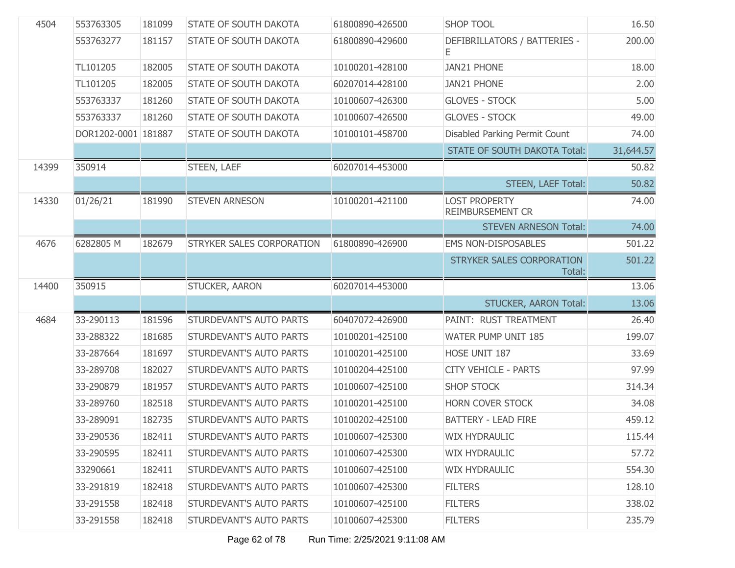| | | | | | | |
|---|---|---|---|---|---|---|
| 4504 | 553763305 | 181099 | STATE OF SOUTH DAKOTA | 61800890-426500 | SHOP TOOL | 16.50 |
| | 553763277 | 181157 | STATE OF SOUTH DAKOTA | 61800890-429600 | DEFIBRILLATORS / BATTERIES - E | 200.00 |
| | TL101205 | 182005 | STATE OF SOUTH DAKOTA | 10100201-428100 | JAN21 PHONE | 18.00 |
| | TL101205 | 182005 | STATE OF SOUTH DAKOTA | 60207014-428100 | JAN21 PHONE | 2.00 |
| | 553763337 | 181260 | STATE OF SOUTH DAKOTA | 10100607-426300 | GLOVES - STOCK | 5.00 |
| | 553763337 | 181260 | STATE OF SOUTH DAKOTA | 10100607-426500 | GLOVES - STOCK | 49.00 |
| | DOR1202-0001 | 181887 | STATE OF SOUTH DAKOTA | 10100101-458700 | Disabled Parking Permit Count | 74.00 |
| | | | | | STATE OF SOUTH DAKOTA Total: | 31,644.57 |
| 14399 | 350914 | | STEEN, LAEF | 60207014-453000 | | 50.82 |
| | | | | | STEEN, LAEF Total: | 50.82 |
| 14330 | 01/26/21 | 181990 | STEVEN ARNESON | 10100201-421100 | LOST PROPERTY REIMBURSEMENT CR | 74.00 |
| | | | | | STEVEN ARNESON Total: | 74.00 |
| 4676 | 6282805 M | 182679 | STRYKER SALES CORPORATION | 61800890-426900 | EMS NON-DISPOSABLES | 501.22 |
| | | | | | STRYKER SALES CORPORATION Total: | 501.22 |
| 14400 | 350915 | | STUCKER, AARON | 60207014-453000 | | 13.06 |
| | | | | | STUCKER, AARON Total: | 13.06 |
| 4684 | 33-290113 | 181596 | STURDEVANT'S AUTO PARTS | 60407072-426900 | PAINT: RUST TREATMENT | 26.40 |
| | 33-288322 | 181685 | STURDEVANT'S AUTO PARTS | 10100201-425100 | WATER PUMP UNIT 185 | 199.07 |
| | 33-287664 | 181697 | STURDEVANT'S AUTO PARTS | 10100201-425100 | HOSE UNIT 187 | 33.69 |
| | 33-289708 | 182027 | STURDEVANT'S AUTO PARTS | 10100204-425100 | CITY VEHICLE - PARTS | 97.99 |
| | 33-290879 | 181957 | STURDEVANT'S AUTO PARTS | 10100607-425100 | SHOP STOCK | 314.34 |
| | 33-289760 | 182518 | STURDEVANT'S AUTO PARTS | 10100201-425100 | HORN COVER STOCK | 34.08 |
| | 33-289091 | 182735 | STURDEVANT'S AUTO PARTS | 10100202-425100 | BATTERY - LEAD FIRE | 459.12 |
| | 33-290536 | 182411 | STURDEVANT'S AUTO PARTS | 10100607-425300 | WIX HYDRAULIC | 115.44 |
| | 33-290595 | 182411 | STURDEVANT'S AUTO PARTS | 10100607-425300 | WIX HYDRAULIC | 57.72 |
| | 33290661 | 182411 | STURDEVANT'S AUTO PARTS | 10100607-425100 | WIX HYDRAULIC | 554.30 |
| | 33-291819 | 182418 | STURDEVANT'S AUTO PARTS | 10100607-425300 | FILTERS | 128.10 |
| | 33-291558 | 182418 | STURDEVANT'S AUTO PARTS | 10100607-425100 | FILTERS | 338.02 |
| | 33-291558 | 182418 | STURDEVANT'S AUTO PARTS | 10100607-425300 | FILTERS | 235.79 |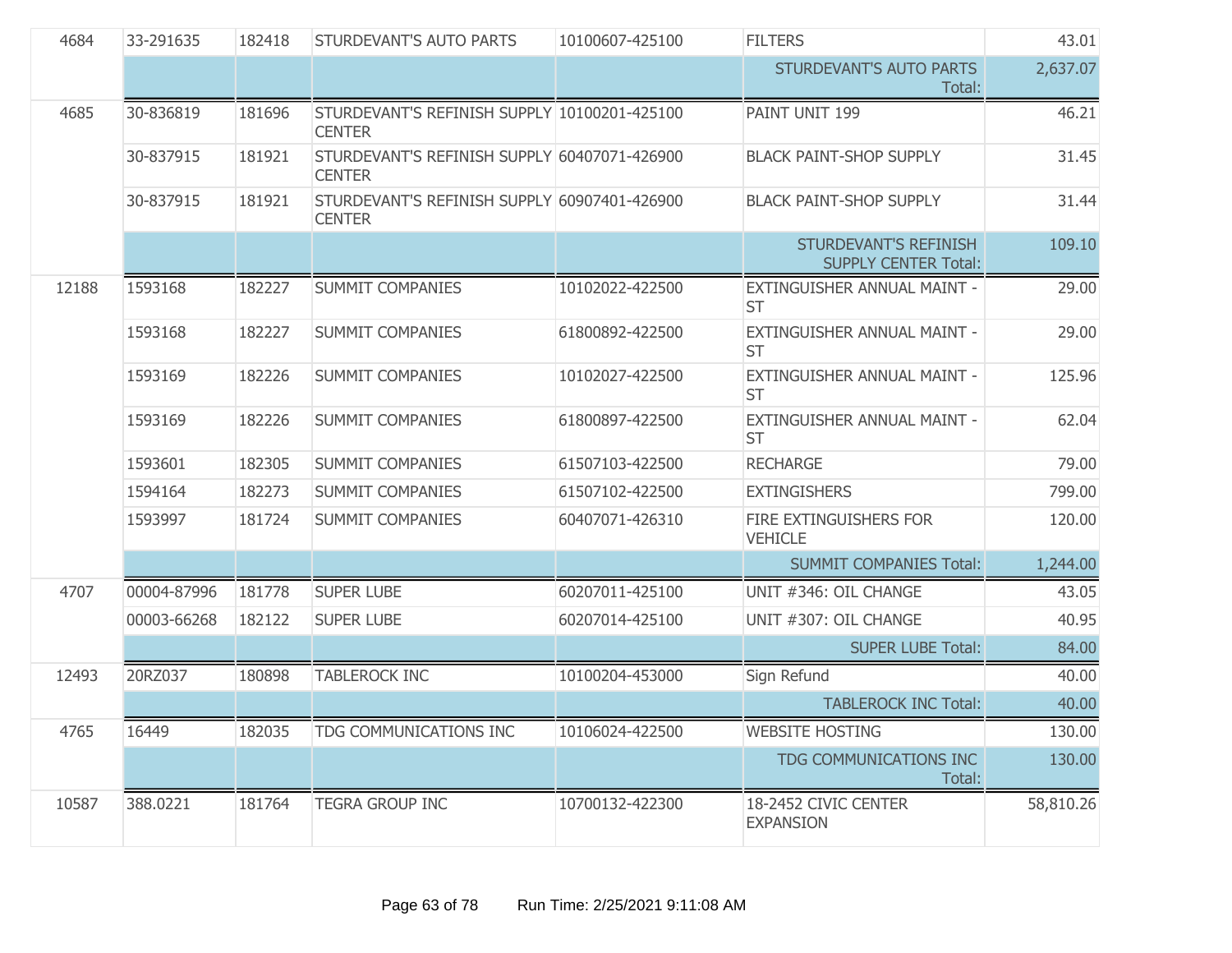| | | | | | | |
|---|---|---|---|---|---|---|
| 4684 | 33-291635 | 182418 | STURDEVANT'S AUTO PARTS | 10100607-425100 | FILTERS | 43.01 |
| | | | | | STURDEVANT'S AUTO PARTS Total: | 2,637.07 |
| 4685 | 30-836819 | 181696 | STURDEVANT'S REFINISH SUPPLY CENTER | 10100201-425100 | PAINT UNIT 199 | 46.21 |
| | 30-837915 | 181921 | STURDEVANT'S REFINISH SUPPLY CENTER | 60407071-426900 | BLACK PAINT-SHOP SUPPLY | 31.45 |
| | 30-837915 | 181921 | STURDEVANT'S REFINISH SUPPLY CENTER | 60907401-426900 | BLACK PAINT-SHOP SUPPLY | 31.44 |
| | | | | | STURDEVANT'S REFINISH SUPPLY CENTER Total: | 109.10 |
| 12188 | 1593168 | 182227 | SUMMIT COMPANIES | 10102022-422500 | EXTINGUISHER ANNUAL MAINT - ST | 29.00 |
| | 1593168 | 182227 | SUMMIT COMPANIES | 61800892-422500 | EXTINGUISHER ANNUAL MAINT - ST | 29.00 |
| | 1593169 | 182226 | SUMMIT COMPANIES | 10102027-422500 | EXTINGUISHER ANNUAL MAINT - ST | 125.96 |
| | 1593169 | 182226 | SUMMIT COMPANIES | 61800897-422500 | EXTINGUISHER ANNUAL MAINT - ST | 62.04 |
| | 1593601 | 182305 | SUMMIT COMPANIES | 61507103-422500 | RECHARGE | 79.00 |
| | 1594164 | 182273 | SUMMIT COMPANIES | 61507102-422500 | EXTINGISHERS | 799.00 |
| | 1593997 | 181724 | SUMMIT COMPANIES | 60407071-426310 | FIRE EXTINGUISHERS FOR VEHICLE | 120.00 |
| | | | | | SUMMIT COMPANIES Total: | 1,244.00 |
| 4707 | 00004-87996 | 181778 | SUPER LUBE | 60207011-425100 | UNIT #346: OIL CHANGE | 43.05 |
| | 00003-66268 | 182122 | SUPER LUBE | 60207014-425100 | UNIT #307: OIL CHANGE | 40.95 |
| | | | | | SUPER LUBE Total: | 84.00 |
| 12493 | 20RZ037 | 180898 | TABLEROCK INC | 10100204-453000 | Sign Refund | 40.00 |
| | | | | | TABLEROCK INC Total: | 40.00 |
| 4765 | 16449 | 182035 | TDG COMMUNICATIONS INC | 10106024-422500 | WEBSITE HOSTING | 130.00 |
| | | | | | TDG COMMUNICATIONS INC Total: | 130.00 |
| 10587 | 388.0221 | 181764 | TEGRA GROUP INC | 10700132-422300 | 18-2452 CIVIC CENTER EXPANSION | 58,810.26 |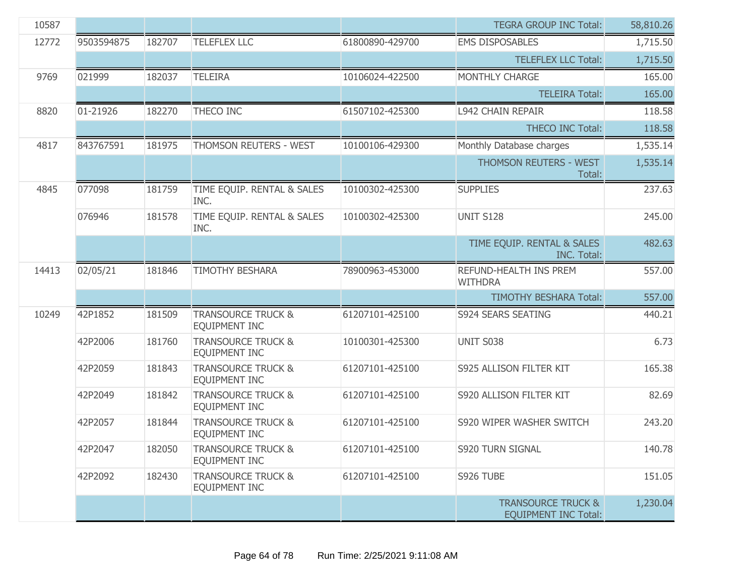| | | | | | | |
|---|---|---|---|---|---|---|
| 10587 | | | | | TEGRA GROUP INC Total: | 58,810.26 |
| 12772 | 9503594875 | 182707 | TELEFLEX LLC | 61800890-429700 | EMS DISPOSABLES | 1,715.50 |
| | | | | | TELEFLEX LLC Total: | 1,715.50 |
| 9769 | 021999 | 182037 | TELEIRA | 10106024-422500 | MONTHLY CHARGE | 165.00 |
| | | | | | TELEIRA Total: | 165.00 |
| 8820 | 01-21926 | 182270 | THECO INC | 61507102-425300 | L942 CHAIN REPAIR | 118.58 |
| | | | | | THECO INC Total: | 118.58 |
| 4817 | 843767591 | 181975 | THOMSON REUTERS - WEST | 10100106-429300 | Monthly Database charges | 1,535.14 |
| | | | | | THOMSON REUTERS - WEST Total: | 1,535.14 |
| 4845 | 077098 | 181759 | TIME EQUIP. RENTAL & SALES INC. | 10100302-425300 | SUPPLIES | 237.63 |
| | 076946 | 181578 | TIME EQUIP. RENTAL & SALES INC. | 10100302-425300 | UNIT S128 | 245.00 |
| | | | | | TIME EQUIP. RENTAL & SALES INC. Total: | 482.63 |
| 14413 | 02/05/21 | 181846 | TIMOTHY BESHARA | 78900963-453000 | REFUND-HEALTH INS PREM WITHDRA | 557.00 |
| | | | | | TIMOTHY BESHARA Total: | 557.00 |
| 10249 | 42P1852 | 181509 | TRANSOURCE TRUCK & EQUIPMENT INC | 61207101-425100 | S924 SEARS SEATING | 440.21 |
| | 42P2006 | 181760 | TRANSOURCE TRUCK & EQUIPMENT INC | 10100301-425300 | UNIT S038 | 6.73 |
| | 42P2059 | 181843 | TRANSOURCE TRUCK & EQUIPMENT INC | 61207101-425100 | S925 ALLISON FILTER KIT | 165.38 |
| | 42P2049 | 181842 | TRANSOURCE TRUCK & EQUIPMENT INC | 61207101-425100 | S920 ALLISON FILTER KIT | 82.69 |
| | 42P2057 | 181844 | TRANSOURCE TRUCK & EQUIPMENT INC | 61207101-425100 | S920 WIPER WASHER SWITCH | 243.20 |
| | 42P2047 | 182050 | TRANSOURCE TRUCK & EQUIPMENT INC | 61207101-425100 | S920 TURN SIGNAL | 140.78 |
| | 42P2092 | 182430 | TRANSOURCE TRUCK & EQUIPMENT INC | 61207101-425100 | S926 TUBE | 151.05 |
| | | | | | TRANSOURCE TRUCK & EQUIPMENT INC Total: | 1,230.04 |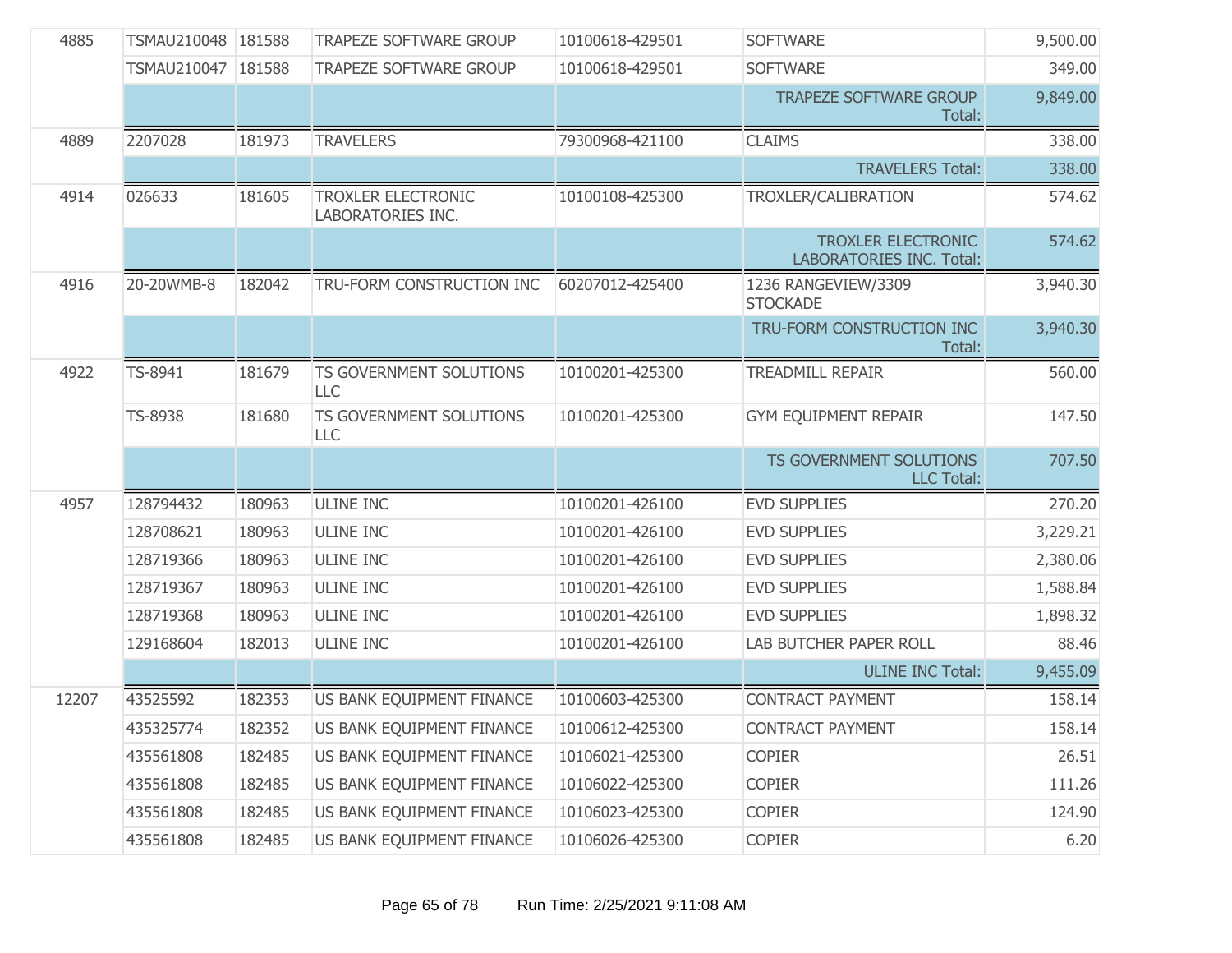| | | | | | | |
|---|---|---|---|---|---|---|
| 4885 | TSMAU210048 | 181588 | TRAPEZE SOFTWARE GROUP | 10100618-429501 | SOFTWARE | 9,500.00 |
| | TSMAU210047 | 181588 | TRAPEZE SOFTWARE GROUP | 10100618-429501 | SOFTWARE | 349.00 |
| | | | | | TRAPEZE SOFTWARE GROUP Total: | 9,849.00 |
| 4889 | 2207028 | 181973 | TRAVELERS | 79300968-421100 | CLAIMS | 338.00 |
| | | | | | TRAVELERS Total: | 338.00 |
| 4914 | 026633 | 181605 | TROXLER ELECTRONIC LABORATORIES INC. | 10100108-425300 | TROXLER/CALIBRATION | 574.62 |
| | | | | | TROXLER ELECTRONIC LABORATORIES INC. Total: | 574.62 |
| 4916 | 20-20WMB-8 | 182042 | TRU-FORM CONSTRUCTION INC | 60207012-425400 | 1236 RANGEVIEW/3309 STOCKADE | 3,940.30 |
| | | | | | TRU-FORM CONSTRUCTION INC Total: | 3,940.30 |
| 4922 | TS-8941 | 181679 | TS GOVERNMENT SOLUTIONS LLC | 10100201-425300 | TREADMILL REPAIR | 560.00 |
| | TS-8938 | 181680 | TS GOVERNMENT SOLUTIONS LLC | 10100201-425300 | GYM EQUIPMENT REPAIR | 147.50 |
| | | | | | TS GOVERNMENT SOLUTIONS LLC Total: | 707.50 |
| 4957 | 128794432 | 180963 | ULINE INC | 10100201-426100 | EVD SUPPLIES | 270.20 |
| | 128708621 | 180963 | ULINE INC | 10100201-426100 | EVD SUPPLIES | 3,229.21 |
| | 128719366 | 180963 | ULINE INC | 10100201-426100 | EVD SUPPLIES | 2,380.06 |
| | 128719367 | 180963 | ULINE INC | 10100201-426100 | EVD SUPPLIES | 1,588.84 |
| | 128719368 | 180963 | ULINE INC | 10100201-426100 | EVD SUPPLIES | 1,898.32 |
| | 129168604 | 182013 | ULINE INC | 10100201-426100 | LAB BUTCHER PAPER ROLL | 88.46 |
| | | | | | ULINE INC Total: | 9,455.09 |
| 12207 | 43525592 | 182353 | US BANK EQUIPMENT FINANCE | 10100603-425300 | CONTRACT PAYMENT | 158.14 |
| | 435325774 | 182352 | US BANK EQUIPMENT FINANCE | 10100612-425300 | CONTRACT PAYMENT | 158.14 |
| | 435561808 | 182485 | US BANK EQUIPMENT FINANCE | 10106021-425300 | COPIER | 26.51 |
| | 435561808 | 182485 | US BANK EQUIPMENT FINANCE | 10106022-425300 | COPIER | 111.26 |
| | 435561808 | 182485 | US BANK EQUIPMENT FINANCE | 10106023-425300 | COPIER | 124.90 |
| | 435561808 | 182485 | US BANK EQUIPMENT FINANCE | 10106026-425300 | COPIER | 6.20 |

Run Time: 2/25/2021 9:11:08 AM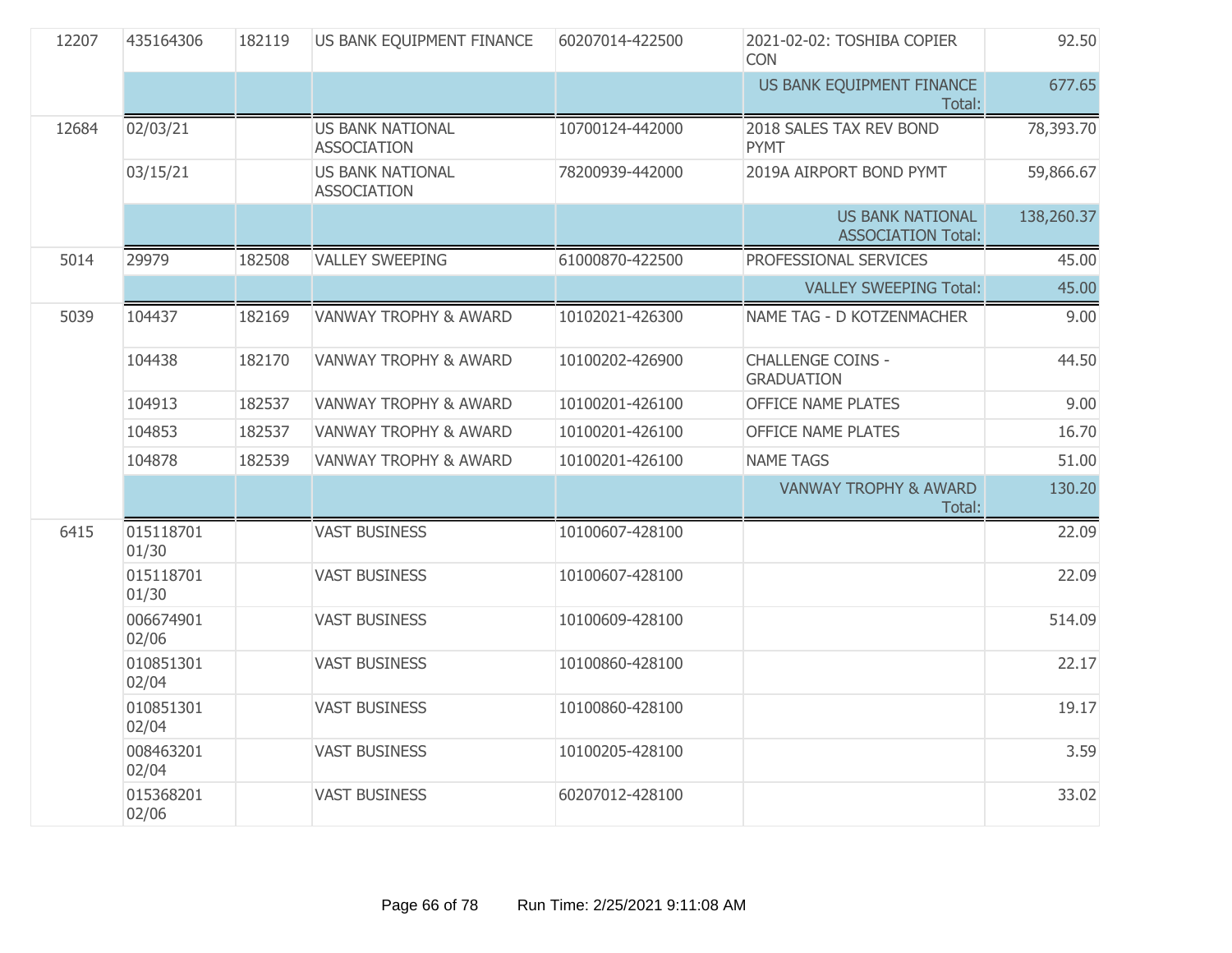| | | | | | | |
|---|---|---|---|---|---|---|
| 12207 | 435164306 | 182119 | US BANK EQUIPMENT FINANCE | 60207014-422500 | 2021-02-02: TOSHIBA COPIER CON | 92.50 |
| | | | | | US BANK EQUIPMENT FINANCE Total: | 677.65 |
| 12684 | 02/03/21 | | US BANK NATIONAL ASSOCIATION | 10700124-442000 | 2018 SALES TAX REV BOND PYMT | 78,393.70 |
| | 03/15/21 | | US BANK NATIONAL ASSOCIATION | 78200939-442000 | 2019A AIRPORT BOND PYMT | 59,866.67 |
| | | | | | US BANK NATIONAL ASSOCIATION Total: | 138,260.37 |
| 5014 | 29979 | 182508 | VALLEY SWEEPING | 61000870-422500 | PROFESSIONAL SERVICES | 45.00 |
| | | | | | VALLEY SWEEPING Total: | 45.00 |
| 5039 | 104437 | 182169 | VANWAY TROPHY & AWARD | 10102021-426300 | NAME TAG - D KOTZENMACHER | 9.00 |
| | 104438 | 182170 | VANWAY TROPHY & AWARD | 10100202-426900 | CHALLENGE COINS - GRADUATION | 44.50 |
| | 104913 | 182537 | VANWAY TROPHY & AWARD | 10100201-426100 | OFFICE NAME PLATES | 9.00 |
| | 104853 | 182537 | VANWAY TROPHY & AWARD | 10100201-426100 | OFFICE NAME PLATES | 16.70 |
| | 104878 | 182539 | VANWAY TROPHY & AWARD | 10100201-426100 | NAME TAGS | 51.00 |
| | | | | | VANWAY TROPHY & AWARD Total: | 130.20 |
| 6415 | 015118701 01/30 | | VAST BUSINESS | 10100607-428100 | | 22.09 |
| | 015118701 01/30 | | VAST BUSINESS | 10100607-428100 | | 22.09 |
| | 006674901 02/06 | | VAST BUSINESS | 10100609-428100 | | 514.09 |
| | 010851301 02/04 | | VAST BUSINESS | 10100860-428100 | | 22.17 |
| | 010851301 02/04 | | VAST BUSINESS | 10100860-428100 | | 19.17 |
| | 008463201 02/04 | | VAST BUSINESS | 10100205-428100 | | 3.59 |
| | 015368201 02/06 | | VAST BUSINESS | 60207012-428100 | | 33.02 |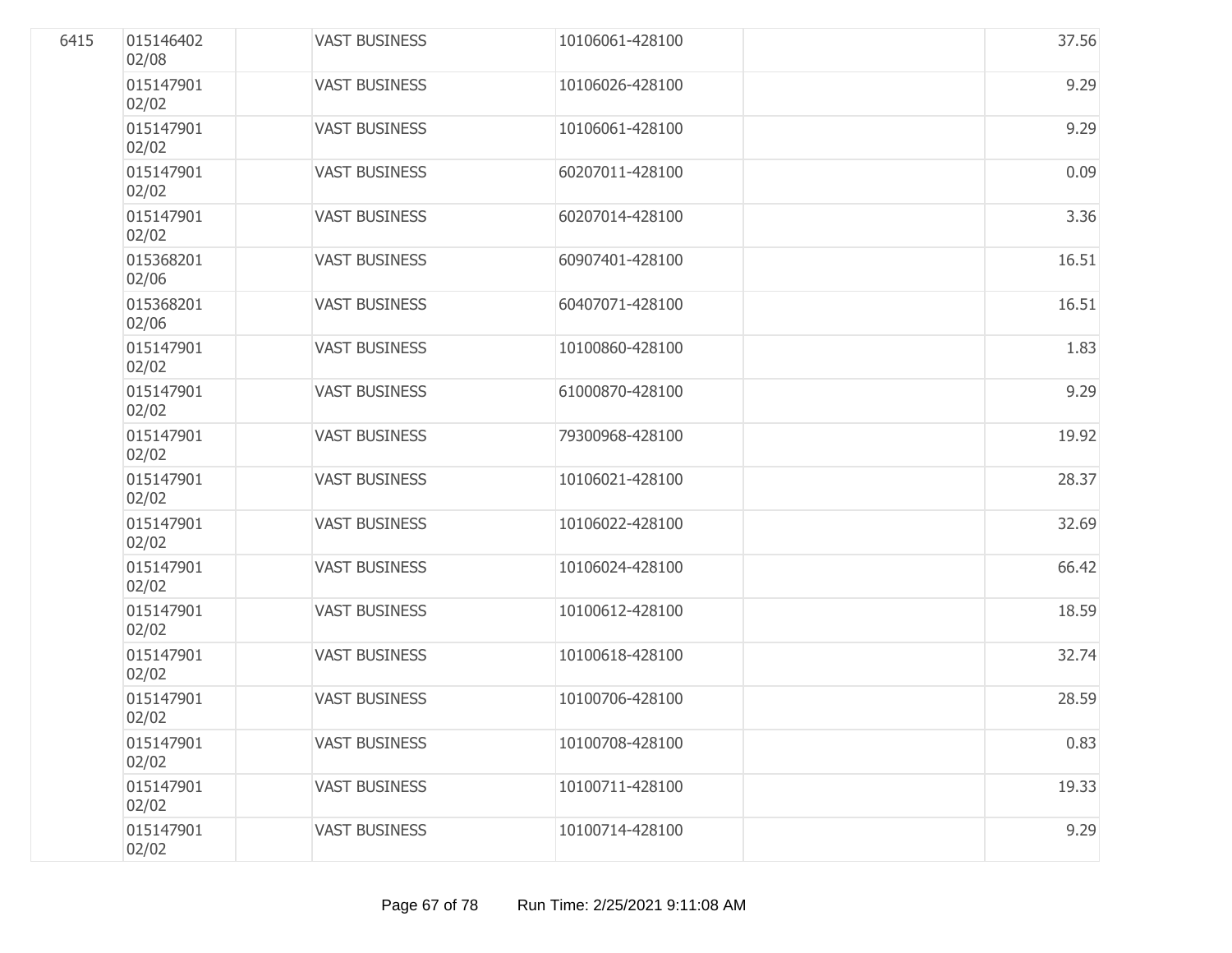| | | | | | | |
|---|---|---|---|---|---|---|
| 6415 | 015146402 02/08 | | VAST BUSINESS | 10106061-428100 | | 37.56 |
| | 015147901 02/02 | | VAST BUSINESS | 10106026-428100 | | 9.29 |
| | 015147901 02/02 | | VAST BUSINESS | 10106061-428100 | | 9.29 |
| | 015147901 02/02 | | VAST BUSINESS | 60207011-428100 | | 0.09 |
| | 015147901 02/02 | | VAST BUSINESS | 60207014-428100 | | 3.36 |
| | 015368201 02/06 | | VAST BUSINESS | 60907401-428100 | | 16.51 |
| | 015368201 02/06 | | VAST BUSINESS | 60407071-428100 | | 16.51 |
| | 015147901 02/02 | | VAST BUSINESS | 10100860-428100 | | 1.83 |
| | 015147901 02/02 | | VAST BUSINESS | 61000870-428100 | | 9.29 |
| | 015147901 02/02 | | VAST BUSINESS | 79300968-428100 | | 19.92 |
| | 015147901 02/02 | | VAST BUSINESS | 10106021-428100 | | 28.37 |
| | 015147901 02/02 | | VAST BUSINESS | 10106022-428100 | | 32.69 |
| | 015147901 02/02 | | VAST BUSINESS | 10106024-428100 | | 66.42 |
| | 015147901 02/02 | | VAST BUSINESS | 10100612-428100 | | 18.59 |
| | 015147901 02/02 | | VAST BUSINESS | 10100618-428100 | | 32.74 |
| | 015147901 02/02 | | VAST BUSINESS | 10100706-428100 | | 28.59 |
| | 015147901 02/02 | | VAST BUSINESS | 10100708-428100 | | 0.83 |
| | 015147901 02/02 | | VAST BUSINESS | 10100711-428100 | | 19.33 |
| | 015147901 02/02 | | VAST BUSINESS | 10100714-428100 | | 9.29 |

Run Time: 2/25/2021 9:11:08 AM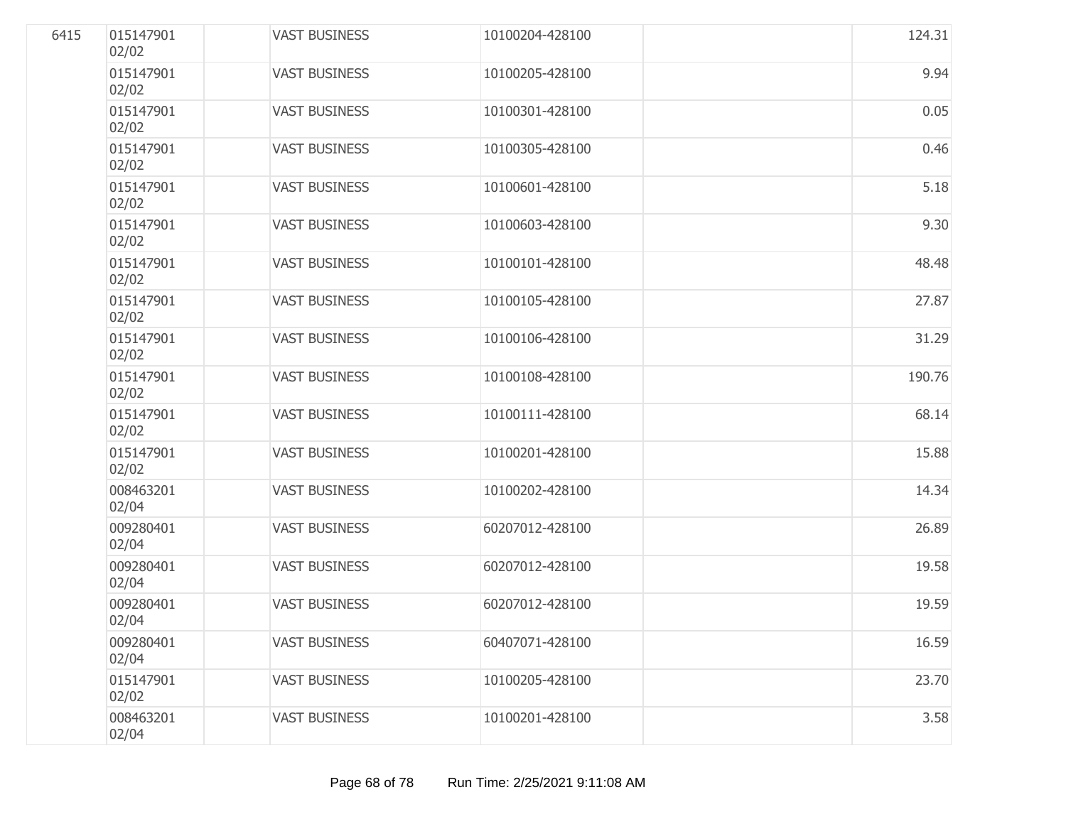| | | | | | | |
|---|---|---|---|---|---|---|
| 6415 | 015147901 02/02 | | VAST BUSINESS | 10100204-428100 | | 124.31 |
| | 015147901 02/02 | | VAST BUSINESS | 10100205-428100 | | 9.94 |
| | 015147901 02/02 | | VAST BUSINESS | 10100301-428100 | | 0.05 |
| | 015147901 02/02 | | VAST BUSINESS | 10100305-428100 | | 0.46 |
| | 015147901 02/02 | | VAST BUSINESS | 10100601-428100 | | 5.18 |
| | 015147901 02/02 | | VAST BUSINESS | 10100603-428100 | | 9.30 |
| | 015147901 02/02 | | VAST BUSINESS | 10100101-428100 | | 48.48 |
| | 015147901 02/02 | | VAST BUSINESS | 10100105-428100 | | 27.87 |
| | 015147901 02/02 | | VAST BUSINESS | 10100106-428100 | | 31.29 |
| | 015147901 02/02 | | VAST BUSINESS | 10100108-428100 | | 190.76 |
| | 015147901 02/02 | | VAST BUSINESS | 10100111-428100 | | 68.14 |
| | 015147901 02/02 | | VAST BUSINESS | 10100201-428100 | | 15.88 |
| | 008463201 02/04 | | VAST BUSINESS | 10100202-428100 | | 14.34 |
| | 009280401 02/04 | | VAST BUSINESS | 60207012-428100 | | 26.89 |
| | 009280401 02/04 | | VAST BUSINESS | 60207012-428100 | | 19.58 |
| | 009280401 02/04 | | VAST BUSINESS | 60207012-428100 | | 19.59 |
| | 009280401 02/04 | | VAST BUSINESS | 60407071-428100 | | 16.59 |
| | 015147901 02/02 | | VAST BUSINESS | 10100205-428100 | | 23.70 |
| | 008463201 02/04 | | VAST BUSINESS | 10100201-428100 | | 3.58 |

Run Time: 2/25/2021 9:11:08 AM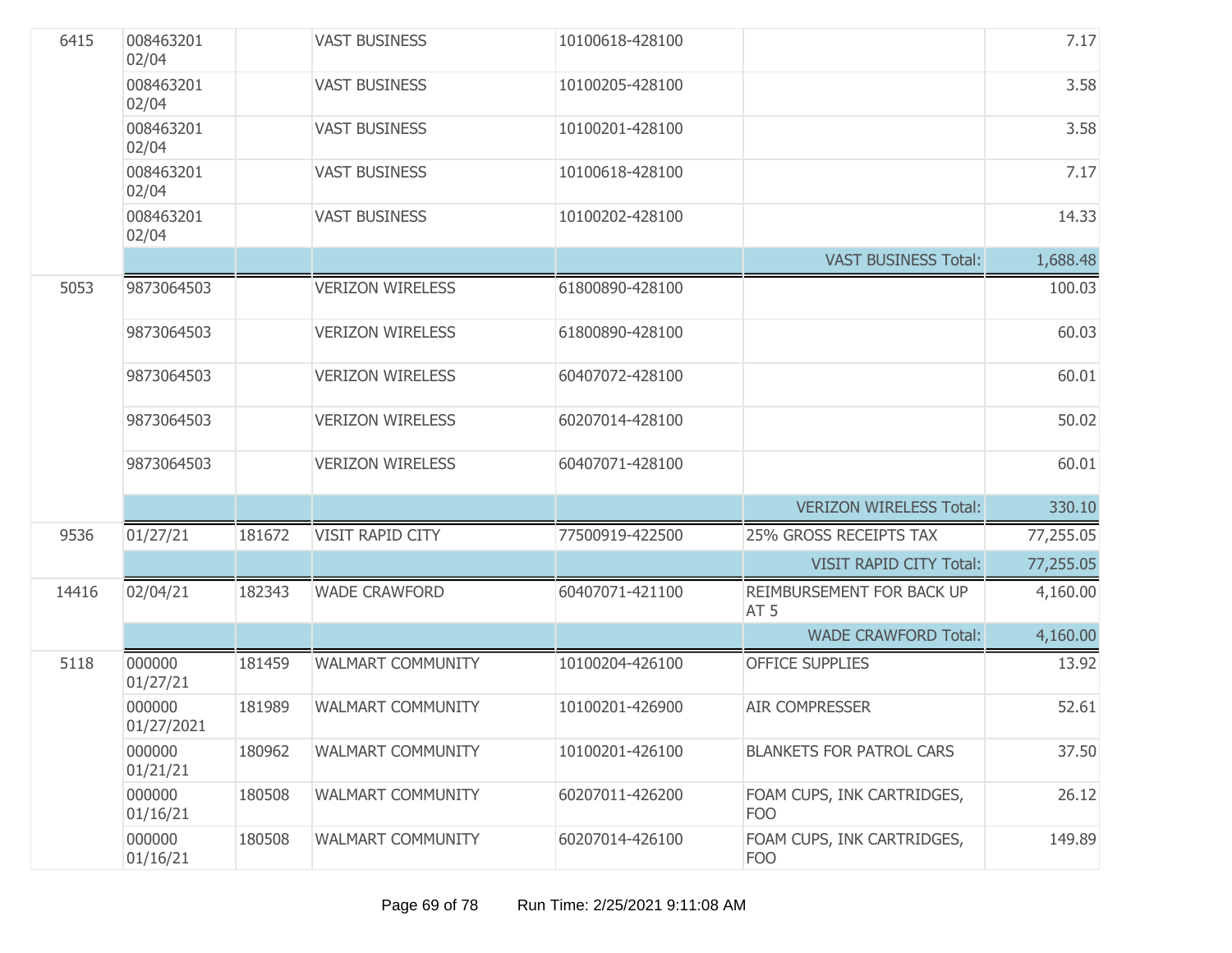| | | | | | | |
|---|---|---|---|---|---|---|
| 6415 | 008463201 02/04 | | VAST BUSINESS | 10100618-428100 | | 7.17 |
| | 008463201 02/04 | | VAST BUSINESS | 10100205-428100 | | 3.58 |
| | 008463201 02/04 | | VAST BUSINESS | 10100201-428100 | | 3.58 |
| | 008463201 02/04 | | VAST BUSINESS | 10100618-428100 | | 7.17 |
| | 008463201 02/04 | | VAST BUSINESS | 10100202-428100 | | 14.33 |
| | | | | | VAST BUSINESS Total: | 1,688.48 |
| 5053 | 9873064503 | | VERIZON WIRELESS | 61800890-428100 | | 100.03 |
| | 9873064503 | | VERIZON WIRELESS | 61800890-428100 | | 60.03 |
| | 9873064503 | | VERIZON WIRELESS | 60407072-428100 | | 60.01 |
| | 9873064503 | | VERIZON WIRELESS | 60207014-428100 | | 50.02 |
| | 9873064503 | | VERIZON WIRELESS | 60407071-428100 | | 60.01 |
| | | | | | VERIZON WIRELESS Total: | 330.10 |
| 9536 | 01/27/21 | 181672 | VISIT RAPID CITY | 77500919-422500 | 25% GROSS RECEIPTS TAX | 77,255.05 |
| | | | | | VISIT RAPID CITY Total: | 77,255.05 |
| 14416 | 02/04/21 | 182343 | WADE CRAWFORD | 60407071-421100 | REIMBURSEMENT FOR BACK UP AT 5 | 4,160.00 |
| | | | | | WADE CRAWFORD Total: | 4,160.00 |
| 5118 | 000000 01/27/21 | 181459 | WALMART COMMUNITY | 10100204-426100 | OFFICE SUPPLIES | 13.92 |
| | 000000 01/27/2021 | 181989 | WALMART COMMUNITY | 10100201-426900 | AIR COMPRESSER | 52.61 |
| | 000000 01/21/21 | 180962 | WALMART COMMUNITY | 10100201-426100 | BLANKETS FOR PATROL CARS | 37.50 |
| | 000000 01/16/21 | 180508 | WALMART COMMUNITY | 60207011-426200 | FOAM CUPS, INK CARTRIDGES, FOO | 26.12 |
| | 000000 01/16/21 | 180508 | WALMART COMMUNITY | 60207014-426100 | FOAM CUPS, INK CARTRIDGES, FOO | 149.89 |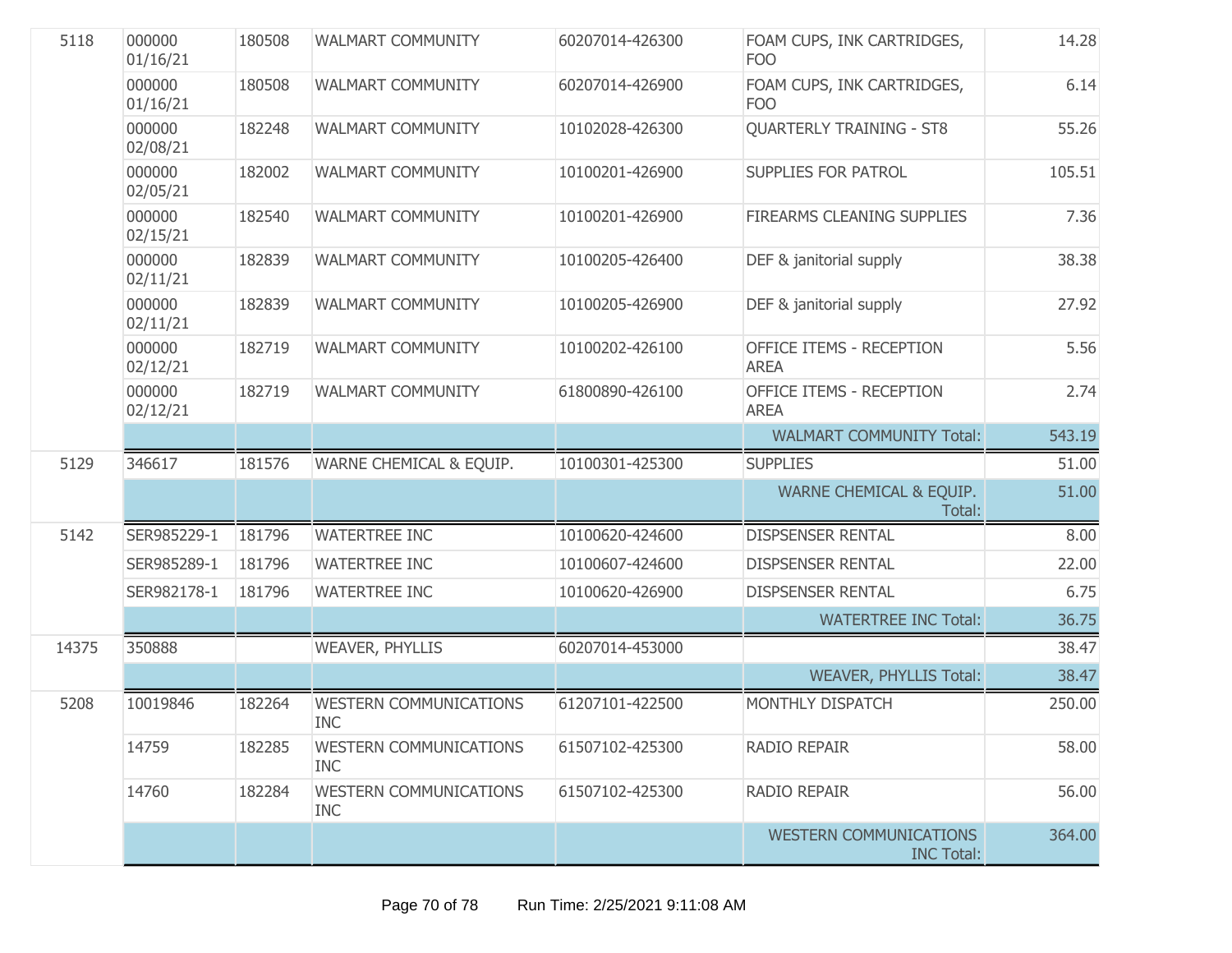| | | | | | | |
|---|---|---|---|---|---|---|
| 5118 | 000000 01/16/21 | 180508 | WALMART COMMUNITY | 60207014-426300 | FOAM CUPS, INK CARTRIDGES, FOO | 14.28 |
| | 000000 01/16/21 | 180508 | WALMART COMMUNITY | 60207014-426900 | FOAM CUPS, INK CARTRIDGES, FOO | 6.14 |
| | 000000 02/08/21 | 182248 | WALMART COMMUNITY | 10102028-426300 | QUARTERLY TRAINING - ST8 | 55.26 |
| | 000000 02/05/21 | 182002 | WALMART COMMUNITY | 10100201-426900 | SUPPLIES FOR PATROL | 105.51 |
| | 000000 02/15/21 | 182540 | WALMART COMMUNITY | 10100201-426900 | FIREARMS CLEANING SUPPLIES | 7.36 |
| | 000000 02/11/21 | 182839 | WALMART COMMUNITY | 10100205-426400 | DEF & janitorial supply | 38.38 |
| | 000000 02/11/21 | 182839 | WALMART COMMUNITY | 10100205-426900 | DEF & janitorial supply | 27.92 |
| | 000000 02/12/21 | 182719 | WALMART COMMUNITY | 10100202-426100 | OFFICE ITEMS - RECEPTION AREA | 5.56 |
| | 000000 02/12/21 | 182719 | WALMART COMMUNITY | 61800890-426100 | OFFICE ITEMS - RECEPTION AREA | 2.74 |
| | | | | | WALMART COMMUNITY Total: | 543.19 |
| 5129 | 346617 | 181576 | WARNE CHEMICAL & EQUIP. | 10100301-425300 | SUPPLIES | 51.00 |
| | | | | | WARNE CHEMICAL & EQUIP. Total: | 51.00 |
| 5142 | SER985229-1 | 181796 | WATERTREE INC | 10100620-424600 | DISPSENSER RENTAL | 8.00 |
| | SER985289-1 | 181796 | WATERTREE INC | 10100607-424600 | DISPSENSER RENTAL | 22.00 |
| | SER982178-1 | 181796 | WATERTREE INC | 10100620-426900 | DISPSENSER RENTAL | 6.75 |
| | | | | | WATERTREE INC Total: | 36.75 |
| 14375 | 350888 | | WEAVER, PHYLLIS | 60207014-453000 | | 38.47 |
| | | | | | WEAVER, PHYLLIS Total: | 38.47 |
| 5208 | 10019846 | 182264 | WESTERN COMMUNICATIONS INC | 61207101-422500 | MONTHLY DISPATCH | 250.00 |
| | 14759 | 182285 | WESTERN COMMUNICATIONS INC | 61507102-425300 | RADIO REPAIR | 58.00 |
| | 14760 | 182284 | WESTERN COMMUNICATIONS INC | 61507102-425300 | RADIO REPAIR | 56.00 |
| | | | | | WESTERN COMMUNICATIONS INC Total: | 364.00 |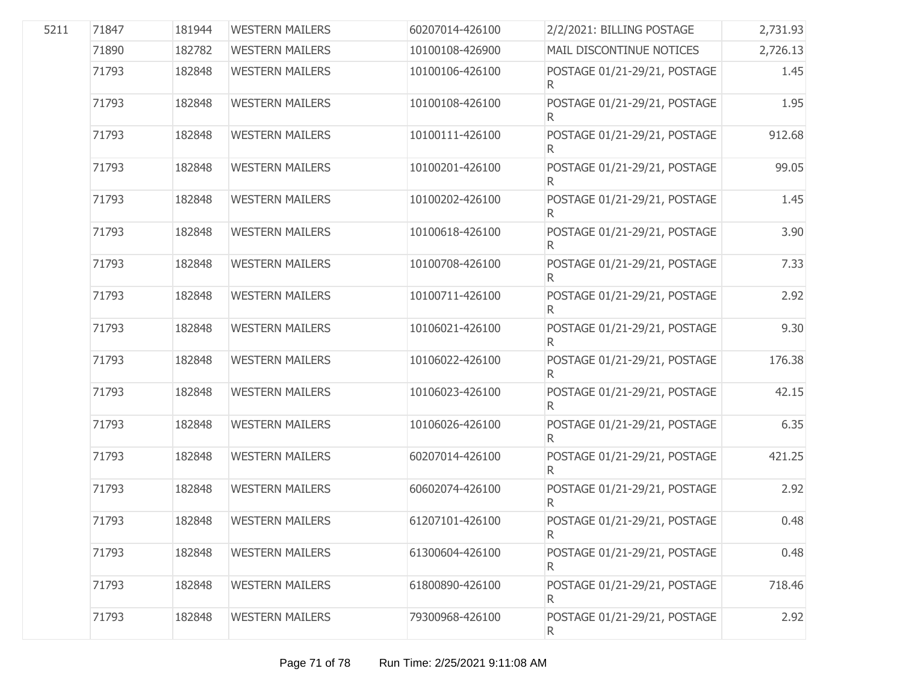| | | | | | | |
|---|---|---|---|---|---|---|
| 5211 | 71847 | 181944 | WESTERN MAILERS | 60207014-426100 | 2/2/2021: BILLING POSTAGE | 2,731.93 |
| | 71890 | 182782 | WESTERN MAILERS | 10100108-426900 | MAIL DISCONTINUE NOTICES | 2,726.13 |
| | 71793 | 182848 | WESTERN MAILERS | 10100106-426100 | POSTAGE 01/21-29/21, POSTAGE R | 1.45 |
| | 71793 | 182848 | WESTERN MAILERS | 10100108-426100 | POSTAGE 01/21-29/21, POSTAGE R | 1.95 |
| | 71793 | 182848 | WESTERN MAILERS | 10100111-426100 | POSTAGE 01/21-29/21, POSTAGE R | 912.68 |
| | 71793 | 182848 | WESTERN MAILERS | 10100201-426100 | POSTAGE 01/21-29/21, POSTAGE R | 99.05 |
| | 71793 | 182848 | WESTERN MAILERS | 10100202-426100 | POSTAGE 01/21-29/21, POSTAGE R | 1.45 |
| | 71793 | 182848 | WESTERN MAILERS | 10100618-426100 | POSTAGE 01/21-29/21, POSTAGE R | 3.90 |
| | 71793 | 182848 | WESTERN MAILERS | 10100708-426100 | POSTAGE 01/21-29/21, POSTAGE R | 7.33 |
| | 71793 | 182848 | WESTERN MAILERS | 10100711-426100 | POSTAGE 01/21-29/21, POSTAGE R | 2.92 |
| | 71793 | 182848 | WESTERN MAILERS | 10106021-426100 | POSTAGE 01/21-29/21, POSTAGE R | 9.30 |
| | 71793 | 182848 | WESTERN MAILERS | 10106022-426100 | POSTAGE 01/21-29/21, POSTAGE R | 176.38 |
| | 71793 | 182848 | WESTERN MAILERS | 10106023-426100 | POSTAGE 01/21-29/21, POSTAGE R | 42.15 |
| | 71793 | 182848 | WESTERN MAILERS | 10106026-426100 | POSTAGE 01/21-29/21, POSTAGE R | 6.35 |
| | 71847 | 182848 | WESTERN MAILERS | 60207014-426100 | POSTAGE 01/21-29/21, POSTAGE R | 421.25 |
| | 71793 | 182848 | WESTERN MAILERS | 60602074-426100 | POSTAGE 01/21-29/21, POSTAGE R | 2.92 |
| | 71793 | 182848 | WESTERN MAILERS | 61207101-426100 | POSTAGE 01/21-29/21, POSTAGE R | 0.48 |
| | 71793 | 182848 | WESTERN MAILERS | 61300604-426100 | POSTAGE 01/21-29/21, POSTAGE R | 0.48 |
| | 71793 | 182848 | WESTERN MAILERS | 61800890-426100 | POSTAGE 01/21-29/21, POSTAGE R | 718.46 |
| | 71793 | 182848 | WESTERN MAILERS | 79300968-426100 | POSTAGE 01/21-29/21, POSTAGE R | 2.92 |

Run Time: 2/25/2021 9:11:08 AM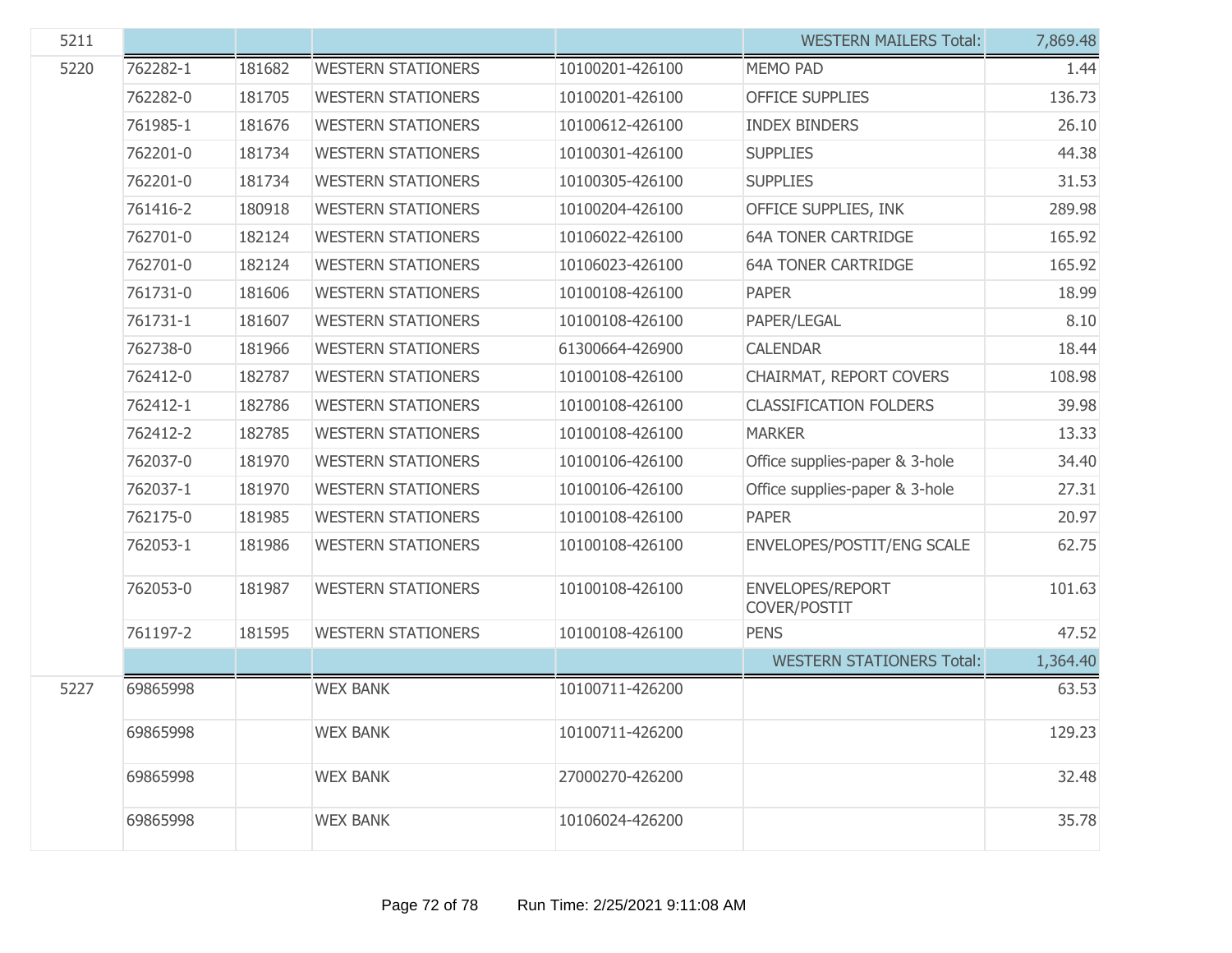| | | | | | | |
|---|---|---|---|---|---|---|
| 5211 | | | | | WESTERN MAILERS Total: | 7,869.48 |
| 5220 | 762282-1 | 181682 | WESTERN STATIONERS | 10100201-426100 | MEMO PAD | 1.44 |
| | 762282-0 | 181705 | WESTERN STATIONERS | 10100201-426100 | OFFICE SUPPLIES | 136.73 |
| | 761985-1 | 181676 | WESTERN STATIONERS | 10100612-426100 | INDEX BINDERS | 26.10 |
| | 762201-0 | 181734 | WESTERN STATIONERS | 10100301-426100 | SUPPLIES | 44.38 |
| | 762201-0 | 181734 | WESTERN STATIONERS | 10100305-426100 | SUPPLIES | 31.53 |
| | 761416-2 | 180918 | WESTERN STATIONERS | 10100204-426100 | OFFICE SUPPLIES, INK | 289.98 |
| | 762701-0 | 182124 | WESTERN STATIONERS | 10106022-426100 | 64A TONER CARTRIDGE | 165.92 |
| | 762701-0 | 182124 | WESTERN STATIONERS | 10106023-426100 | 64A TONER CARTRIDGE | 165.92 |
| | 761731-0 | 181606 | WESTERN STATIONERS | 10100108-426100 | PAPER | 18.99 |
| | 761731-1 | 181607 | WESTERN STATIONERS | 10100108-426100 | PAPER/LEGAL | 8.10 |
| | 762738-0 | 181966 | WESTERN STATIONERS | 61300664-426900 | CALENDAR | 18.44 |
| | 762412-0 | 182787 | WESTERN STATIONERS | 10100108-426100 | CHAIRMAT, REPORT COVERS | 108.98 |
| | 762412-1 | 182786 | WESTERN STATIONERS | 10100108-426100 | CLASSIFICATION FOLDERS | 39.98 |
| | 762412-2 | 182785 | WESTERN STATIONERS | 10100108-426100 | MARKER | 13.33 |
| | 762037-0 | 181970 | WESTERN STATIONERS | 10100106-426100 | Office supplies-paper & 3-hole | 34.40 |
| | 762037-1 | 181970 | WESTERN STATIONERS | 10100106-426100 | Office supplies-paper & 3-hole | 27.31 |
| | 762175-0 | 181985 | WESTERN STATIONERS | 10100108-426100 | PAPER | 20.97 |
| | 762053-1 | 181986 | WESTERN STATIONERS | 10100108-426100 | ENVELOPES/POSTIT/ENG SCALE | 62.75 |
| | 762053-0 | 181987 | WESTERN STATIONERS | 10100108-426100 | ENVELOPES/REPORT COVER/POSTIT | 101.63 |
| | 761197-2 | 181595 | WESTERN STATIONERS | 10100108-426100 | PENS | 47.52 |
| | | | | | WESTERN STATIONERS Total: | 1,364.40 |
| 5227 | 69865998 | | WEX BANK | 10100711-426200 | | 63.53 |
| | 69865998 | | WEX BANK | 10100711-426200 | | 129.23 |
| | 69865998 | | WEX BANK | 27000270-426200 | | 32.48 |
| | 69865998 | | WEX BANK | 10106024-426200 | | 35.78 |

Run Time: 2/25/2021 9:11:08 AM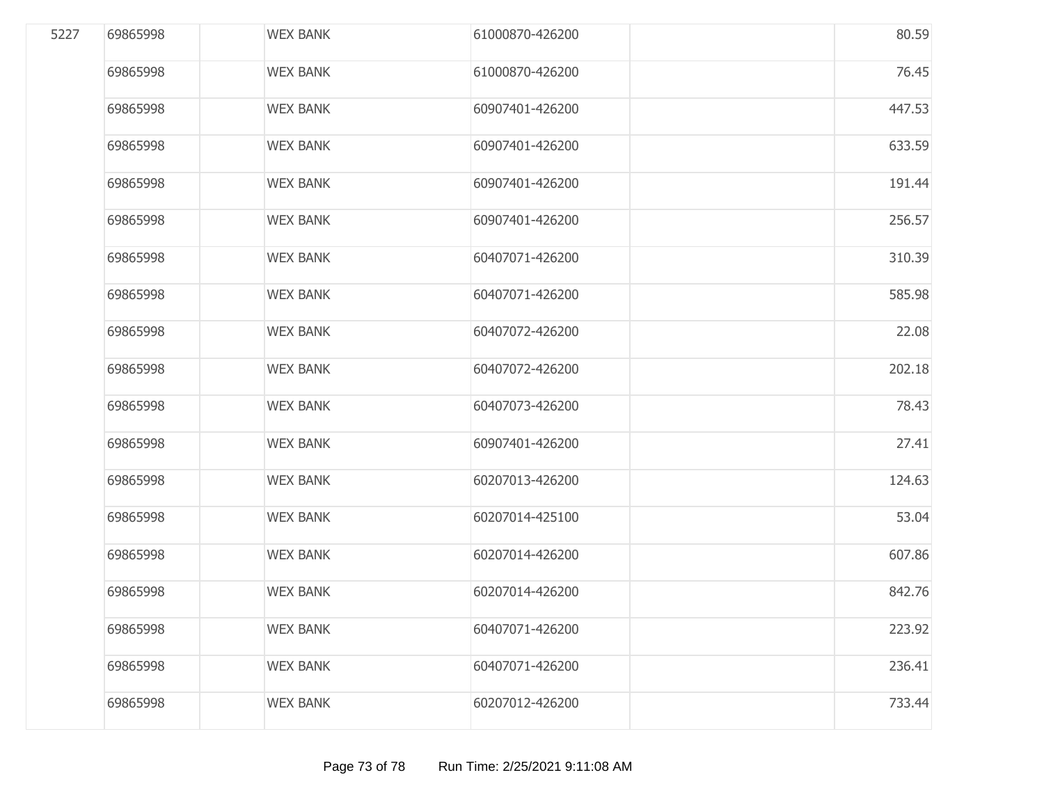| | | | | | | |
|---|---|---|---|---|---|---|
| 5227 | 69865998 | | WEX BANK | 61000870-426200 | | 80.59 |
| | 69865998 | | WEX BANK | 61000870-426200 | | 76.45 |
| | 69865998 | | WEX BANK | 60907401-426200 | | 447.53 |
| | 69865998 | | WEX BANK | 60907401-426200 | | 633.59 |
| | 69865998 | | WEX BANK | 60907401-426200 | | 191.44 |
| | 69865998 | | WEX BANK | 60907401-426200 | | 256.57 |
| | 69865998 | | WEX BANK | 60407071-426200 | | 310.39 |
| | 69865998 | | WEX BANK | 60407071-426200 | | 585.98 |
| | 69865998 | | WEX BANK | 60407072-426200 | | 22.08 |
| | 69865998 | | WEX BANK | 60407072-426200 | | 202.18 |
| | 69865998 | | WEX BANK | 60407073-426200 | | 78.43 |
| | 69865998 | | WEX BANK | 60907401-426200 | | 27.41 |
| | 69865998 | | WEX BANK | 60207013-426200 | | 124.63 |
| | 69865998 | | WEX BANK | 60207014-425100 | | 53.04 |
| | 69865998 | | WEX BANK | 60207014-426200 | | 607.86 |
| | 69865998 | | WEX BANK | 60207014-426200 | | 842.76 |
| | 69865998 | | WEX BANK | 60407071-426200 | | 223.92 |
| | 69865998 | | WEX BANK | 60407071-426200 | | 236.41 |
| | 69865998 | | WEX BANK | 60207012-426200 | | 733.44 |

Run Time: 2/25/2021 9:11:08 AM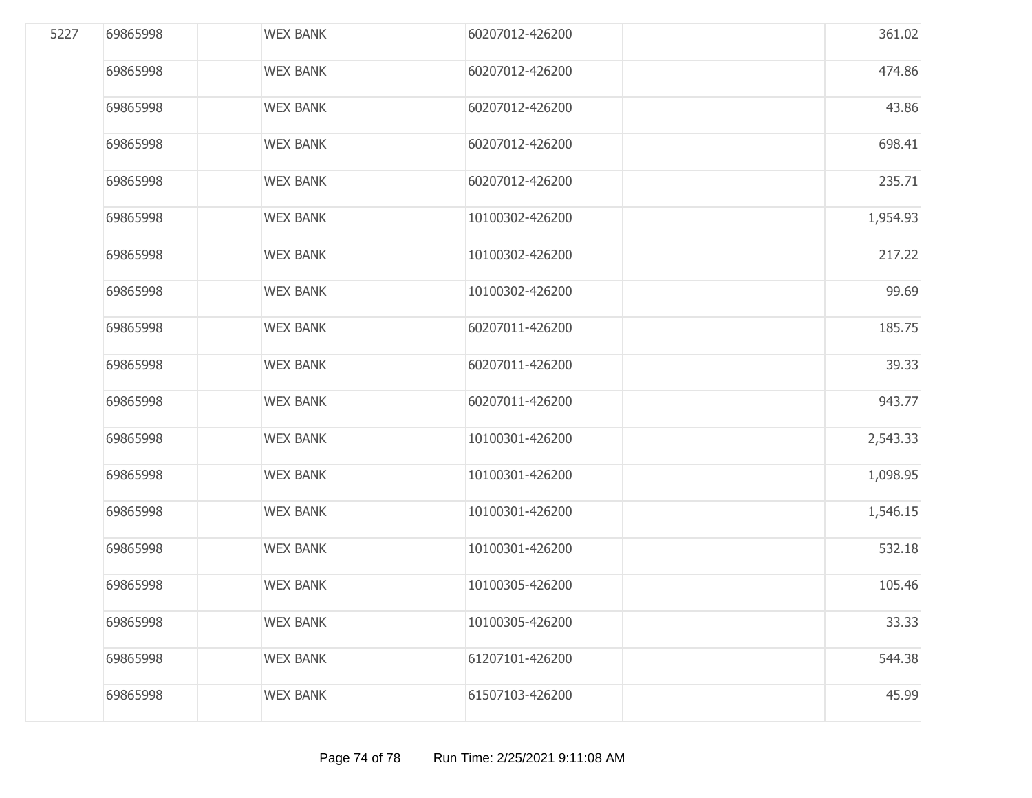| | | | | | | |
|---|---|---|---|---|---|---|
| 5227 | 69865998 | | WEX BANK | 60207012-426200 | | 361.02 |
| | 69865998 | | WEX BANK | 60207012-426200 | | 474.86 |
| | 69865998 | | WEX BANK | 60207012-426200 | | 43.86 |
| | 69865998 | | WEX BANK | 60207012-426200 | | 698.41 |
| | 69865998 | | WEX BANK | 60207012-426200 | | 235.71 |
| | 69865998 | | WEX BANK | 10100302-426200 | | 1,954.93 |
| | 69865998 | | WEX BANK | 10100302-426200 | | 217.22 |
| | 69865998 | | WEX BANK | 10100302-426200 | | 99.69 |
| | 69865998 | | WEX BANK | 60207011-426200 | | 185.75 |
| | 69865998 | | WEX BANK | 60207011-426200 | | 39.33 |
| | 69865998 | | WEX BANK | 60207011-426200 | | 943.77 |
| | 69865998 | | WEX BANK | 10100301-426200 | | 2,543.33 |
| | 69865998 | | WEX BANK | 10100301-426200 | | 1,098.95 |
| | 69865998 | | WEX BANK | 10100301-426200 | | 1,546.15 |
| | 69865998 | | WEX BANK | 10100301-426200 | | 532.18 |
| | 69865998 | | WEX BANK | 10100305-426200 | | 105.46 |
| | 69865998 | | WEX BANK | 10100305-426200 | | 33.33 |
| | 69865998 | | WEX BANK | 61207101-426200 | | 544.38 |
| | 69865998 | | WEX BANK | 61507103-426200 | | 45.99 |

Run Time: 2/25/2021 9:11:08 AM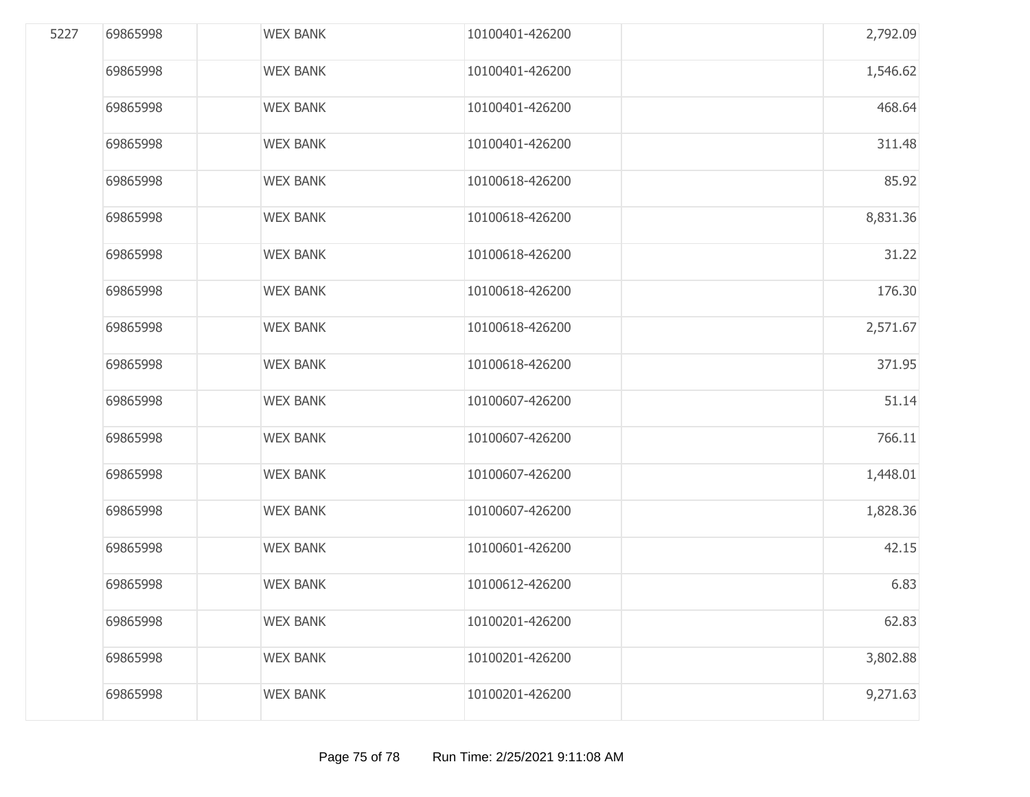| | | | | | | |
|---|---|---|---|---|---|---|
| 5227 | 69865998 | | WEX BANK | 10100401-426200 | | 2,792.09 |
| | 69865998 | | WEX BANK | 10100401-426200 | | 1,546.62 |
| | 69865998 | | WEX BANK | 10100401-426200 | | 468.64 |
| | 69865998 | | WEX BANK | 10100401-426200 | | 311.48 |
| | 69865998 | | WEX BANK | 10100618-426200 | | 85.92 |
| | 69865998 | | WEX BANK | 10100618-426200 | | 8,831.36 |
| | 69865998 | | WEX BANK | 10100618-426200 | | 31.22 |
| | 69865998 | | WEX BANK | 10100618-426200 | | 176.30 |
| | 69865998 | | WEX BANK | 10100618-426200 | | 2,571.67 |
| | 69865998 | | WEX BANK | 10100618-426200 | | 371.95 |
| | 69865998 | | WEX BANK | 10100607-426200 | | 51.14 |
| | 69865998 | | WEX BANK | 10100607-426200 | | 766.11 |
| | 69865998 | | WEX BANK | 10100607-426200 | | 1,448.01 |
| | 69865998 | | WEX BANK | 10100607-426200 | | 1,828.36 |
| | 69865998 | | WEX BANK | 10100601-426200 | | 42.15 |
| | 69865998 | | WEX BANK | 10100612-426200 | | 6.83 |
| | 69865998 | | WEX BANK | 10100201-426200 | | 62.83 |
| | 69865998 | | WEX BANK | 10100201-426200 | | 3,802.88 |
| | 69865998 | | WEX BANK | 10100201-426200 | | 9,271.63 |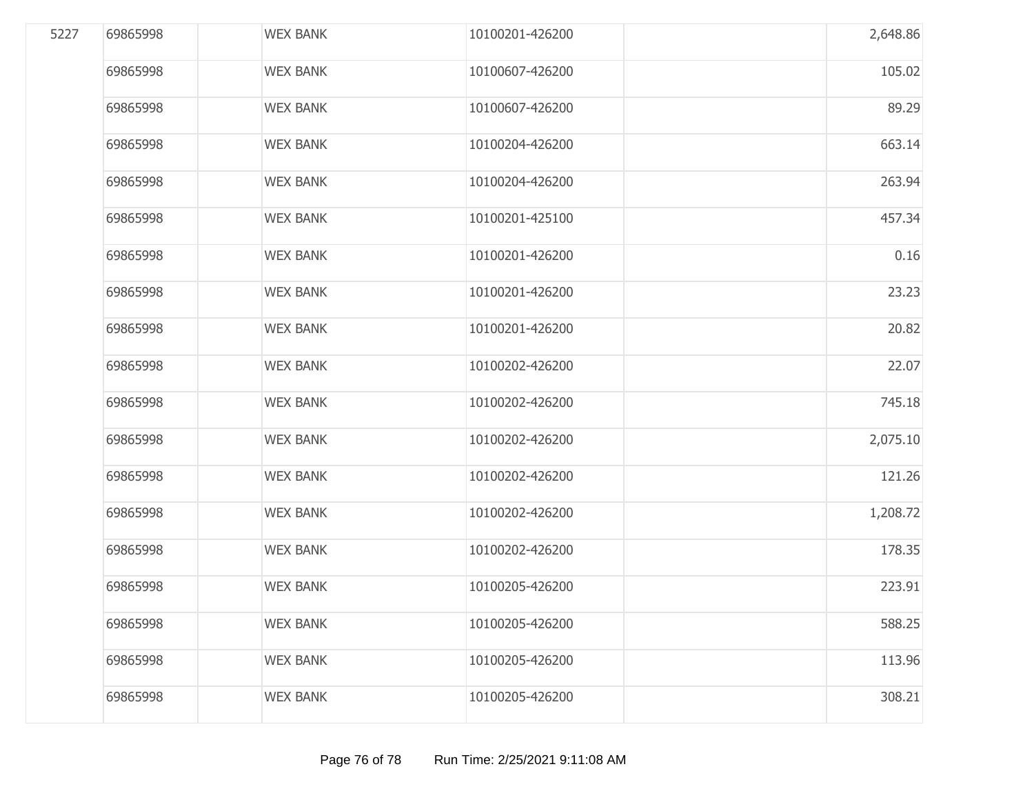| | | | | | | |
|---|---|---|---|---|---|---|
| 5227 | 69865998 | | WEX BANK | 10100201-426200 | | 2,648.86 |
| | 69865998 | | WEX BANK | 10100607-426200 | | 105.02 |
| | 69865998 | | WEX BANK | 10100607-426200 | | 89.29 |
| | 69865998 | | WEX BANK | 10100204-426200 | | 663.14 |
| | 69865998 | | WEX BANK | 10100204-426200 | | 263.94 |
| | 69865998 | | WEX BANK | 10100201-425100 | | 457.34 |
| | 69865998 | | WEX BANK | 10100201-426200 | | 0.16 |
| | 69865998 | | WEX BANK | 10100201-426200 | | 23.23 |
| | 69865998 | | WEX BANK | 10100201-426200 | | 20.82 |
| | 69865998 | | WEX BANK | 10100202-426200 | | 22.07 |
| | 69865998 | | WEX BANK | 10100202-426200 | | 745.18 |
| | 69865998 | | WEX BANK | 10100202-426200 | | 2,075.10 |
| | 69865998 | | WEX BANK | 10100202-426200 | | 121.26 |
| | 69865998 | | WEX BANK | 10100202-426200 | | 1,208.72 |
| | 69865998 | | WEX BANK | 10100202-426200 | | 178.35 |
| | 69865998 | | WEX BANK | 10100205-426200 | | 223.91 |
| | 69865998 | | WEX BANK | 10100205-426200 | | 588.25 |
| | 69865998 | | WEX BANK | 10100205-426200 | | 113.96 |
| | 69865998 | | WEX BANK | 10100205-426200 | | 308.21 |

Run Time: 2/25/2021 9:11:08 AM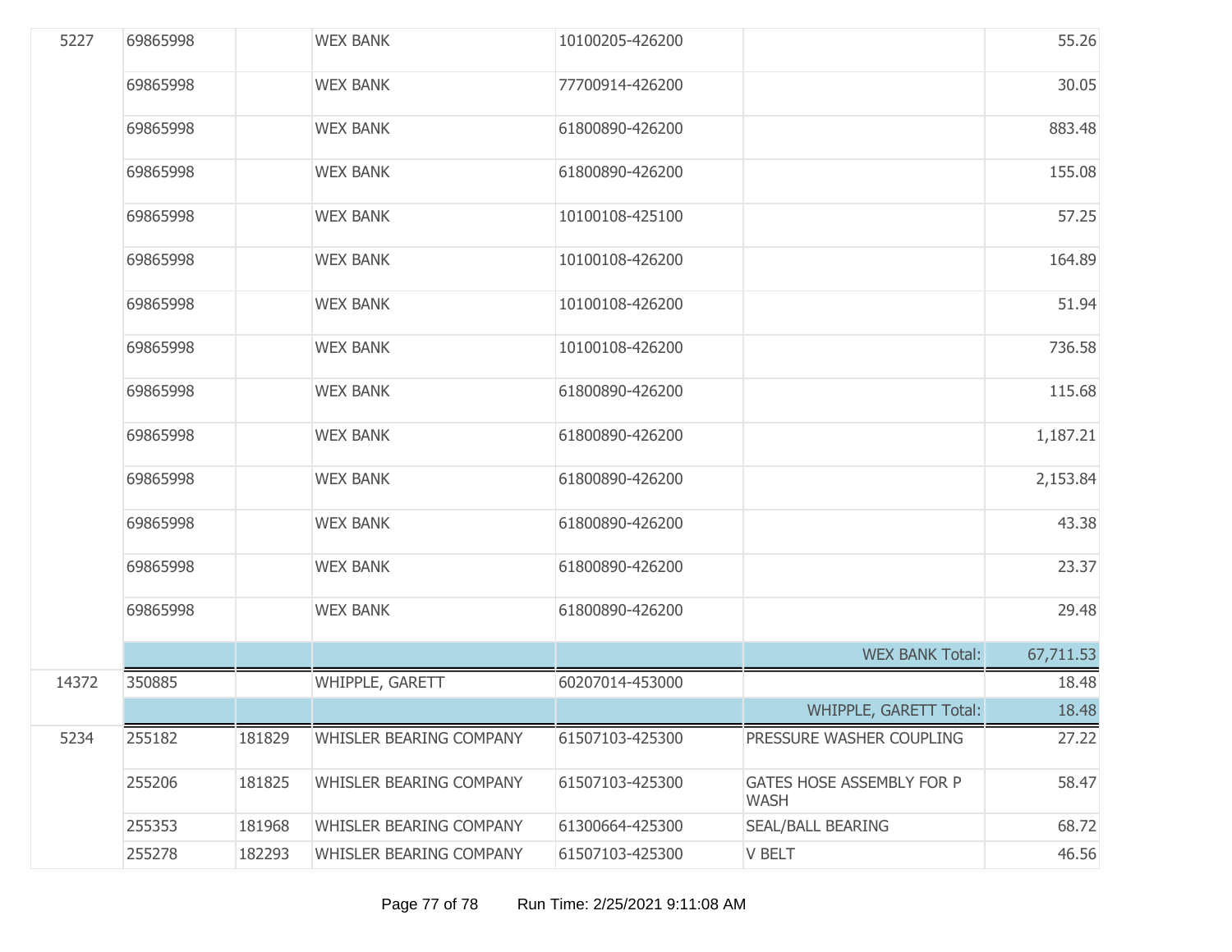| | | | | | | |
|---|---|---|---|---|---|---|
| 5227 | 69865998 | | WEX BANK | 10100205-426200 | | 55.26 |
| | 69865998 | | WEX BANK | 77700914-426200 | | 30.05 |
| | 69865998 | | WEX BANK | 61800890-426200 | | 883.48 |
| | 69865998 | | WEX BANK | 61800890-426200 | | 155.08 |
| | 69865998 | | WEX BANK | 10100108-425100 | | 57.25 |
| | 69865998 | | WEX BANK | 10100108-426200 | | 164.89 |
| | 69865998 | | WEX BANK | 10100108-426200 | | 51.94 |
| | 69865998 | | WEX BANK | 10100108-426200 | | 736.58 |
| | 69865998 | | WEX BANK | 61800890-426200 | | 115.68 |
| | 69865998 | | WEX BANK | 61800890-426200 | | 1,187.21 |
| | 69865998 | | WEX BANK | 61800890-426200 | | 2,153.84 |
| | 69865998 | | WEX BANK | 61800890-426200 | | 43.38 |
| | 69865998 | | WEX BANK | 61800890-426200 | | 23.37 |
| | 69865998 | | WEX BANK | 61800890-426200 | | 29.48 |
| | | | | | WEX BANK Total: | 67,711.53 |
| 14372 | 350885 | | WHIPPLE, GARETT | 60207014-453000 | | 18.48 |
| | | | | | WHIPPLE, GARETT Total: | 18.48 |
| 5234 | 255182 | 181829 | WHISLER BEARING COMPANY | 61507103-425300 | PRESSURE WASHER COUPLING | 27.22 |
| | 255206 | 181825 | WHISLER BEARING COMPANY | 61507103-425300 | GATES HOSE ASSEMBLY FOR P WASH | 58.47 |
| | 255353 | 181968 | WHISLER BEARING COMPANY | 61300664-425300 | SEAL/BALL BEARING | 68.72 |
| | 255278 | 182293 | WHISLER BEARING COMPANY | 61507103-425300 | V BELT | 46.56 |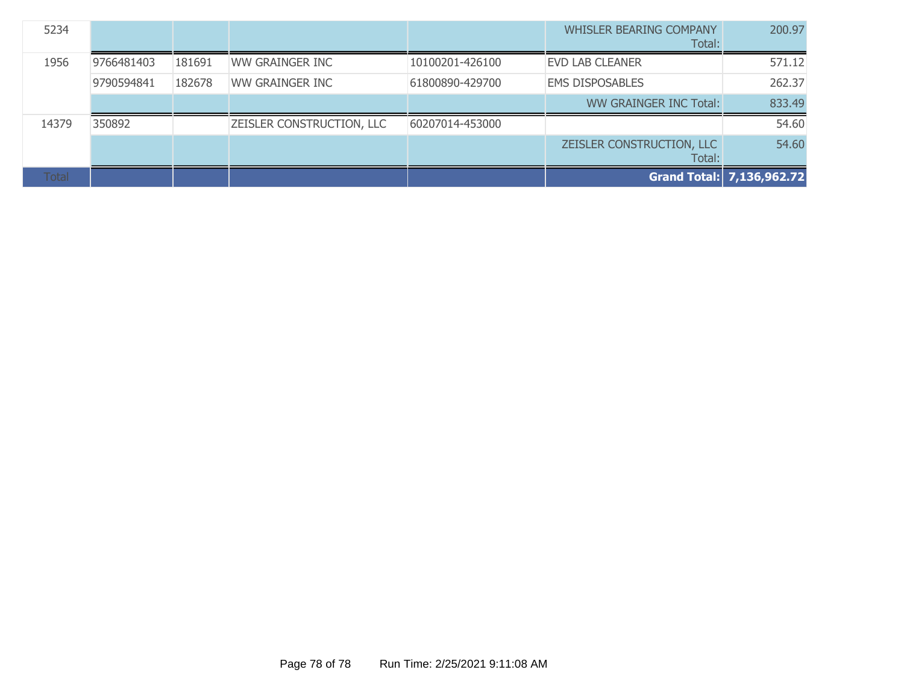| | | | | | | |
|---|---|---|---|---|---|---|
| 5234 | | | | | WHISLER BEARING COMPANY Total: | 200.97 |
| 1956 | 9766481403 | 181691 | WW GRAINGER INC | 10100201-426100 | EVD LAB CLEANER | 571.12 |
| | 9790594841 | 182678 | WW GRAINGER INC | 61800890-429700 | EMS DISPOSABLES | 262.37 |
| | | | | | WW GRAINGER INC Total: | 833.49 |
| 14379 | 350892 | | ZEISLER CONSTRUCTION, LLC | 60207014-453000 | | 54.60 |
| | | | | | ZEISLER CONSTRUCTION, LLC Total: | 54.60 |
| Total | | | | | **Grand Total:** | **7,136,962.72** |

Run Time: 2/25/2021 9:11:08 AM